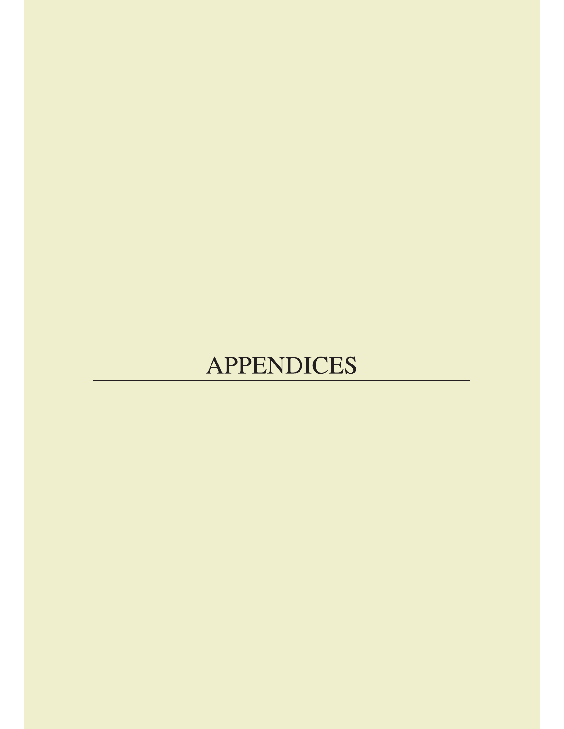# APPENDICES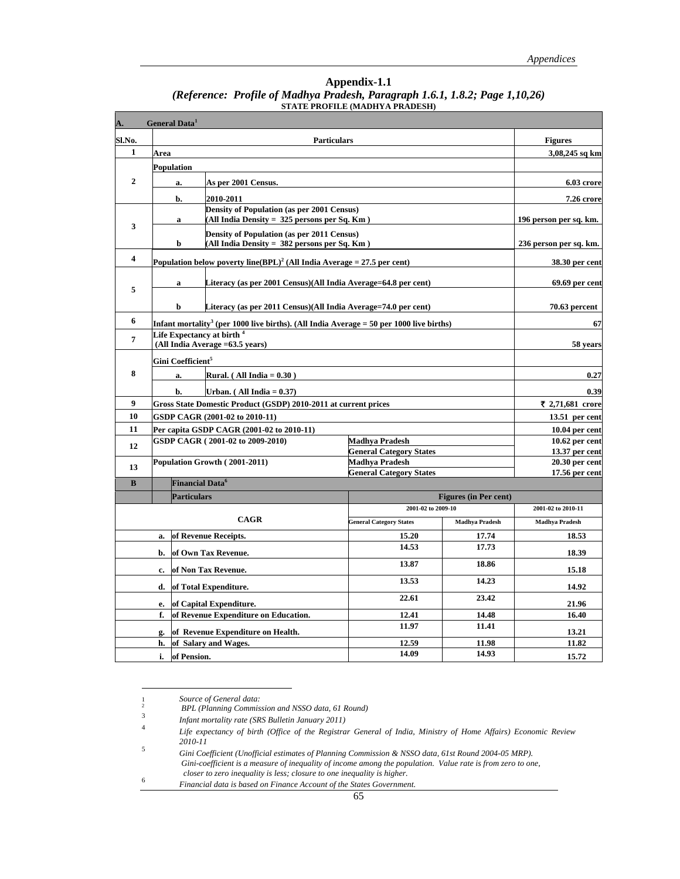## Appendix-1.1

*(Reference: Profile of Madhya Pradesh, Paragraph 1.6.1, 1.8.2; Page 1,10,26)*

**STATE PROFILE (MADHYA PRADESH)**

| Sl.No. | | Particulars | | | Figures |
|---|---|---|---|---|---|
| **A.** | **General Data[1]** | | | | |
| 1 | **Area** | | | | **3,08,245 sq km** |
| 2 | **Population** | | | | |
| | a. | **As per 2001 Census.** | | | **6.03 crore** |
| | b. | **2010-2011** | | | **7.26 crore** |
| 3 | a | **Density of Population (as per 2001 Census) (All India Density = 325 persons per Sq. Km )** | | | **196 person per sq. km.** |
| | b | **Density of Population (as per 2011 Census) (All India Density = 382 persons per Sq. Km )** | | | **236 person per sq. km.** |
| 4 | **Population below poverty line(BPL)[2] (All India Average = 27.5 per cent)** | | | | **38.30 per cent** |
| 5 | a | **Literacy (as per 2001 Census)(All India Average=64.8 per cent)** | | | **69.69 per cent** |
| | b | **Literacy (as per 2011 Census)(All India Average=74.0 per cent)** | | | **70.63 percent** |
| 6 | **Infant mortality[3] (per 1000 live births). (All India Average = 50 per 1000 live births)** | | | | **67** |
| 7 | **Life Expectancy at birth [4] (All India Average =63.5 years)** | | | | **58 years** |
| 8 | **Gini Coefficient[5]** | | | | |
| | a. | **Rural. ( All India = 0.30 )** | | | **0.27** |
| | b. | **Urban. ( All India = 0.37)** | | | **0.39** |
| 9 | **Gross State Domestic Product (GSDP) 2010-2011 at current prices** | | | | **₹ 2,71,681 crore** |
| 10 | **GSDP CAGR (2001-02 to 2010-11)** | | | | **13.51 per cent** |
| 11 | **Per capita GSDP CAGR (2001-02 to 2010-11)** | | | | **10.04 per cent** |
| 12 | **GSDP CAGR ( 2001-02 to 2009-2010)** | | **Madhya Pradesh** | | **10.62 per cent** |
| | | | **General Category States** | | **13.37 per cent** |
| 13 | **Population Growth ( 2001-2011)** | | **Madhya Pradesh** | | **20.30 per cent** |
| | | | **General Category States** | | **17.56 per cent** |
| **B** | **Financial Data[6]** | | | | |
| | **Particulars** | | **Figures (in Per cent)** | | |
| | | | **2001-02 to 2009-10** | | **2001-02 to 2010-11** |
| | **CAGR** | | **General Category States** | **Madhya Pradesh** | **Madhya Pradesh** |
| | a. | **of Revenue Receipts.** | **15.20** | **17.74** | **18.53** |
| | b. | **of Own Tax Revenue.** | **14.53** | **17.73** | **18.39** |
| | c. | **of Non Tax Revenue.** | **13.87** | **18.86** | **15.18** |
| | d. | **of Total Expenditure.** | **13.53** | **14.23** | **14.92** |
| | e. | **of Capital Expenditure.** | **22.61** | **23.42** | **21.96** |
| | f. | **of Revenue Expenditure on Education.** | **12.41** | **14.48** | **16.40** |
| | g. | **of Revenue Expenditure on Health.** | **11.97** | **11.41** | **13.21** |
| | h. | **of Salary and Wages.** | **12.59** | **11.98** | **11.82** |
| | i. | **of Pension.** | **14.09** | **14.93** | **15.72** |

---

1 *Source of General data:*

2 *BPL (Planning Commission and NSSO data, 61 Round)*

3 *Infant mortality rate (SRS Bulletin January 2011)*

4 *Life expectancy of birth (Office of the Registrar General of India, Ministry of Home Affairs) Economic Review 2010-11*

5 *Gini Coefficient (Unofficial estimates of Planning Commission & NSSO data, 61st Round 2004-05 MRP). Gini-coefficient is a measure of inequality of income among the population. Value rate is from zero to one, closer to zero inequality is less; closure to one inequality is higher.*

6 *Financial data is based on Finance Account of the States Government.*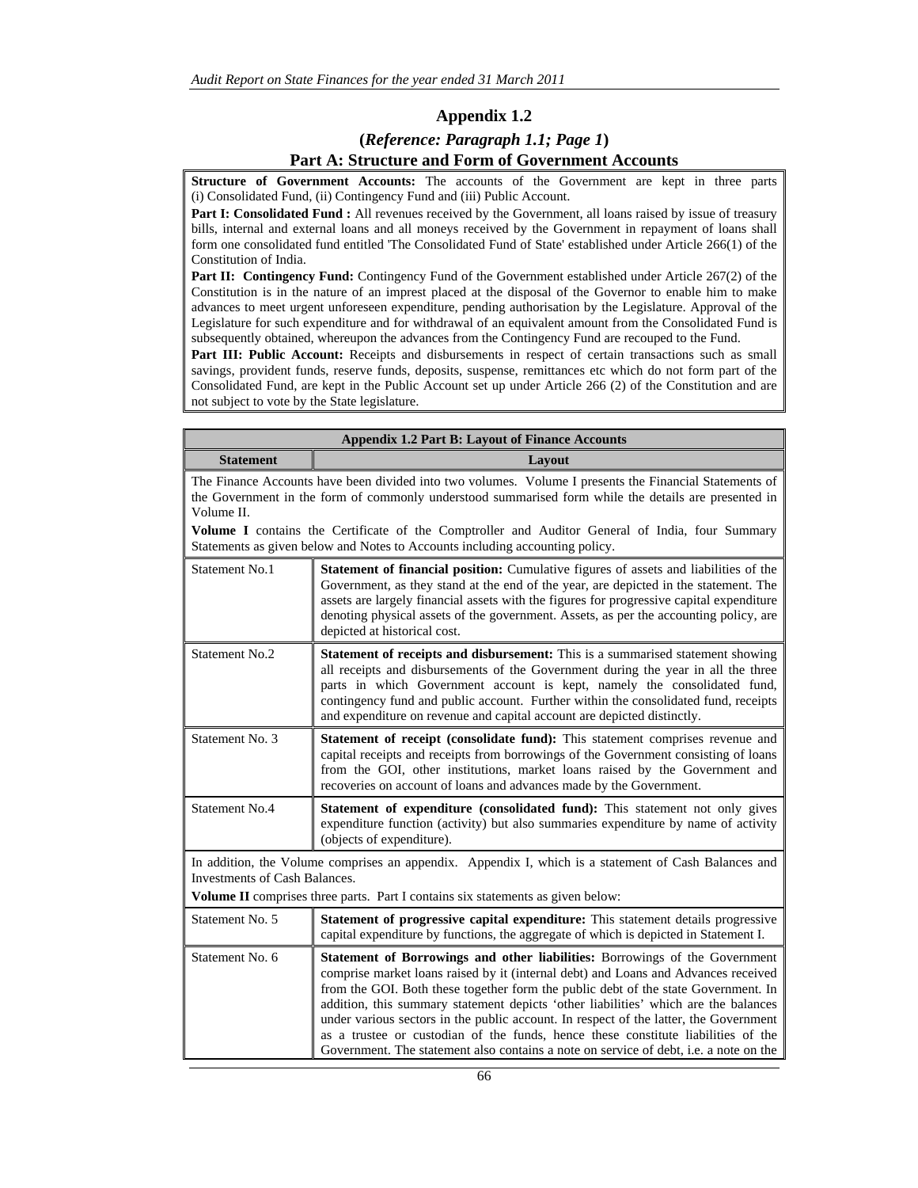## Appendix 1.2

### (*Reference: Paragraph 1.1; Page 1*)

### Part A: Structure and Form of Government Accounts

**Structure of Government Accounts:** The accounts of the Government are kept in three parts (i) Consolidated Fund, (ii) Contingency Fund and (iii) Public Account.

**Part I: Consolidated Fund :** All revenues received by the Government, all loans raised by issue of treasury bills, internal and external loans and all moneys received by the Government in repayment of loans shall form one consolidated fund entitled 'The Consolidated Fund of State' established under Article 266(1) of the Constitution of India.

**Part II: Contingency Fund:** Contingency Fund of the Government established under Article 267(2) of the Constitution is in the nature of an imprest placed at the disposal of the Governor to enable him to make advances to meet urgent unforeseen expenditure, pending authorisation by the Legislature. Approval of the Legislature for such expenditure and for withdrawal of an equivalent amount from the Consolidated Fund is subsequently obtained, whereupon the advances from the Contingency Fund are recouped to the Fund.

**Part III: Public Account:** Receipts and disbursements in respect of certain transactions such as small savings, provident funds, reserve funds, deposits, suspense, remittances etc which do not form part of the Consolidated Fund, are kept in the Public Account set up under Article 266 (2) of the Constitution and are not subject to vote by the State legislature.

**Appendix 1.2 Part B: Layout of Finance Accounts**

| Statement | Layout |
|---|---|
| The Finance Accounts have been divided into two volumes. Volume I presents the Financial Statements of the Government in the form of commonly understood summarised form while the details are presented in Volume II. **Volume I** contains the Certificate of the Comptroller and Auditor General of India, four Summary Statements as given below and Notes to Accounts including accounting policy. | |
| Statement No.1 | **Statement of financial position:** Cumulative figures of assets and liabilities of the Government, as they stand at the end of the year, are depicted in the statement. The assets are largely financial assets with the figures for progressive capital expenditure denoting physical assets of the government. Assets, as per the accounting policy, are depicted at historical cost. |
| Statement No.2 | **Statement of receipts and disbursement:** This is a summarised statement showing all receipts and disbursements of the Government during the year in all the three parts in which Government account is kept, namely the consolidated fund, contingency fund and public account. Further within the consolidated fund, receipts and expenditure on revenue and capital account are depicted distinctly. |
| Statement No. 3 | **Statement of receipt (consolidate fund):** This statement comprises revenue and capital receipts and receipts from borrowings of the Government consisting of loans from the GOI, other institutions, market loans raised by the Government and recoveries on account of loans and advances made by the Government. |
| Statement No.4 | **Statement of expenditure (consolidated fund):** This statement not only gives expenditure function (activity) but also summaries expenditure by name of activity (objects of expenditure). |
| In addition, the Volume comprises an appendix. Appendix I, which is a statement of Cash Balances and Investments of Cash Balances. **Volume II** comprises three parts. Part I contains six statements as given below: | |
| Statement No. 5 | **Statement of progressive capital expenditure:** This statement details progressive capital expenditure by functions, the aggregate of which is depicted in Statement I. |
| Statement No. 6 | **Statement of Borrowings and other liabilities:** Borrowings of the Government comprise market loans raised by it (internal debt) and Loans and Advances received from the GOI. Both these together form the public debt of the state Government. In addition, this summary statement depicts 'other liabilities' which are the balances under various sectors in the public account. In respect of the latter, the Government as a trustee or custodian of the funds, hence these constitute liabilities of the Government. The statement also contains a note on service of debt, i.e. a note on the |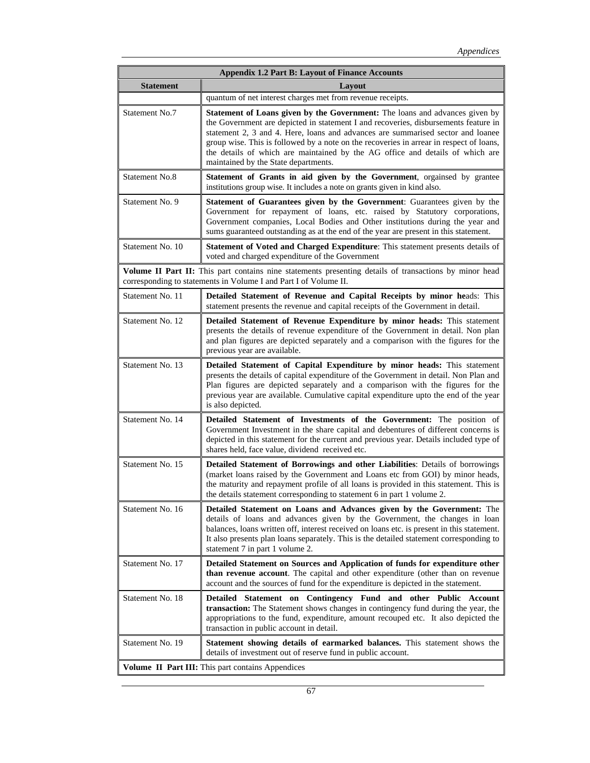| Appendix 1.2 Part B: Layout of Finance Accounts | |
|---|---|
| **Statement** | **Layout** |
| | quantum of net interest charges met from revenue receipts. |
| Statement No.7 | **Statement of Loans given by the Government:** The loans and advances given by the Government are depicted in statement I and recoveries, disbursements feature in statement 2, 3 and 4. Here, loans and advances are summarised sector and loanee group wise. This is followed by a note on the recoveries in arrear in respect of loans, the details of which are maintained by the AG office and details of which are maintained by the State departments. |
| Statement No.8 | **Statement of Grants in aid given by the Government**, orgainsed by grantee institutions group wise. It includes a note on grants given in kind also. |
| Statement No. 9 | **Statement of Guarantees given by the Government**: Guarantees given by the Government for repayment of loans, etc. raised by Statutory corporations, Government companies, Local Bodies and Other institutions during the year and sums guaranteed outstanding as at the end of the year are present in this statement. |
| Statement No. 10 | **Statement of Voted and Charged Expenditure**: This statement presents details of voted and charged expenditure of the Government |
| **Volume II Part II:** This part contains nine statements presenting details of transactions by minor head corresponding to statements in Volume I and Part I of Volume II. | |
| Statement No. 11 | **Detailed Statement of Revenue and Capital Receipts by minor he**ads: This statement presents the revenue and capital receipts of the Government in detail. |
| Statement No. 12 | **Detailed Statement of Revenue Expenditure by minor heads:** This statement presents the details of revenue expenditure of the Government in detail. Non plan and plan figures are depicted separately and a comparison with the figures for the previous year are available. |
| Statement No. 13 | **Detailed Statement of Capital Expenditure by minor heads:** This statement presents the details of capital expenditure of the Government in detail. Non Plan and Plan figures are depicted separately and a comparison with the figures for the previous year are available. Cumulative capital expenditure upto the end of the year is also depicted. |
| Statement No. 14 | **Detailed Statement of Investments of the Government:** The position of Government Investment in the share capital and debentures of different concerns is depicted in this statement for the current and previous year. Details included type of shares held, face value, dividend received etc. |
| Statement No. 15 | **Detailed Statement of Borrowings and other Liabilities**: Details of borrowings (market loans raised by the Government and Loans etc from GOI) by minor heads, the maturity and repayment profile of all loans is provided in this statement. This is the details statement corresponding to statement 6 in part 1 volume 2. |
| Statement No. 16 | **Detailed Statement on Loans and Advances given by the Government:** The details of loans and advances given by the Government, the changes in loan balances, loans written off, interest received on loans etc. is present in this statement. It also presents plan loans separately. This is the detailed statement corresponding to statement 7 in part 1 volume 2. |
| Statement No. 17 | **Detailed Statement on Sources and Application of funds for expenditure other than revenue account**. The capital and other expenditure (other than on revenue account and the sources of fund for the expenditure is depicted in the statement. |
| Statement No. 18 | **Detailed Statement on Contingency Fund and other Public Account transaction:** The Statement shows changes in contingency fund during the year, the appropriations to the fund, expenditure, amount recouped etc. It also depicted the transaction in public account in detail. |
| Statement No. 19 | **Statement showing details of earmarked balances.** This statement shows the details of investment out of reserve fund in public account. |
| **Volume II Part III:** This part contains Appendices | |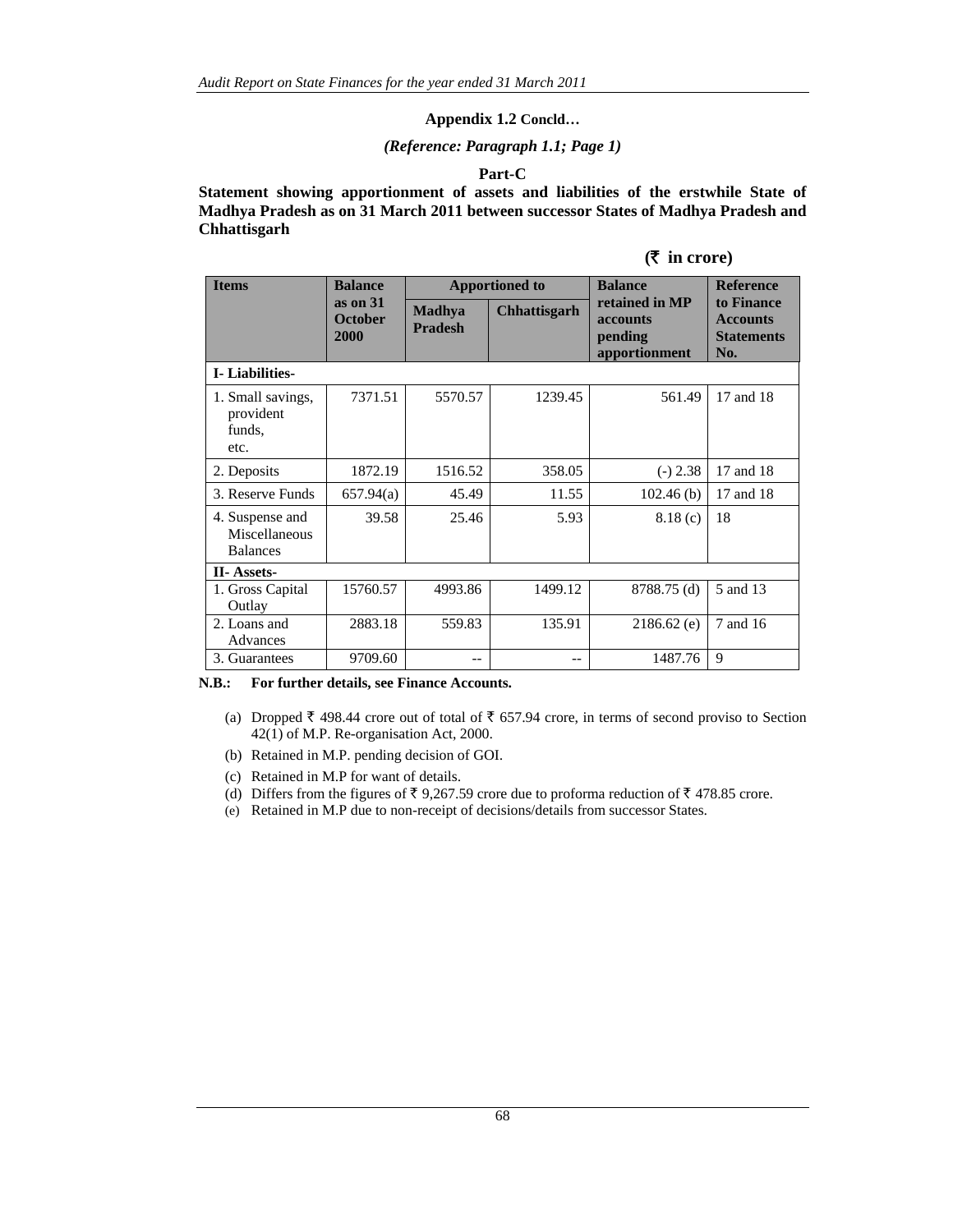**Appendix 1.2 Concld…**

***(Reference: Paragraph 1.1; Page 1)***

**Part-C**

**Statement showing apportionment of assets and liabilities of the erstwhile State of Madhya Pradesh as on 31 March 2011 between successor States of Madhya Pradesh and Chhattisgarh**

**(₹ in crore)**

| Items | Balance as on 31 October 2000 | Apportioned to | | Balance retained in MP accounts pending apportionment | Reference to Finance Accounts Statements No. |
|---|---|---|---|---|---|
| | | Madhya Pradesh | Chhattisgarh | | |
| **I- Liabilities-** | | | | | |
| 1. Small savings, provident funds, etc. | 7371.51 | 5570.57 | 1239.45 | 561.49 | 17 and 18 |
| 2. Deposits | 1872.19 | 1516.52 | 358.05 | (-) 2.38 | 17 and 18 |
| 3. Reserve Funds | 657.94(a) | 45.49 | 11.55 | 102.46 (b) | 17 and 18 |
| 4. Suspense and Miscellaneous Balances | 39.58 | 25.46 | 5.93 | 8.18 (c) | 18 |
| **II- Assets-** | | | | | |
| 1. Gross Capital Outlay | 15760.57 | 4993.86 | 1499.12 | 8788.75 (d) | 5 and 13 |
| 2. Loans and Advances | 2883.18 | 559.83 | 135.91 | 2186.62 (e) | 7 and 16 |
| 3. Guarantees | 9709.60 | -- | -- | 1487.76 | 9 |

**N.B.: For further details, see Finance Accounts.**

(a) Dropped ₹ 498.44 crore out of total of ₹ 657.94 crore, in terms of second proviso to Section 42(1) of M.P. Re-organisation Act, 2000.

(b) Retained in M.P. pending decision of GOI.

(c) Retained in M.P for want of details.

(d) Differs from the figures of ₹ 9,267.59 crore due to proforma reduction of ₹ 478.85 crore.

(e) Retained in M.P due to non-receipt of decisions/details from successor States.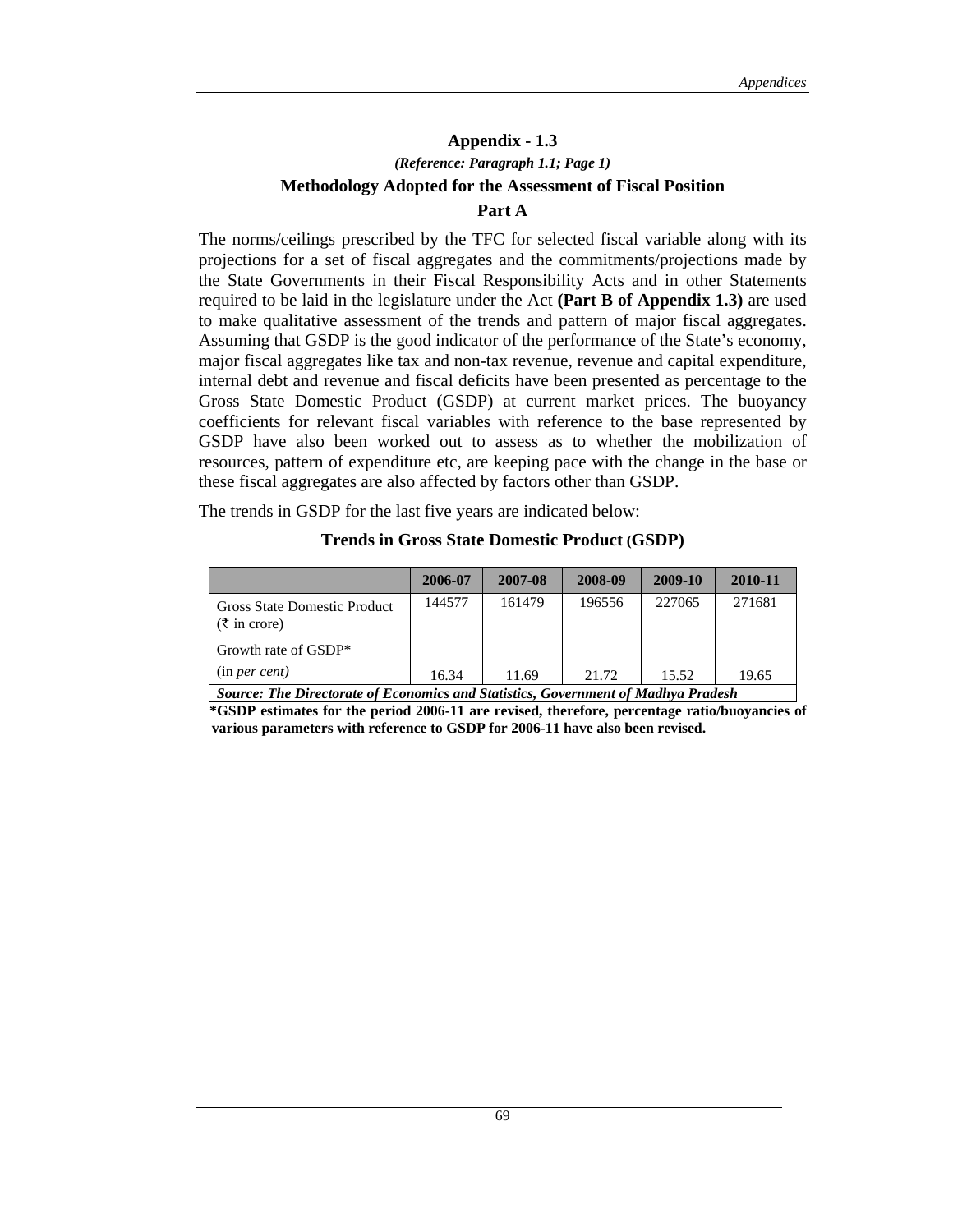## Appendix - 1.3

***(Reference: Paragraph 1.1; Page 1)***

**Methodology Adopted for the Assessment of Fiscal Position**

**Part A**

The norms/ceilings prescribed by the TFC for selected fiscal variable along with its projections for a set of fiscal aggregates and the commitments/projections made by the State Governments in their Fiscal Responsibility Acts and in other Statements required to be laid in the legislature under the Act **(Part B of Appendix 1.3)** are used to make qualitative assessment of the trends and pattern of major fiscal aggregates. Assuming that GSDP is the good indicator of the performance of the State's economy, major fiscal aggregates like tax and non-tax revenue, revenue and capital expenditure, internal debt and revenue and fiscal deficits have been presented as percentage to the Gross State Domestic Product (GSDP) at current market prices. The buoyancy coefficients for relevant fiscal variables with reference to the base represented by GSDP have also been worked out to assess as to whether the mobilization of resources, pattern of expenditure etc, are keeping pace with the change in the base or these fiscal aggregates are also affected by factors other than GSDP.

The trends in GSDP for the last five years are indicated below:

**Trends in Gross State Domestic Product (GSDP)**

| | 2006-07 | 2007-08 | 2008-09 | 2009-10 | 2010-11 |
|---|---|---|---|---|---|
| Gross State Domestic Product (₹ in crore) | 144577 | 161479 | 196556 | 227065 | 271681 |
| Growth rate of GSDP* (in *per cent*) | 16.34 | 11.69 | 21.72 | 15.52 | 19.65 |

***Source: The Directorate of Economics and Statistics, Government of Madhya Pradesh***

**\*GSDP estimates for the period 2006-11 are revised, therefore, percentage ratio/buoyancies of various parameters with reference to GSDP for 2006-11 have also been revised.**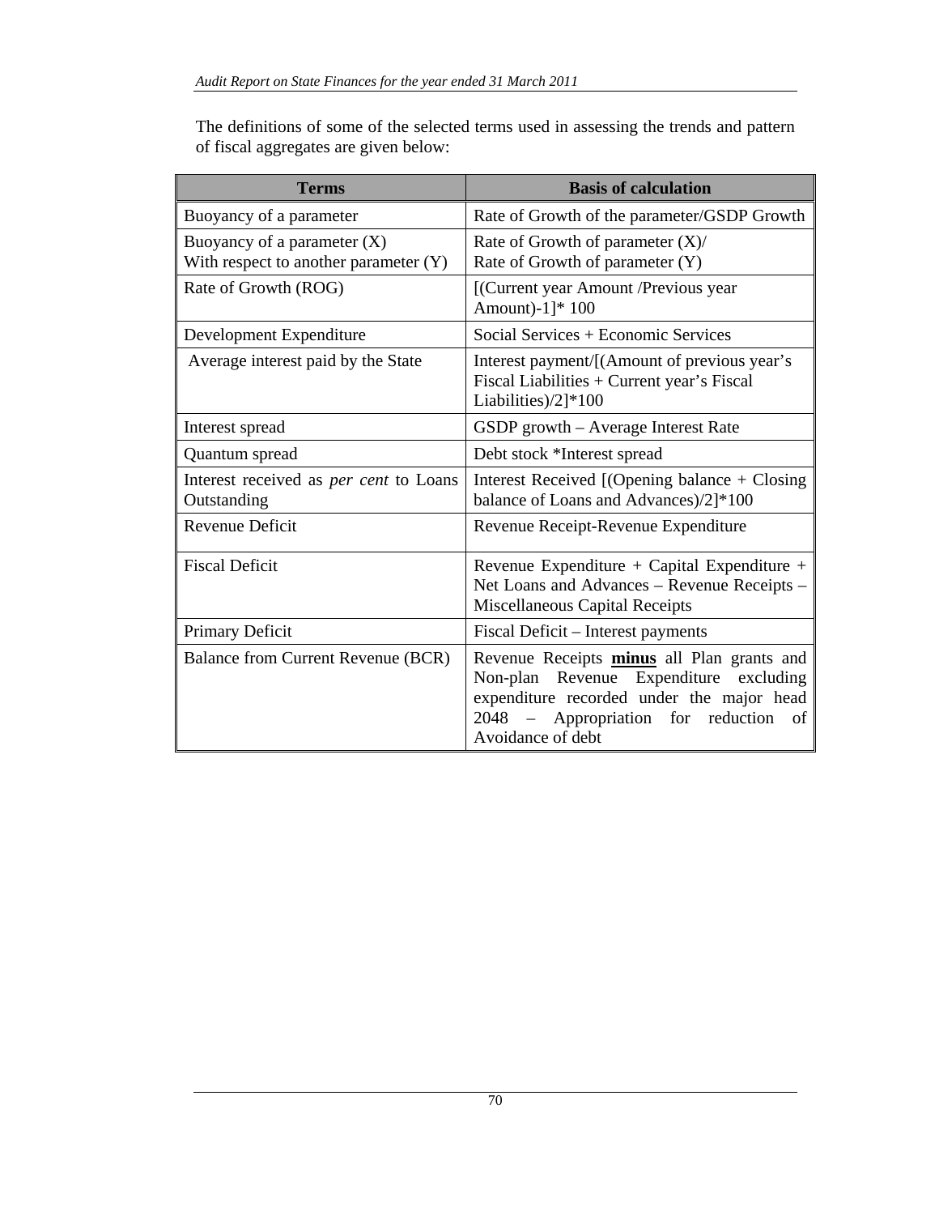The definitions of some of the selected terms used in assessing the trends and pattern of fiscal aggregates are given below:

| Terms | Basis of calculation |
| --- | --- |
| Buoyancy of a parameter | Rate of Growth of the parameter/GSDP Growth |
| Buoyancy of a parameter (X) With respect to another parameter (Y) | Rate of Growth of parameter (X)/ Rate of Growth of parameter (Y) |
| Rate of Growth (ROG) | [(Current year Amount /Previous year Amount)-1]* 100 |
| Development Expenditure | Social Services + Economic Services |
| Average interest paid by the State | Interest payment/[(Amount of previous year's Fiscal Liabilities + Current year's Fiscal Liabilities)/2]*100 |
| Interest spread | GSDP growth – Average Interest Rate |
| Quantum spread | Debt stock *Interest spread |
| Interest received as *per cent* to Loans Outstanding | Interest Received [(Opening balance + Closing balance of Loans and Advances)/2]*100 |
| Revenue Deficit | Revenue Receipt-Revenue Expenditure |
| Fiscal Deficit | Revenue Expenditure + Capital Expenditure + Net Loans and Advances – Revenue Receipts – Miscellaneous Capital Receipts |
| Primary Deficit | Fiscal Deficit – Interest payments |
| Balance from Current Revenue (BCR) | Revenue Receipts **minus** all Plan grants and Non-plan Revenue Expenditure excluding expenditure recorded under the major head 2048 – Appropriation for reduction of Avoidance of debt |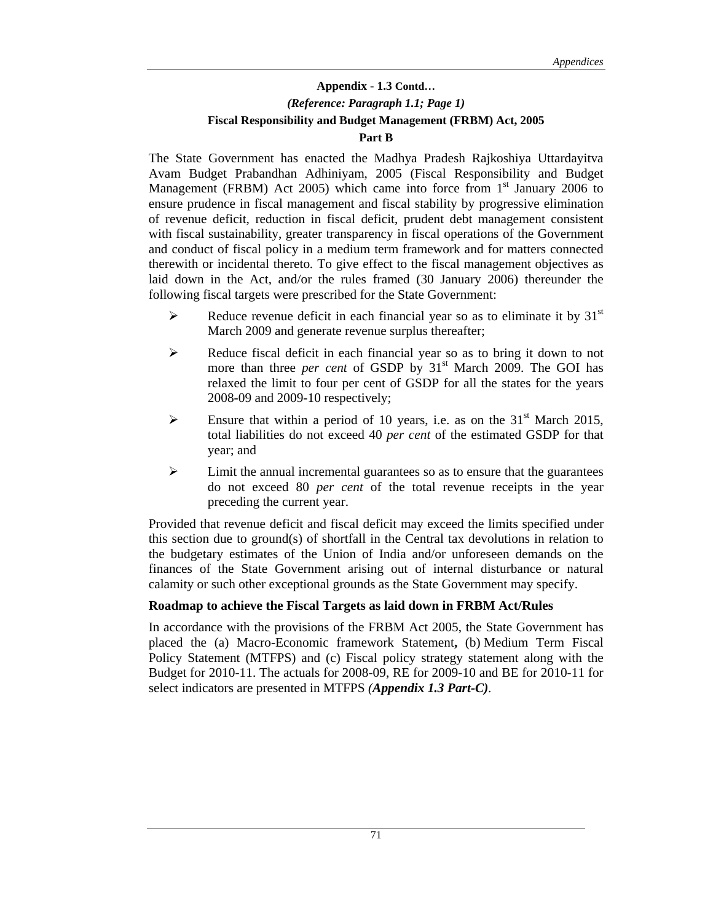**Appendix - 1.3 Contd…**

***(Reference: Paragraph 1.1; Page 1)***

**Fiscal Responsibility and Budget Management (FRBM) Act, 2005**

**Part B**

The State Government has enacted the Madhya Pradesh Rajkoshiya Uttardayitva Avam Budget Prabandhan Adhiniyam, 2005 (Fiscal Responsibility and Budget Management (FRBM) Act 2005) which came into force from 1st January 2006 to ensure prudence in fiscal management and fiscal stability by progressive elimination of revenue deficit, reduction in fiscal deficit, prudent debt management consistent with fiscal sustainability, greater transparency in fiscal operations of the Government and conduct of fiscal policy in a medium term framework and for matters connected therewith or incidental thereto. To give effect to the fiscal management objectives as laid down in the Act, and/or the rules framed (30 January 2006) thereunder the following fiscal targets were prescribed for the State Government:

- Reduce revenue deficit in each financial year so as to eliminate it by 31st March 2009 and generate revenue surplus thereafter;
- Reduce fiscal deficit in each financial year so as to bring it down to not more than three *per cent* of GSDP by 31st March 2009. The GOI has relaxed the limit to four per cent of GSDP for all the states for the years 2008-09 and 2009-10 respectively;
- Ensure that within a period of 10 years, i.e. as on the 31st March 2015, total liabilities do not exceed 40 *per cent* of the estimated GSDP for that year; and
- Limit the annual incremental guarantees so as to ensure that the guarantees do not exceed 80 *per cent* of the total revenue receipts in the year preceding the current year.

Provided that revenue deficit and fiscal deficit may exceed the limits specified under this section due to ground(s) of shortfall in the Central tax devolutions in relation to the budgetary estimates of the Union of India and/or unforeseen demands on the finances of the State Government arising out of internal disturbance or natural calamity or such other exceptional grounds as the State Government may specify.

**Roadmap to achieve the Fiscal Targets as laid down in FRBM Act/Rules**

In accordance with the provisions of the FRBM Act 2005, the State Government has placed the (a) Macro-Economic framework Statement**,** (b) Medium Term Fiscal Policy Statement (MTFPS) and (c) Fiscal policy strategy statement along with the Budget for 2010-11. The actuals for 2008-09, RE for 2009-10 and BE for 2010-11 for select indicators are presented in MTFPS *(**Appendix 1.3 Part-C)***.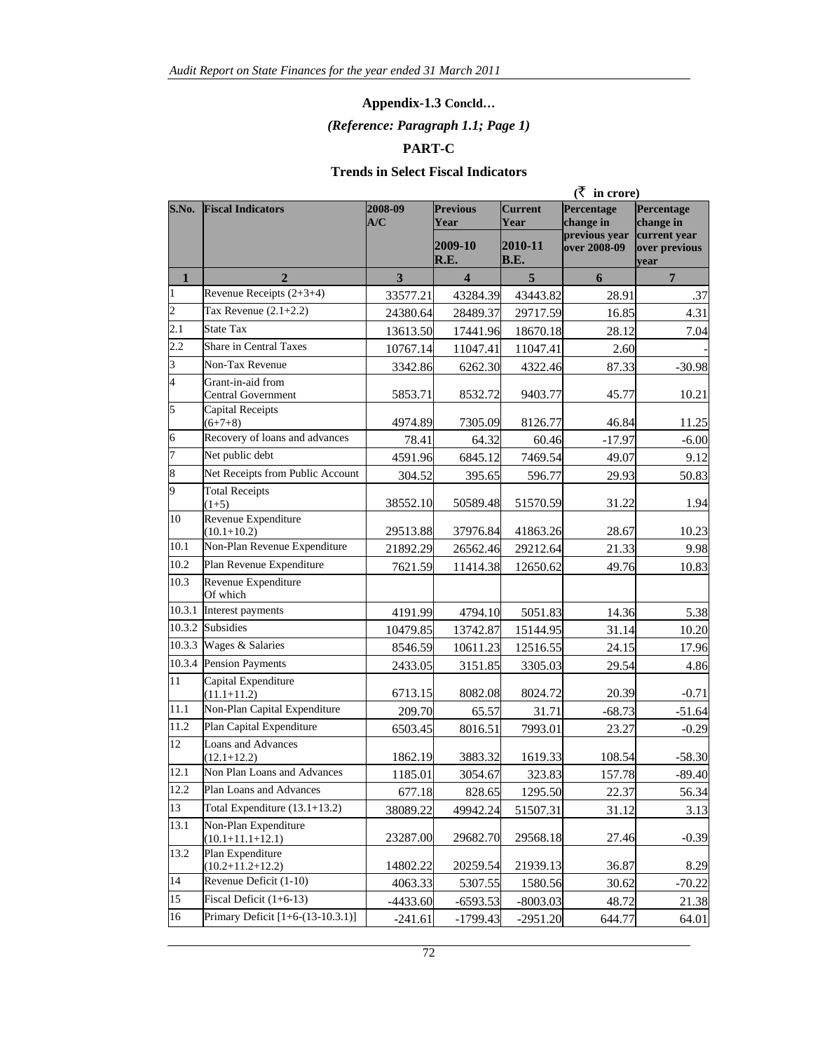**Appendix-1.3 Concld…**

***(Reference: Paragraph 1.1; Page 1)***

**PART-C**

**Trends in Select Fiscal Indicators**

(₹ in crore)

| S.No. | Fiscal Indicators | 2008-09 A/C | Previous Year 2009-10 R.E. | Current Year 2010-11 B.E. | Percentage change in previous year over 2008-09 | Percentage change in current year over previous year |
|---|---|---|---|---|---|---|
| 1 | 2 | 3 | 4 | 5 | 6 | 7 |
| 1 | Revenue Receipts (2+3+4) | 33577.21 | 43284.39 | 43443.82 | 28.91 | .37 |
| 2 | Tax Revenue (2.1+2.2) | 24380.64 | 28489.37 | 29717.59 | 16.85 | 4.31 |
| 2.1 | State Tax | 13613.50 | 17441.96 | 18670.18 | 28.12 | 7.04 |
| 2.2 | Share in Central Taxes | 10767.14 | 11047.41 | 11047.41 | 2.60 | - |
| 3 | Non-Tax Revenue | 3342.86 | 6262.30 | 4322.46 | 87.33 | -30.98 |
| 4 | Grant-in-aid from Central Government | 5853.71 | 8532.72 | 9403.77 | 45.77 | 10.21 |
| 5 | Capital Receipts (6+7+8) | 4974.89 | 7305.09 | 8126.77 | 46.84 | 11.25 |
| 6 | Recovery of loans and advances | 78.41 | 64.32 | 60.46 | -17.97 | -6.00 |
| 7 | Net public debt | 4591.96 | 6845.12 | 7469.54 | 49.07 | 9.12 |
| 8 | Net Receipts from Public Account | 304.52 | 395.65 | 596.77 | 29.93 | 50.83 |
| 9 | Total Receipts (1+5) | 38552.10 | 50589.48 | 51570.59 | 31.22 | 1.94 |
| 10 | Revenue Expenditure (10.1+10.2) | 29513.88 | 37976.84 | 41863.26 | 28.67 | 10.23 |
| 10.1 | Non-Plan Revenue Expenditure | 21892.29 | 26562.46 | 29212.64 | 21.33 | 9.98 |
| 10.2 | Plan Revenue Expenditure | 7621.59 | 11414.38 | 12650.62 | 49.76 | 10.83 |
| 10.3 | Revenue Expenditure Of which | | | | | |
| 10.3.1 | Interest payments | 4191.99 | 4794.10 | 5051.83 | 14.36 | 5.38 |
| 10.3.2 | Subsidies | 10479.85 | 13742.87 | 15144.95 | 31.14 | 10.20 |
| 10.3.3 | Wages & Salaries | 8546.59 | 10611.23 | 12516.55 | 24.15 | 17.96 |
| 10.3.4 | Pension Payments | 2433.05 | 3151.85 | 3305.03 | 29.54 | 4.86 |
| 11 | Capital Expenditure (11.1+11.2) | 6713.15 | 8082.08 | 8024.72 | 20.39 | -0.71 |
| 11.1 | Non-Plan Capital Expenditure | 209.70 | 65.57 | 31.71 | -68.73 | -51.64 |
| 11.2 | Plan Capital Expenditure | 6503.45 | 8016.51 | 7993.01 | 23.27 | -0.29 |
| 12 | Loans and Advances (12.1+12.2) | 1862.19 | 3883.32 | 1619.33 | 108.54 | -58.30 |
| 12.1 | Non Plan Loans and Advances | 1185.01 | 3054.67 | 323.83 | 157.78 | -89.40 |
| 12.2 | Plan Loans and Advances | 677.18 | 828.65 | 1295.50 | 22.37 | 56.34 |
| 13 | Total Expenditure (13.1+13.2) | 38089.22 | 49942.24 | 51507.31 | 31.12 | 3.13 |
| 13.1 | Non-Plan Expenditure (10.1+11.1+12.1) | 23287.00 | 29682.70 | 29568.18 | 27.46 | -0.39 |
| 13.2 | Plan Expenditure (10.2+11.2+12.2) | 14802.22 | 20259.54 | 21939.13 | 36.87 | 8.29 |
| 14 | Revenue Deficit (1-10) | 4063.33 | 5307.55 | 1580.56 | 30.62 | -70.22 |
| 15 | Fiscal Deficit (1+6-13) | -4433.60 | -6593.53 | -8003.03 | 48.72 | 21.38 |
| 16 | Primary Deficit [1+6-(13-10.3.1)] | -241.61 | -1799.43 | -2951.20 | 644.77 | 64.01 |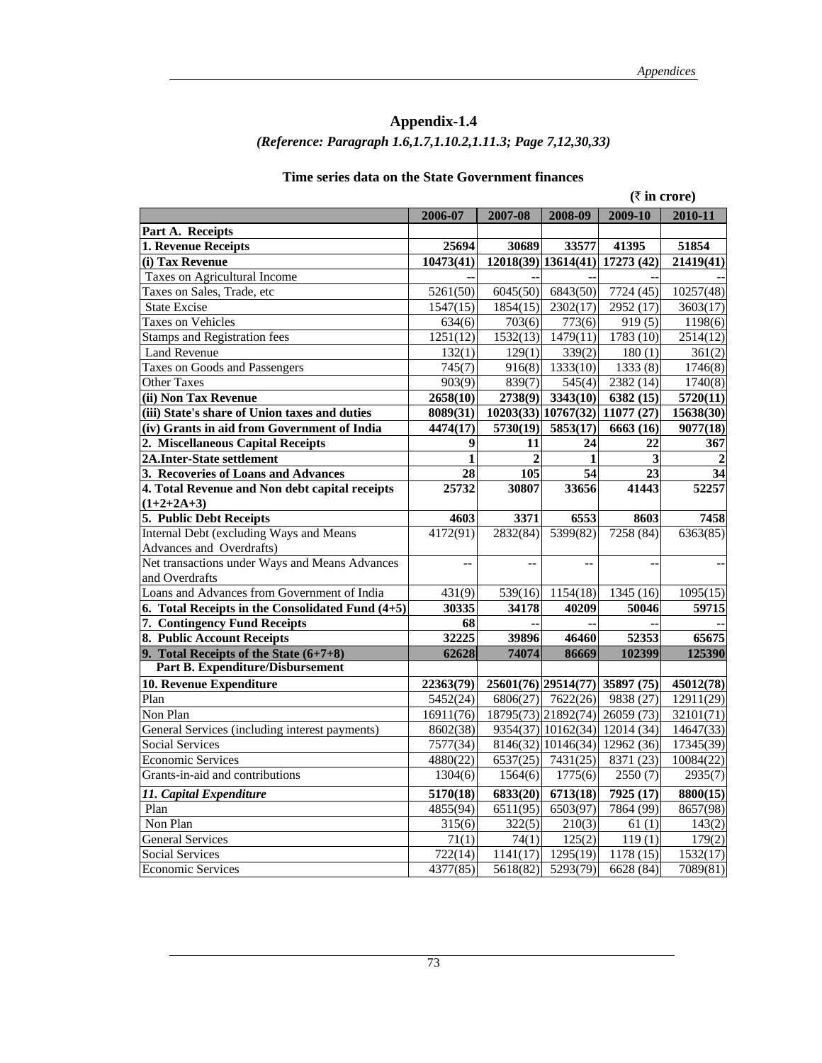## Appendix-1.4

*(Reference: Paragraph 1.6,1.7,1.10.2,1.11.3; Page 7,12,30,33)*

### Time series data on the State Government finances

(₹ in crore)

| | 2006-07 | 2007-08 | 2008-09 | 2009-10 | 2010-11 |
|---|---|---|---|---|---|
| **Part A. Receipts** | | | | | |
| **1. Revenue Receipts** | **25694** | **30689** | **33577** | **41395** | **51854** |
| **(i) Tax Revenue** | **10473(41)** | **12018(39)** | **13614(41)** | **17273 (42)** | **21419(41)** |
| Taxes on Agricultural Income | -- | -- | -- | -- | -- |
| Taxes on Sales, Trade, etc | 5261(50) | 6045(50) | 6843(50) | 7724 (45) | 10257(48) |
| State Excise | 1547(15) | 1854(15) | 2302(17) | 2952 (17) | 3603(17) |
| Taxes on Vehicles | 634(6) | 703(6) | 773(6) | 919 (5) | 1198(6) |
| Stamps and Registration fees | 1251(12) | 1532(13) | 1479(11) | 1783 (10) | 2514(12) |
| Land Revenue | 132(1) | 129(1) | 339(2) | 180 (1) | 361(2) |
| Taxes on Goods and Passengers | 745(7) | 916(8) | 1333(10) | 1333 (8) | 1746(8) |
| Other Taxes | 903(9) | 839(7) | 545(4) | 2382 (14) | 1740(8) |
| **(ii) Non Tax Revenue** | **2658(10)** | **2738(9)** | **3343(10)** | **6382 (15)** | **5720(11)** |
| **(iii) State's share of Union taxes and duties** | **8089(31)** | **10203(33)** | **10767(32)** | **11077 (27)** | **15638(30)** |
| **(iv) Grants in aid from Government of India** | **4474(17)** | **5730(19)** | **5853(17)** | **6663 (16)** | **9077(18)** |
| **2. Miscellaneous Capital Receipts** | **9** | **11** | **24** | **22** | **367** |
| **2A.Inter-State settlement** | **1** | **2** | **1** | **3** | **2** |
| **3. Recoveries of Loans and Advances** | **28** | **105** | **54** | **23** | **34** |
| **4. Total Revenue and Non debt capital receipts (1+2+2A+3)** | **25732** | **30807** | **33656** | **41443** | **52257** |
| **5. Public Debt Receipts** | **4603** | **3371** | **6553** | **8603** | **7458** |
| Internal Debt (excluding Ways and Means Advances and Overdrafts) | 4172(91) | 2832(84) | 5399(82) | 7258 (84) | 6363(85) |
| Net transactions under Ways and Means Advances and Overdrafts | -- | -- | -- | -- | -- |
| Loans and Advances from Government of India | 431(9) | 539(16) | 1154(18) | 1345 (16) | 1095(15) |
| **6. Total Receipts in the Consolidated Fund (4+5)** | **30335** | **34178** | **40209** | **50046** | **59715** |
| **7. Contingency Fund Receipts** | **68** | **--** | **--** | **--** | **--** |
| **8. Public Account Receipts** | **32225** | **39896** | **46460** | **52353** | **65675** |
| **9. Total Receipts of the State (6+7+8)** | **62628** | **74074** | **86669** | **102399** | **125390** |
| **Part B. Expenditure/Disbursement** | | | | | |
| **10. Revenue Expenditure** | **22363(79)** | **25601(76)** | **29514(77)** | **35897 (75)** | **45012(78)** |
| Plan | 5452(24) | 6806(27) | 7622(26) | 9838 (27) | 12911(29) |
| Non Plan | 16911(76) | 18795(73) | 21892(74) | 26059 (73) | 32101(71) |
| General Services (including interest payments) | 8602(38) | 9354(37) | 10162(34) | 12014 (34) | 14647(33) |
| Social Services | 7577(34) | 8146(32) | 10146(34) | 12962 (36) | 17345(39) |
| Economic Services | 4880(22) | 6537(25) | 7431(25) | 8371 (23) | 10084(22) |
| Grants-in-aid and contributions | 1304(6) | 1564(6) | 1775(6) | 2550 (7) | 2935(7) |
| ***11. Capital Expenditure*** | **5170(18)** | **6833(20)** | **6713(18)** | **7925 (17)** | **8800(15)** |
| Plan | 4855(94) | 6511(95) | 6503(97) | 7864 (99) | 8657(98) |
| Non Plan | 315(6) | 322(5) | 210(3) | 61 (1) | 143(2) |
| General Services | 71(1) | 74(1) | 125(2) | 119 (1) | 179(2) |
| Social Services | 722(14) | 1141(17) | 1295(19) | 1178 (15) | 1532(17) |
| Economic Services | 4377(85) | 5618(82) | 5293(79) | 6628 (84) | 7089(81) |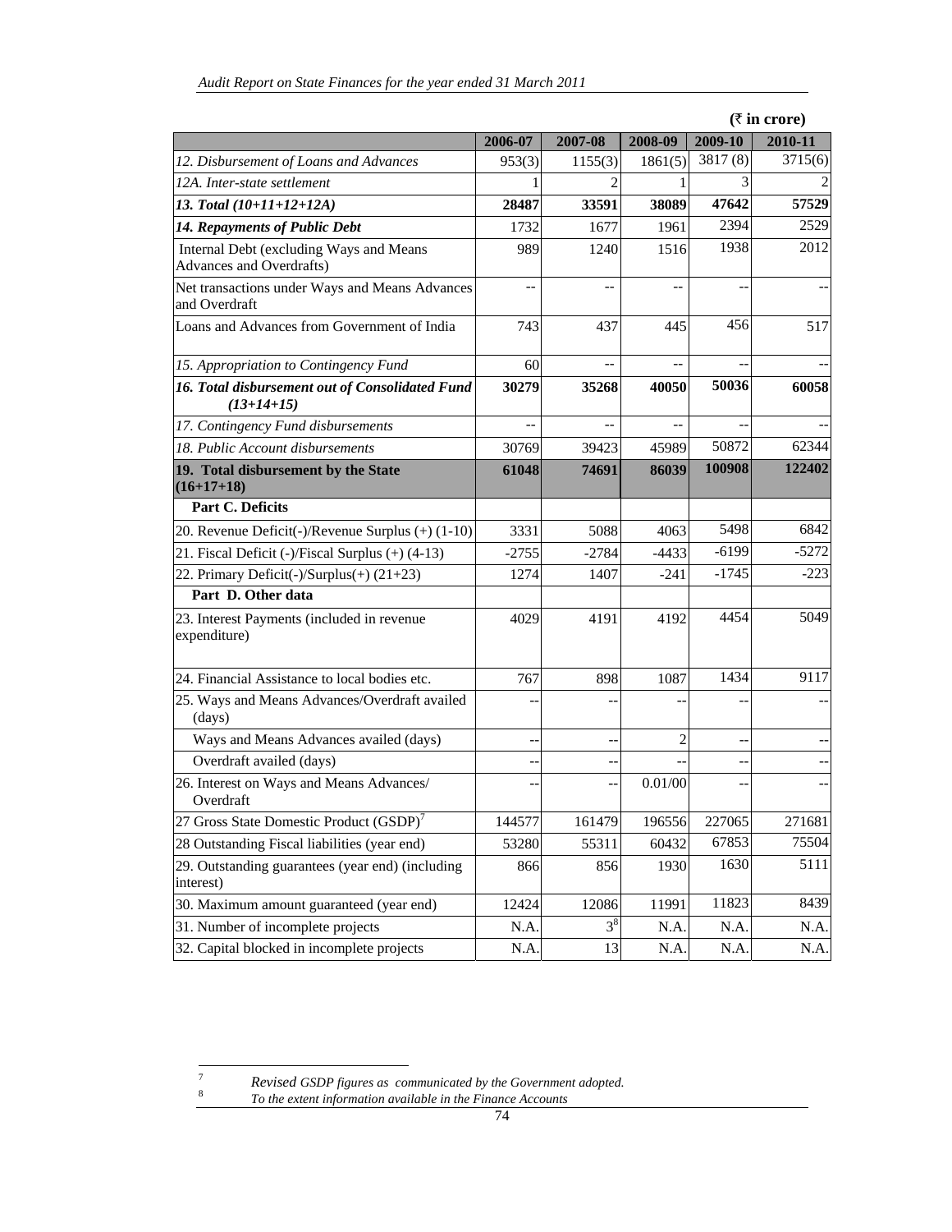(₹ in crore)

| | 2006-07 | 2007-08 | 2008-09 | 2009-10 | 2010-11 |
|---|---|---|---|---|---|
| *12. Disbursement of Loans and Advances* | 953(3) | 1155(3) | 1861(5) | 3817 (8) | 3715(6) |
| *12A. Inter-state settlement* | 1 | 2 | 1 | 3 | 2 |
| ***13. Total (10+11+12+12A)*** | **28487** | **33591** | **38089** | **47642** | **57529** |
| ***14. Repayments of Public Debt*** | 1732 | 1677 | 1961 | 2394 | 2529 |
| Internal Debt (excluding Ways and Means Advances and Overdrafts) | 989 | 1240 | 1516 | 1938 | 2012 |
| Net transactions under Ways and Means Advances and Overdraft | -- | -- | -- | -- | -- |
| Loans and Advances from Government of India | 743 | 437 | 445 | 456 | 517 |
| *15. Appropriation to Contingency Fund* | 60 | -- | -- | -- | -- |
| ***16. Total disbursement out of Consolidated Fund (13+14+15)*** | **30279** | **35268** | **40050** | **50036** | **60058** |
| *17. Contingency Fund disbursements* | -- | -- | -- | -- | -- |
| *18. Public Account disbursements* | 30769 | 39423 | 45989 | 50872 | 62344 |
| **19. Total disbursement by the State (16+17+18)** | **61048** | **74691** | **86039** | **100908** | **122402** |
| **Part C. Deficits** | | | | | |
| 20. Revenue Deficit(-)/Revenue Surplus (+) (1-10) | 3331 | 5088 | 4063 | 5498 | 6842 |
| 21. Fiscal Deficit (-)/Fiscal Surplus (+) (4-13) | -2755 | -2784 | -4433 | -6199 | -5272 |
| 22. Primary Deficit(-)/Surplus(+) (21+23) | 1274 | 1407 | -241 | -1745 | -223 |
| **Part D. Other data** | | | | | |
| 23. Interest Payments (included in revenue expenditure) | 4029 | 4191 | 4192 | 4454 | 5049 |
| 24. Financial Assistance to local bodies etc. | 767 | 898 | 1087 | 1434 | 9117 |
| 25. Ways and Means Advances/Overdraft availed (days) | -- | -- | -- | -- | -- |
| Ways and Means Advances availed (days) | -- | -- | 2 | -- | -- |
| Overdraft availed (days) | -- | -- | -- | -- | -- |
| 26. Interest on Ways and Means Advances/ Overdraft | -- | -- | 0.01/00 | -- | -- |
| 27 Gross State Domestic Product (GSDP)[7] | 144577 | 161479 | 196556 | 227065 | 271681 |
| 28 Outstanding Fiscal liabilities (year end) | 53280 | 55311 | 60432 | 67853 | 75504 |
| 29. Outstanding guarantees (year end) (including interest) | 866 | 856 | 1930 | 1630 | 5111 |
| 30. Maximum amount guaranteed (year end) | 12424 | 12086 | 11991 | 11823 | 8439 |
| 31. Number of incomplete projects | N.A. | 3[8] | N.A. | N.A. | N.A. |
| 32. Capital blocked in incomplete projects | N.A. | 13 | N.A. | N.A. | N.A. |

[7] *Revised GSDP figures as communicated by the Government adopted.*

[8] *To the extent information available in the Finance Accounts*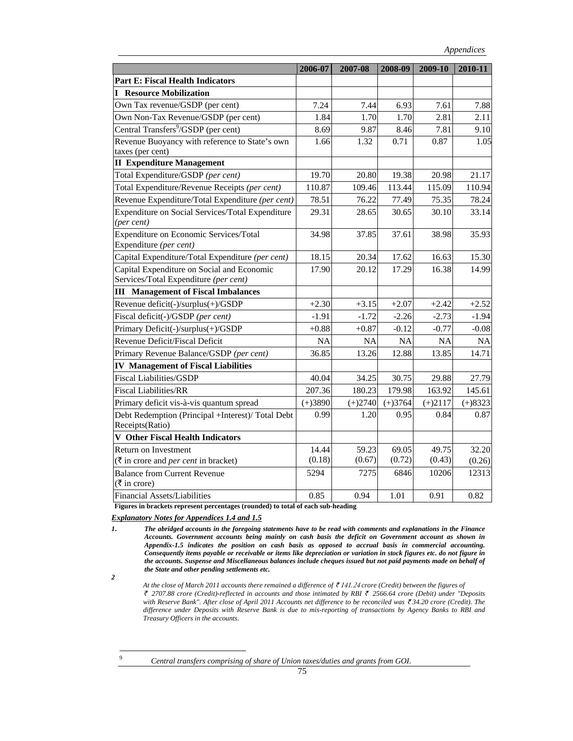| | 2006-07 | 2007-08 | 2008-09 | 2009-10 | 2010-11 |
|---|---|---|---|---|---|
| **Part E: Fiscal Health Indicators** | | | | | |
| **I Resource Mobilization** | | | | | |
| Own Tax revenue/GSDP (per cent) | 7.24 | 7.44 | 6.93 | 7.61 | 7.88 |
| Own Non-Tax Revenue/GSDP (per cent) | 1.84 | 1.70 | 1.70 | 2.81 | 2.11 |
| Central Transfers[9]/GSDP (per cent) | 8.69 | 9.87 | 8.46 | 7.81 | 9.10 |
| Revenue Buoyancy with reference to State's own taxes (per cent) | 1.66 | 1.32 | 0.71 | 0.87 | 1.05 |
| **II Expenditure Management** | | | | | |
| Total Expenditure/GSDP *(per cent)* | 19.70 | 20.80 | 19.38 | 20.98 | 21.17 |
| Total Expenditure/Revenue Receipts *(per cent)* | 110.87 | 109.46 | 113.44 | 115.09 | 110.94 |
| Revenue Expenditure/Total Expenditure *(per cent)* | 78.51 | 76.22 | 77.49 | 75.35 | 78.24 |
| Expenditure on Social Services/Total Expenditure *(per cent)* | 29.31 | 28.65 | 30.65 | 30.10 | 33.14 |
| Expenditure on Economic Services/Total Expenditure *(per cent)* | 34.98 | 37.85 | 37.61 | 38.98 | 35.93 |
| Capital Expenditure/Total Expenditure *(per cent)* | 18.15 | 20.34 | 17.62 | 16.63 | 15.30 |
| Capital Expenditure on Social and Economic Services/Total Expenditure *(per cent)* | 17.90 | 20.12 | 17.29 | 16.38 | 14.99 |
| **III Management of Fiscal Imbalances** | | | | | |
| Revenue deficit(-)/surplus(+)/GSDP | +2.30 | +3.15 | +2.07 | +2.42 | +2.52 |
| Fiscal deficit(-)/GSDP *(per cent)* | -1.91 | -1.72 | -2.26 | -2.73 | -1.94 |
| Primary Deficit(-)/surplus(+)/GSDP | +0.88 | +0.87 | -0.12 | -0.77 | -0.08 |
| Revenue Deficit/Fiscal Deficit | NA | NA | NA | NA | NA |
| Primary Revenue Balance/GSDP *(per cent)* | 36.85 | 13.26 | 12.88 | 13.85 | 14.71 |
| **IV Management of Fiscal Liabilities** | | | | | |
| Fiscal Liabilities/GSDP | 40.04 | 34.25 | 30.75 | 29.88 | 27.79 |
| Fiscal Liabilities/RR | 207.36 | 180.23 | 179.98 | 163.92 | 145.61 |
| Primary deficit vis-à-vis quantum spread | (+)3890 | (+)2740 | (+)3764 | (+)2117 | (+)8323 |
| Debt Redemption (Principal +Interest)/ Total Debt Receipts(Ratio) | 0.99 | 1.20 | 0.95 | 0.84 | 0.87 |
| **V Other Fiscal Health Indicators** | | | | | |
| Return on Investment (₹ in crore and *per cent* in bracket) | 14.44 (0.18) | 59.23 (0.67) | 69.05 (0.72) | 49.75 (0.43) | 32.20 (0.26) |
| Balance from Current Revenue (₹ in crore) | 5294 | 7275 | 6846 | 10206 | 12313 |
| Financial Assets/Liabilities | 0.85 | 0.94 | 1.01 | 0.91 | 0.82 |

**Figures in brackets represent percentages (rounded) to total of each sub-heading**

***Explanatory Notes for Appendices 1.4 and 1.5***

***1.*** ***The abridged accounts in the foregoing statements have to be read with comments and explanations in the Finance Accounts. Government accounts being mainly on cash basis the deficit on Government account as shown in Appendix-1.5 indicates the position on cash basis as opposed to accrual basis in commercial accounting. Consequently items payable or receivable or items like depreciation or variation in stock figures etc. do not figure in the accounts. Suspense and Miscellaneous balances include cheques issued but not paid payments made on behalf of the State and other pending settlements etc.***

***2*** *At the close of March 2011 accounts there remained a difference of ₹ 141.24 crore (Credit) between the figures of ₹ 2707.88 crore (Credit)-reflected in accounts and those intimated by RBI ₹ 2566.64 crore (Debit) under "Deposits with Reserve Bank". After close of April 2011 Accounts net difference to be reconciled was ₹ 34.20 crore (Credit). The difference under Deposits with Reserve Bank is due to mis-reporting of transactions by Agency Banks to RBI and Treasury Officers in the accounts.*

---

[9] *Central transfers comprising of share of Union taxes/duties and grants from GOI.*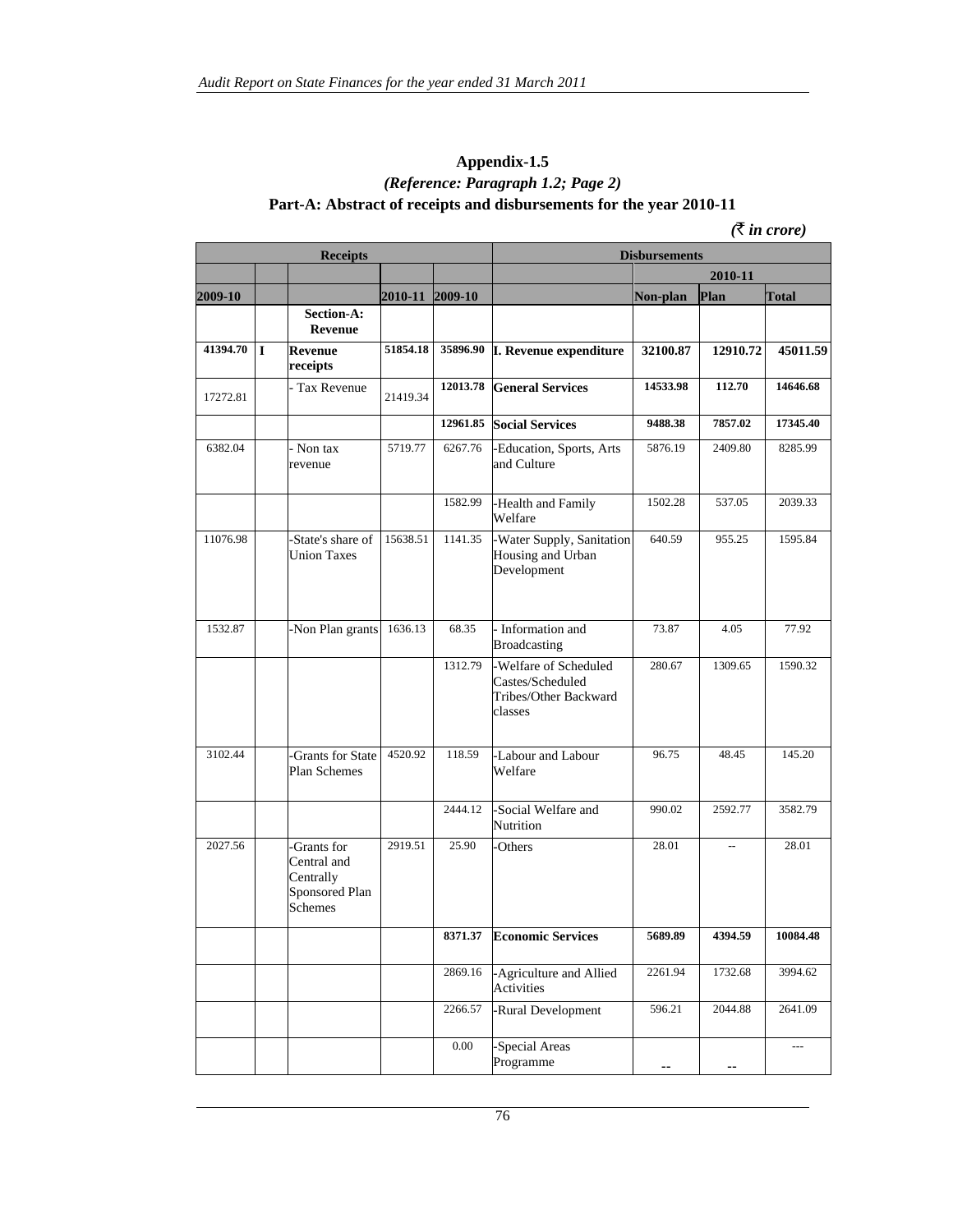## Appendix-1.5

### *(Reference: Paragraph 1.2; Page 2)*

### Part-A: Abstract of receipts and disbursements for the year 2010-11

*(₹ in crore)*

| Receipts | | | | | Disbursements | | | |
|---|---|---|---|---|---|---|---|---|
| | | | | | | 2010-11 | | |
| 2009-10 | | | 2010-11 | 2009-10 | | Non-plan | Plan | Total |
| | | **Section-A: Revenue** | | | | | | |
| **41394.70** | **I** | **Revenue receipts** | **51854.18** | **35896.90** | **I. Revenue expenditure** | **32100.87** | **12910.72** | **45011.59** |
| 17272.81 | | - Tax Revenue | 21419.34 | **12013.78** | **General Services** | **14533.98** | **112.70** | **14646.68** |
| | | | | **12961.85** | **Social Services** | **9488.38** | **7857.02** | **17345.40** |
| 6382.04 | | - Non tax revenue | 5719.77 | 6267.76 | -Education, Sports, Arts and Culture | 5876.19 | 2409.80 | 8285.99 |
| | | | | 1582.99 | -Health and Family Welfare | 1502.28 | 537.05 | 2039.33 |
| 11076.98 | | -State's share of Union Taxes | 15638.51 | 1141.35 | -Water Supply, Sanitation Housing and Urban Development | 640.59 | 955.25 | 1595.84 |
| 1532.87 | | -Non Plan grants | 1636.13 | 68.35 | - Information and Broadcasting | 73.87 | 4.05 | 77.92 |
| | | | | 1312.79 | -Welfare of Scheduled Castes/Scheduled Tribes/Other Backward classes | 280.67 | 1309.65 | 1590.32 |
| 3102.44 | | -Grants for State Plan Schemes | 4520.92 | 118.59 | -Labour and Labour Welfare | 96.75 | 48.45 | 145.20 |
| | | | | 2444.12 | -Social Welfare and Nutrition | 990.02 | 2592.77 | 3582.79 |
| 2027.56 | | -Grants for Central and Centrally Sponsored Plan Schemes | 2919.51 | 25.90 | -Others | 28.01 | -- | 28.01 |
| | | | | **8371.37** | **Economic Services** | **5689.89** | **4394.59** | **10084.48** |
| | | | | 2869.16 | -Agriculture and Allied Activities | 2261.94 | 1732.68 | 3994.62 |
| | | | | 2266.57 | -Rural Development | 596.21 | 2044.88 | 2641.09 |
| | | | | 0.00 | -Special Areas Programme | -- | -- | --- |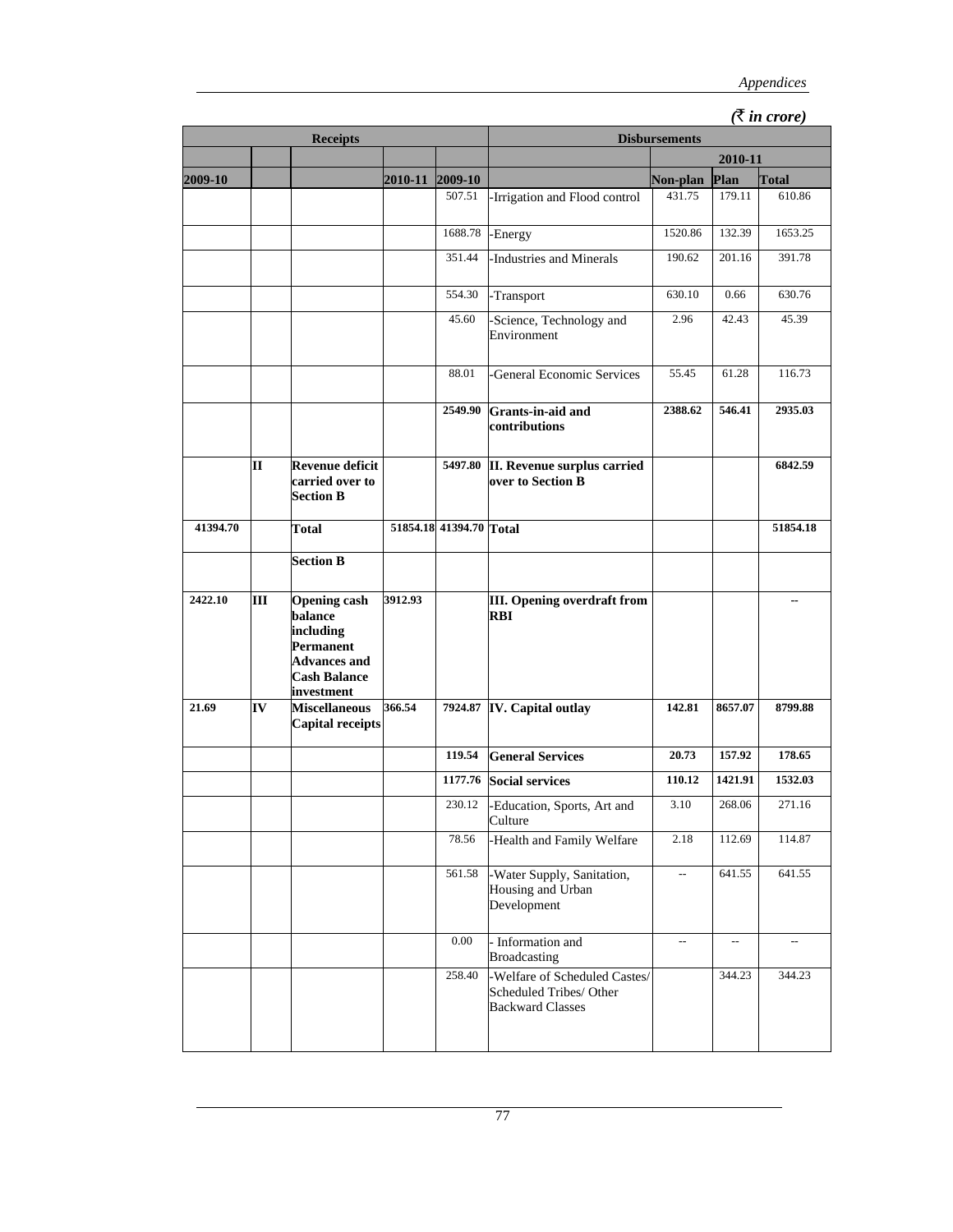*(₹ in crore)*

| Receipts | | | | | Disbursements | | | |
|---|---|---|---|---|---|---|---|---|
| | | | | | | 2010-11 | | |
| 2009-10 | | | 2010-11 | 2009-10 | | Non-plan | Plan | Total |
| | | | | 507.51 | -Irrigation and Flood control | 431.75 | 179.11 | 610.86 |
| | | | | 1688.78 | -Energy | 1520.86 | 132.39 | 1653.25 |
| | | | | 351.44 | -Industries and Minerals | 190.62 | 201.16 | 391.78 |
| | | | | 554.30 | -Transport | 630.10 | 0.66 | 630.76 |
| | | | | 45.60 | -Science, Technology and Environment | 2.96 | 42.43 | 45.39 |
| | | | | 88.01 | -General Economic Services | 55.45 | 61.28 | 116.73 |
| | | | | **2549.90** | **Grants-in-aid and contributions** | **2388.62** | **546.41** | **2935.03** |
| | **II** | **Revenue deficit carried over to Section B** | | **5497.80** | **II. Revenue surplus carried over to Section B** | | | **6842.59** |
| **41394.70** | | **Total** | **51854.18** | **41394.70** | **Total** | | | **51854.18** |
| | | **Section B** | | | | | | |
| **2422.10** | **III** | **Opening cash balance including Permanent Advances and Cash Balance investment** | **3912.93** | | **III. Opening overdraft from RBI** | | | **--** |
| **21.69** | **IV** | **Miscellaneous Capital receipts** | **366.54** | **7924.87** | **IV. Capital outlay** | **142.81** | **8657.07** | **8799.88** |
| | | | | **119.54** | **General Services** | **20.73** | **157.92** | **178.65** |
| | | | | **1177.76** | **Social services** | **110.12** | **1421.91** | **1532.03** |
| | | | | 230.12 | -Education, Sports, Art and Culture | 3.10 | 268.06 | 271.16 |
| | | | | 78.56 | -Health and Family Welfare | 2.18 | 112.69 | 114.87 |
| | | | | 561.58 | -Water Supply, Sanitation, Housing and Urban Development | -- | 641.55 | 641.55 |
| | | | | 0.00 | - Information and Broadcasting | -- | -- | -- |
| | | | | 258.40 | -Welfare of Scheduled Castes/ Scheduled Tribes/ Other Backward Classes | | 344.23 | 344.23 |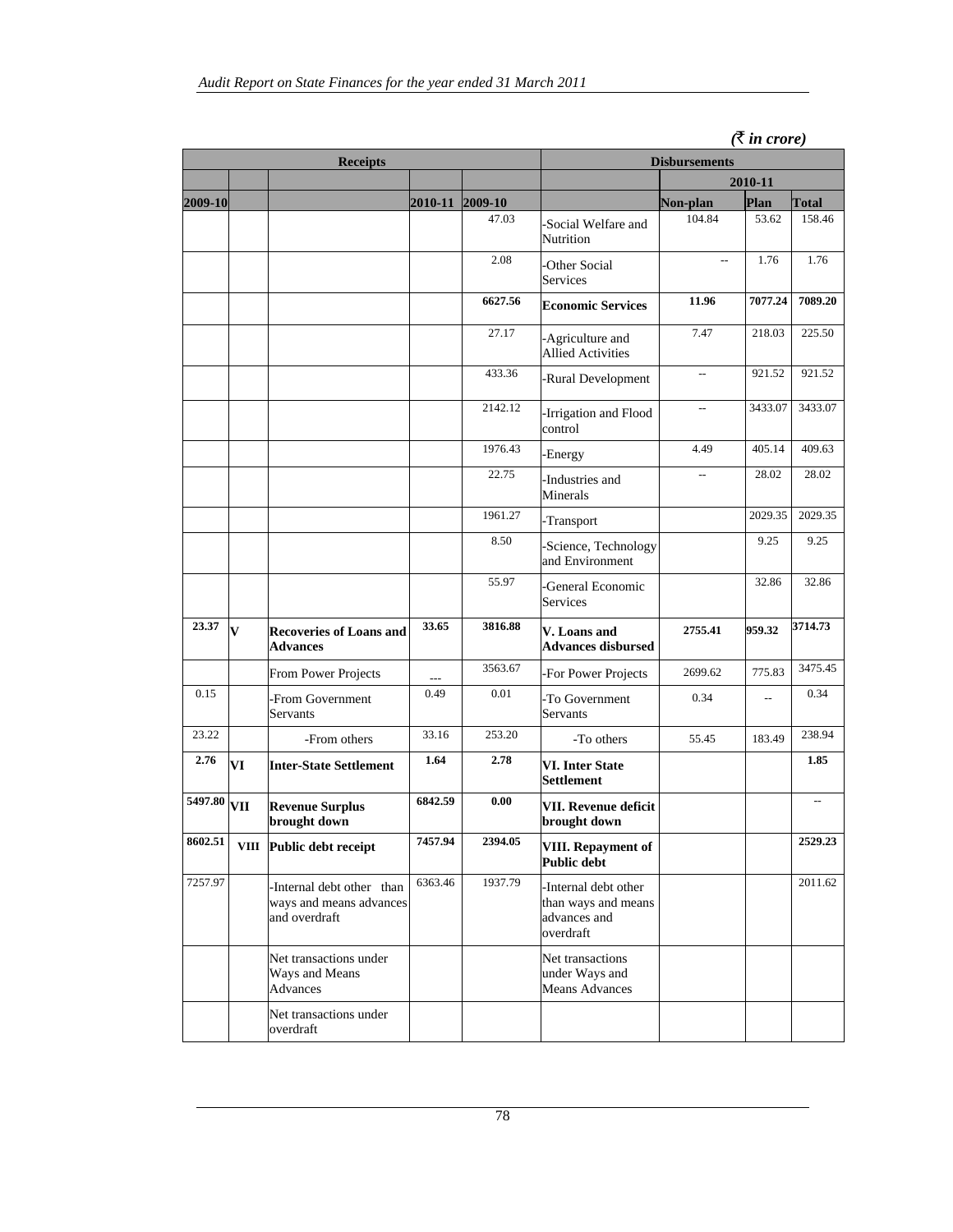*(₹ in crore)*

| Receipts | | | | | Disbursements | | | |
|---|---|---|---|---|---|---|---|---|
| | | | | | | 2010-11 | | |
| 2009-10 | | | 2010-11 | 2009-10 | | Non-plan | Plan | Total |
| | | | | 47.03 | -Social Welfare and Nutrition | 104.84 | 53.62 | 158.46 |
| | | | | 2.08 | -Other Social Services | -- | 1.76 | 1.76 |
| | | | | **6627.56** | **Economic Services** | **11.96** | **7077.24** | **7089.20** |
| | | | | 27.17 | -Agriculture and Allied Activities | 7.47 | 218.03 | 225.50 |
| | | | | 433.36 | -Rural Development | -- | 921.52 | 921.52 |
| | | | | 2142.12 | -Irrigation and Flood control | -- | 3433.07 | 3433.07 |
| | | | | 1976.43 | -Energy | 4.49 | 405.14 | 409.63 |
| | | | | 22.75 | -Industries and Minerals | -- | 28.02 | 28.02 |
| | | | | 1961.27 | -Transport | | 2029.35 | 2029.35 |
| | | | | 8.50 | -Science, Technology and Environment | | 9.25 | 9.25 |
| | | | | 55.97 | -General Economic Services | | 32.86 | 32.86 |
| **23.37** | **V** | **Recoveries of Loans and Advances** | **33.65** | **3816.88** | **V. Loans and Advances disbursed** | **2755.41** | **959.32** | **3714.73** |
| | | From Power Projects | --- | 3563.67 | -For Power Projects | 2699.62 | 775.83 | 3475.45 |
| 0.15 | | -From Government Servants | 0.49 | 0.01 | -To Government Servants | 0.34 | -- | 0.34 |
| 23.22 | | -From others | 33.16 | 253.20 | -To others | 55.45 | 183.49 | 238.94 |
| **2.76** | **VI** | **Inter-State Settlement** | **1.64** | **2.78** | **VI. Inter State Settlement** | | | **1.85** |
| **5497.80** | **VII** | **Revenue Surplus brought down** | **6842.59** | **0.00** | **VII. Revenue deficit brought down** | | | -- |
| **8602.51** | **VIII** | **Public debt receipt** | **7457.94** | **2394.05** | **VIII. Repayment of Public debt** | | | **2529.23** |
| 7257.97 | | -Internal debt other than ways and means advances and overdraft | 6363.46 | 1937.79 | -Internal debt other than ways and means advances and overdraft | | | 2011.62 |
| | | Net transactions under Ways and Means Advances | | | Net transactions under Ways and Means Advances | | | |
| | | Net transactions under overdraft | | | | | | |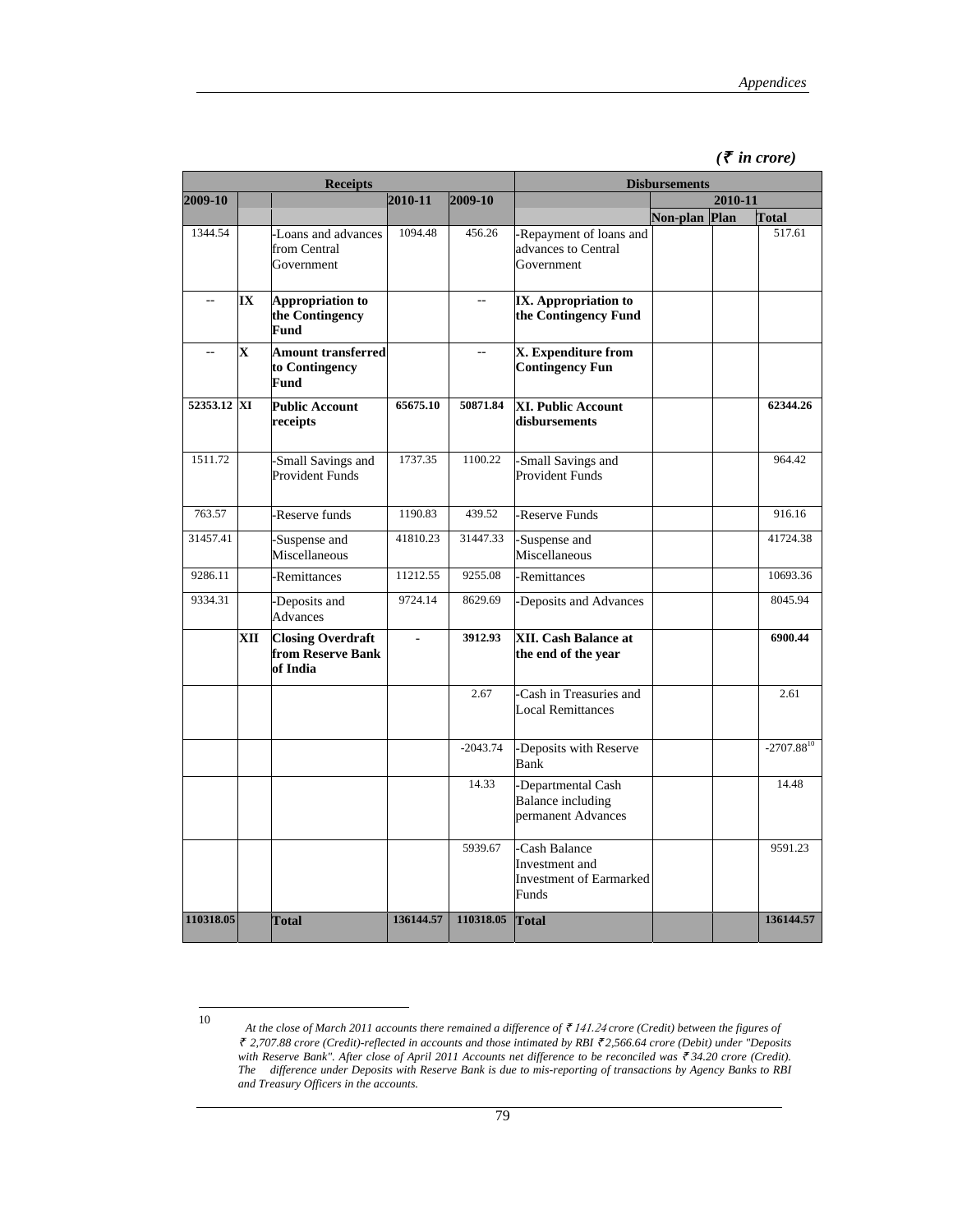*(₹ in crore)*

| Receipts | | | | | Disbursements | | | |
|---|---|---|---|---|---|---|---|---|
| 2009-10 | | | 2010-11 | 2009-10 | | 2010-11 | | |
| | | | | | | Non-plan | Plan | Total |
| 1344.54 | | -Loans and advances from Central Government | 1094.48 | 456.26 | -Repayment of loans and advances to Central Government | | | 517.61 |
| -- | IX | **Appropriation to the Contingency Fund** | | -- | **IX. Appropriation to the Contingency Fund** | | | |
| -- | X | **Amount transferred to Contingency Fund** | | -- | **X. Expenditure from Contingency Fun** | | | |
| **52353.12** | **XI** | **Public Account receipts** | **65675.10** | **50871.84** | **XI. Public Account disbursements** | | | **62344.26** |
| 1511.72 | | -Small Savings and Provident Funds | 1737.35 | 1100.22 | -Small Savings and Provident Funds | | | 964.42 |
| 763.57 | | -Reserve funds | 1190.83 | 439.52 | -Reserve Funds | | | 916.16 |
| 31457.41 | | -Suspense and Miscellaneous | 41810.23 | 31447.33 | -Suspense and Miscellaneous | | | 41724.38 |
| 9286.11 | | -Remittances | 11212.55 | 9255.08 | -Remittances | | | 10693.36 |
| 9334.31 | | -Deposits and Advances | 9724.14 | 8629.69 | -Deposits and Advances | | | 8045.94 |
| | **XII** | **Closing Overdraft from Reserve Bank of India** | - | **3912.93** | **XII. Cash Balance at the end of the year** | | | **6900.44** |
| | | | | 2.67 | -Cash in Treasuries and Local Remittances | | | 2.61 |
| | | | | -2043.74 | -Deposits with Reserve Bank | | | -2707.88[10] |
| | | | | 14.33 | -Departmental Cash Balance including permanent Advances | | | 14.48 |
| | | | | 5939.67 | -Cash Balance Investment and Investment of Earmarked Funds | | | 9591.23 |
| **110318.05** | | **Total** | **136144.57** | **110318.05** | **Total** | | | **136144.57** |

---

[10] *At the close of March 2011 accounts there remained a difference of ₹ 141.24 crore (Credit) between the figures of ₹ 2,707.88 crore (Credit)-reflected in accounts and those intimated by RBI ₹ 2,566.64 crore (Debit) under "Deposits with Reserve Bank". After close of April 2011 Accounts net difference to be reconciled was ₹ 34.20 crore (Credit). The difference under Deposits with Reserve Bank is due to mis-reporting of transactions by Agency Banks to RBI and Treasury Officers in the accounts.*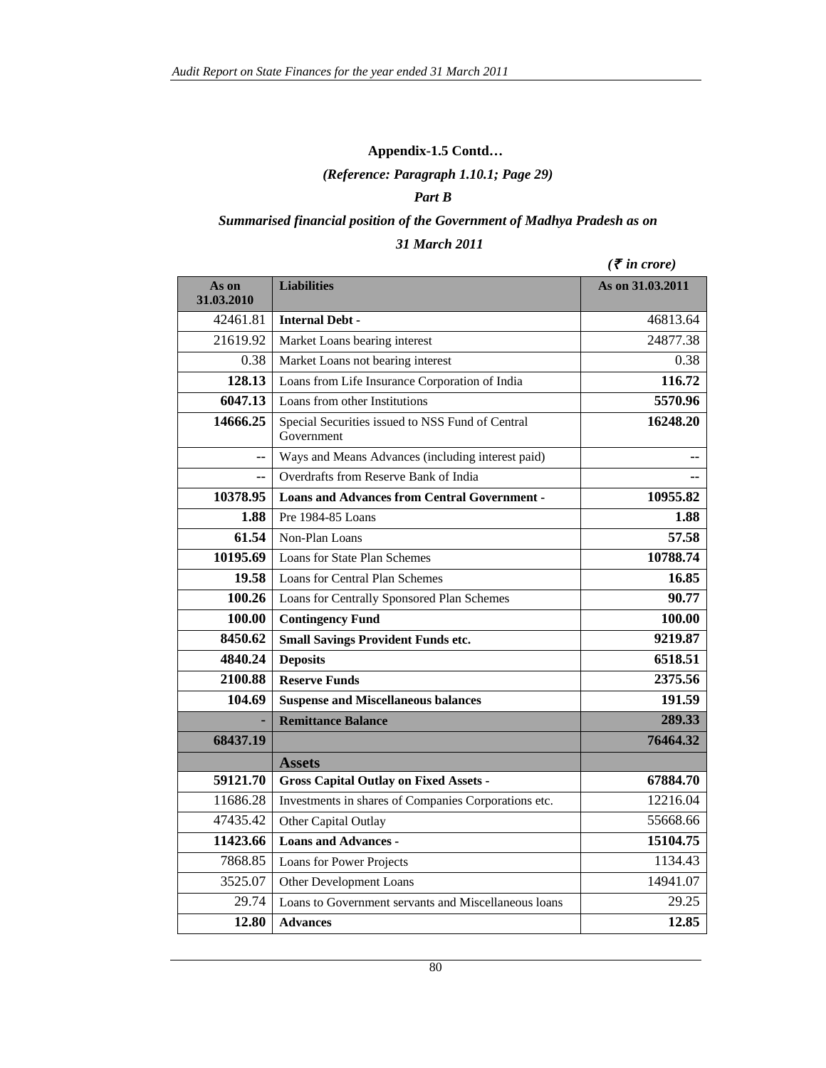**Appendix-1.5 Contd…**

***(Reference: Paragraph 1.10.1; Page 29)***

***Part B***

***Summarised financial position of the Government of Madhya Pradesh as on 31 March 2011***

***(₹ in crore)***

| As on 31.03.2010 | Liabilities | As on 31.03.2011 |
|---|---|---|
| 42461.81 | **Internal Debt -** | 46813.64 |
| 21619.92 | Market Loans bearing interest | 24877.38 |
| 0.38 | Market Loans not bearing interest | 0.38 |
| **128.13** | Loans from Life Insurance Corporation of India | **116.72** |
| **6047.13** | Loans from other Institutions | **5570.96** |
| **14666.25** | Special Securities issued to NSS Fund of Central Government | **16248.20** |
| -- | Ways and Means Advances (including interest paid) | -- |
| -- | Overdrafts from Reserve Bank of India | -- |
| **10378.95** | **Loans and Advances from Central Government -** | **10955.82** |
| **1.88** | Pre 1984-85 Loans | **1.88** |
| **61.54** | Non-Plan Loans | **57.58** |
| **10195.69** | Loans for State Plan Schemes | **10788.74** |
| **19.58** | Loans for Central Plan Schemes | **16.85** |
| **100.26** | Loans for Centrally Sponsored Plan Schemes | **90.77** |
| **100.00** | **Contingency Fund** | **100.00** |
| **8450.62** | **Small Savings Provident Funds etc.** | **9219.87** |
| **4840.24** | **Deposits** | **6518.51** |
| **2100.88** | **Reserve Funds** | **2375.56** |
| **104.69** | **Suspense and Miscellaneous balances** | **191.59** |
| - | **Remittance Balance** | **289.33** |
| **68437.19** | | **76464.32** |
| | **Assets** | |
| **59121.70** | **Gross Capital Outlay on Fixed Assets -** | **67884.70** |
| 11686.28 | Investments in shares of Companies Corporations etc. | 12216.04 |
| 47435.42 | Other Capital Outlay | 55668.66 |
| **11423.66** | **Loans and Advances -** | **15104.75** |
| 7868.85 | Loans for Power Projects | 1134.43 |
| 3525.07 | Other Development Loans | 14941.07 |
| 29.74 | Loans to Government servants and Miscellaneous loans | 29.25 |
| **12.80** | **Advances** | **12.85** |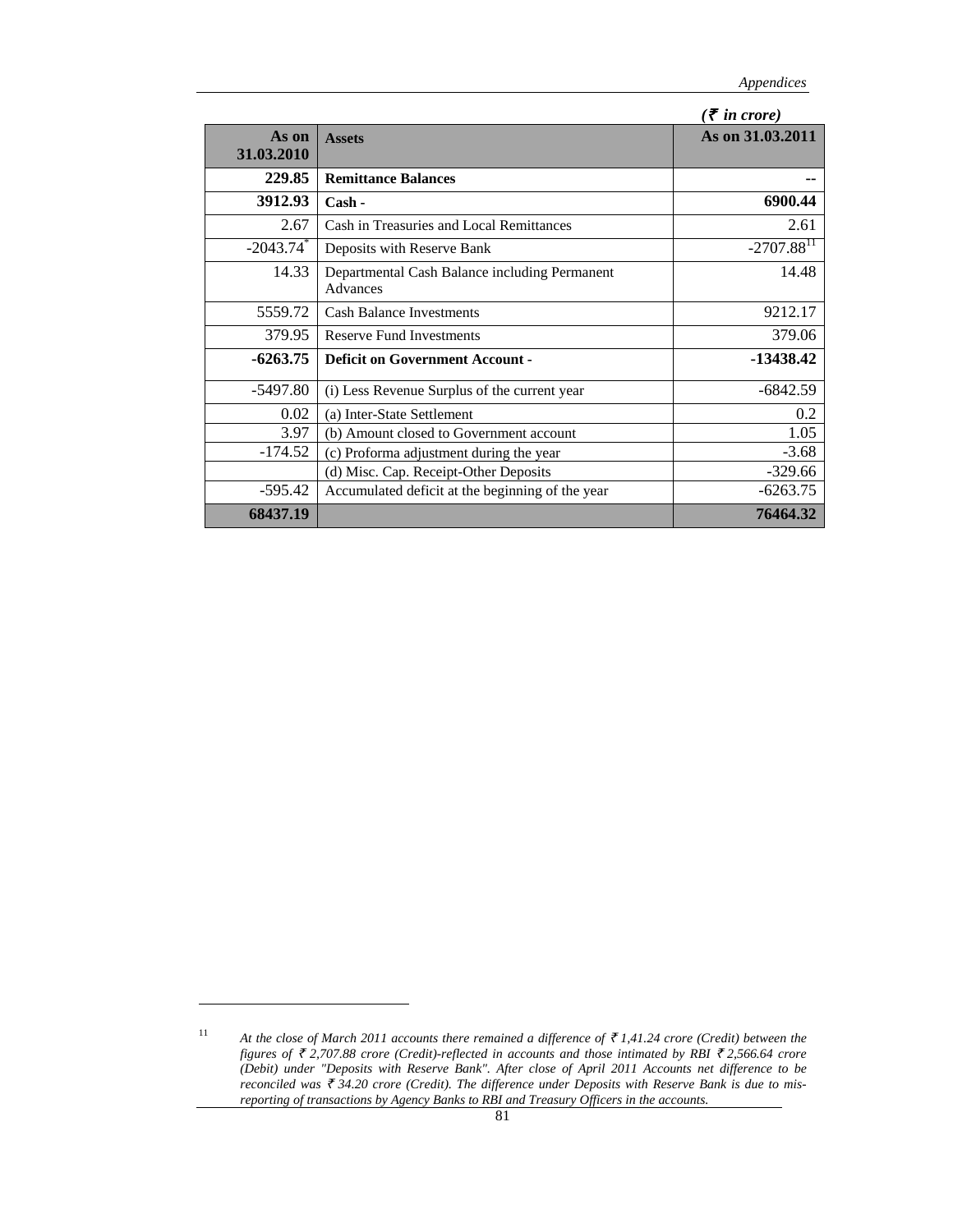*(₹ in crore)*

| As on 31.03.2010 | Assets | As on 31.03.2011 |
|---|---|---|
| **229.85** | **Remittance Balances** | **--** |
| **3912.93** | **Cash -** | **6900.44** |
| 2.67 | Cash in Treasuries and Local Remittances | 2.61 |
| -2043.74* | Deposits with Reserve Bank | -2707.88[11] |
| 14.33 | Departmental Cash Balance including Permanent Advances | 14.48 |
| 5559.72 | Cash Balance Investments | 9212.17 |
| 379.95 | Reserve Fund Investments | 379.06 |
| **-6263.75** | **Deficit on Government Account -** | **-13438.42** |
| -5497.80 | (i) Less Revenue Surplus of the current year | -6842.59 |
| 0.02 | (a) Inter-State Settlement | 0.2 |
| 3.97 | (b) Amount closed to Government account | 1.05 |
| -174.52 | (c) Proforma adjustment during the year | -3.68 |
| | (d) Misc. Cap. Receipt-Other Deposits | -329.66 |
| -595.42 | Accumulated deficit at the beginning of the year | -6263.75 |
| **68437.19** | | **76464.32** |

[11] *At the close of March 2011 accounts there remained a difference of ₹ 1,41.24 crore (Credit) between the figures of ₹ 2,707.88 crore (Credit)-reflected in accounts and those intimated by RBI ₹ 2,566.64 crore (Debit) under "Deposits with Reserve Bank". After close of April 2011 Accounts net difference to be reconciled was ₹ 34.20 crore (Credit). The difference under Deposits with Reserve Bank is due to mis-reporting of transactions by Agency Banks to RBI and Treasury Officers in the accounts.*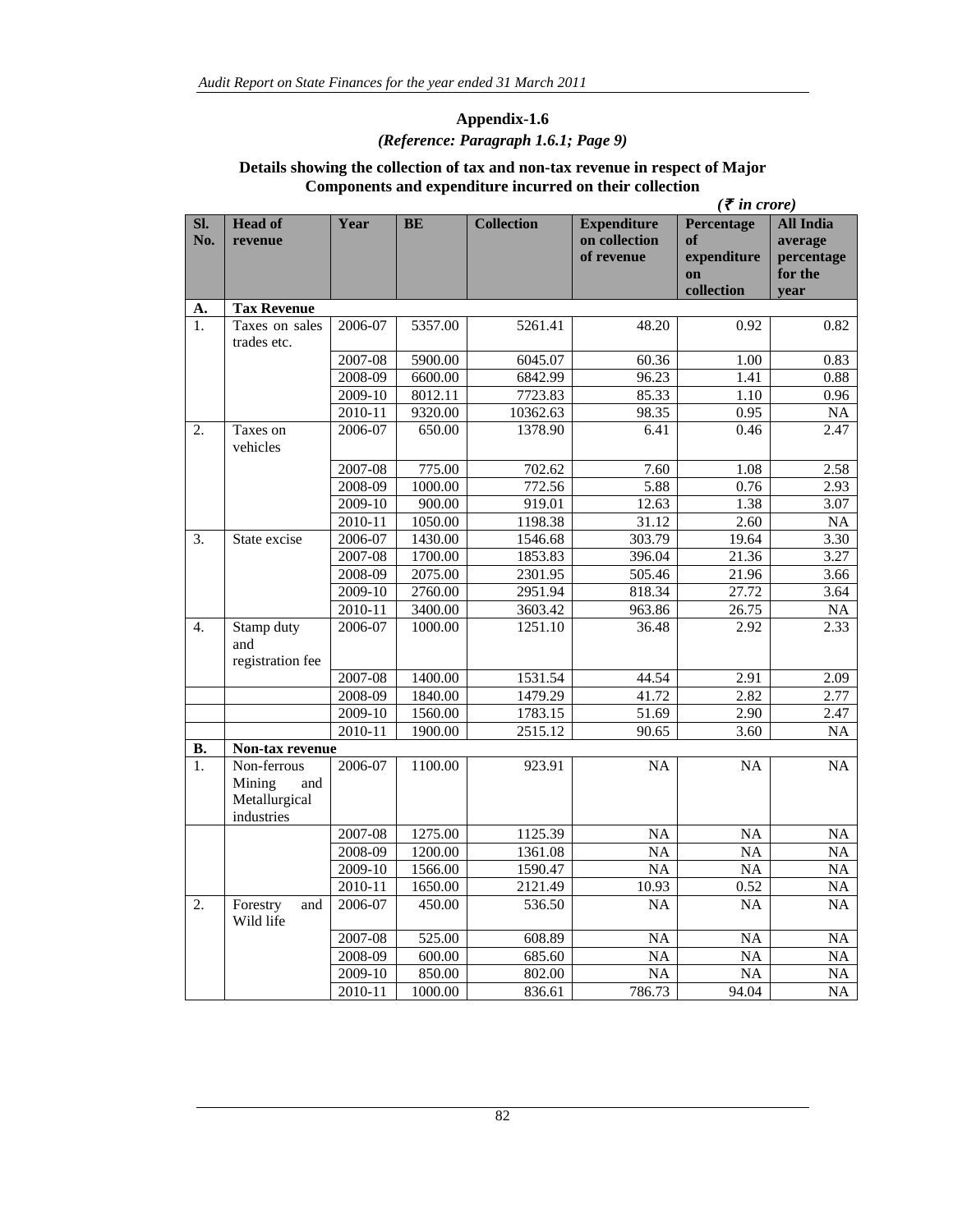## Appendix-1.6

*(Reference: Paragraph 1.6.1; Page 9)*

**Details showing the collection of tax and non-tax revenue in respect of Major Components and expenditure incurred on their collection**

*(₹ in crore)*

| Sl. No. | Head of revenue | Year | BE | Collection | Expenditure on collection of revenue | Percentage of expenditure on collection | All India average percentage for the year |
|---|---|---|---|---|---|---|---|
| **A.** | **Tax Revenue** | | | | | | |
| 1. | Taxes on sales trades etc. | 2006-07 | 5357.00 | 5261.41 | 48.20 | 0.92 | 0.82 |
| | | 2007-08 | 5900.00 | 6045.07 | 60.36 | 1.00 | 0.83 |
| | | 2008-09 | 6600.00 | 6842.99 | 96.23 | 1.41 | 0.88 |
| | | 2009-10 | 8012.11 | 7723.83 | 85.33 | 1.10 | 0.96 |
| | | 2010-11 | 9320.00 | 10362.63 | 98.35 | 0.95 | NA |
| 2. | Taxes on vehicles | 2006-07 | 650.00 | 1378.90 | 6.41 | 0.46 | 2.47 |
| | | 2007-08 | 775.00 | 702.62 | 7.60 | 1.08 | 2.58 |
| | | 2008-09 | 1000.00 | 772.56 | 5.88 | 0.76 | 2.93 |
| | | 2009-10 | 900.00 | 919.01 | 12.63 | 1.38 | 3.07 |
| | | 2010-11 | 1050.00 | 1198.38 | 31.12 | 2.60 | NA |
| 3. | State excise | 2006-07 | 1430.00 | 1546.68 | 303.79 | 19.64 | 3.30 |
| | | 2007-08 | 1700.00 | 1853.83 | 396.04 | 21.36 | 3.27 |
| | | 2008-09 | 2075.00 | 2301.95 | 505.46 | 21.96 | 3.66 |
| | | 2009-10 | 2760.00 | 2951.94 | 818.34 | 27.72 | 3.64 |
| | | 2010-11 | 3400.00 | 3603.42 | 963.86 | 26.75 | NA |
| 4. | Stamp duty and registration fee | 2006-07 | 1000.00 | 1251.10 | 36.48 | 2.92 | 2.33 |
| | | 2007-08 | 1400.00 | 1531.54 | 44.54 | 2.91 | 2.09 |
| | | 2008-09 | 1840.00 | 1479.29 | 41.72 | 2.82 | 2.77 |
| | | 2009-10 | 1560.00 | 1783.15 | 51.69 | 2.90 | 2.47 |
| | | 2010-11 | 1900.00 | 2515.12 | 90.65 | 3.60 | NA |
| **B.** | **Non-tax revenue** | | | | | | |
| 1. | Non-ferrous Mining and Metallurgical industries | 2006-07 | 1100.00 | 923.91 | NA | NA | NA |
| | | 2007-08 | 1275.00 | 1125.39 | NA | NA | NA |
| | | 2008-09 | 1200.00 | 1361.08 | NA | NA | NA |
| | | 2009-10 | 1566.00 | 1590.47 | NA | NA | NA |
| | | 2010-11 | 1650.00 | 2121.49 | 10.93 | 0.52 | NA |
| 2. | Forestry and Wild life | 2006-07 | 450.00 | 536.50 | NA | NA | NA |
| | | 2007-08 | 525.00 | 608.89 | NA | NA | NA |
| | | 2008-09 | 600.00 | 685.60 | NA | NA | NA |
| | | 2009-10 | 850.00 | 802.00 | NA | NA | NA |
| | | 2010-11 | 1000.00 | 836.61 | 786.73 | 94.04 | NA |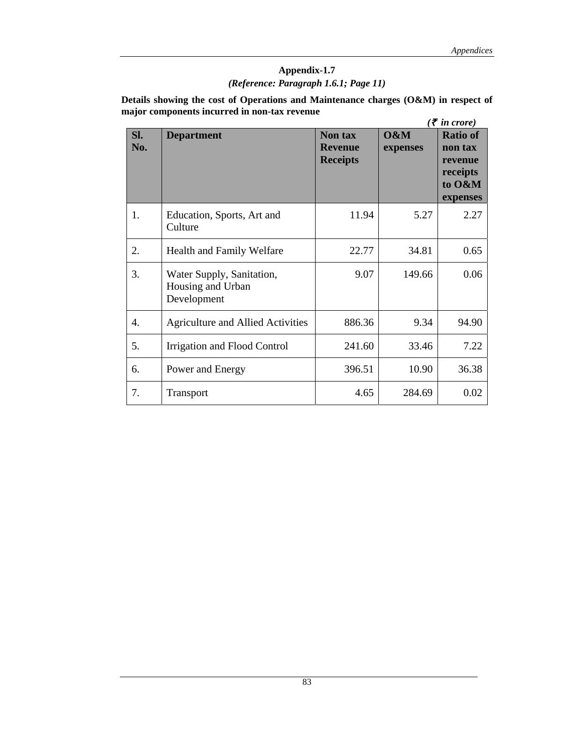## Appendix-1.7

*(Reference: Paragraph 1.6.1; Page 11)*

**Details showing the cost of Operations and Maintenance charges (O&M) in respect of major components incurred in non-tax revenue**

*(₹ in crore)*

| Sl. No. | Department | Non tax Revenue Receipts | O&M expenses | Ratio of non tax revenue receipts to O&M expenses |
|---|---|---|---|---|
| 1. | Education, Sports, Art and Culture | 11.94 | 5.27 | 2.27 |
| 2. | Health and Family Welfare | 22.77 | 34.81 | 0.65 |
| 3. | Water Supply, Sanitation, Housing and Urban Development | 9.07 | 149.66 | 0.06 |
| 4. | Agriculture and Allied Activities | 886.36 | 9.34 | 94.90 |
| 5. | Irrigation and Flood Control | 241.60 | 33.46 | 7.22 |
| 6. | Power and Energy | 396.51 | 10.90 | 36.38 |
| 7. | Transport | 4.65 | 284.69 | 0.02 |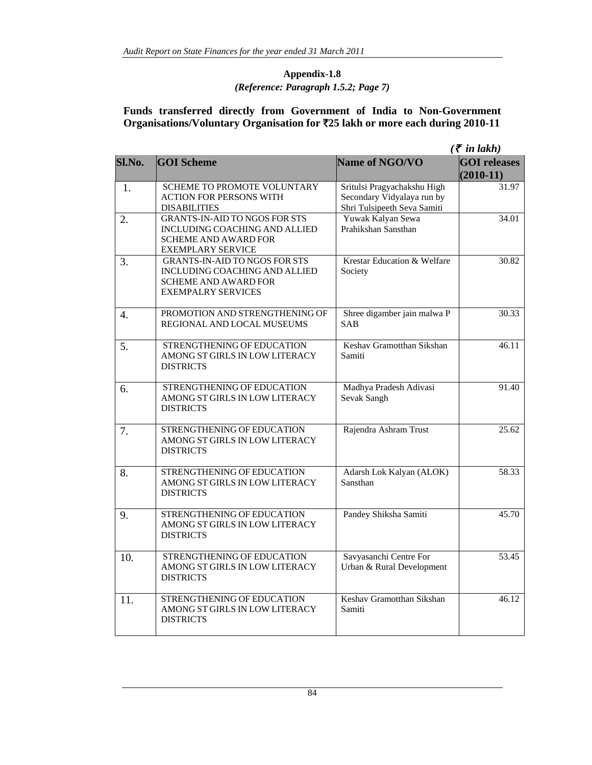**Appendix-1.8**

***(Reference: Paragraph 1.5.2; Page 7)***

**Funds transferred directly from Government of India to Non-Government Organisations/Voluntary Organisation for ₹25 lakh or more each during 2010-11**

*(₹ in lakh)*

| Sl.No. | GOI Scheme | Name of NGO/VO | GOI releases (2010-11) |
|---|---|---|---|
| 1. | SCHEME TO PROMOTE VOLUNTARY ACTION FOR PERSONS WITH DISABILITIES | Sritulsi Pragyachakshu High Secondary Vidyalaya run by Shri Tulsipeeth Seva Samiti | 31.97 |
| 2. | GRANTS-IN-AID TO NGOS FOR STS INCLUDING COACHING AND ALLIED SCHEME AND AWARD FOR EXEMPLARY SERVICE | Yuwak Kalyan Sewa Prahikshan Sansthan | 34.01 |
| 3. | GRANTS-IN-AID TO NGOS FOR STS INCLUDING COACHING AND ALLIED SCHEME AND AWARD FOR EXEMPALRY SERVICES | Krestar Education & Welfare Society | 30.82 |
| 4. | PROMOTION AND STRENGTHENING OF REGIONAL AND LOCAL MUSEUMS | Shree digamber jain malwa P SAB | 30.33 |
| 5. | STRENGTHENING OF EDUCATION AMONG ST GIRLS IN LOW LITERACY DISTRICTS | Keshav Gramotthan Sikshan Samiti | 46.11 |
| 6. | STRENGTHENING OF EDUCATION AMONG ST GIRLS IN LOW LITERACY DISTRICTS | Madhya Pradesh Adivasi Sevak Sangh | 91.40 |
| 7. | STRENGTHENING OF EDUCATION AMONG ST GIRLS IN LOW LITERACY DISTRICTS | Rajendra Ashram Trust | 25.62 |
| 8. | STRENGTHENING OF EDUCATION AMONG ST GIRLS IN LOW LITERACY DISTRICTS | Adarsh Lok Kalyan (ALOK) Sansthan | 58.33 |
| 9. | STRENGTHENING OF EDUCATION AMONG ST GIRLS IN LOW LITERACY DISTRICTS | Pandey Shiksha Samiti | 45.70 |
| 10. | STRENGTHENING OF EDUCATION AMONG ST GIRLS IN LOW LITERACY DISTRICTS | Savyasanchi Centre For Urban & Rural Development | 53.45 |
| 11. | STRENGTHENING OF EDUCATION AMONG ST GIRLS IN LOW LITERACY DISTRICTS | Keshav Gramotthan Sikshan Samiti | 46.12 |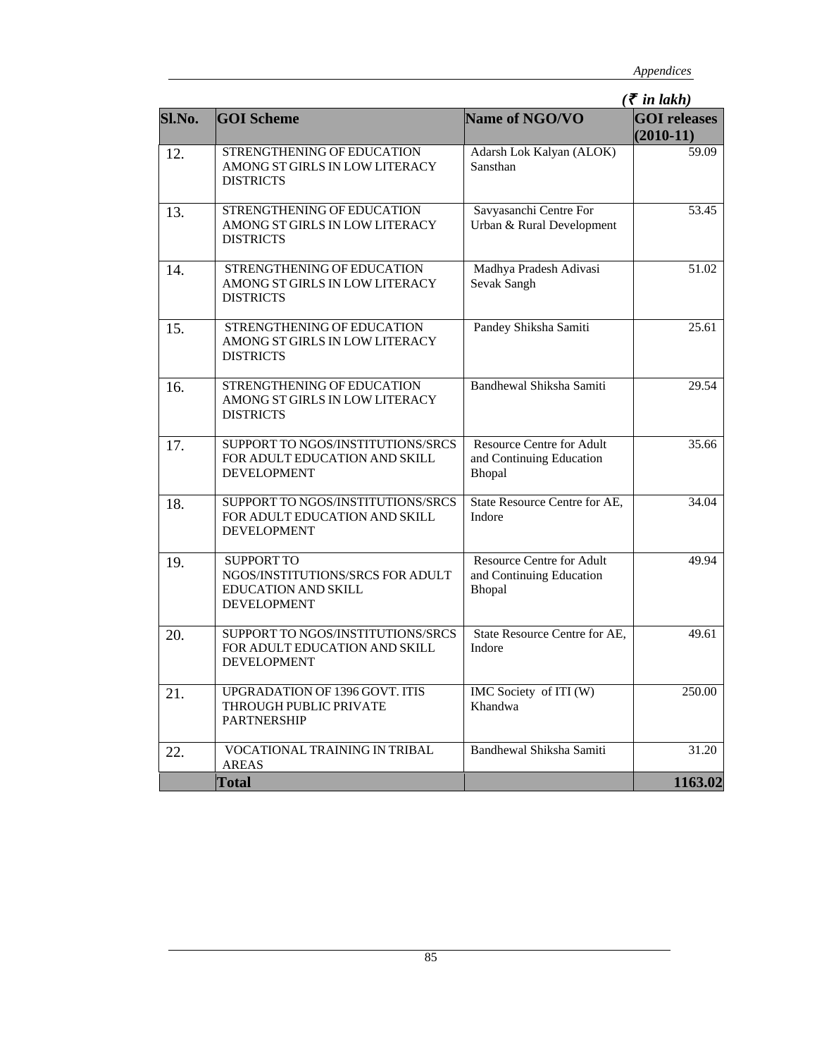*(₹ in lakh)*

| Sl.No. | GOI Scheme | Name of NGO/VO | GOI releases (2010-11) |
|---|---|---|---|
| 12. | STRENGTHENING OF EDUCATION AMONG ST GIRLS IN LOW LITERACY DISTRICTS | Adarsh Lok Kalyan (ALOK) Sansthan | 59.09 |
| 13. | STRENGTHENING OF EDUCATION AMONG ST GIRLS IN LOW LITERACY DISTRICTS | Savyasanchi Centre For Urban & Rural Development | 53.45 |
| 14. | STRENGTHENING OF EDUCATION AMONG ST GIRLS IN LOW LITERACY DISTRICTS | Madhya Pradesh Adivasi Sevak Sangh | 51.02 |
| 15. | STRENGTHENING OF EDUCATION AMONG ST GIRLS IN LOW LITERACY DISTRICTS | Pandey Shiksha Samiti | 25.61 |
| 16. | STRENGTHENING OF EDUCATION AMONG ST GIRLS IN LOW LITERACY DISTRICTS | Bandhewal Shiksha Samiti | 29.54 |
| 17. | SUPPORT TO NGOS/INSTITUTIONS/SRCS FOR ADULT EDUCATION AND SKILL DEVELOPMENT | Resource Centre for Adult and Continuing Education Bhopal | 35.66 |
| 18. | SUPPORT TO NGOS/INSTITUTIONS/SRCS FOR ADULT EDUCATION AND SKILL DEVELOPMENT | State Resource Centre for AE, Indore | 34.04 |
| 19. | SUPPORT TO NGOS/INSTITUTIONS/SRCS FOR ADULT EDUCATION AND SKILL DEVELOPMENT | Resource Centre for Adult and Continuing Education Bhopal | 49.94 |
| 20. | SUPPORT TO NGOS/INSTITUTIONS/SRCS FOR ADULT EDUCATION AND SKILL DEVELOPMENT | State Resource Centre for AE, Indore | 49.61 |
| 21. | UPGRADATION OF 1396 GOVT. ITIS THROUGH PUBLIC PRIVATE PARTNERSHIP | IMC Society of ITI (W) Khandwa | 250.00 |
| 22. | VOCATIONAL TRAINING IN TRIBAL AREAS | Bandhewal Shiksha Samiti | 31.20 |
| | **Total** | | **1163.02** |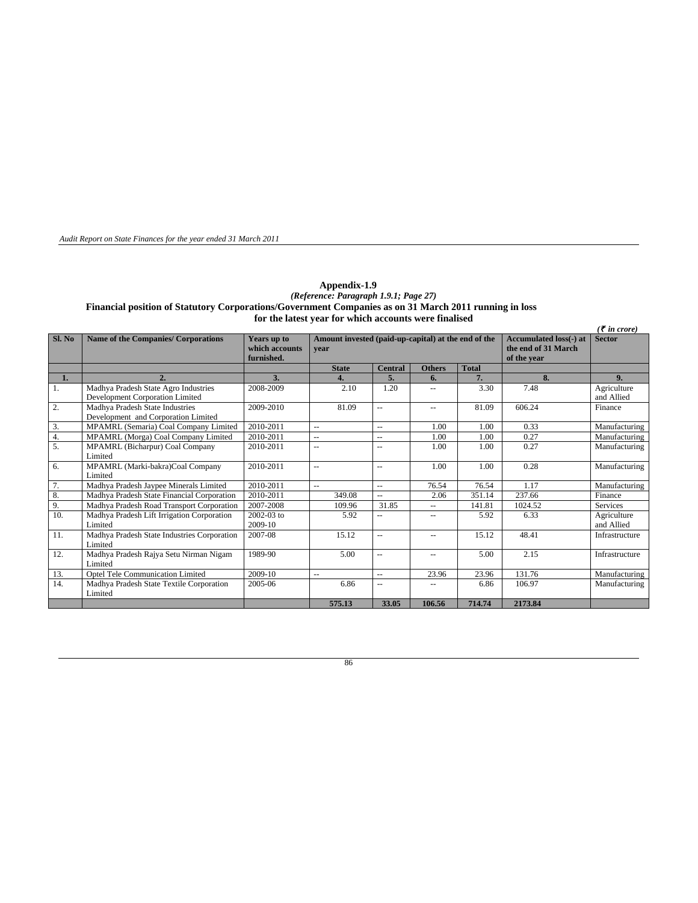## Appendix-1.9

*(Reference: Paragraph 1.9.1; Page 27)*

**Financial position of Statutory Corporations/Government Companies as on 31 March 2011 running in loss for the latest year for which accounts were finalised**

*(₹ in crore)*

| Sl. No | Name of the Companies/ Corporations | Years up to which accounts furnished. | Amount invested (paid-up-capital) at the end of the year | | | | Accumulated loss(-) at the end of 31 March of the year | Sector |
|---|---|---|---|---|---|---|---|---|
| | | | State | Central | Others | Total | | |
| 1. | 2. | 3. | 4. | 5. | 6. | 7. | 8. | 9. |
| 1. | Madhya Pradesh State Agro Industries Development Corporation Limited | 2008-2009 | 2.10 | 1.20 | -- | 3.30 | 7.48 | Agriculture and Allied |
| 2. | Madhya Pradesh State Industries Development and Corporation Limited | 2009-2010 | 81.09 | -- | -- | 81.09 | 606.24 | Finance |
| 3. | MPAMRL (Semaria) Coal Company Limited | 2010-2011 | -- | -- | 1.00 | 1.00 | 0.33 | Manufacturing |
| 4. | MPAMRL (Morga) Coal Company Limited | 2010-2011 | -- | -- | 1.00 | 1.00 | 0.27 | Manufacturing |
| 5. | MPAMRL (Bicharpur) Coal Company Limited | 2010-2011 | -- | -- | 1.00 | 1.00 | 0.27 | Manufacturing |
| 6. | MPAMRL (Marki-bakra)Coal Company Limited | 2010-2011 | -- | -- | 1.00 | 1.00 | 0.28 | Manufacturing |
| 7. | Madhya Pradesh Jaypee Minerals Limited | 2010-2011 | -- | -- | 76.54 | 76.54 | 1.17 | Manufacturing |
| 8. | Madhya Pradesh State Financial Corporation | 2010-2011 | 349.08 | -- | 2.06 | 351.14 | 237.66 | Finance |
| 9. | Madhya Pradesh Road Transport Corporation | 2007-2008 | 109.96 | 31.85 | -- | 141.81 | 1024.52 | Services |
| 10. | Madhya Pradesh Lift Irrigation Corporation Limited | 2002-03 to 2009-10 | 5.92 | -- | -- | 5.92 | 6.33 | Agriculture and Allied |
| 11. | Madhya Pradesh State Industries Corporation Limited | 2007-08 | 15.12 | -- | -- | 15.12 | 48.41 | Infrastructure |
| 12. | Madhya Pradesh Rajya Setu Nirman Nigam Limited | 1989-90 | 5.00 | -- | -- | 5.00 | 2.15 | Infrastructure |
| 13. | Optel Tele Communication Limited | 2009-10 | -- | -- | 23.96 | 23.96 | 131.76 | Manufacturing |
| 14. | Madhya Pradesh State Textile Corporation Limited | 2005-06 | 6.86 | -- | -- | 6.86 | 106.97 | Manufacturing |
| | | | **575.13** | **33.05** | **106.56** | **714.74** | **2173.84** | |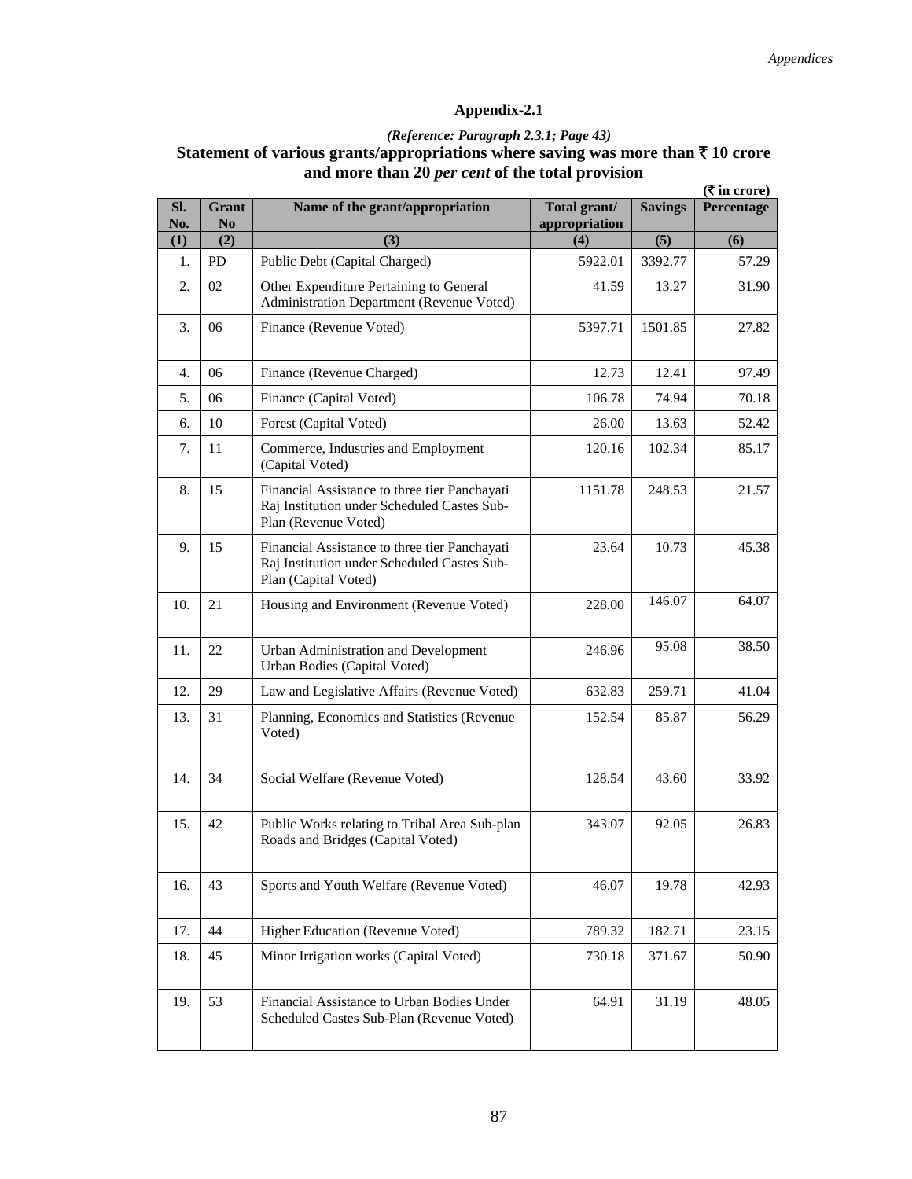## Appendix-2.1

***(Reference: Paragraph 2.3.1; Page 43)***

**Statement of various grants/appropriations where saving was more than ₹ 10 crore and more than 20 *per cent* of the total provision**

**(₹ in crore)**

| Sl. No. | Grant No | Name of the grant/appropriation | Total grant/ appropriation | Savings | Percentage |
|---|---|---|---|---|---|
| (1) | (2) | (3) | (4) | (5) | (6) |
| 1. | PD | Public Debt (Capital Charged) | 5922.01 | 3392.77 | 57.29 |
| 2. | 02 | Other Expenditure Pertaining to General Administration Department (Revenue Voted) | 41.59 | 13.27 | 31.90 |
| 3. | 06 | Finance (Revenue Voted) | 5397.71 | 1501.85 | 27.82 |
| 4. | 06 | Finance (Revenue Charged) | 12.73 | 12.41 | 97.49 |
| 5. | 06 | Finance (Capital Voted) | 106.78 | 74.94 | 70.18 |
| 6. | 10 | Forest (Capital Voted) | 26.00 | 13.63 | 52.42 |
| 7. | 11 | Commerce, Industries and Employment (Capital Voted) | 120.16 | 102.34 | 85.17 |
| 8. | 15 | Financial Assistance to three tier Panchayati Raj Institution under Scheduled Castes Sub-Plan (Revenue Voted) | 1151.78 | 248.53 | 21.57 |
| 9. | 15 | Financial Assistance to three tier Panchayati Raj Institution under Scheduled Castes Sub-Plan (Capital Voted) | 23.64 | 10.73 | 45.38 |
| 10. | 21 | Housing and Environment (Revenue Voted) | 228.00 | 146.07 | 64.07 |
| 11. | 22 | Urban Administration and Development Urban Bodies (Capital Voted) | 246.96 | 95.08 | 38.50 |
| 12. | 29 | Law and Legislative Affairs (Revenue Voted) | 632.83 | 259.71 | 41.04 |
| 13. | 31 | Planning, Economics and Statistics (Revenue Voted) | 152.54 | 85.87 | 56.29 |
| 14. | 34 | Social Welfare (Revenue Voted) | 128.54 | 43.60 | 33.92 |
| 15. | 42 | Public Works relating to Tribal Area Sub-plan Roads and Bridges (Capital Voted) | 343.07 | 92.05 | 26.83 |
| 16. | 43 | Sports and Youth Welfare (Revenue Voted) | 46.07 | 19.78 | 42.93 |
| 17. | 44 | Higher Education (Revenue Voted) | 789.32 | 182.71 | 23.15 |
| 18. | 45 | Minor Irrigation works (Capital Voted) | 730.18 | 371.67 | 50.90 |
| 19. | 53 | Financial Assistance to Urban Bodies Under Scheduled Castes Sub-Plan (Revenue Voted) | 64.91 | 31.19 | 48.05 |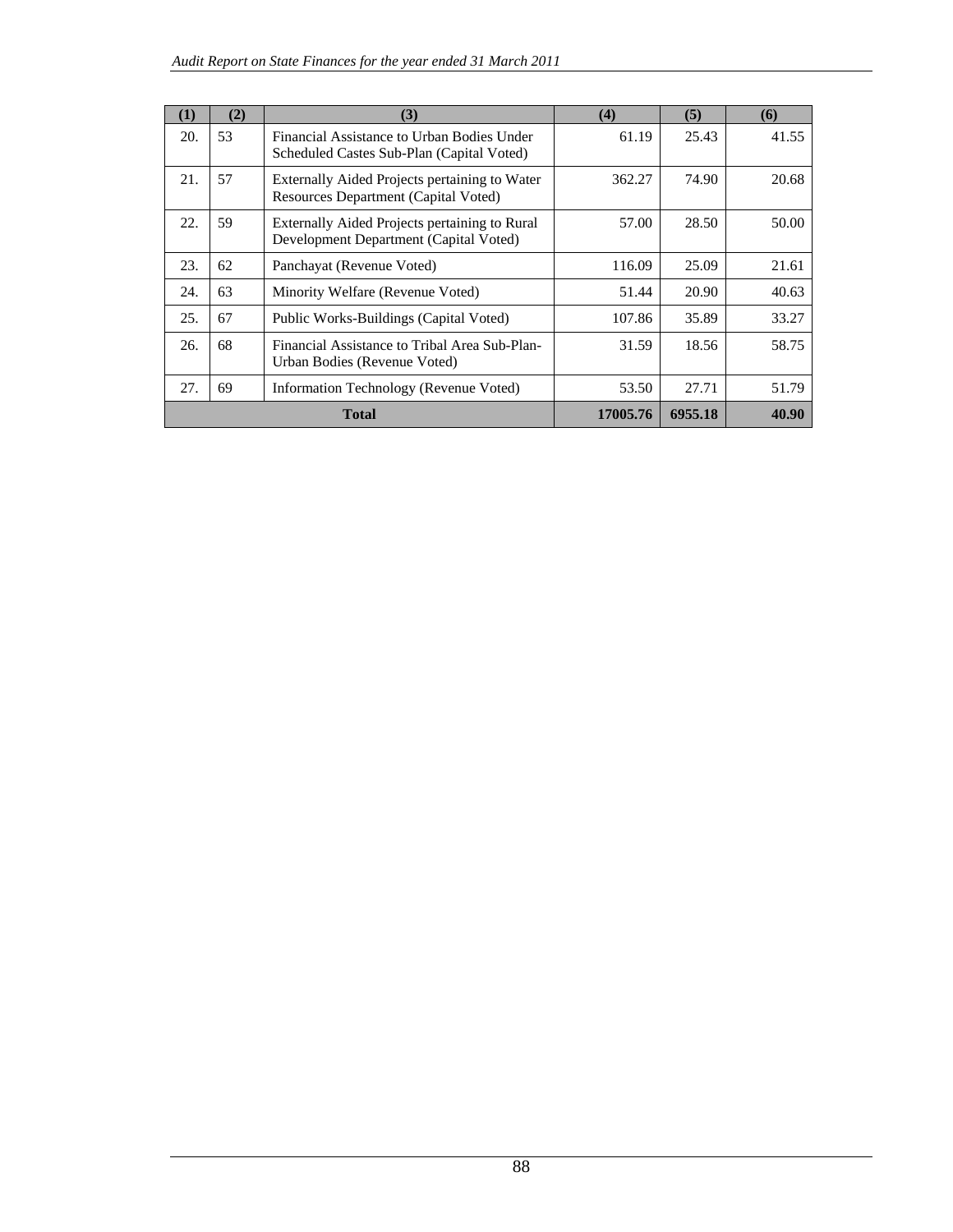| (1) | (2) | (3) | (4) | (5) | (6) |
|---|---|---|---|---|---|
| 20. | 53 | Financial Assistance to Urban Bodies Under Scheduled Castes Sub-Plan (Capital Voted) | 61.19 | 25.43 | 41.55 |
| 21. | 57 | Externally Aided Projects pertaining to Water Resources Department (Capital Voted) | 362.27 | 74.90 | 20.68 |
| 22. | 59 | Externally Aided Projects pertaining to Rural Development Department (Capital Voted) | 57.00 | 28.50 | 50.00 |
| 23. | 62 | Panchayat (Revenue Voted) | 116.09 | 25.09 | 21.61 |
| 24. | 63 | Minority Welfare (Revenue Voted) | 51.44 | 20.90 | 40.63 |
| 25. | 67 | Public Works-Buildings (Capital Voted) | 107.86 | 35.89 | 33.27 |
| 26. | 68 | Financial Assistance to Tribal Area Sub-Plan-Urban Bodies (Revenue Voted) | 31.59 | 18.56 | 58.75 |
| 27. | 69 | Information Technology (Revenue Voted) | 53.50 | 27.71 | 51.79 |
| **Total** | | | **17005.76** | **6955.18** | **40.90** |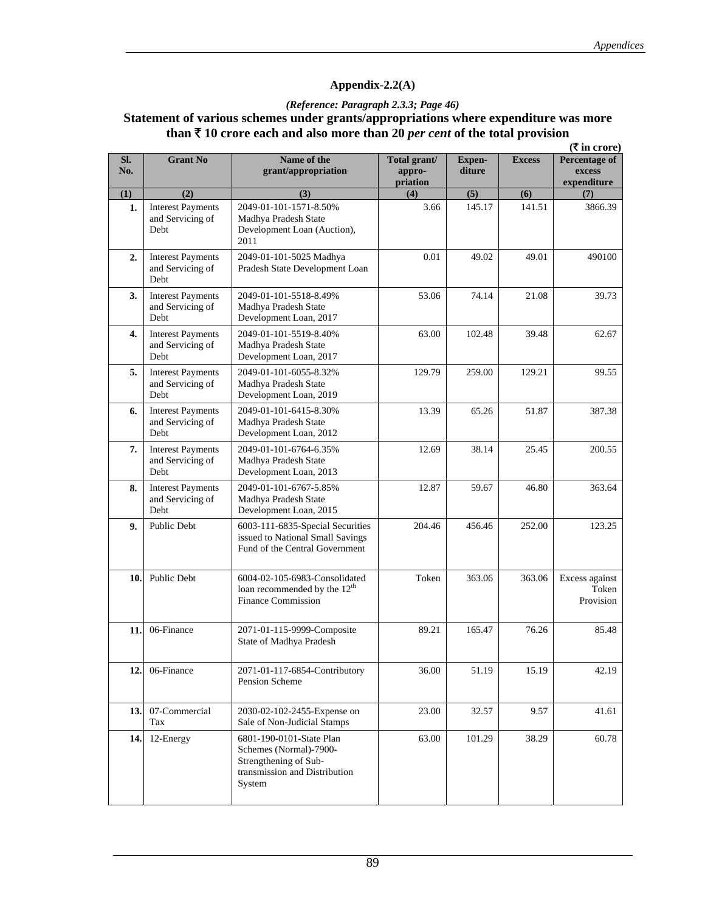## Appendix-2.2(A)

*(Reference: Paragraph 2.3.3; Page 46)*

### Statement of various schemes under grants/appropriations where expenditure was more than ₹ 10 crore each and also more than 20 *per cent* of the total provision

(₹ in crore)

| Sl. No. | Grant No | Name of the grant/appropriation | Total grant/ appro-priation | Expen-diture | Excess | Percentage of excess expenditure |
|---|---|---|---|---|---|---|
| (1) | (2) | (3) | (4) | (5) | (6) | (7) |
| 1. | Interest Payments and Servicing of Debt | 2049-01-101-1571-8.50% Madhya Pradesh State Development Loan (Auction), 2011 | 3.66 | 145.17 | 141.51 | 3866.39 |
| 2. | Interest Payments and Servicing of Debt | 2049-01-101-5025 Madhya Pradesh State Development Loan | 0.01 | 49.02 | 49.01 | 490100 |
| 3. | Interest Payments and Servicing of Debt | 2049-01-101-5518-8.49% Madhya Pradesh State Development Loan, 2017 | 53.06 | 74.14 | 21.08 | 39.73 |
| 4. | Interest Payments and Servicing of Debt | 2049-01-101-5519-8.40% Madhya Pradesh State Development Loan, 2017 | 63.00 | 102.48 | 39.48 | 62.67 |
| 5. | Interest Payments and Servicing of Debt | 2049-01-101-6055-8.32% Madhya Pradesh State Development Loan, 2019 | 129.79 | 259.00 | 129.21 | 99.55 |
| 6. | Interest Payments and Servicing of Debt | 2049-01-101-6415-8.30% Madhya Pradesh State Development Loan, 2012 | 13.39 | 65.26 | 51.87 | 387.38 |
| 7. | Interest Payments and Servicing of Debt | 2049-01-101-6764-6.35% Madhya Pradesh State Development Loan, 2013 | 12.69 | 38.14 | 25.45 | 200.55 |
| 8. | Interest Payments and Servicing of Debt | 2049-01-101-6767-5.85% Madhya Pradesh State Development Loan, 2015 | 12.87 | 59.67 | 46.80 | 363.64 |
| 9. | Public Debt | 6003-111-6835-Special Securities issued to National Small Savings Fund of the Central Government | 204.46 | 456.46 | 252.00 | 123.25 |
| 10. | Public Debt | 6004-02-105-6983-Consolidated loan recommended by the 12th Finance Commission | Token | 363.06 | 363.06 | Excess against Token Provision |
| 11. | 06-Finance | 2071-01-115-9999-Composite State of Madhya Pradesh | 89.21 | 165.47 | 76.26 | 85.48 |
| 12. | 06-Finance | 2071-01-117-6854-Contributory Pension Scheme | 36.00 | 51.19 | 15.19 | 42.19 |
| 13. | 07-Commercial Tax | 2030-02-102-2455-Expense on Sale of Non-Judicial Stamps | 23.00 | 32.57 | 9.57 | 41.61 |
| 14. | 12-Energy | 6801-190-0101-State Plan Schemes (Normal)-7900-Strengthening of Sub-transmission and Distribution System | 63.00 | 101.29 | 38.29 | 60.78 |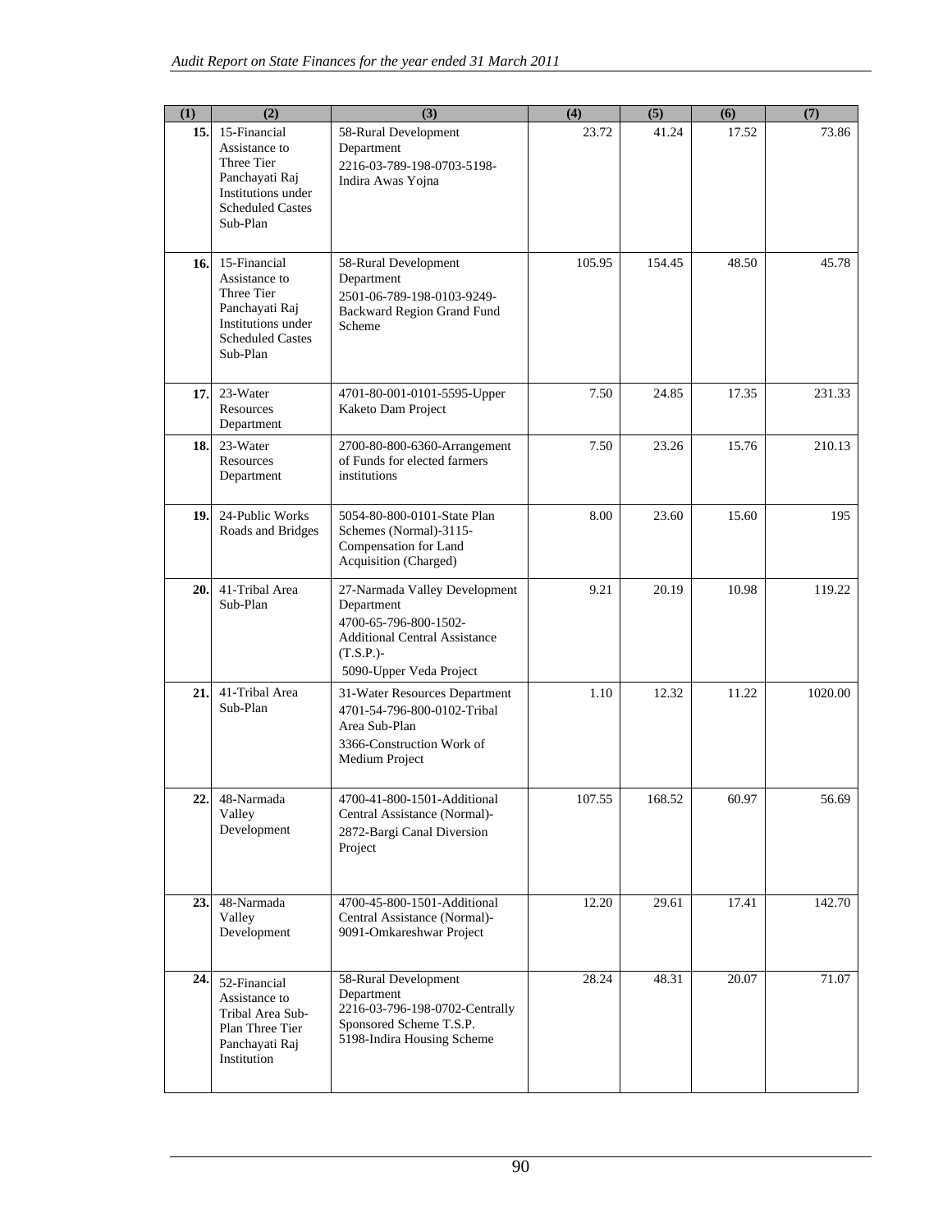| (1) | (2) | (3) | (4) | (5) | (6) | (7) |
|---|---|---|---|---|---|---|
| 15. | 15-Financial Assistance to Three Tier Panchayati Raj Institutions under Scheduled Castes Sub-Plan | 58-Rural Development Department 2216-03-789-198-0703-5198-Indira Awas Yojna | 23.72 | 41.24 | 17.52 | 73.86 |
| 16. | 15-Financial Assistance to Three Tier Panchayati Raj Institutions under Scheduled Castes Sub-Plan | 58-Rural Development Department 2501-06-789-198-0103-9249-Backward Region Grand Fund Scheme | 105.95 | 154.45 | 48.50 | 45.78 |
| 17. | 23-Water Resources Department | 4701-80-001-0101-5595-Upper Kaketo Dam Project | 7.50 | 24.85 | 17.35 | 231.33 |
| 18. | 23-Water Resources Department | 2700-80-800-6360-Arrangement of Funds for elected farmers institutions | 7.50 | 23.26 | 15.76 | 210.13 |
| 19. | 24-Public Works Roads and Bridges | 5054-80-800-0101-State Plan Schemes (Normal)-3115-Compensation for Land Acquisition (Charged) | 8.00 | 23.60 | 15.60 | 195 |
| 20. | 41-Tribal Area Sub-Plan | 27-Narmada Valley Development Department 4700-65-796-800-1502-Additional Central Assistance (T.S.P.)- 5090-Upper Veda Project | 9.21 | 20.19 | 10.98 | 119.22 |
| 21. | 41-Tribal Area Sub-Plan | 31-Water Resources Department 4701-54-796-800-0102-Tribal Area Sub-Plan 3366-Construction Work of Medium Project | 1.10 | 12.32 | 11.22 | 1020.00 |
| 22. | 48-Narmada Valley Development | 4700-41-800-1501-Additional Central Assistance (Normal)- 2872-Bargi Canal Diversion Project | 107.55 | 168.52 | 60.97 | 56.69 |
| 23. | 48-Narmada Valley Development | 4700-45-800-1501-Additional Central Assistance (Normal)- 9091-Omkareshwar Project | 12.20 | 29.61 | 17.41 | 142.70 |
| 24. | 52-Financial Assistance to Tribal Area Sub-Plan Three Tier Panchayati Raj Institution | 58-Rural Development Department 2216-03-796-198-0702-Centrally Sponsored Scheme T.S.P. 5198-Indira Housing Scheme | 28.24 | 48.31 | 20.07 | 71.07 |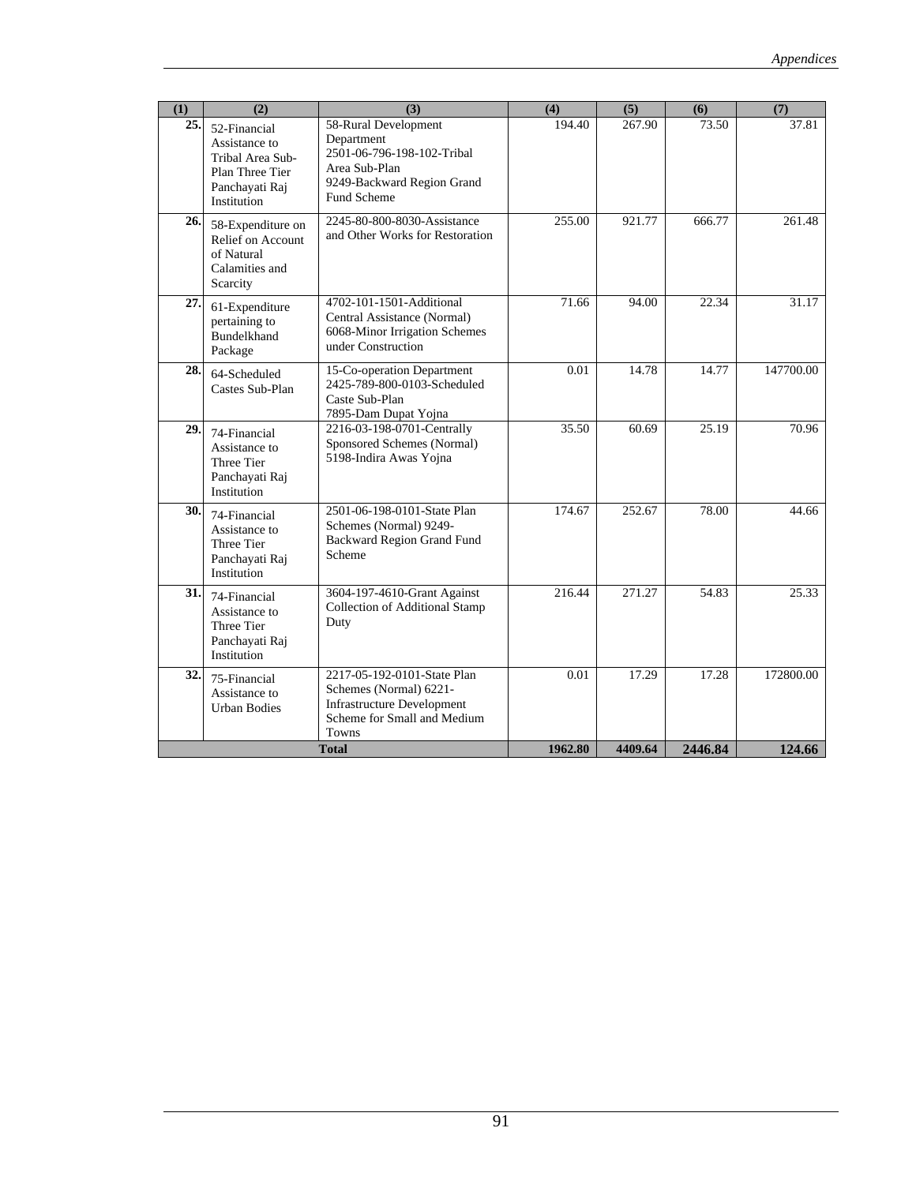| (1) | (2) | (3) | (4) | (5) | (6) | (7) |
|---|---|---|---|---|---|---|
| 25. | 52-Financial Assistance to Tribal Area Sub-Plan Three Tier Panchayati Raj Institution | 58-Rural Development Department 2501-06-796-198-102-Tribal Area Sub-Plan 9249-Backward Region Grand Fund Scheme | 194.40 | 267.90 | 73.50 | 37.81 |
| 26. | 58-Expenditure on Relief on Account of Natural Calamities and Scarcity | 2245-80-800-8030-Assistance and Other Works for Restoration | 255.00 | 921.77 | 666.77 | 261.48 |
| 27. | 61-Expenditure pertaining to Bundelkhand Package | 4702-101-1501-Additional Central Assistance (Normal) 6068-Minor Irrigation Schemes under Construction | 71.66 | 94.00 | 22.34 | 31.17 |
| 28. | 64-Scheduled Castes Sub-Plan | 15-Co-operation Department 2425-789-800-0103-Scheduled Caste Sub-Plan 7895-Dam Dupat Yojna | 0.01 | 14.78 | 14.77 | 147700.00 |
| 29. | 74-Financial Assistance to Three Tier Panchayati Raj Institution | 2216-03-198-0701-Centrally Sponsored Schemes (Normal) 5198-Indira Awas Yojna | 35.50 | 60.69 | 25.19 | 70.96 |
| 30. | 74-Financial Assistance to Three Tier Panchayati Raj Institution | 2501-06-198-0101-State Plan Schemes (Normal) 9249-Backward Region Grand Fund Scheme | 174.67 | 252.67 | 78.00 | 44.66 |
| 31. | 74-Financial Assistance to Three Tier Panchayati Raj Institution | 3604-197-4610-Grant Against Collection of Additional Stamp Duty | 216.44 | 271.27 | 54.83 | 25.33 |
| 32. | 75-Financial Assistance to Urban Bodies | 2217-05-192-0101-State Plan Schemes (Normal) 6221-Infrastructure Development Scheme for Small and Medium Towns | 0.01 | 17.29 | 17.28 | 172800.00 |
| **Total** | | | **1962.80** | **4409.64** | **2446.84** | **124.66** |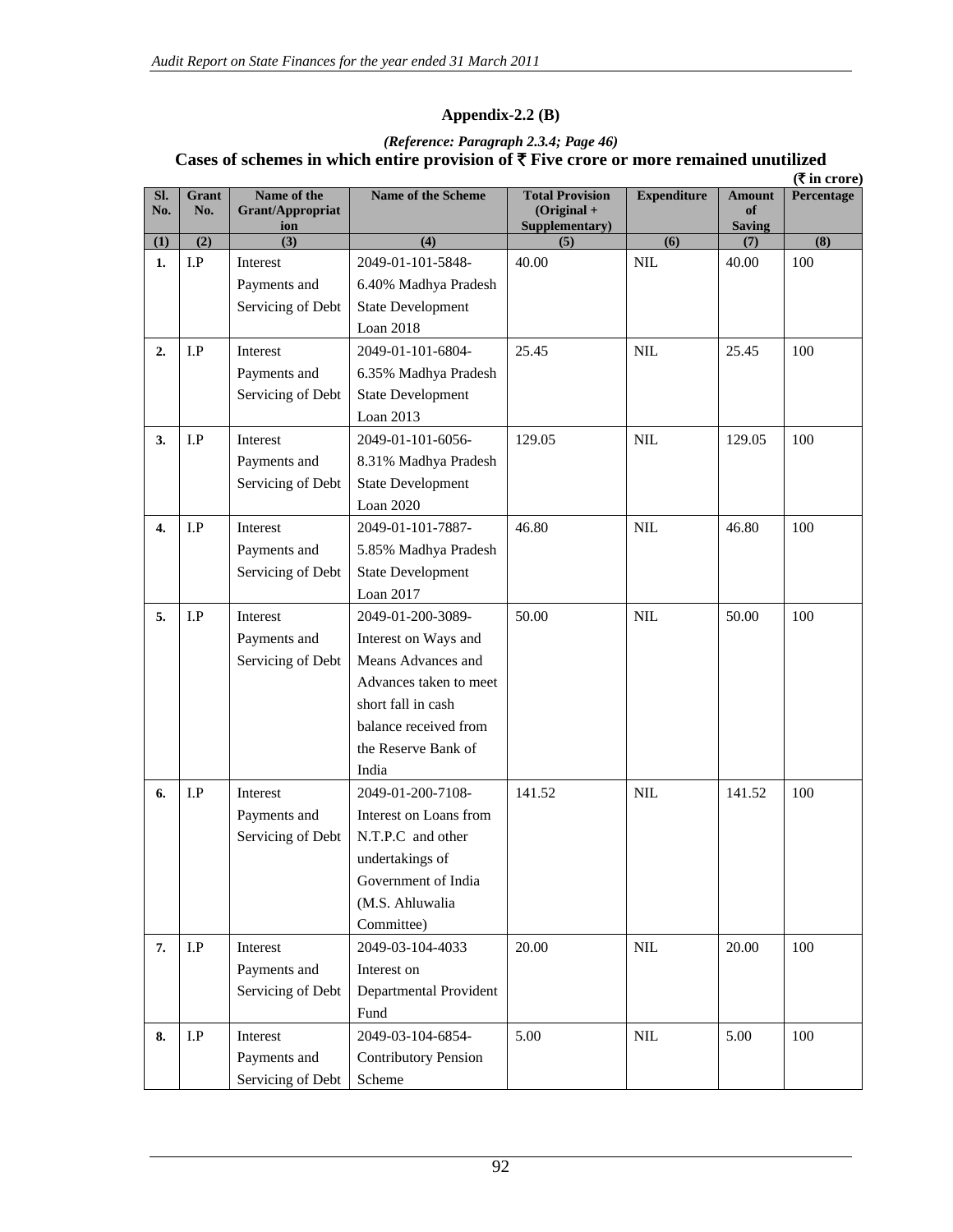## Appendix-2.2 (B)

*(Reference: Paragraph 2.3.4; Page 46)*

**Cases of schemes in which entire provision of ₹ Five crore or more remained unutilized**

(₹ in crore)

| Sl. No. | Grant No. | Name of the Grant/Appropriation | Name of the Scheme | Total Provision (Original + Supplementary) | Expenditure | Amount of Saving | Percentage |
|---|---|---|---|---|---|---|---|
| (1) | (2) | (3) | (4) | (5) | (6) | (7) | (8) |
| 1. | I.P | Interest Payments and Servicing of Debt | 2049-01-101-5848-6.40% Madhya Pradesh State Development Loan 2018 | 40.00 | NIL | 40.00 | 100 |
| 2. | I.P | Interest Payments and Servicing of Debt | 2049-01-101-6804-6.35% Madhya Pradesh State Development Loan 2013 | 25.45 | NIL | 25.45 | 100 |
| 3. | I.P | Interest Payments and Servicing of Debt | 2049-01-101-6056-8.31% Madhya Pradesh State Development Loan 2020 | 129.05 | NIL | 129.05 | 100 |
| 4. | I.P | Interest Payments and Servicing of Debt | 2049-01-101-7887-5.85% Madhya Pradesh State Development Loan 2017 | 46.80 | NIL | 46.80 | 100 |
| 5. | I.P | Interest Payments and Servicing of Debt | 2049-01-200-3089-Interest on Ways and Means Advances and Advances taken to meet short fall in cash balance received from the Reserve Bank of India | 50.00 | NIL | 50.00 | 100 |
| 6. | I.P | Interest Payments and Servicing of Debt | 2049-01-200-7108-Interest on Loans from N.T.P.C and other undertakings of Government of India (M.S. Ahluwalia Committee) | 141.52 | NIL | 141.52 | 100 |
| 7. | I.P | Interest Payments and Servicing of Debt | 2049-03-104-4033 Interest on Departmental Provident Fund | 20.00 | NIL | 20.00 | 100 |
| 8. | I.P | Interest Payments and Servicing of Debt | 2049-03-104-6854-Contributory Pension Scheme | 5.00 | NIL | 5.00 | 100 |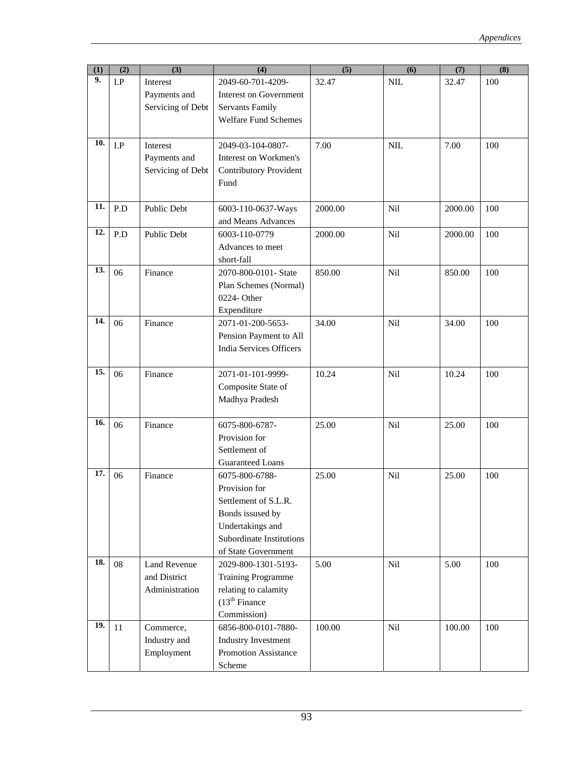| (1) | (2) | (3) | (4) | (5) | (6) | (7) | (8) |
|---|---|---|---|---|---|---|---|
| 9. | I.P | Interest Payments and Servicing of Debt | 2049-60-701-4209-Interest on Government Servants Family Welfare Fund Schemes | 32.47 | NIL | 32.47 | 100 |
| 10. | I.P | Interest Payments and Servicing of Debt | 2049-03-104-0807-Interest on Workmen's Contributory Provident Fund | 7.00 | NIL | 7.00 | 100 |
| 11. | P.D | Public Debt | 6003-110-0637-Ways and Means Advances | 2000.00 | Nil | 2000.00 | 100 |
| 12. | P.D | Public Debt | 6003-110-0779 Advances to meet short-fall | 2000.00 | Nil | 2000.00 | 100 |
| 13. | 06 | Finance | 2070-800-0101- State Plan Schemes (Normal) 0224- Other Expenditure | 850.00 | Nil | 850.00 | 100 |
| 14. | 06 | Finance | 2071-01-200-5653-Pension Payment to All India Services Officers | 34.00 | Nil | 34.00 | 100 |
| 15. | 06 | Finance | 2071-01-101-9999-Composite State of Madhya Pradesh | 10.24 | Nil | 10.24 | 100 |
| 16. | 06 | Finance | 6075-800-6787-Provision for Settlement of Guaranteed Loans | 25.00 | Nil | 25.00 | 100 |
| 17. | 06 | Finance | 6075-800-6788-Provision for Settlement of S.L.R. Bonds issused by Undertakings and Subordinate Institutions of State Government | 25.00 | Nil | 25.00 | 100 |
| 18. | 08 | Land Revenue and District Administration | 2029-800-1301-5193-Training Programme relating to calamity (13th Finance Commission) | 5.00 | Nil | 5.00 | 100 |
| 19. | 11 | Commerce, Industry and Employment | 6856-800-0101-7880-Industry Investment Promotion Assistance Scheme | 100.00 | Nil | 100.00 | 100 |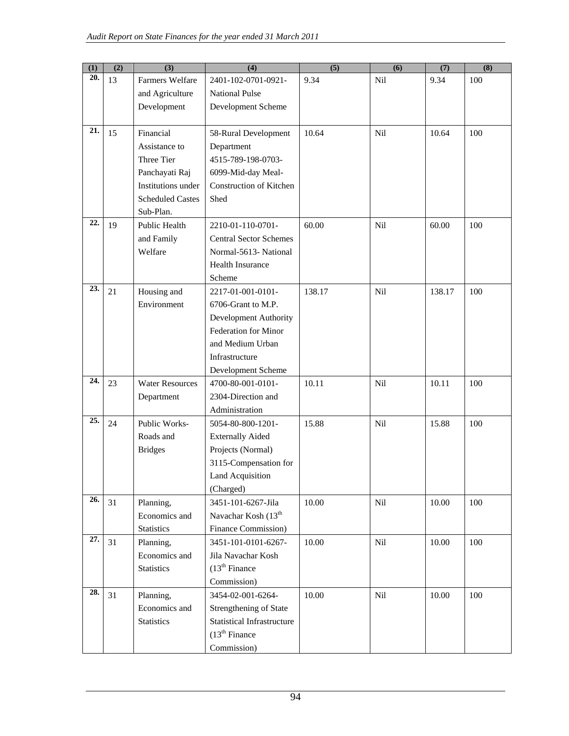| (1) | (2) | (3) | (4) | (5) | (6) | (7) | (8) |
|---|---|---|---|---|---|---|---|
| 20. | 13 | Farmers Welfare and Agriculture Development | 2401-102-0701-0921-National Pulse Development Scheme | 9.34 | Nil | 9.34 | 100 |
| 21. | 15 | Financial Assistance to Three Tier Panchayati Raj Institutions under Scheduled Castes Sub-Plan. | 58-Rural Development Department 4515-789-198-0703-6099-Mid-day Meal-Construction of Kitchen Shed | 10.64 | Nil | 10.64 | 100 |
| 22. | 19 | Public Health and Family Welfare | 2210-01-110-0701-Central Sector Schemes Normal-5613- National Health Insurance Scheme | 60.00 | Nil | 60.00 | 100 |
| 23. | 21 | Housing and Environment | 2217-01-001-0101-6706-Grant to M.P. Development Authority Federation for Minor and Medium Urban Infrastructure Development Scheme | 138.17 | Nil | 138.17 | 100 |
| 24. | 23 | Water Resources Department | 4700-80-001-0101-2304-Direction and Administration | 10.11 | Nil | 10.11 | 100 |
| 25. | 24 | Public Works-Roads and Bridges | 5054-80-800-1201-Externally Aided Projects (Normal) 3115-Compensation for Land Acquisition (Charged) | 15.88 | Nil | 15.88 | 100 |
| 26. | 31 | Planning, Economics and Statistics | 3451-101-6267-Jila Navachar Kosh (13th Finance Commission) | 10.00 | Nil | 10.00 | 100 |
| 27. | 31 | Planning, Economics and Statistics | 3451-101-0101-6267-Jila Navachar Kosh (13th Finance Commission) | 10.00 | Nil | 10.00 | 100 |
| 28. | 31 | Planning, Economics and Statistics | 3454-02-001-6264-Strengthening of State Statistical Infrastructure (13th Finance Commission) | 10.00 | Nil | 10.00 | 100 |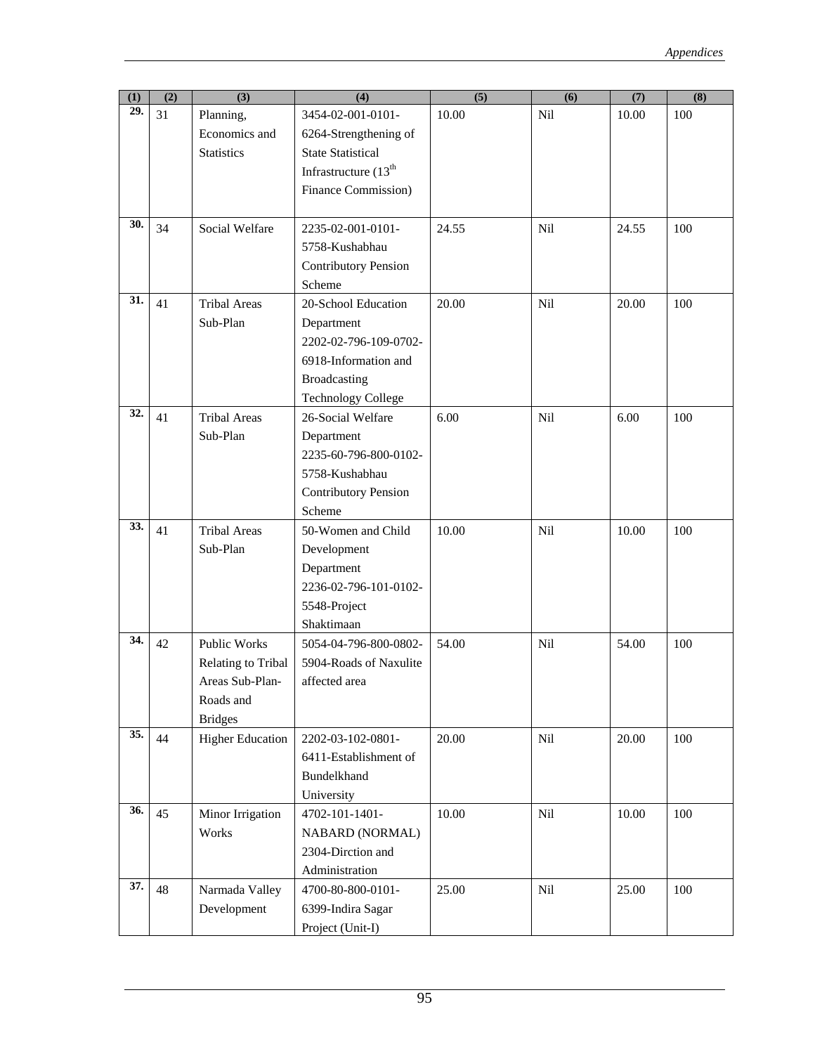| (1) | (2) | (3) | (4) | (5) | (6) | (7) | (8) |
|---|---|---|---|---|---|---|---|
| 29. | 31 | Planning, Economics and Statistics | 3454-02-001-0101-6264-Strengthening of State Statistical Infrastructure (13th Finance Commission) | 10.00 | Nil | 10.00 | 100 |
| 30. | 34 | Social Welfare | 2235-02-001-0101-5758-Kushabhau Contributory Pension Scheme | 24.55 | Nil | 24.55 | 100 |
| 31. | 41 | Tribal Areas Sub-Plan | 20-School Education Department 2202-02-796-109-0702-6918-Information and Broadcasting Technology College | 20.00 | Nil | 20.00 | 100 |
| 32. | 41 | Tribal Areas Sub-Plan | 26-Social Welfare Department 2235-60-796-800-0102-5758-Kushabhau Contributory Pension Scheme | 6.00 | Nil | 6.00 | 100 |
| 33. | 41 | Tribal Areas Sub-Plan | 50-Women and Child Development Department 2236-02-796-101-0102-5548-Project Shaktimaan | 10.00 | Nil | 10.00 | 100 |
| 34. | 42 | Public Works Relating to Tribal Areas Sub-Plan-Roads and Bridges | 5054-04-796-800-0802-5904-Roads of Naxulite affected area | 54.00 | Nil | 54.00 | 100 |
| 35. | 44 | Higher Education | 2202-03-102-0801-6411-Establishment of Bundelkhand University | 20.00 | Nil | 20.00 | 100 |
| 36. | 45 | Minor Irrigation Works | 4702-101-1401-NABARD (NORMAL) 2304-Dirction and Administration | 10.00 | Nil | 10.00 | 100 |
| 37. | 48 | Narmada Valley Development | 4700-80-800-0101-6399-Indira Sagar Project (Unit-I) | 25.00 | Nil | 25.00 | 100 |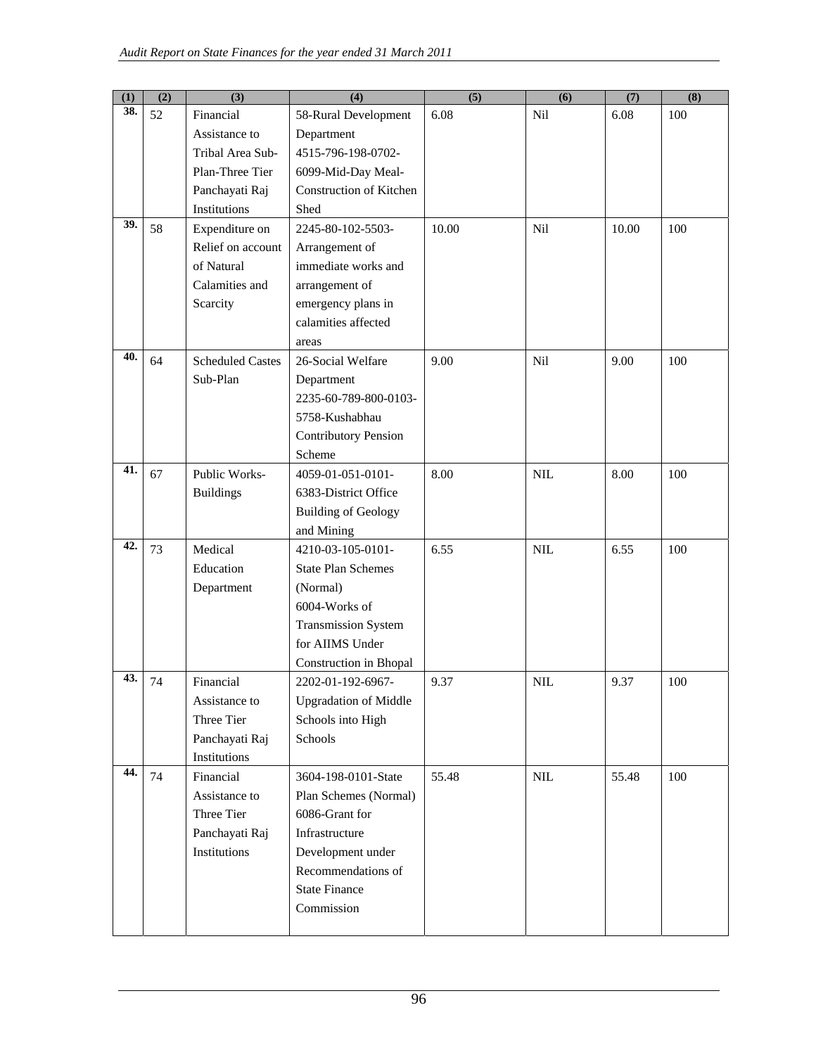| (1) | (2) | (3) | (4) | (5) | (6) | (7) | (8) |
|---|---|---|---|---|---|---|---|
| 38. | 52 | Financial Assistance to Tribal Area Sub-Plan-Three Tier Panchayati Raj Institutions | 58-Rural Development Department 4515-796-198-0702-6099-Mid-Day Meal-Construction of Kitchen Shed | 6.08 | Nil | 6.08 | 100 |
| 39. | 58 | Expenditure on Relief on account of Natural Calamities and Scarcity | 2245-80-102-5503-Arrangement of immediate works and arrangement of emergency plans in calamities affected areas | 10.00 | Nil | 10.00 | 100 |
| 40. | 64 | Scheduled Castes Sub-Plan | 26-Social Welfare Department 2235-60-789-800-0103-5758-Kushabhau Contributory Pension Scheme | 9.00 | Nil | 9.00 | 100 |
| 41. | 67 | Public Works-Buildings | 4059-01-051-0101-6383-District Office Building of Geology and Mining | 8.00 | NIL | 8.00 | 100 |
| 42. | 73 | Medical Education Department | 4210-03-105-0101-State Plan Schemes (Normal) 6004-Works of Transmission System for AIIMS Under Construction in Bhopal | 6.55 | NIL | 6.55 | 100 |
| 43. | 74 | Financial Assistance to Three Tier Panchayati Raj Institutions | 2202-01-192-6967-Upgradation of Middle Schools into High Schools | 9.37 | NIL | 9.37 | 100 |
| 44. | 74 | Financial Assistance to Three Tier Panchayati Raj Institutions | 3604-198-0101-State Plan Schemes (Normal) 6086-Grant for Infrastructure Development under Recommendations of State Finance Commission | 55.48 | NIL | 55.48 | 100 |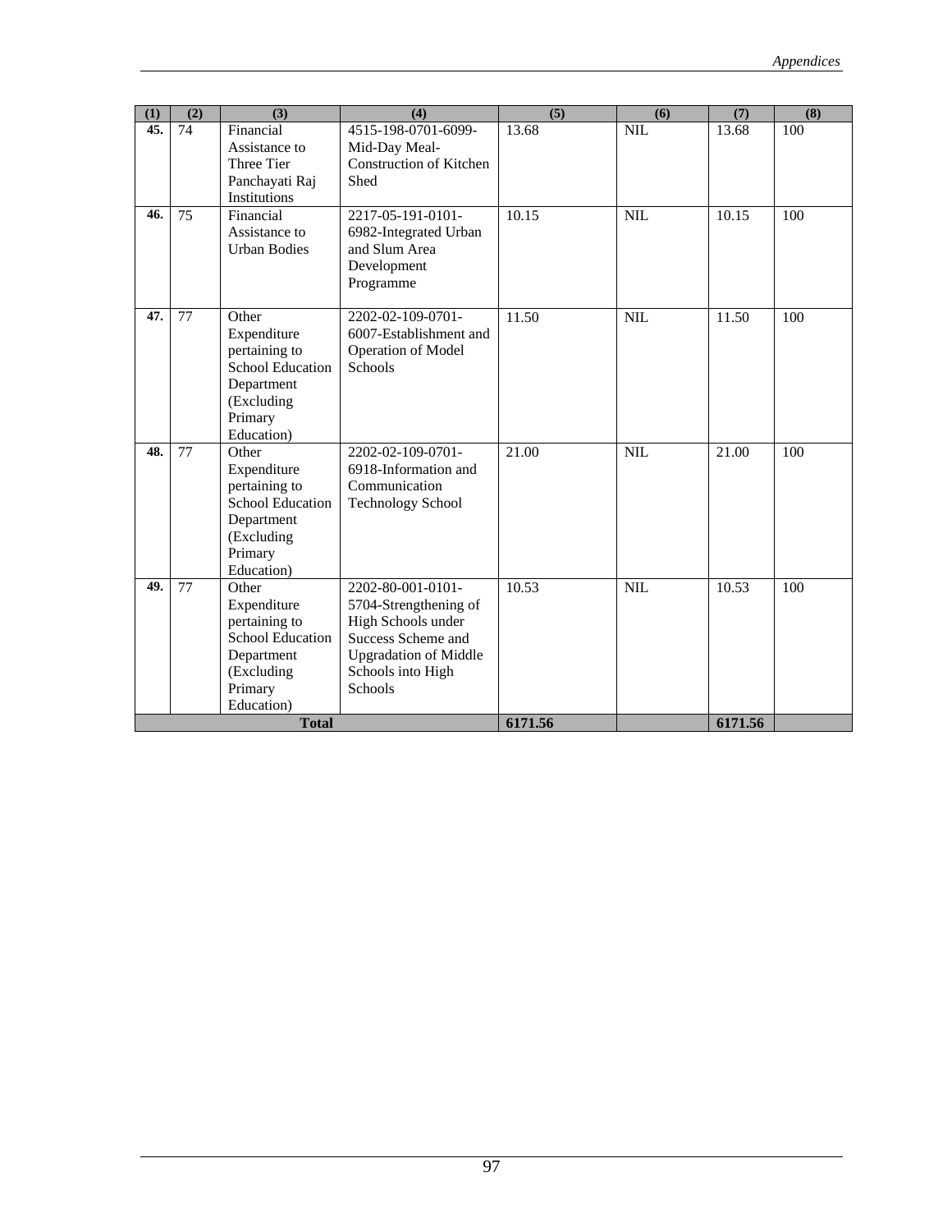| (1) | (2) | (3) | (4) | (5) | (6) | (7) | (8) |
|---|---|---|---|---|---|---|---|
| 45. | 74 | Financial Assistance to Three Tier Panchayati Raj Institutions | 4515-198-0701-6099-Mid-Day Meal-Construction of Kitchen Shed | 13.68 | NIL | 13.68 | 100 |
| 46. | 75 | Financial Assistance to Urban Bodies | 2217-05-191-0101-6982-Integrated Urban and Slum Area Development Programme | 10.15 | NIL | 10.15 | 100 |
| 47. | 77 | Other Expenditure pertaining to School Education Department (Excluding Primary Education) | 2202-02-109-0701-6007-Establishment and Operation of Model Schools | 11.50 | NIL | 11.50 | 100 |
| 48. | 77 | Other Expenditure pertaining to School Education Department (Excluding Primary Education) | 2202-02-109-0701-6918-Information and Communication Technology School | 21.00 | NIL | 21.00 | 100 |
| 49. | 77 | Other Expenditure pertaining to School Education Department (Excluding Primary Education) | 2202-80-001-0101-5704-Strengthening of High Schools under Success Scheme and Upgradation of Middle Schools into High Schools | 10.53 | NIL | 10.53 | 100 |
| **Total** | | | | **6171.56** | | **6171.56** | |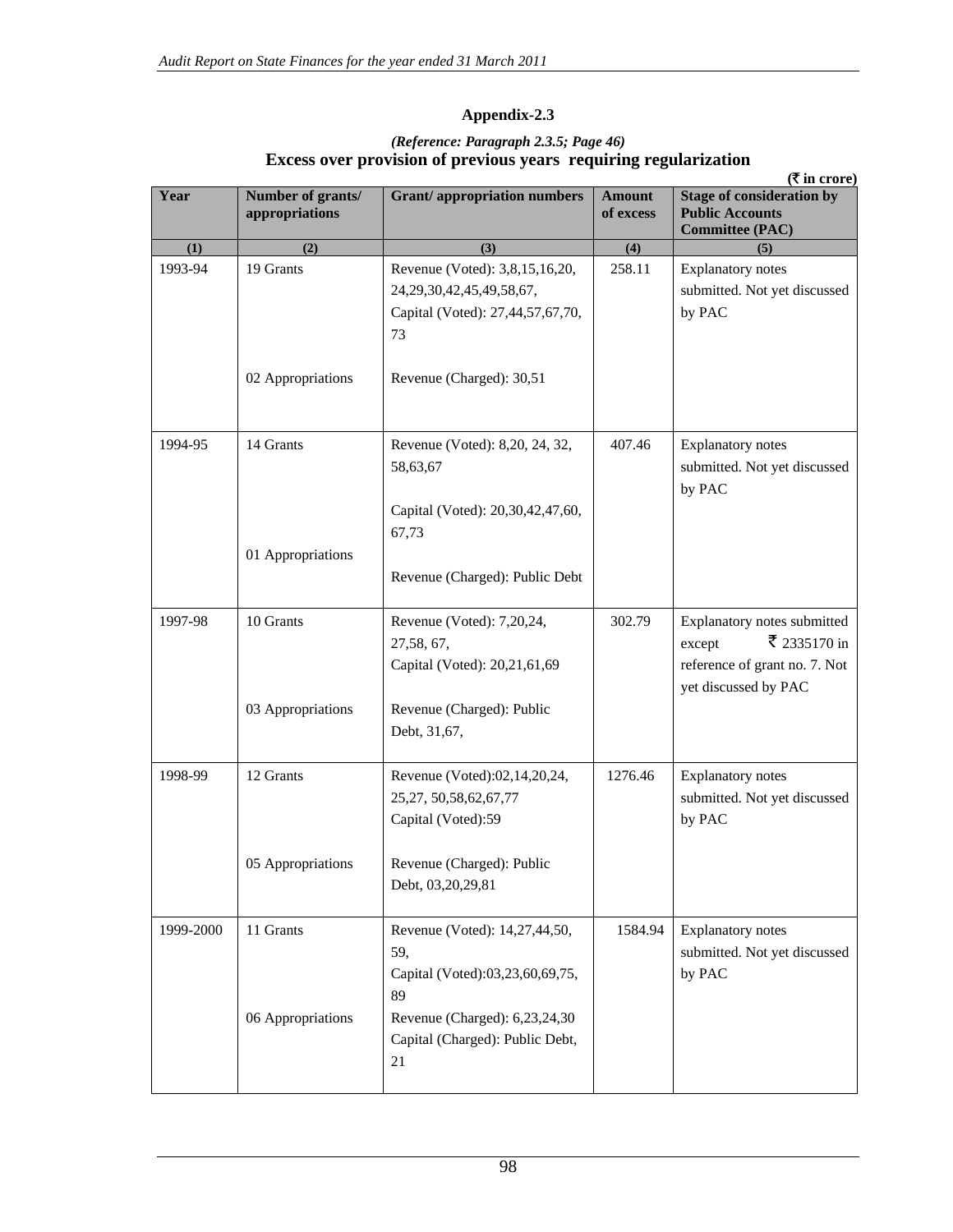## Appendix-2.3

*(Reference: Paragraph 2.3.5; Page 46)*

**Excess over provision of previous years requiring regularization**

**(₹ in crore)**

| Year | Number of grants/ appropriations | Grant/ appropriation numbers | Amount of excess | Stage of consideration by Public Accounts Committee (PAC) |
|---|---|---|---|---|
| (1) | (2) | (3) | (4) | (5) |
| 1993-94 | 19 Grants | Revenue (Voted): 3,8,15,16,20, 24,29,30,42,45,49,58,67, Capital (Voted): 27,44,57,67,70, 73 | 258.11 | Explanatory notes submitted. Not yet discussed by PAC |
| | 02 Appropriations | Revenue (Charged): 30,51 | | |
| 1994-95 | 14 Grants | Revenue (Voted): 8,20, 24, 32, 58,63,67 Capital (Voted): 20,30,42,47,60, 67,73 | 407.46 | Explanatory notes submitted. Not yet discussed by PAC |
| | 01 Appropriations | Revenue (Charged): Public Debt | | |
| 1997-98 | 10 Grants | Revenue (Voted): 7,20,24, 27,58, 67, Capital (Voted): 20,21,61,69 | 302.79 | Explanatory notes submitted except ₹ 2335170 in reference of grant no. 7. Not yet discussed by PAC |
| | 03 Appropriations | Revenue (Charged): Public Debt, 31,67, | | |
| 1998-99 | 12 Grants | Revenue (Voted):02,14,20,24, 25,27, 50,58,62,67,77 Capital (Voted):59 | 1276.46 | Explanatory notes submitted. Not yet discussed by PAC |
| | 05 Appropriations | Revenue (Charged): Public Debt, 03,20,29,81 | | |
| 1999-2000 | 11 Grants | Revenue (Voted): 14,27,44,50, 59, Capital (Voted):03,23,60,69,75, 89 | 1584.94 | Explanatory notes submitted. Not yet discussed by PAC |
| | 06 Appropriations | Revenue (Charged): 6,23,24,30 Capital (Charged): Public Debt, 21 | | |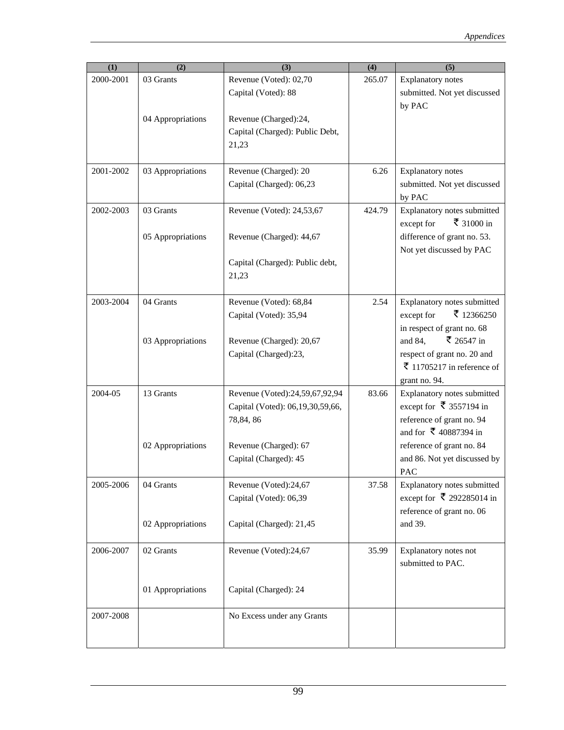| (1) | (2) | (3) | (4) | (5) |
|---|---|---|---|---|
| 2000-2001 | 03 Grants<br><br>04 Appropriations | Revenue (Voted): 02,70<br>Capital (Voted): 88<br><br>Revenue (Charged):24,<br>Capital (Charged): Public Debt, 21,23 | 265.07 | Explanatory notes submitted. Not yet discussed by PAC |
| 2001-2002 | 03 Appropriations | Revenue (Charged): 20<br>Capital (Charged): 06,23 | 6.26 | Explanatory notes submitted. Not yet discussed by PAC |
| 2002-2003 | 03 Grants<br><br>05 Appropriations | Revenue (Voted): 24,53,67<br><br>Revenue (Charged): 44,67<br><br>Capital (Charged): Public debt, 21,23 | 424.79 | Explanatory notes submitted except for ₹ 31000 in difference of grant no. 53. Not yet discussed by PAC |
| 2003-2004 | 04 Grants<br><br>03 Appropriations | Revenue (Voted): 68,84<br>Capital (Voted): 35,94<br><br>Revenue (Charged): 20,67<br>Capital (Charged):23, | 2.54 | Explanatory notes submitted except for ₹ 12366250 in respect of grant no. 68 and 84, ₹ 26547 in respect of grant no. 20 and ₹ 11705217 in reference of grant no. 94. |
| 2004-05 | 13 Grants<br><br>02 Appropriations | Revenue (Voted):24,59,67,92,94<br>Capital (Voted): 06,19,30,59,66, 78,84, 86<br><br>Revenue (Charged): 67<br>Capital (Charged): 45 | 83.66 | Explanatory notes submitted except for ₹ 3557194 in reference of grant no. 94 and for ₹ 40887394 in reference of grant no. 84 and 86. Not yet discussed by PAC |
| 2005-2006 | 04 Grants<br><br>02 Appropriations | Revenue (Voted):24,67<br>Capital (Voted): 06,39<br><br>Capital (Charged): 21,45 | 37.58 | Explanatory notes submitted except for ₹ 292285014 in reference of grant no. 06 and 39. |
| 2006-2007 | 02 Grants<br><br>01 Appropriations | Revenue (Voted):24,67<br><br>Capital (Charged): 24 | 35.99 | Explanatory notes not submitted to PAC. |
| 2007-2008 | | No Excess under any Grants | | |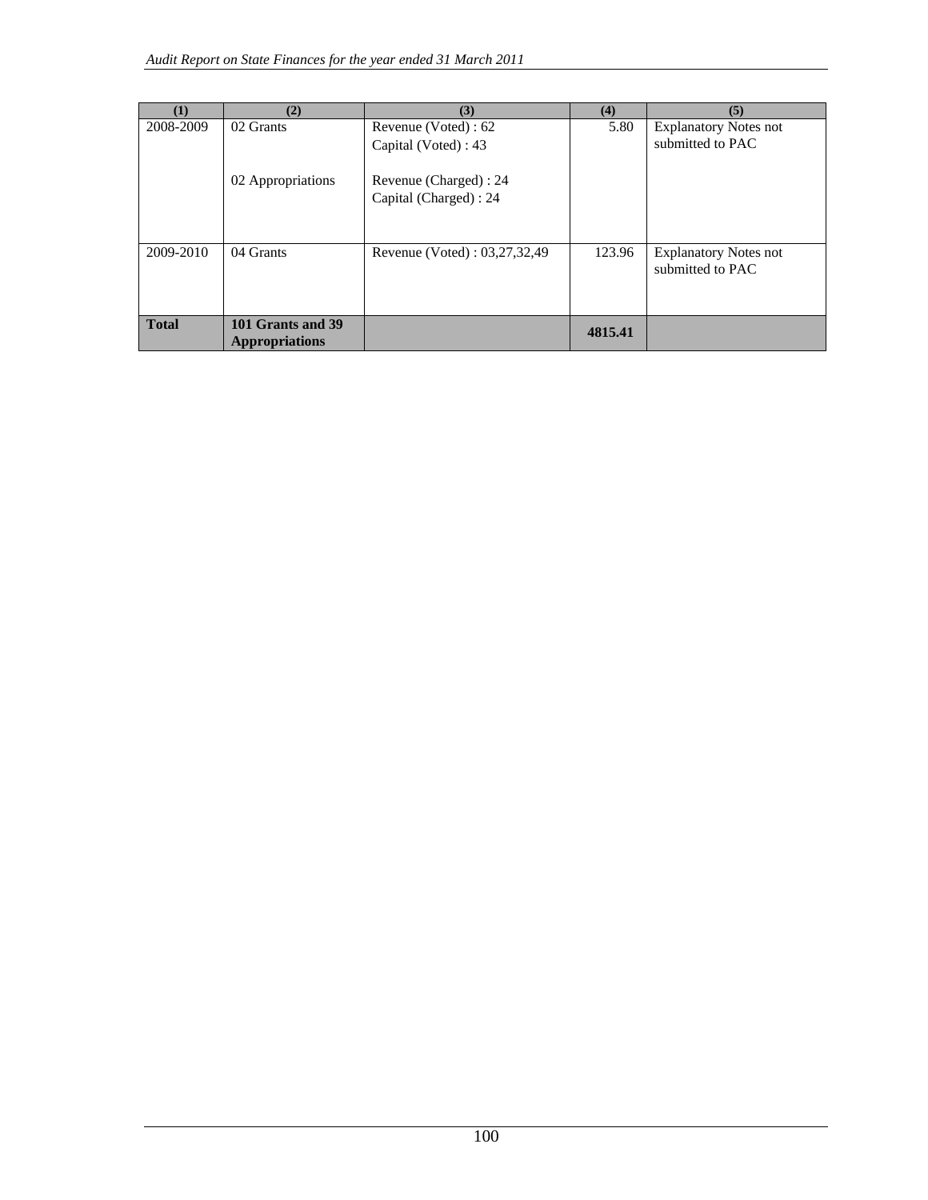| (1) | (2) | (3) | (4) | (5) |
|---|---|---|---|---|
| 2008-2009 | 02 Grants<br><br>02 Appropriations | Revenue (Voted) : 62<br>Capital (Voted) : 43<br><br>Revenue (Charged) : 24<br>Capital (Charged) : 24 | 5.80 | Explanatory Notes not submitted to PAC |
| 2009-2010 | 04 Grants | Revenue (Voted) : 03,27,32,49 | 123.96 | Explanatory Notes not submitted to PAC |
| **Total** | **101 Grants and 39 Appropriations** | | **4815.41** | |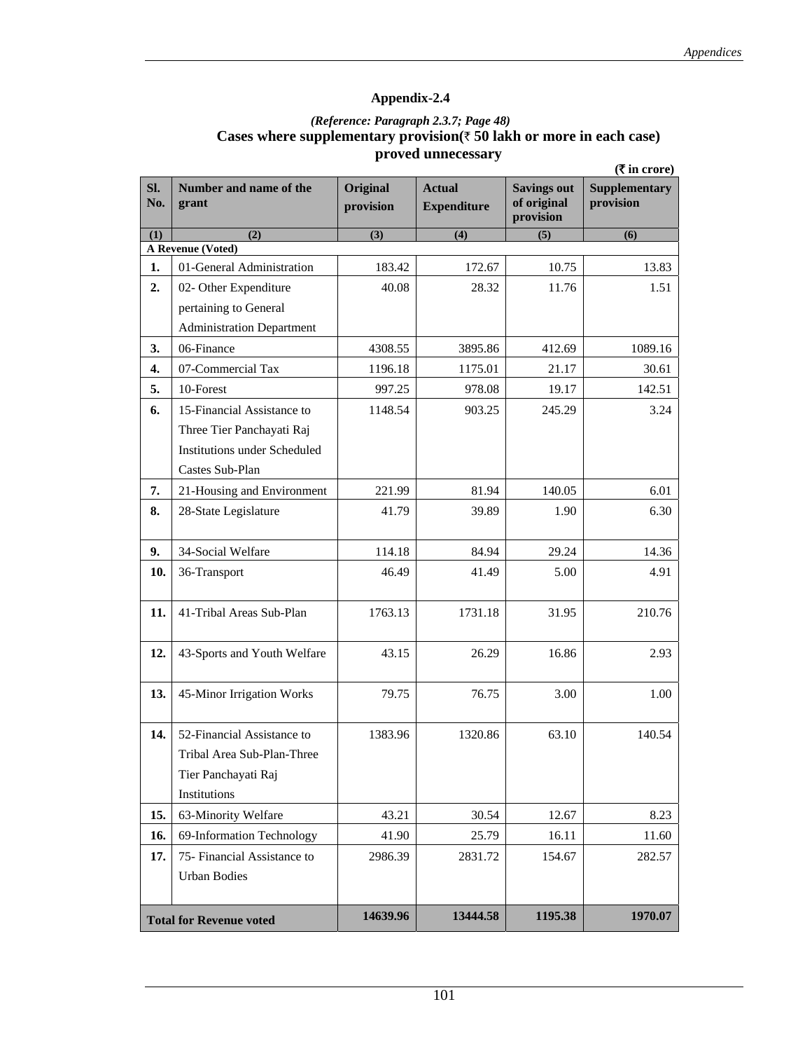## Appendix-2.4

*(Reference: Paragraph 2.3.7; Page 48)*

**Cases where supplementary provision(₹ 50 lakh or more in each case) proved unnecessary**

**(₹ in crore)**

| Sl. No. | Number and name of the grant | Original provision | Actual Expenditure | Savings out of original provision | Supplementary provision |
|---|---|---|---|---|---|
| (1) | (2) | (3) | (4) | (5) | (6) |
| **A Revenue (Voted)** | | | | | |
| **1.** | 01-General Administration | 183.42 | 172.67 | 10.75 | 13.83 |
| **2.** | 02- Other Expenditure pertaining to General Administration Department | 40.08 | 28.32 | 11.76 | 1.51 |
| **3.** | 06-Finance | 4308.55 | 3895.86 | 412.69 | 1089.16 |
| **4.** | 07-Commercial Tax | 1196.18 | 1175.01 | 21.17 | 30.61 |
| **5.** | 10-Forest | 997.25 | 978.08 | 19.17 | 142.51 |
| **6.** | 15-Financial Assistance to Three Tier Panchayati Raj Institutions under Scheduled Castes Sub-Plan | 1148.54 | 903.25 | 245.29 | 3.24 |
| **7.** | 21-Housing and Environment | 221.99 | 81.94 | 140.05 | 6.01 |
| **8.** | 28-State Legislature | 41.79 | 39.89 | 1.90 | 6.30 |
| **9.** | 34-Social Welfare | 114.18 | 84.94 | 29.24 | 14.36 |
| **10.** | 36-Transport | 46.49 | 41.49 | 5.00 | 4.91 |
| **11.** | 41-Tribal Areas Sub-Plan | 1763.13 | 1731.18 | 31.95 | 210.76 |
| **12.** | 43-Sports and Youth Welfare | 43.15 | 26.29 | 16.86 | 2.93 |
| **13.** | 45-Minor Irrigation Works | 79.75 | 76.75 | 3.00 | 1.00 |
| **14.** | 52-Financial Assistance to Tribal Area Sub-Plan-Three Tier Panchayati Raj Institutions | 1383.96 | 1320.86 | 63.10 | 140.54 |
| **15.** | 63-Minority Welfare | 43.21 | 30.54 | 12.67 | 8.23 |
| **16.** | 69-Information Technology | 41.90 | 25.79 | 16.11 | 11.60 |
| **17.** | 75- Financial Assistance to Urban Bodies | 2986.39 | 2831.72 | 154.67 | 282.57 |
| **Total for Revenue voted** | | **14639.96** | **13444.58** | **1195.38** | **1970.07** |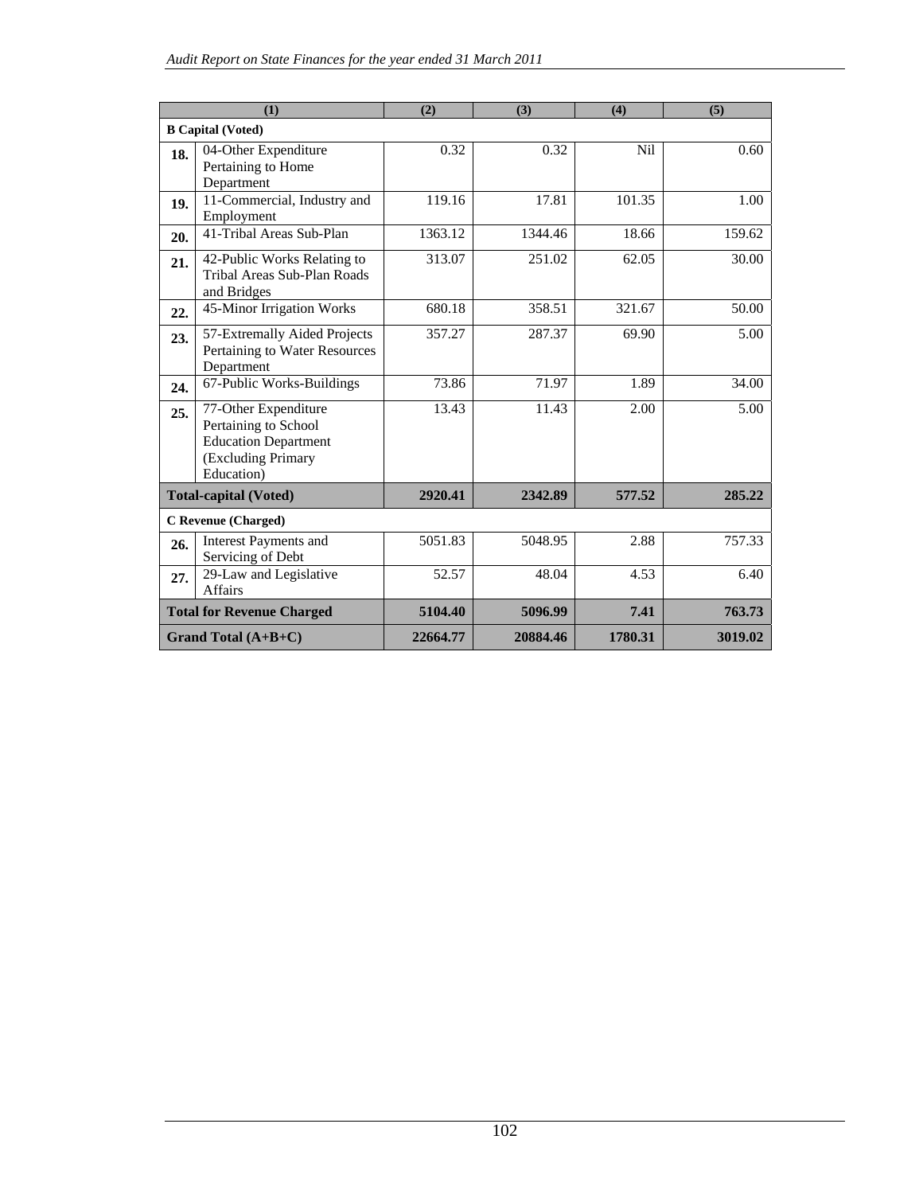| (1) | | (2) | (3) | (4) | (5) |
|---|---|---|---|---|---|
| **B Capital (Voted)** | | | | | |
| **18.** | 04-Other Expenditure Pertaining to Home Department | 0.32 | 0.32 | Nil | 0.60 |
| **19.** | 11-Commercial, Industry and Employment | 119.16 | 17.81 | 101.35 | 1.00 |
| **20.** | 41-Tribal Areas Sub-Plan | 1363.12 | 1344.46 | 18.66 | 159.62 |
| **21.** | 42-Public Works Relating to Tribal Areas Sub-Plan Roads and Bridges | 313.07 | 251.02 | 62.05 | 30.00 |
| **22.** | 45-Minor Irrigation Works | 680.18 | 358.51 | 321.67 | 50.00 |
| **23.** | 57-Extremally Aided Projects Pertaining to Water Resources Department | 357.27 | 287.37 | 69.90 | 5.00 |
| **24.** | 67-Public Works-Buildings | 73.86 | 71.97 | 1.89 | 34.00 |
| **25.** | 77-Other Expenditure Pertaining to School Education Department (Excluding Primary Education) | 13.43 | 11.43 | 2.00 | 5.00 |
| **Total-capital (Voted)** | | **2920.41** | **2342.89** | **577.52** | **285.22** |
| **C Revenue (Charged)** | | | | | |
| **26.** | Interest Payments and Servicing of Debt | 5051.83 | 5048.95 | 2.88 | 757.33 |
| **27.** | 29-Law and Legislative Affairs | 52.57 | 48.04 | 4.53 | 6.40 |
| **Total for Revenue Charged** | | **5104.40** | **5096.99** | **7.41** | **763.73** |
| **Grand Total (A+B+C)** | | **22664.77** | **20884.46** | **1780.31** | **3019.02** |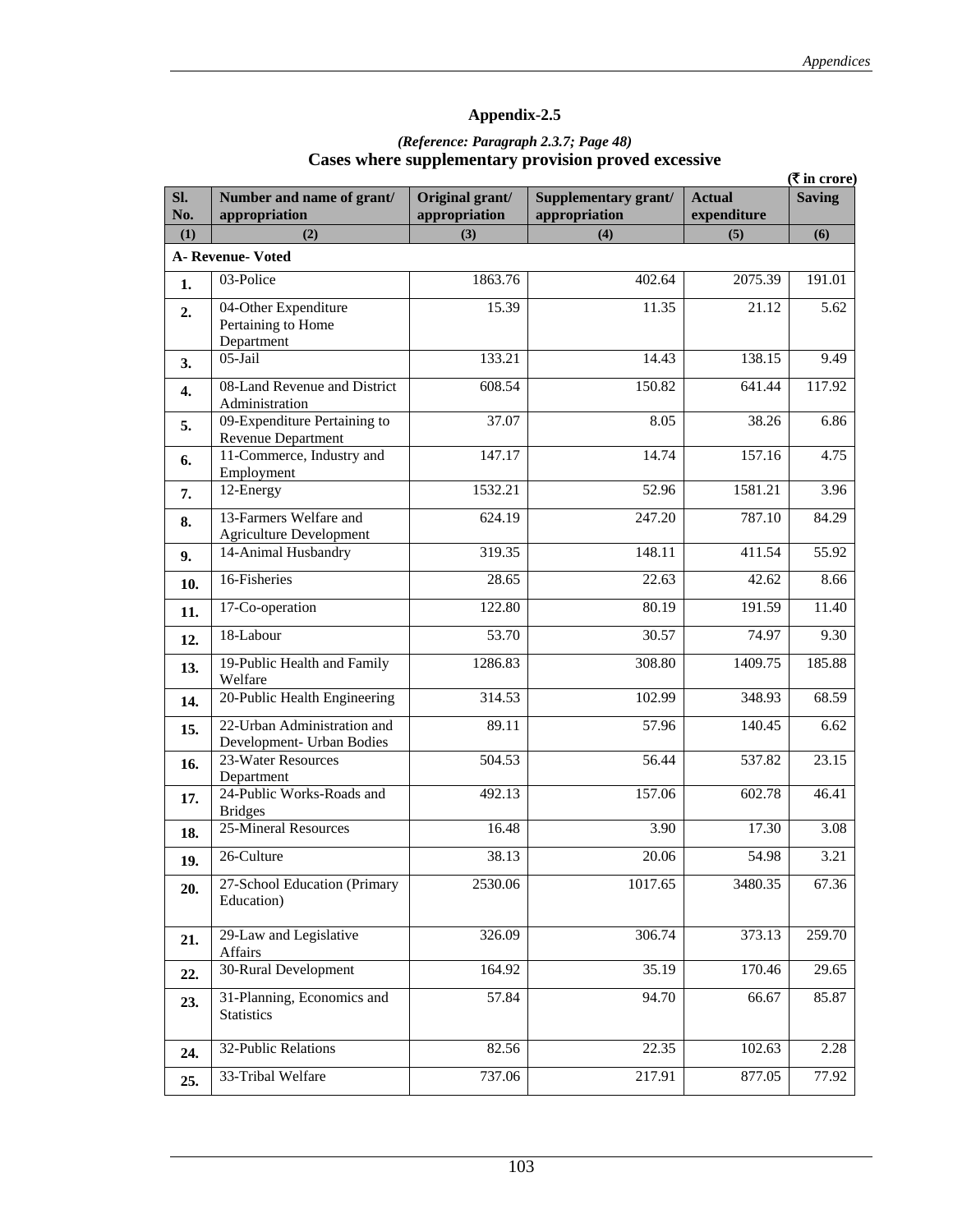## Appendix-2.5

*(Reference: Paragraph 2.3.7; Page 48)*

### Cases where supplementary provision proved excessive

(₹ in crore)

| Sl. No. | Number and name of grant/ appropriation | Original grant/ appropriation | Supplementary grant/ appropriation | Actual expenditure | Saving |
|---|---|---|---|---|---|
| (1) | (2) | (3) | (4) | (5) | (6) |
| **A- Revenue- Voted** | | | | | |
| 1. | 03-Police | 1863.76 | 402.64 | 2075.39 | 191.01 |
| 2. | 04-Other Expenditure Pertaining to Home Department | 15.39 | 11.35 | 21.12 | 5.62 |
| 3. | 05-Jail | 133.21 | 14.43 | 138.15 | 9.49 |
| 4. | 08-Land Revenue and District Administration | 608.54 | 150.82 | 641.44 | 117.92 |
| 5. | 09-Expenditure Pertaining to Revenue Department | 37.07 | 8.05 | 38.26 | 6.86 |
| 6. | 11-Commerce, Industry and Employment | 147.17 | 14.74 | 157.16 | 4.75 |
| 7. | 12-Energy | 1532.21 | 52.96 | 1581.21 | 3.96 |
| 8. | 13-Farmers Welfare and Agriculture Development | 624.19 | 247.20 | 787.10 | 84.29 |
| 9. | 14-Animal Husbandry | 319.35 | 148.11 | 411.54 | 55.92 |
| 10. | 16-Fisheries | 28.65 | 22.63 | 42.62 | 8.66 |
| 11. | 17-Co-operation | 122.80 | 80.19 | 191.59 | 11.40 |
| 12. | 18-Labour | 53.70 | 30.57 | 74.97 | 9.30 |
| 13. | 19-Public Health and Family Welfare | 1286.83 | 308.80 | 1409.75 | 185.88 |
| 14. | 20-Public Health Engineering | 314.53 | 102.99 | 348.93 | 68.59 |
| 15. | 22-Urban Administration and Development- Urban Bodies | 89.11 | 57.96 | 140.45 | 6.62 |
| 16. | 23-Water Resources Department | 504.53 | 56.44 | 537.82 | 23.15 |
| 17. | 24-Public Works-Roads and Bridges | 492.13 | 157.06 | 602.78 | 46.41 |
| 18. | 25-Mineral Resources | 16.48 | 3.90 | 17.30 | 3.08 |
| 19. | 26-Culture | 38.13 | 20.06 | 54.98 | 3.21 |
| 20. | 27-School Education (Primary Education) | 2530.06 | 1017.65 | 3480.35 | 67.36 |
| 21. | 29-Law and Legislative Affairs | 326.09 | 306.74 | 373.13 | 259.70 |
| 22. | 30-Rural Development | 164.92 | 35.19 | 170.46 | 29.65 |
| 23. | 31-Planning, Economics and Statistics | 57.84 | 94.70 | 66.67 | 85.87 |
| 24. | 32-Public Relations | 82.56 | 22.35 | 102.63 | 2.28 |
| 25. | 33-Tribal Welfare | 737.06 | 217.91 | 877.05 | 77.92 |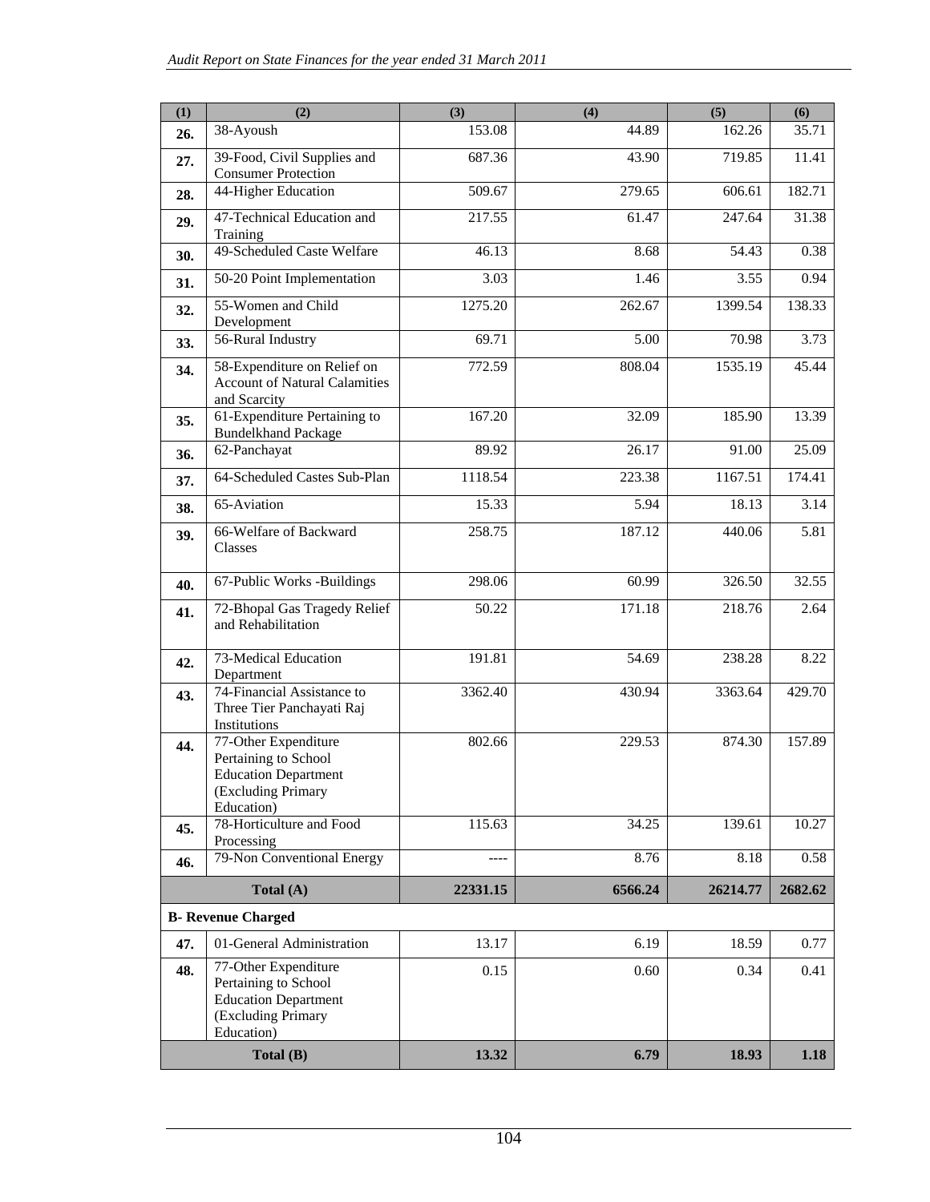| (1) | (2) | (3) | (4) | (5) | (6) |
|---|---|---|---|---|---|
| 26. | 38-Ayoush | 153.08 | 44.89 | 162.26 | 35.71 |
| 27. | 39-Food, Civil Supplies and Consumer Protection | 687.36 | 43.90 | 719.85 | 11.41 |
| 28. | 44-Higher Education | 509.67 | 279.65 | 606.61 | 182.71 |
| 29. | 47-Technical Education and Training | 217.55 | 61.47 | 247.64 | 31.38 |
| 30. | 49-Scheduled Caste Welfare | 46.13 | 8.68 | 54.43 | 0.38 |
| 31. | 50-20 Point Implementation | 3.03 | 1.46 | 3.55 | 0.94 |
| 32. | 55-Women and Child Development | 1275.20 | 262.67 | 1399.54 | 138.33 |
| 33. | 56-Rural Industry | 69.71 | 5.00 | 70.98 | 3.73 |
| 34. | 58-Expenditure on Relief on Account of Natural Calamities and Scarcity | 772.59 | 808.04 | 1535.19 | 45.44 |
| 35. | 61-Expenditure Pertaining to Bundelkhand Package | 167.20 | 32.09 | 185.90 | 13.39 |
| 36. | 62-Panchayat | 89.92 | 26.17 | 91.00 | 25.09 |
| 37. | 64-Scheduled Castes Sub-Plan | 1118.54 | 223.38 | 1167.51 | 174.41 |
| 38. | 65-Aviation | 15.33 | 5.94 | 18.13 | 3.14 |
| 39. | 66-Welfare of Backward Classes | 258.75 | 187.12 | 440.06 | 5.81 |
| 40. | 67-Public Works -Buildings | 298.06 | 60.99 | 326.50 | 32.55 |
| 41. | 72-Bhopal Gas Tragedy Relief and Rehabilitation | 50.22 | 171.18 | 218.76 | 2.64 |
| 42. | 73-Medical Education Department | 191.81 | 54.69 | 238.28 | 8.22 |
| 43. | 74-Financial Assistance to Three Tier Panchayati Raj Institutions | 3362.40 | 430.94 | 3363.64 | 429.70 |
| 44. | 77-Other Expenditure Pertaining to School Education Department (Excluding Primary Education) | 802.66 | 229.53 | 874.30 | 157.89 |
| 45. | 78-Horticulture and Food Processing | 115.63 | 34.25 | 139.61 | 10.27 |
| 46. | 79-Non Conventional Energy | ---- | 8.76 | 8.18 | 0.58 |
| | **Total (A)** | **22331.15** | **6566.24** | **26214.77** | **2682.62** |
| **B- Revenue Charged** | | | | | |
| 47. | 01-General Administration | 13.17 | 6.19 | 18.59 | 0.77 |
| 48. | 77-Other Expenditure Pertaining to School Education Department (Excluding Primary Education) | 0.15 | 0.60 | 0.34 | 0.41 |
| | **Total (B)** | **13.32** | **6.79** | **18.93** | **1.18** |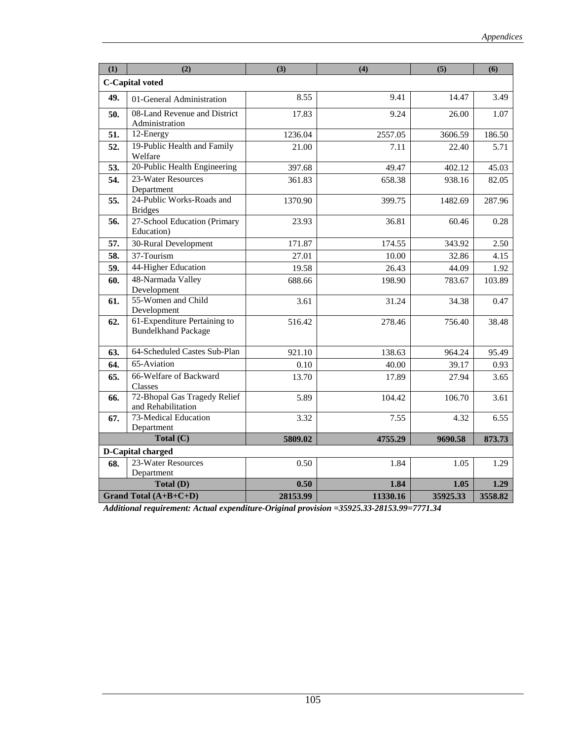| (1) | (2) | (3) | (4) | (5) | (6) |
|---|---|---|---|---|---|
| **C-Capital voted** | | | | | |
| **49.** | 01-General Administration | 8.55 | 9.41 | 14.47 | 3.49 |
| **50.** | 08-Land Revenue and District Administration | 17.83 | 9.24 | 26.00 | 1.07 |
| **51.** | 12-Energy | 1236.04 | 2557.05 | 3606.59 | 186.50 |
| **52.** | 19-Public Health and Family Welfare | 21.00 | 7.11 | 22.40 | 5.71 |
| **53.** | 20-Public Health Engineering | 397.68 | 49.47 | 402.12 | 45.03 |
| **54.** | 23-Water Resources Department | 361.83 | 658.38 | 938.16 | 82.05 |
| **55.** | 24-Public Works-Roads and Bridges | 1370.90 | 399.75 | 1482.69 | 287.96 |
| **56.** | 27-School Education (Primary Education) | 23.93 | 36.81 | 60.46 | 0.28 |
| **57.** | 30-Rural Development | 171.87 | 174.55 | 343.92 | 2.50 |
| **58.** | 37-Tourism | 27.01 | 10.00 | 32.86 | 4.15 |
| **59.** | 44-Higher Education | 19.58 | 26.43 | 44.09 | 1.92 |
| **60.** | 48-Narmada Valley Development | 688.66 | 198.90 | 783.67 | 103.89 |
| **61.** | 55-Women and Child Development | 3.61 | 31.24 | 34.38 | 0.47 |
| **62.** | 61-Expenditure Pertaining to Bundelkhand Package | 516.42 | 278.46 | 756.40 | 38.48 |
| **63.** | 64-Scheduled Castes Sub-Plan | 921.10 | 138.63 | 964.24 | 95.49 |
| **64.** | 65-Aviation | 0.10 | 40.00 | 39.17 | 0.93 |
| **65.** | 66-Welfare of Backward Classes | 13.70 | 17.89 | 27.94 | 3.65 |
| **66.** | 72-Bhopal Gas Tragedy Relief and Rehabilitation | 5.89 | 104.42 | 106.70 | 3.61 |
| **67.** | 73-Medical Education Department | 3.32 | 7.55 | 4.32 | 6.55 |
| **Total (C)** | | **5809.02** | **4755.29** | **9690.58** | **873.73** |
| **D-Capital charged** | | | | | |
| **68.** | 23-Water Resources Department | 0.50 | 1.84 | 1.05 | 1.29 |
| **Total (D)** | | **0.50** | **1.84** | **1.05** | **1.29** |
| **Grand Total (A+B+C+D)** | | **28153.99** | **11330.16** | **35925.33** | **3558.82** |

***Additional requirement: Actual expenditure-Original provision =35925.33-28153.99=7771.34***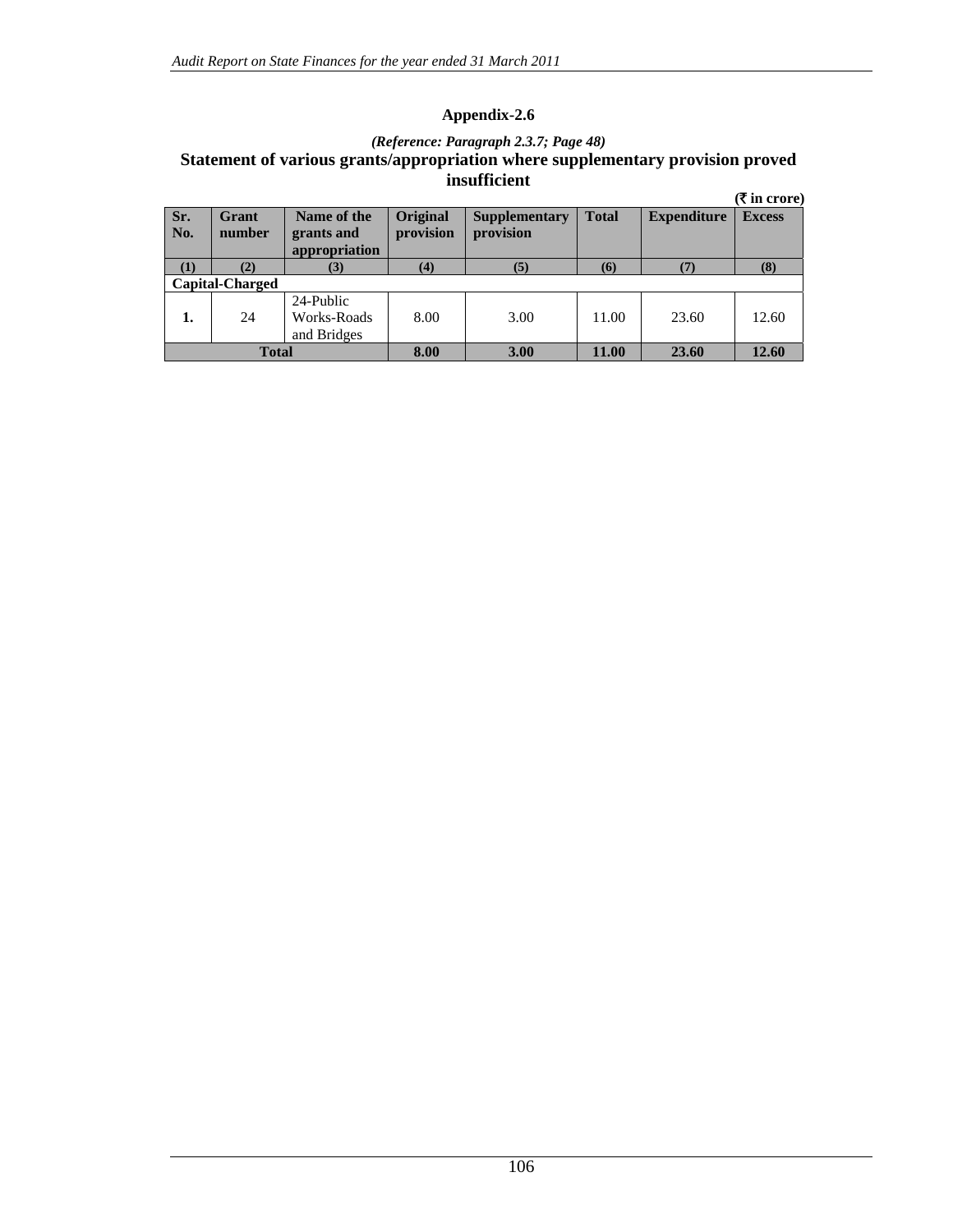## Appendix-2.6

*(Reference: Paragraph 2.3.7; Page 48)*

### Statement of various grants/appropriation where supplementary provision proved insufficient

**(₹ in crore)**

| Sr. No. | Grant number | Name of the grants and appropriation | Original provision | Supplementary provision | Total | Expenditure | Excess |
|---|---|---|---|---|---|---|---|
| (1) | (2) | (3) | (4) | (5) | (6) | (7) | (8) |
| **Capital-Charged** | | | | | | | |
| 1. | 24 | 24-Public Works-Roads and Bridges | 8.00 | 3.00 | 11.00 | 23.60 | 12.60 |
| **Total** | | | **8.00** | **3.00** | **11.00** | **23.60** | **12.60** |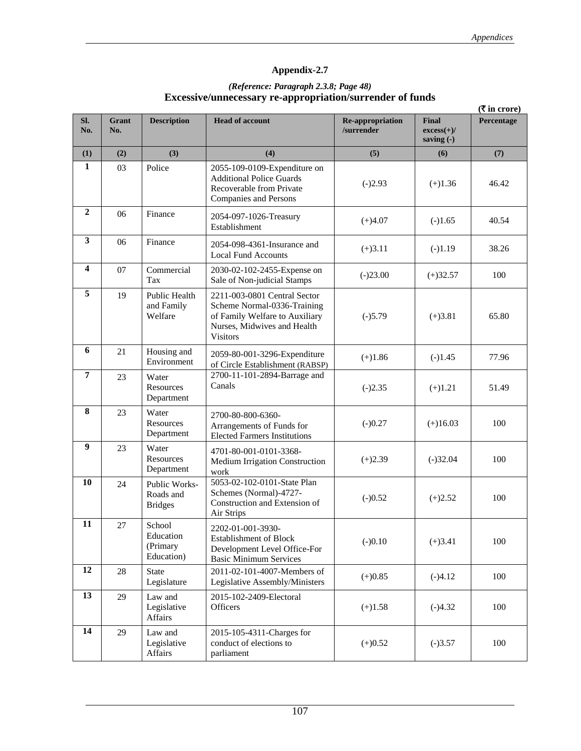## Appendix-2.7

*(Reference: Paragraph 2.3.8; Page 48)*

### Excessive/unnecessary re-appropriation/surrender of funds

**(₹ in crore)**

| Sl. No. | Grant No. | Description | Head of account | Re-appropriation /surrender | Final excess(+)/ saving (-) | Percentage |
|---|---|---|---|---|---|---|
| (1) | (2) | (3) | (4) | (5) | (6) | (7) |
| 1 | 03 | Police | 2055-109-0109-Expenditure on Additional Police Guards Recoverable from Private Companies and Persons | (-)2.93 | (+)1.36 | 46.42 |
| 2 | 06 | Finance | 2054-097-1026-Treasury Establishment | (+)4.07 | (-)1.65 | 40.54 |
| 3 | 06 | Finance | 2054-098-4361-Insurance and Local Fund Accounts | (+)3.11 | (-)1.19 | 38.26 |
| 4 | 07 | Commercial Tax | 2030-02-102-2455-Expense on Sale of Non-judicial Stamps | (-)23.00 | (+)32.57 | 100 |
| 5 | 19 | Public Health and Family Welfare | 2211-003-0801 Central Sector Scheme Normal-0336-Training of Family Welfare to Auxiliary Nurses, Midwives and Health Visitors | (-)5.79 | (+)3.81 | 65.80 |
| 6 | 21 | Housing and Environment | 2059-80-001-3296-Expenditure of Circle Establishment (RABSP) | (+)1.86 | (-)1.45 | 77.96 |
| 7 | 23 | Water Resources Department | 2700-11-101-2894-Barrage and Canals | (-)2.35 | (+)1.21 | 51.49 |
| 8 | 23 | Water Resources Department | 2700-80-800-6360-Arrangements of Funds for Elected Farmers Institutions | (-)0.27 | (+)16.03 | 100 |
| 9 | 23 | Water Resources Department | 4701-80-001-0101-3368-Medium Irrigation Construction work | (+)2.39 | (-)32.04 | 100 |
| 10 | 24 | Public Works-Roads and Bridges | 5053-02-102-0101-State Plan Schemes (Normal)-4727-Construction and Extension of Air Strips | (-)0.52 | (+)2.52 | 100 |
| 11 | 27 | School Education (Primary Education) | 2202-01-001-3930-Establishment of Block Development Level Office-For Basic Minimum Services | (-)0.10 | (+)3.41 | 100 |
| 12 | 28 | State Legislature | 2011-02-101-4007-Members of Legislative Assembly/Ministers | (+)0.85 | (-)4.12 | 100 |
| 13 | 29 | Law and Legislative Affairs | 2015-102-2409-Electoral Officers | (+)1.58 | (-)4.32 | 100 |
| 14 | 29 | Law and Legislative Affairs | 2015-105-4311-Charges for conduct of elections to parliament | (+)0.52 | (-)3.57 | 100 |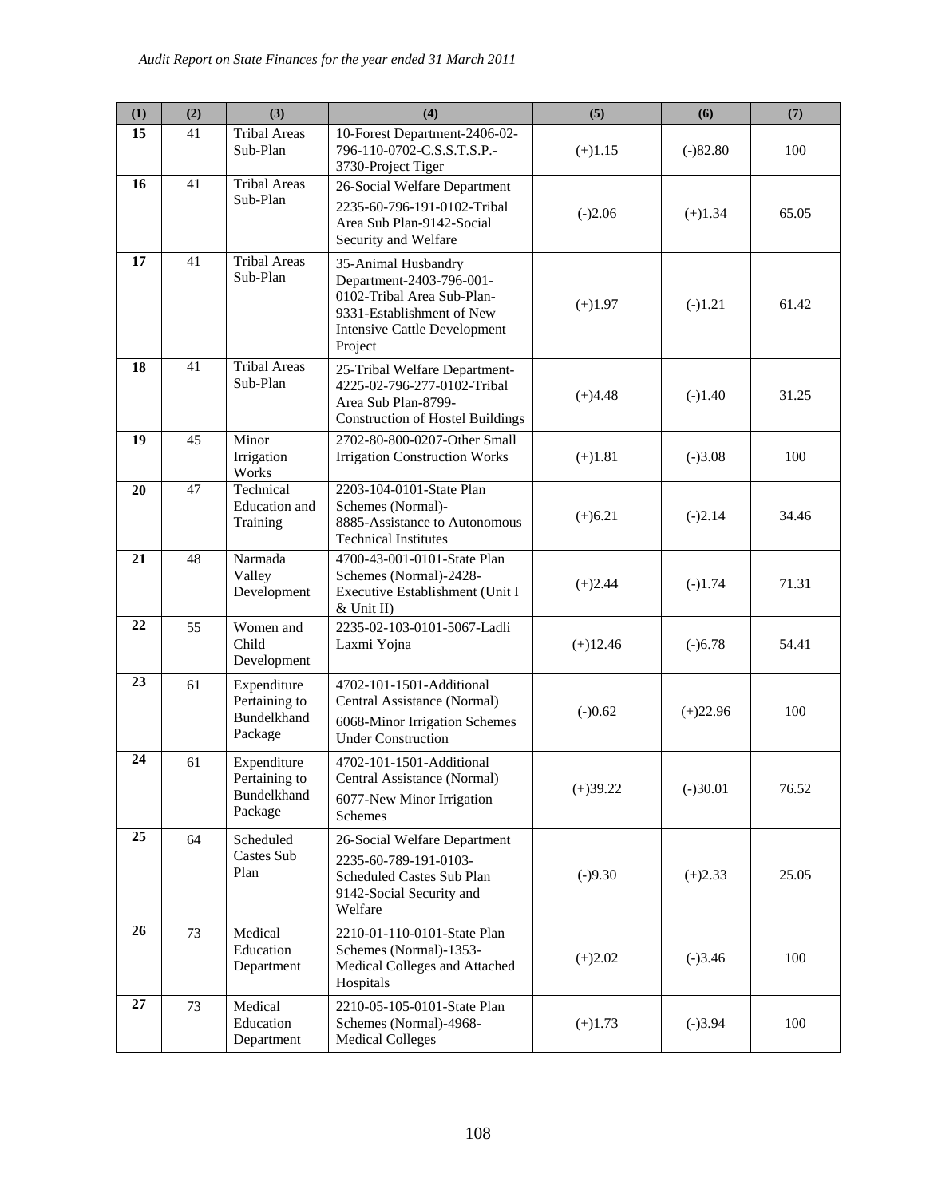| (1) | (2) | (3) | (4) | (5) | (6) | (7) |
|---|---|---|---|---|---|---|
| **15** | 41 | Tribal Areas Sub-Plan | 10-Forest Department-2406-02-796-110-0702-C.S.S.T.S.P.-3730-Project Tiger | (+)1.15 | (-)82.80 | 100 |
| **16** | 41 | Tribal Areas Sub-Plan | 26-Social Welfare Department 2235-60-796-191-0102-Tribal Area Sub Plan-9142-Social Security and Welfare | (-)2.06 | (+)1.34 | 65.05 |
| **17** | 41 | Tribal Areas Sub-Plan | 35-Animal Husbandry Department-2403-796-001-0102-Tribal Area Sub-Plan-9331-Establishment of New Intensive Cattle Development Project | (+)1.97 | (-)1.21 | 61.42 |
| **18** | 41 | Tribal Areas Sub-Plan | 25-Tribal Welfare Department-4225-02-796-277-0102-Tribal Area Sub Plan-8799-Construction of Hostel Buildings | (+)4.48 | (-)1.40 | 31.25 |
| **19** | 45 | Minor Irrigation Works | 2702-80-800-0207-Other Small Irrigation Construction Works | (+)1.81 | (-)3.08 | 100 |
| **20** | 47 | Technical Education and Training | 2203-104-0101-State Plan Schemes (Normal)-8885-Assistance to Autonomous Technical Institutes | (+)6.21 | (-)2.14 | 34.46 |
| **21** | 48 | Narmada Valley Development | 4700-43-001-0101-State Plan Schemes (Normal)-2428-Executive Establishment (Unit I & Unit II) | (+)2.44 | (-)1.74 | 71.31 |
| **22** | 55 | Women and Child Development | 2235-02-103-0101-5067-Ladli Laxmi Yojna | (+)12.46 | (-)6.78 | 54.41 |
| **23** | 61 | Expenditure Pertaining to Bundelkhand Package | 4702-101-1501-Additional Central Assistance (Normal) 6068-Minor Irrigation Schemes Under Construction | (-)0.62 | (+)22.96 | 100 |
| **24** | 61 | Expenditure Pertaining to Bundelkhand Package | 4702-101-1501-Additional Central Assistance (Normal) 6077-New Minor Irrigation Schemes | (+)39.22 | (-)30.01 | 76.52 |
| **25** | 64 | Scheduled Castes Sub Plan | 26-Social Welfare Department 2235-60-789-191-0103-Scheduled Castes Sub Plan 9142-Social Security and Welfare | (-)9.30 | (+)2.33 | 25.05 |
| **26** | 73 | Medical Education Department | 2210-01-110-0101-State Plan Schemes (Normal)-1353-Medical Colleges and Attached Hospitals | (+)2.02 | (-)3.46 | 100 |
| **27** | 73 | Medical Education Department | 2210-05-105-0101-State Plan Schemes (Normal)-4968-Medical Colleges | (+)1.73 | (-)3.94 | 100 |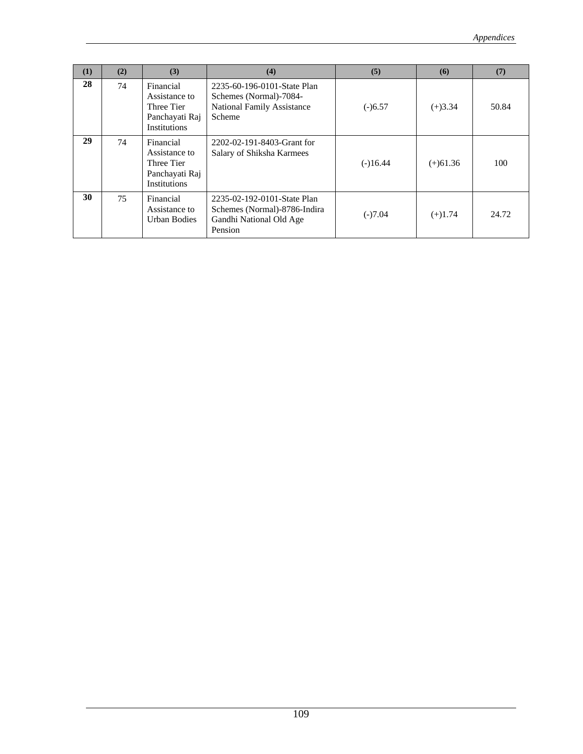| (1) | (2) | (3) | (4) | (5) | (6) | (7) |
|---|---|---|---|---|---|---|
| **28** | 74 | Financial Assistance to Three Tier Panchayati Raj Institutions | 2235-60-196-0101-State Plan Schemes (Normal)-7084-National Family Assistance Scheme | (-)6.57 | (+)3.34 | 50.84 |
| **29** | 74 | Financial Assistance to Three Tier Panchayati Raj Institutions | 2202-02-191-8403-Grant for Salary of Shiksha Karmees | (-)16.44 | (+)61.36 | 100 |
| **30** | 75 | Financial Assistance to Urban Bodies | 2235-02-192-0101-State Plan Schemes (Normal)-8786-Indira Gandhi National Old Age Pension | (-)7.04 | (+)1.74 | 24.72 |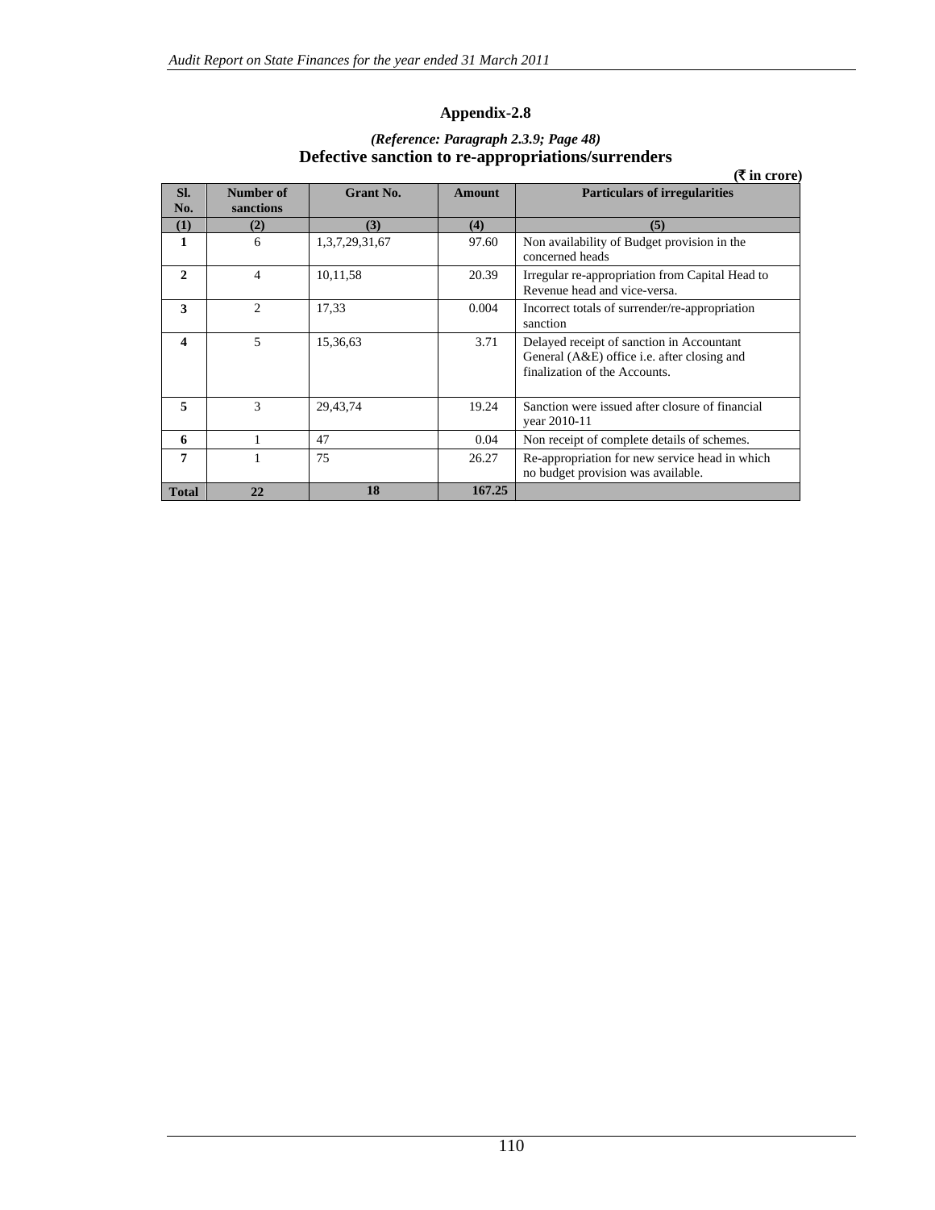# Appendix-2.8

*(Reference: Paragraph 2.3.9; Page 48)*

## Defective sanction to re-appropriations/surrenders

**(₹ in crore)**

| Sl. No. | Number of sanctions | Grant No. | Amount | Particulars of irregularities |
|---|---|---|---|---|
| (1) | (2) | (3) | (4) | (5) |
| 1 | 6 | 1,3,7,29,31,67 | 97.60 | Non availability of Budget provision in the concerned heads |
| 2 | 4 | 10,11,58 | 20.39 | Irregular re-appropriation from Capital Head to Revenue head and vice-versa. |
| 3 | 2 | 17,33 | 0.004 | Incorrect totals of surrender/re-appropriation sanction |
| 4 | 5 | 15,36,63 | 3.71 | Delayed receipt of sanction in Accountant General (A&E) office i.e. after closing and finalization of the Accounts. |
| 5 | 3 | 29,43,74 | 19.24 | Sanction were issued after closure of financial year 2010-11 |
| 6 | 1 | 47 | 0.04 | Non receipt of complete details of schemes. |
| 7 | 1 | 75 | 26.27 | Re-appropriation for new service head in which no budget provision was available. |
| **Total** | **22** | **18** | **167.25** | |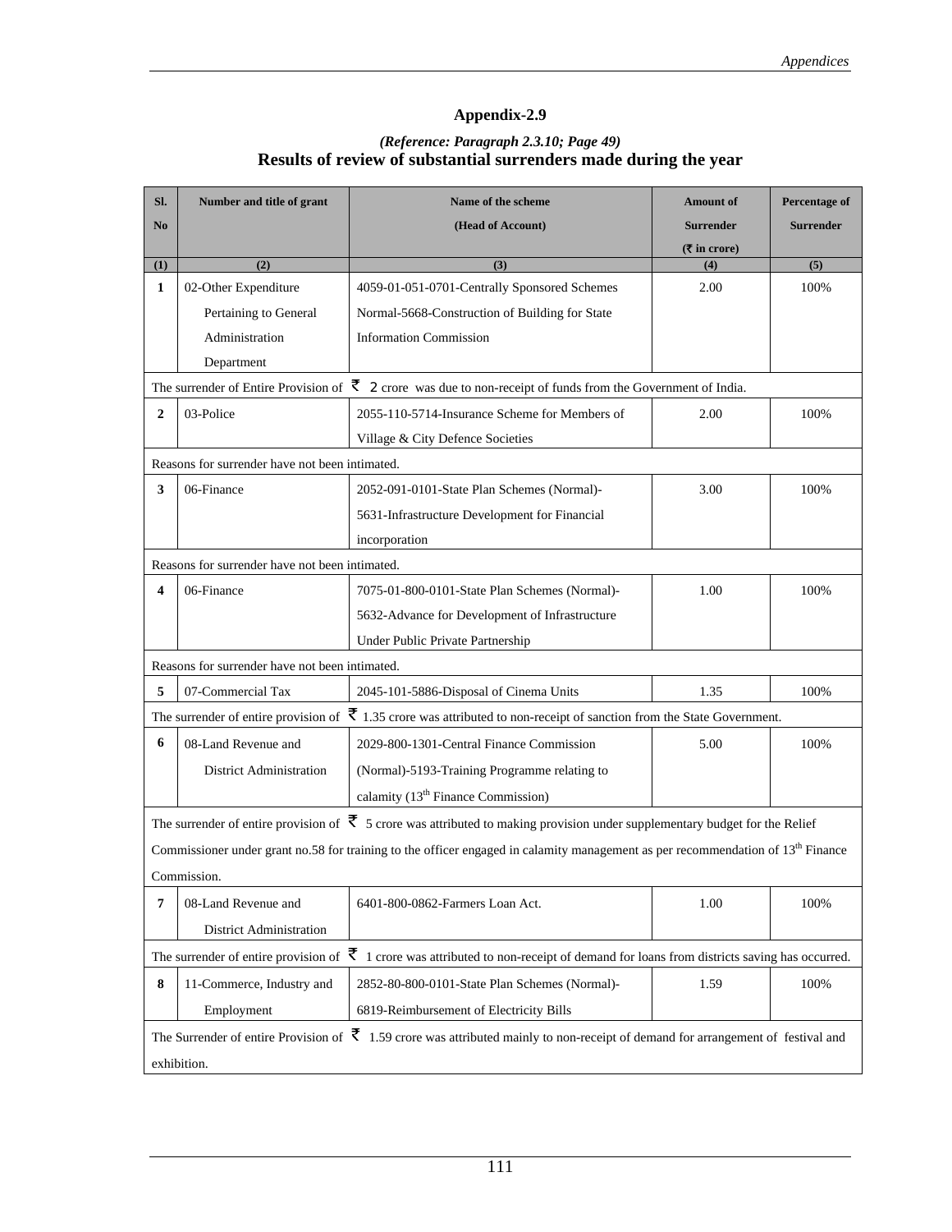# Appendix-2.9

***(Reference: Paragraph 2.3.10; Page 49)***

**Results of review of substantial surrenders made during the year**

| Sl. No | Number and title of grant | Name of the scheme (Head of Account) | Amount of Surrender (₹ in crore) | Percentage of Surrender |
|---|---|---|---|---|
| (1) | (2) | (3) | (4) | (5) |
| 1 | 02-Other Expenditure Pertaining to General Administration Department | 4059-01-051-0701-Centrally Sponsored Schemes Normal-5668-Construction of Building for State Information Commission | 2.00 | 100% |
| The surrender of Entire Provision of ₹ 2 crore was due to non-receipt of funds from the Government of India. | | | | |
| 2 | 03-Police | 2055-110-5714-Insurance Scheme for Members of Village & City Defence Societies | 2.00 | 100% |
| Reasons for surrender have not been intimated. | | | | |
| 3 | 06-Finance | 2052-091-0101-State Plan Schemes (Normal)-5631-Infrastructure Development for Financial incorporation | 3.00 | 100% |
| Reasons for surrender have not been intimated. | | | | |
| 4 | 06-Finance | 7075-01-800-0101-State Plan Schemes (Normal)-5632-Advance for Development of Infrastructure Under Public Private Partnership | 1.00 | 100% |
| Reasons for surrender have not been intimated. | | | | |
| 5 | 07-Commercial Tax | 2045-101-5886-Disposal of Cinema Units | 1.35 | 100% |
| The surrender of entire provision of ₹ 1.35 crore was attributed to non-receipt of sanction from the State Government. | | | | |
| 6 | 08-Land Revenue and District Administration | 2029-800-1301-Central Finance Commission (Normal)-5193-Training Programme relating to calamity (13th Finance Commission) | 5.00 | 100% |
| The surrender of entire provision of ₹ 5 crore was attributed to making provision under supplementary budget for the Relief Commissioner under grant no.58 for training to the officer engaged in calamity management as per recommendation of 13th Finance Commission. | | | | |
| 7 | 08-Land Revenue and District Administration | 6401-800-0862-Farmers Loan Act. | 1.00 | 100% |
| The surrender of entire provision of ₹ 1 crore was attributed to non-receipt of demand for loans from districts saving has occurred. | | | | |
| 8 | 11-Commerce, Industry and Employment | 2852-80-800-0101-State Plan Schemes (Normal)-6819-Reimbursement of Electricity Bills | 1.59 | 100% |
| The Surrender of entire Provision of ₹ 1.59 crore was attributed mainly to non-receipt of demand for arrangement of festival and exhibition. | | | | |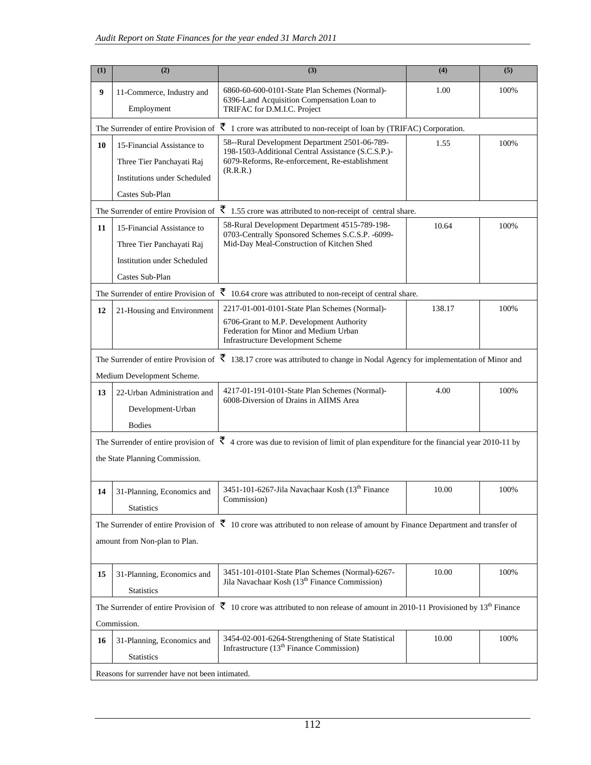| (1) | (2) | (3) | (4) | (5) |
|---|---|---|---|---|
| 9 | 11-Commerce, Industry and Employment | 6860-60-600-0101-State Plan Schemes (Normal)-6396-Land Acquisition Compensation Loan to TRIFAC for D.M.I.C. Project | 1.00 | 100% |
| The Surrender of entire Provision of ₹ 1 crore was attributed to non-receipt of loan by (TRIFAC) Corporation. | | | | |
| 10 | 15-Financial Assistance to Three Tier Panchayati Raj Institutions under Scheduled Castes Sub-Plan | 58--Rural Development Department 2501-06-789-198-1503-Additional Central Assistance (S.C.S.P.)-6079-Reforms, Re-enforcement, Re-establishment (R.R.R.) | 1.55 | 100% |
| The Surrender of entire Provision of ₹ 1.55 crore was attributed to non-receipt of central share. | | | | |
| 11 | 15-Financial Assistance to Three Tier Panchayati Raj Institution under Scheduled Castes Sub-Plan | 58-Rural Development Department 4515-789-198-0703-Centrally Sponsored Schemes S.C.S.P. -6099-Mid-Day Meal-Construction of Kitchen Shed | 10.64 | 100% |
| The Surrender of entire Provision of ₹ 10.64 crore was attributed to non-receipt of central share. | | | | |
| 12 | 21-Housing and Environment | 2217-01-001-0101-State Plan Schemes (Normal)-6706-Grant to M.P. Development Authority Federation for Minor and Medium Urban Infrastructure Development Scheme | 138.17 | 100% |
| The Surrender of entire Provision of ₹ 138.17 crore was attributed to change in Nodal Agency for implementation of Minor and Medium Development Scheme. | | | | |
| 13 | 22-Urban Administration and Development-Urban Bodies | 4217-01-191-0101-State Plan Schemes (Normal)-6008-Diversion of Drains in AIIMS Area | 4.00 | 100% |
| The Surrender of entire provision of ₹ 4 crore was due to revision of limit of plan expenditure for the financial year 2010-11 by the State Planning Commission. | | | | |
| 14 | 31-Planning, Economics and Statistics | 3451-101-6267-Jila Navachaar Kosh (13th Finance Commission) | 10.00 | 100% |
| The Surrender of entire Provision of ₹ 10 crore was attributed to non release of amount by Finance Department and transfer of amount from Non-plan to Plan. | | | | |
| 15 | 31-Planning, Economics and Statistics | 3451-101-0101-State Plan Schemes (Normal)-6267-Jila Navachaar Kosh (13th Finance Commission) | 10.00 | 100% |
| The Surrender of entire Provision of ₹ 10 crore was attributed to non release of amount in 2010-11 Provisioned by 13th Finance Commission. | | | | |
| 16 | 31-Planning, Economics and Statistics | 3454-02-001-6264-Strengthening of State Statistical Infrastructure (13th Finance Commission) | 10.00 | 100% |
| Reasons for surrender have not been intimated. | | | | |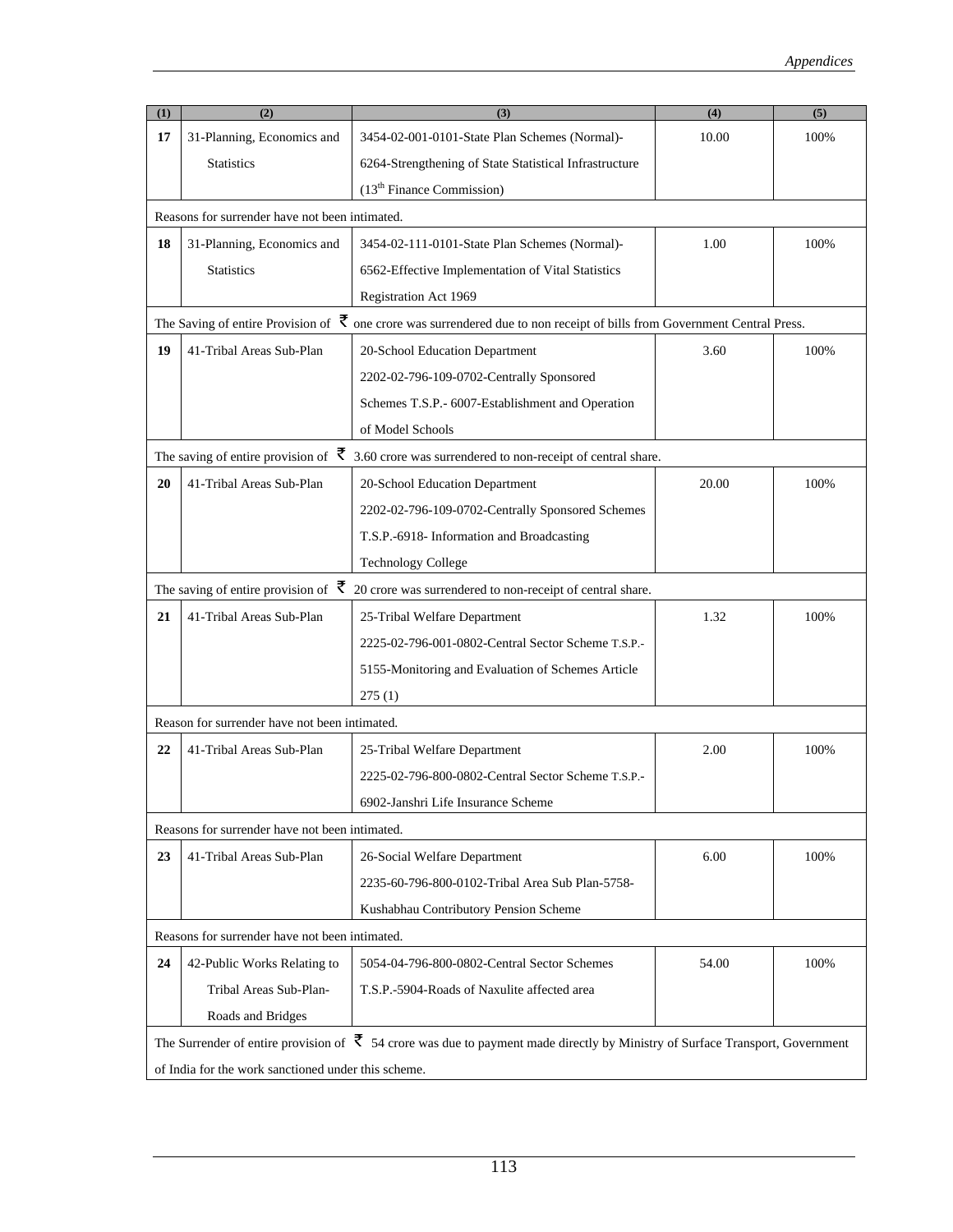| (1) | (2) | (3) | (4) | (5) |
|---|---|---|---|---|
| **17** | 31-Planning, Economics and Statistics | 3454-02-001-0101-State Plan Schemes (Normal)-6264-Strengthening of State Statistical Infrastructure (13th Finance Commission) | 10.00 | 100% |
| Reasons for surrender have not been intimated. | | | | |
| **18** | 31-Planning, Economics and Statistics | 3454-02-111-0101-State Plan Schemes (Normal)-6562-Effective Implementation of Vital Statistics Registration Act 1969 | 1.00 | 100% |
| The Saving of entire Provision of ₹ one crore was surrendered due to non receipt of bills from Government Central Press. | | | | |
| **19** | 41-Tribal Areas Sub-Plan | 20-School Education Department 2202-02-796-109-0702-Centrally Sponsored Schemes T.S.P.- 6007-Establishment and Operation of Model Schools | 3.60 | 100% |
| The saving of entire provision of ₹ 3.60 crore was surrendered to non-receipt of central share. | | | | |
| **20** | 41-Tribal Areas Sub-Plan | 20-School Education Department 2202-02-796-109-0702-Centrally Sponsored Schemes T.S.P.-6918- Information and Broadcasting Technology College | 20.00 | 100% |
| The saving of entire provision of ₹ 20 crore was surrendered to non-receipt of central share. | | | | |
| **21** | 41-Tribal Areas Sub-Plan | 25-Tribal Welfare Department 2225-02-796-001-0802-Central Sector Scheme T.S.P.-5155-Monitoring and Evaluation of Schemes Article 275 (1) | 1.32 | 100% |
| Reason for surrender have not been intimated. | | | | |
| **22** | 41-Tribal Areas Sub-Plan | 25-Tribal Welfare Department 2225-02-796-800-0802-Central Sector Scheme T.S.P.-6902-Janshri Life Insurance Scheme | 2.00 | 100% |
| Reasons for surrender have not been intimated. | | | | |
| **23** | 41-Tribal Areas Sub-Plan | 26-Social Welfare Department 2235-60-796-800-0102-Tribal Area Sub Plan-5758-Kushabhau Contributory Pension Scheme | 6.00 | 100% |
| Reasons for surrender have not been intimated. | | | | |
| **24** | 42-Public Works Relating to Tribal Areas Sub-Plan-Roads and Bridges | 5054-04-796-800-0802-Central Sector Schemes T.S.P.-5904-Roads of Naxulite affected area | 54.00 | 100% |
| The Surrender of entire provision of ₹ 54 crore was due to payment made directly by Ministry of Surface Transport, Government of India for the work sanctioned under this scheme. | | | | |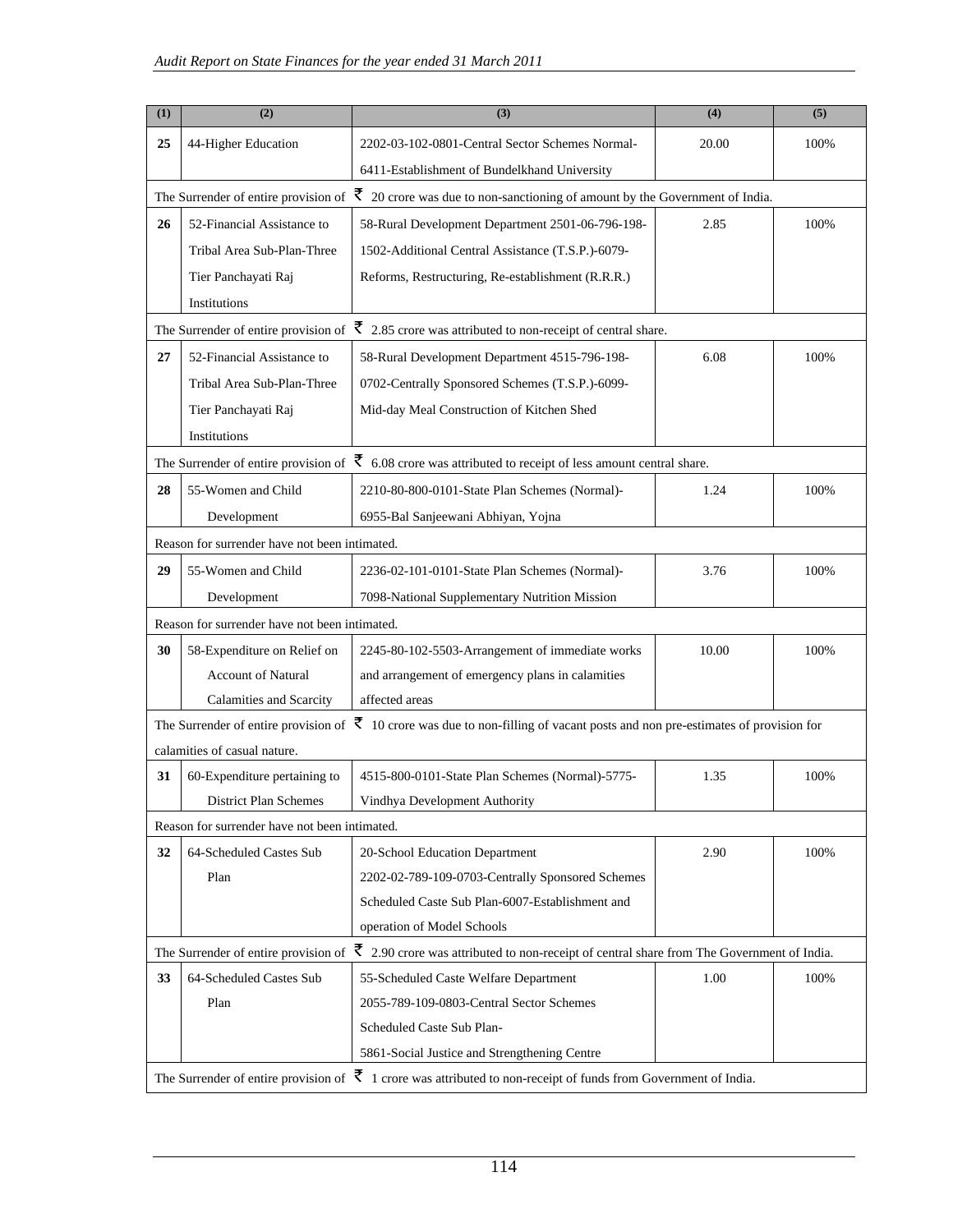| (1) | (2) | (3) | (4) | (5) |
|---|---|---|---|---|
| 25 | 44-Higher Education | 2202-03-102-0801-Central Sector Schemes Normal-6411-Establishment of Bundelkhand University | 20.00 | 100% |
| The Surrender of entire provision of ₹ 20 crore was due to non-sanctioning of amount by the Government of India. | | | | |
| 26 | 52-Financial Assistance to Tribal Area Sub-Plan-Three Tier Panchayati Raj Institutions | 58-Rural Development Department 2501-06-796-198-1502-Additional Central Assistance (T.S.P.)-6079-Reforms, Restructuring, Re-establishment (R.R.R.) | 2.85 | 100% |
| The Surrender of entire provision of ₹ 2.85 crore was attributed to non-receipt of central share. | | | | |
| 27 | 52-Financial Assistance to Tribal Area Sub-Plan-Three Tier Panchayati Raj Institutions | 58-Rural Development Department 4515-796-198-0702-Centrally Sponsored Schemes (T.S.P.)-6099-Mid-day Meal Construction of Kitchen Shed | 6.08 | 100% |
| The Surrender of entire provision of ₹ 6.08 crore was attributed to receipt of less amount central share. | | | | |
| 28 | 55-Women and Child Development | 2210-80-800-0101-State Plan Schemes (Normal)-6955-Bal Sanjeewani Abhiyan, Yojna | 1.24 | 100% |
| Reason for surrender have not been intimated. | | | | |
| 29 | 55-Women and Child Development | 2236-02-101-0101-State Plan Schemes (Normal)-7098-National Supplementary Nutrition Mission | 3.76 | 100% |
| Reason for surrender have not been intimated. | | | | |
| 30 | 58-Expenditure on Relief on Account of Natural Calamities and Scarcity | 2245-80-102-5503-Arrangement of immediate works and arrangement of emergency plans in calamities affected areas | 10.00 | 100% |
| The Surrender of entire provision of ₹ 10 crore was due to non-filling of vacant posts and non pre-estimates of provision for calamities of casual nature. | | | | |
| 31 | 60-Expenditure pertaining to District Plan Schemes | 4515-800-0101-State Plan Schemes (Normal)-5775-Vindhya Development Authority | 1.35 | 100% |
| Reason for surrender have not been intimated. | | | | |
| 32 | 64-Scheduled Castes Sub Plan | 20-School Education Department 2202-02-789-109-0703-Centrally Sponsored Schemes Scheduled Caste Sub Plan-6007-Establishment and operation of Model Schools | 2.90 | 100% |
| The Surrender of entire provision of ₹ 2.90 crore was attributed to non-receipt of central share from The Government of India. | | | | |
| 33 | 64-Scheduled Castes Sub Plan | 55-Scheduled Caste Welfare Department 2055-789-109-0803-Central Sector Schemes Scheduled Caste Sub Plan-5861-Social Justice and Strengthening Centre | 1.00 | 100% |
| The Surrender of entire provision of ₹ 1 crore was attributed to non-receipt of funds from Government of India. | | | | |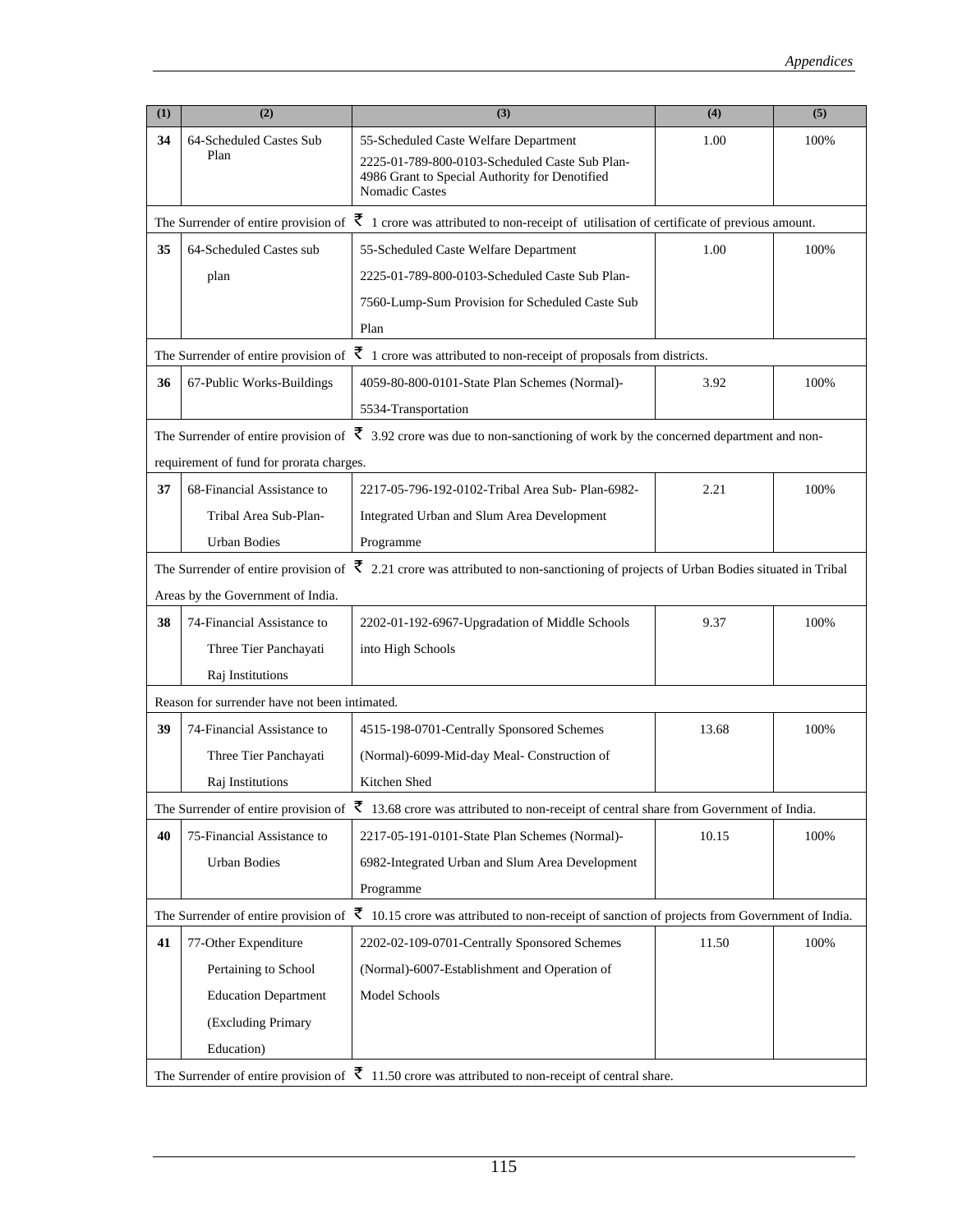| (1) | (2) | (3) | (4) | (5) |
|---|---|---|---|---|
| 34 | 64-Scheduled Castes Sub Plan | 55-Scheduled Caste Welfare Department 2225-01-789-800-0103-Scheduled Caste Sub Plan-4986 Grant to Special Authority for Denotified Nomadic Castes | 1.00 | 100% |
| The Surrender of entire provision of ₹ 1 crore was attributed to non-receipt of utilisation of certificate of previous amount. | | | | |
| 35 | 64-Scheduled Castes sub plan | 55-Scheduled Caste Welfare Department 2225-01-789-800-0103-Scheduled Caste Sub Plan-7560-Lump-Sum Provision for Scheduled Caste Sub Plan | 1.00 | 100% |
| The Surrender of entire provision of ₹ 1 crore was attributed to non-receipt of proposals from districts. | | | | |
| 36 | 67-Public Works-Buildings | 4059-80-800-0101-State Plan Schemes (Normal)-5534-Transportation | 3.92 | 100% |
| The Surrender of entire provision of ₹ 3.92 crore was due to non-sanctioning of work by the concerned department and non-requirement of fund for prorata charges. | | | | |
| 37 | 68-Financial Assistance to Tribal Area Sub-Plan-Urban Bodies | 2217-05-796-192-0102-Tribal Area Sub- Plan-6982-Integrated Urban and Slum Area Development Programme | 2.21 | 100% |
| The Surrender of entire provision of ₹ 2.21 crore was attributed to non-sanctioning of projects of Urban Bodies situated in Tribal Areas by the Government of India. | | | | |
| 38 | 74-Financial Assistance to Three Tier Panchayati Raj Institutions | 2202-01-192-6967-Upgradation of Middle Schools into High Schools | 9.37 | 100% |
| Reason for surrender have not been intimated. | | | | |
| 39 | 74-Financial Assistance to Three Tier Panchayati Raj Institutions | 4515-198-0701-Centrally Sponsored Schemes (Normal)-6099-Mid-day Meal- Construction of Kitchen Shed | 13.68 | 100% |
| The Surrender of entire provision of ₹ 13.68 crore was attributed to non-receipt of central share from Government of India. | | | | |
| 40 | 75-Financial Assistance to Urban Bodies | 2217-05-191-0101-State Plan Schemes (Normal)-6982-Integrated Urban and Slum Area Development Programme | 10.15 | 100% |
| The Surrender of entire provision of ₹ 10.15 crore was attributed to non-receipt of sanction of projects from Government of India. | | | | |
| 41 | 77-Other Expenditure Pertaining to School Education Department (Excluding Primary Education) | 2202-02-109-0701-Centrally Sponsored Schemes (Normal)-6007-Establishment and Operation of Model Schools | 11.50 | 100% |
| The Surrender of entire provision of ₹ 11.50 crore was attributed to non-receipt of central share. | | | | |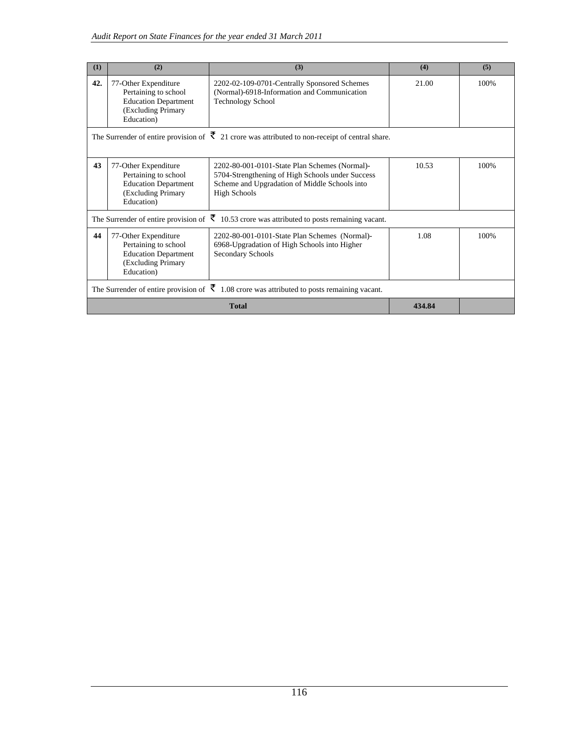| (1) | (2) | (3) | (4) | (5) |
|---|---|---|---|---|
| 42. | 77-Other Expenditure Pertaining to school Education Department (Excluding Primary Education) | 2202-02-109-0701-Centrally Sponsored Schemes (Normal)-6918-Information and Communication Technology School | 21.00 | 100% |
| The Surrender of entire provision of ₹ 21 crore was attributed to non-receipt of central share. | | | | |
| 43 | 77-Other Expenditure Pertaining to school Education Department (Excluding Primary Education) | 2202-80-001-0101-State Plan Schemes (Normal)-5704-Strengthening of High Schools under Success Scheme and Upgradation of Middle Schools into High Schools | 10.53 | 100% |
| The Surrender of entire provision of ₹ 10.53 crore was attributed to posts remaining vacant. | | | | |
| 44 | 77-Other Expenditure Pertaining to school Education Department (Excluding Primary Education) | 2202-80-001-0101-State Plan Schemes (Normal)-6968-Upgradation of High Schools into Higher Secondary Schools | 1.08 | 100% |
| The Surrender of entire provision of ₹ 1.08 crore was attributed to posts remaining vacant. | | | | |
| **Total** | | | **434.84** | |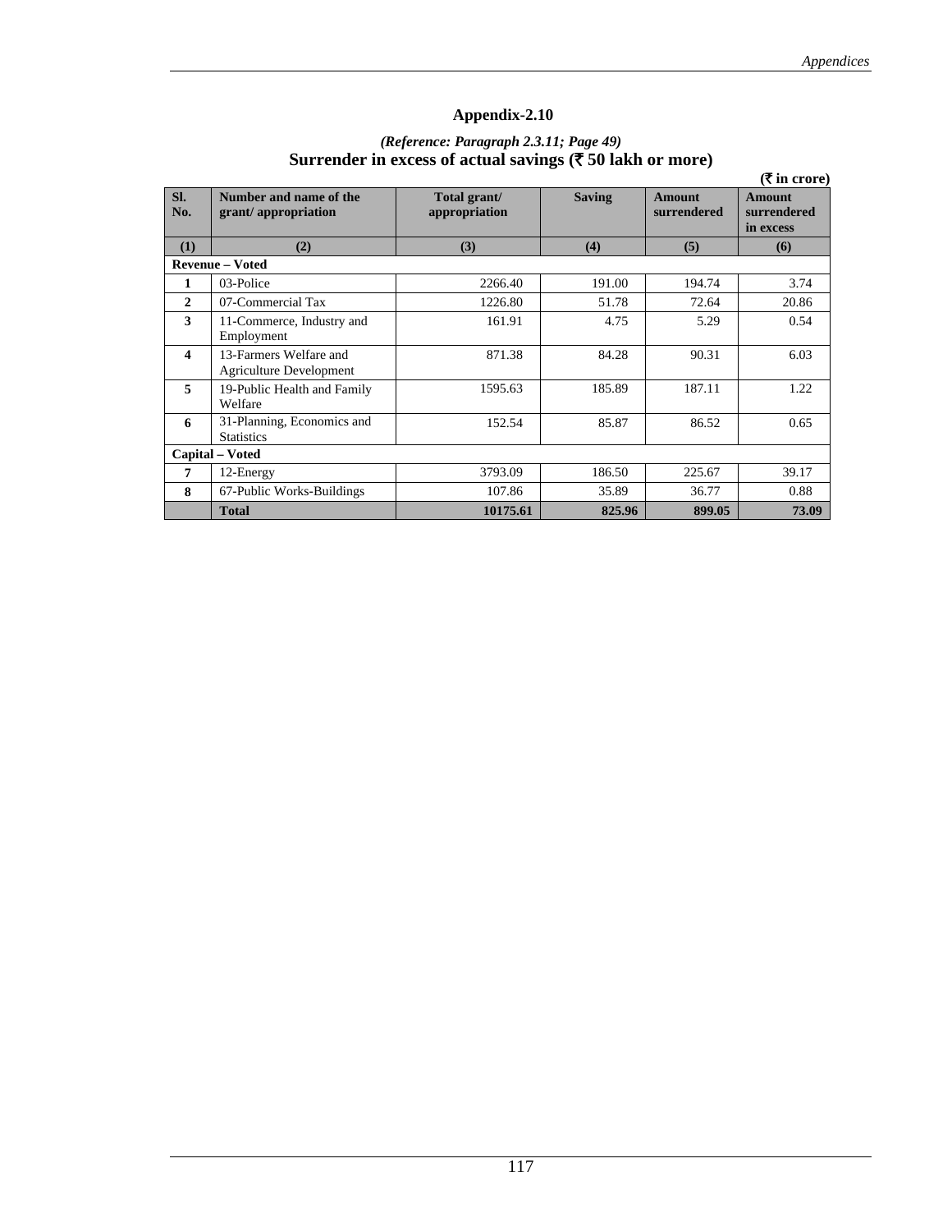## Appendix-2.10

*(Reference: Paragraph 2.3.11; Page 49)*

**Surrender in excess of actual savings (₹ 50 lakh or more)**

**(₹ in crore)**

| Sl. No. | Number and name of the grant/ appropriation | Total grant/ appropriation | Saving | Amount surrendered | Amount surrendered in excess |
|---|---|---|---|---|---|
| **(1)** | **(2)** | **(3)** | **(4)** | **(5)** | **(6)** |
| **Revenue – Voted** | | | | | |
| **1** | 03-Police | 2266.40 | 191.00 | 194.74 | 3.74 |
| **2** | 07-Commercial Tax | 1226.80 | 51.78 | 72.64 | 20.86 |
| **3** | 11-Commerce, Industry and Employment | 161.91 | 4.75 | 5.29 | 0.54 |
| **4** | 13-Farmers Welfare and Agriculture Development | 871.38 | 84.28 | 90.31 | 6.03 |
| **5** | 19-Public Health and Family Welfare | 1595.63 | 185.89 | 187.11 | 1.22 |
| **6** | 31-Planning, Economics and Statistics | 152.54 | 85.87 | 86.52 | 0.65 |
| **Capital – Voted** | | | | | |
| **7** | 12-Energy | 3793.09 | 186.50 | 225.67 | 39.17 |
| **8** | 67-Public Works-Buildings | 107.86 | 35.89 | 36.77 | 0.88 |
| | **Total** | **10175.61** | **825.96** | **899.05** | **73.09** |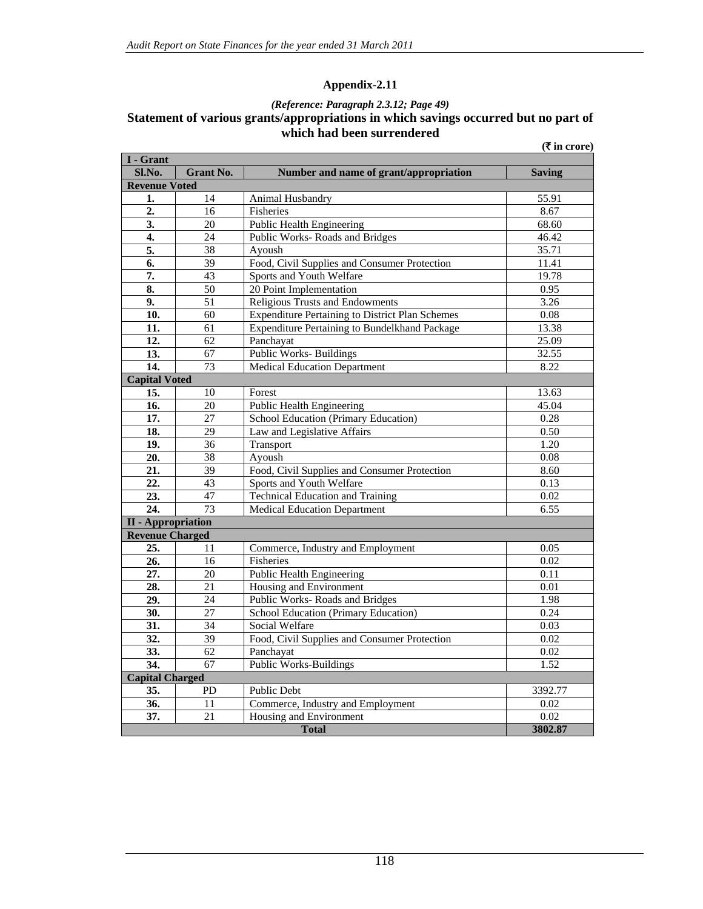## Appendix-2.11

*(Reference: Paragraph 2.3.12; Page 49)*

### Statement of various grants/appropriations in which savings occurred but no part of which had been surrendered

**(₹ in crore)**

| Sl.No. | Grant No. | Number and name of grant/appropriation | Saving |
|---|---|---|---|
| **I - Grant** | | | |
| **Revenue Voted** | | | |
| **1.** | 14 | Animal Husbandry | 55.91 |
| **2.** | 16 | Fisheries | 8.67 |
| **3.** | 20 | Public Health Engineering | 68.60 |
| **4.** | 24 | Public Works- Roads and Bridges | 46.42 |
| **5.** | 38 | Ayoush | 35.71 |
| **6.** | 39 | Food, Civil Supplies and Consumer Protection | 11.41 |
| **7.** | 43 | Sports and Youth Welfare | 19.78 |
| **8.** | 50 | 20 Point Implementation | 0.95 |
| **9.** | 51 | Religious Trusts and Endowments | 3.26 |
| **10.** | 60 | Expenditure Pertaining to District Plan Schemes | 0.08 |
| **11.** | 61 | Expenditure Pertaining to Bundelkhand Package | 13.38 |
| **12.** | 62 | Panchayat | 25.09 |
| **13.** | 67 | Public Works- Buildings | 32.55 |
| **14.** | 73 | Medical Education Department | 8.22 |
| **Capital Voted** | | | |
| **15.** | 10 | Forest | 13.63 |
| **16.** | 20 | Public Health Engineering | 45.04 |
| **17.** | 27 | School Education (Primary Education) | 0.28 |
| **18.** | 29 | Law and Legislative Affairs | 0.50 |
| **19.** | 36 | Transport | 1.20 |
| **20.** | 38 | Ayoush | 0.08 |
| **21.** | 39 | Food, Civil Supplies and Consumer Protection | 8.60 |
| **22.** | 43 | Sports and Youth Welfare | 0.13 |
| **23.** | 47 | Technical Education and Training | 0.02 |
| **24.** | 73 | Medical Education Department | 6.55 |
| **II - Appropriation** | | | |
| **Revenue Charged** | | | |
| **25.** | 11 | Commerce, Industry and Employment | 0.05 |
| **26.** | 16 | Fisheries | 0.02 |
| **27.** | 20 | Public Health Engineering | 0.11 |
| **28.** | 21 | Housing and Environment | 0.01 |
| **29.** | 24 | Public Works- Roads and Bridges | 1.98 |
| **30.** | 27 | School Education (Primary Education) | 0.24 |
| **31.** | 34 | Social Welfare | 0.03 |
| **32.** | 39 | Food, Civil Supplies and Consumer Protection | 0.02 |
| **33.** | 62 | Panchayat | 0.02 |
| **34.** | 67 | Public Works-Buildings | 1.52 |
| **Capital Charged** | | | |
| **35.** | PD | Public Debt | 3392.77 |
| **36.** | 11 | Commerce, Industry and Employment | 0.02 |
| **37.** | 21 | Housing and Environment | 0.02 |
| | | **Total** | **3802.87** |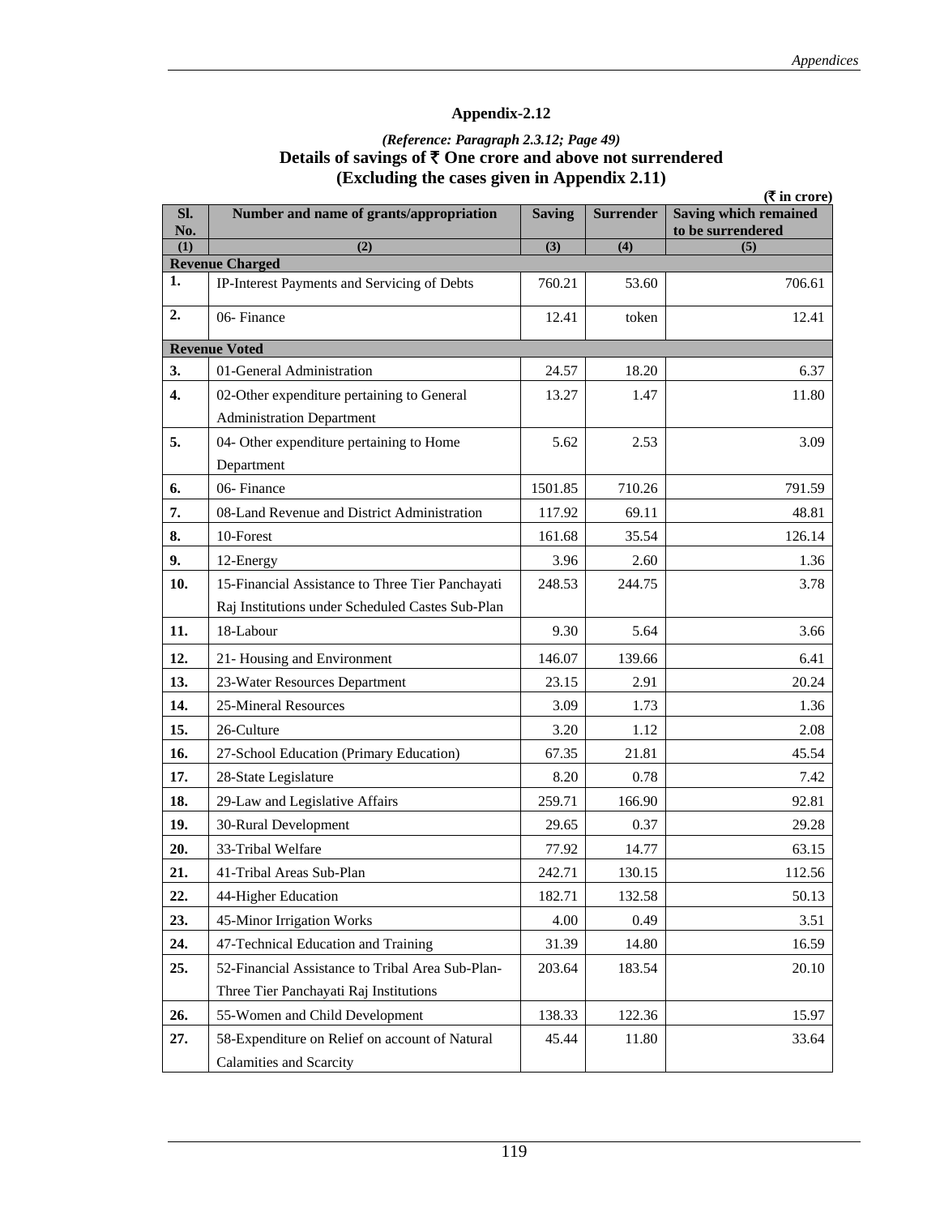## Appendix-2.12

*(Reference: Paragraph 2.3.12; Page 49)*

**Details of savings of ₹ One crore and above not surrendered**
**(Excluding the cases given in Appendix 2.11)**

(₹ in crore)

| Sl. No. | Number and name of grants/appropriation | Saving | Surrender | Saving which remained to be surrendered |
|---|---|---|---|---|
| (1) | (2) | (3) | (4) | (5) |
| **Revenue Charged** | | | | |
| 1. | IP-Interest Payments and Servicing of Debts | 760.21 | 53.60 | 706.61 |
| 2. | 06- Finance | 12.41 | token | 12.41 |
| **Revenue Voted** | | | | |
| 3. | 01-General Administration | 24.57 | 18.20 | 6.37 |
| 4. | 02-Other expenditure pertaining to General Administration Department | 13.27 | 1.47 | 11.80 |
| 5. | 04- Other expenditure pertaining to Home Department | 5.62 | 2.53 | 3.09 |
| 6. | 06- Finance | 1501.85 | 710.26 | 791.59 |
| 7. | 08-Land Revenue and District Administration | 117.92 | 69.11 | 48.81 |
| 8. | 10-Forest | 161.68 | 35.54 | 126.14 |
| 9. | 12-Energy | 3.96 | 2.60 | 1.36 |
| 10. | 15-Financial Assistance to Three Tier Panchayati Raj Institutions under Scheduled Castes Sub-Plan | 248.53 | 244.75 | 3.78 |
| 11. | 18-Labour | 9.30 | 5.64 | 3.66 |
| 12. | 21- Housing and Environment | 146.07 | 139.66 | 6.41 |
| 13. | 23-Water Resources Department | 23.15 | 2.91 | 20.24 |
| 14. | 25-Mineral Resources | 3.09 | 1.73 | 1.36 |
| 15. | 26-Culture | 3.20 | 1.12 | 2.08 |
| 16. | 27-School Education (Primary Education) | 67.35 | 21.81 | 45.54 |
| 17. | 28-State Legislature | 8.20 | 0.78 | 7.42 |
| 18. | 29-Law and Legislative Affairs | 259.71 | 166.90 | 92.81 |
| 19. | 30-Rural Development | 29.65 | 0.37 | 29.28 |
| 20. | 33-Tribal Welfare | 77.92 | 14.77 | 63.15 |
| 21. | 41-Tribal Areas Sub-Plan | 242.71 | 130.15 | 112.56 |
| 22. | 44-Higher Education | 182.71 | 132.58 | 50.13 |
| 23. | 45-Minor Irrigation Works | 4.00 | 0.49 | 3.51 |
| 24. | 47-Technical Education and Training | 31.39 | 14.80 | 16.59 |
| 25. | 52-Financial Assistance to Tribal Area Sub-Plan-Three Tier Panchayati Raj Institutions | 203.64 | 183.54 | 20.10 |
| 26. | 55-Women and Child Development | 138.33 | 122.36 | 15.97 |
| 27. | 58-Expenditure on Relief on account of Natural Calamities and Scarcity | 45.44 | 11.80 | 33.64 |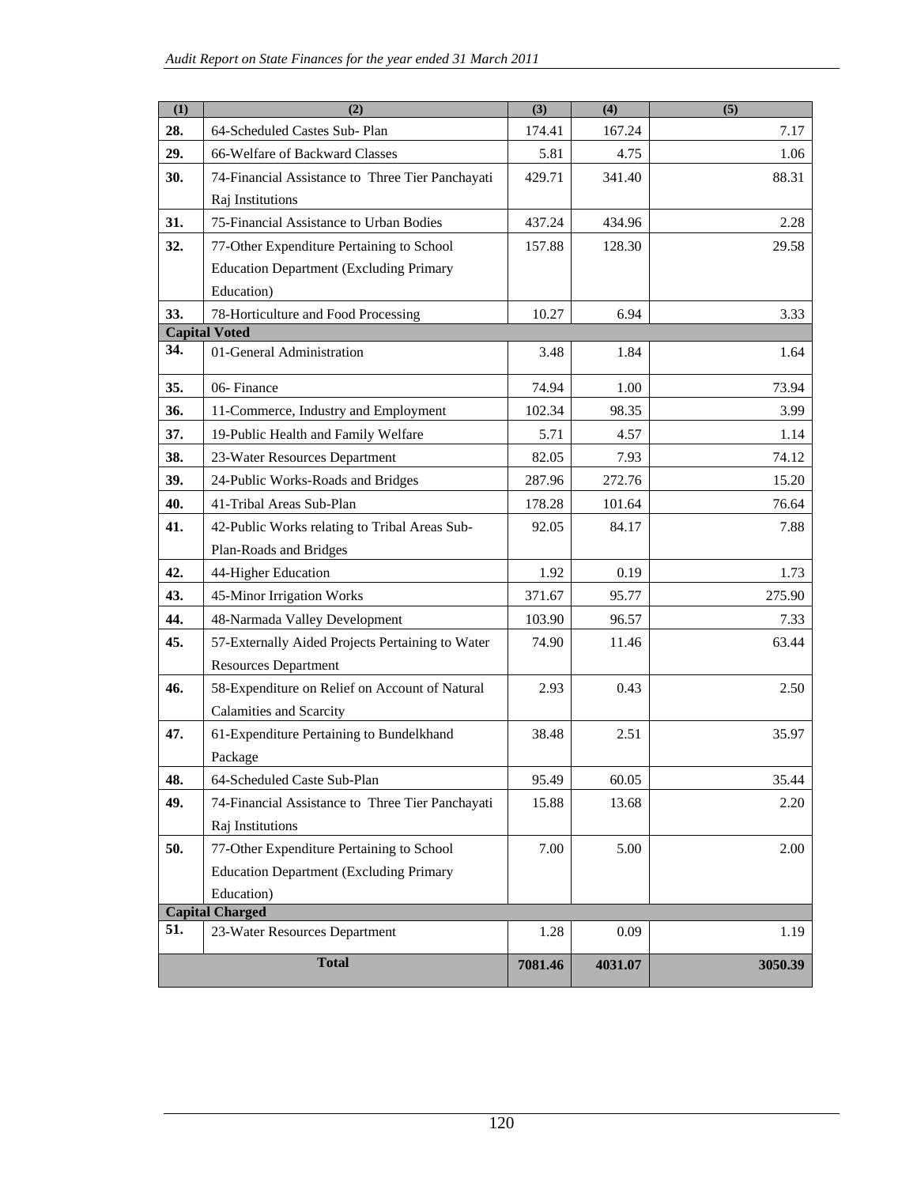| (1) | (2) | (3) | (4) | (5) |
|---|---|---|---|---|
| 28. | 64-Scheduled Castes Sub- Plan | 174.41 | 167.24 | 7.17 |
| 29. | 66-Welfare of Backward Classes | 5.81 | 4.75 | 1.06 |
| 30. | 74-Financial Assistance to Three Tier Panchayati Raj Institutions | 429.71 | 341.40 | 88.31 |
| 31. | 75-Financial Assistance to Urban Bodies | 437.24 | 434.96 | 2.28 |
| 32. | 77-Other Expenditure Pertaining to School Education Department (Excluding Primary Education) | 157.88 | 128.30 | 29.58 |
| 33. | 78-Horticulture and Food Processing | 10.27 | 6.94 | 3.33 |
| **Capital Voted** | | | | |
| 34. | 01-General Administration | 3.48 | 1.84 | 1.64 |
| 35. | 06- Finance | 74.94 | 1.00 | 73.94 |
| 36. | 11-Commerce, Industry and Employment | 102.34 | 98.35 | 3.99 |
| 37. | 19-Public Health and Family Welfare | 5.71 | 4.57 | 1.14 |
| 38. | 23-Water Resources Department | 82.05 | 7.93 | 74.12 |
| 39. | 24-Public Works-Roads and Bridges | 287.96 | 272.76 | 15.20 |
| 40. | 41-Tribal Areas Sub-Plan | 178.28 | 101.64 | 76.64 |
| 41. | 42-Public Works relating to Tribal Areas Sub-Plan-Roads and Bridges | 92.05 | 84.17 | 7.88 |
| 42. | 44-Higher Education | 1.92 | 0.19 | 1.73 |
| 43. | 45-Minor Irrigation Works | 371.67 | 95.77 | 275.90 |
| 44. | 48-Narmada Valley Development | 103.90 | 96.57 | 7.33 |
| 45. | 57-Externally Aided Projects Pertaining to Water Resources Department | 74.90 | 11.46 | 63.44 |
| 46. | 58-Expenditure on Relief on Account of Natural Calamities and Scarcity | 2.93 | 0.43 | 2.50 |
| 47. | 61-Expenditure Pertaining to Bundelkhand Package | 38.48 | 2.51 | 35.97 |
| 48. | 64-Scheduled Caste Sub-Plan | 95.49 | 60.05 | 35.44 |
| 49. | 74-Financial Assistance to Three Tier Panchayati Raj Institutions | 15.88 | 13.68 | 2.20 |
| 50. | 77-Other Expenditure Pertaining to School Education Department (Excluding Primary Education) | 7.00 | 5.00 | 2.00 |
| **Capital Charged** | | | | |
| 51. | 23-Water Resources Department | 1.28 | 0.09 | 1.19 |
| | **Total** | **7081.46** | **4031.07** | **3050.39** |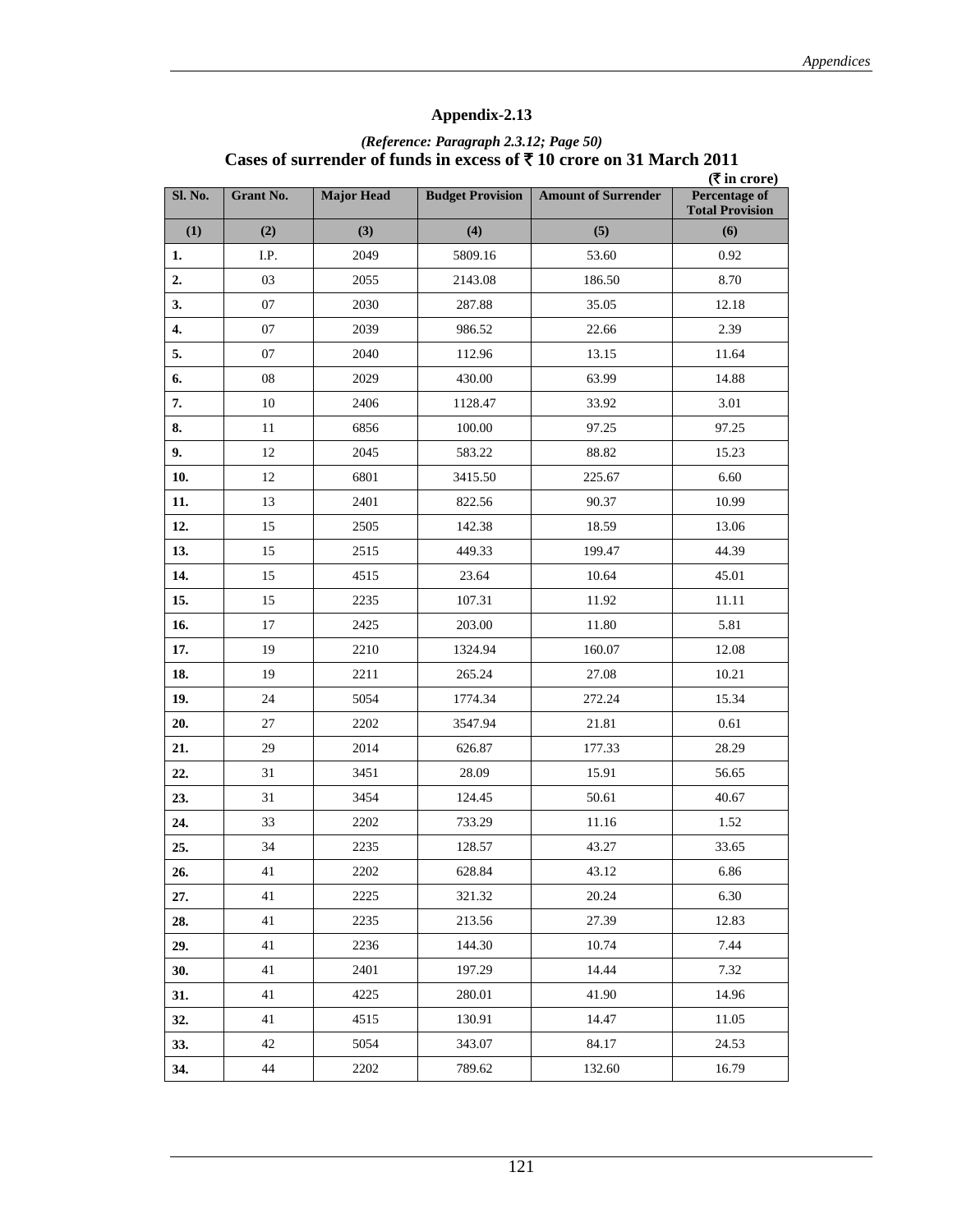## Appendix-2.13

*(Reference: Paragraph 2.3.12; Page 50)*

**Cases of surrender of funds in excess of ₹ 10 crore on 31 March 2011**

**(₹ in crore)**

| Sl. No. | Grant No. | Major Head | Budget Provision | Amount of Surrender | Percentage of Total Provision |
|---|---|---|---|---|---|
| (1) | (2) | (3) | (4) | (5) | (6) |
| 1. | I.P. | 2049 | 5809.16 | 53.60 | 0.92 |
| 2. | 03 | 2055 | 2143.08 | 186.50 | 8.70 |
| 3. | 07 | 2030 | 287.88 | 35.05 | 12.18 |
| 4. | 07 | 2039 | 986.52 | 22.66 | 2.39 |
| 5. | 07 | 2040 | 112.96 | 13.15 | 11.64 |
| 6. | 08 | 2029 | 430.00 | 63.99 | 14.88 |
| 7. | 10 | 2406 | 1128.47 | 33.92 | 3.01 |
| 8. | 11 | 6856 | 100.00 | 97.25 | 97.25 |
| 9. | 12 | 2045 | 583.22 | 88.82 | 15.23 |
| 10. | 12 | 6801 | 3415.50 | 225.67 | 6.60 |
| 11. | 13 | 2401 | 822.56 | 90.37 | 10.99 |
| 12. | 15 | 2505 | 142.38 | 18.59 | 13.06 |
| 13. | 15 | 2515 | 449.33 | 199.47 | 44.39 |
| 14. | 15 | 4515 | 23.64 | 10.64 | 45.01 |
| 15. | 15 | 2235 | 107.31 | 11.92 | 11.11 |
| 16. | 17 | 2425 | 203.00 | 11.80 | 5.81 |
| 17. | 19 | 2210 | 1324.94 | 160.07 | 12.08 |
| 18. | 19 | 2211 | 265.24 | 27.08 | 10.21 |
| 19. | 24 | 5054 | 1774.34 | 272.24 | 15.34 |
| 20. | 27 | 2202 | 3547.94 | 21.81 | 0.61 |
| 21. | 29 | 2014 | 626.87 | 177.33 | 28.29 |
| 22. | 31 | 3451 | 28.09 | 15.91 | 56.65 |
| 23. | 31 | 3454 | 124.45 | 50.61 | 40.67 |
| 24. | 33 | 2202 | 733.29 | 11.16 | 1.52 |
| 25. | 34 | 2235 | 128.57 | 43.27 | 33.65 |
| 26. | 41 | 2202 | 628.84 | 43.12 | 6.86 |
| 27. | 41 | 2225 | 321.32 | 20.24 | 6.30 |
| 28. | 41 | 2235 | 213.56 | 27.39 | 12.83 |
| 29. | 41 | 2236 | 144.30 | 10.74 | 7.44 |
| 30. | 41 | 2401 | 197.29 | 14.44 | 7.32 |
| 31. | 41 | 4225 | 280.01 | 41.90 | 14.96 |
| 32. | 41 | 4515 | 130.91 | 14.47 | 11.05 |
| 33. | 42 | 5054 | 343.07 | 84.17 | 24.53 |
| 34. | 44 | 2202 | 789.62 | 132.60 | 16.79 |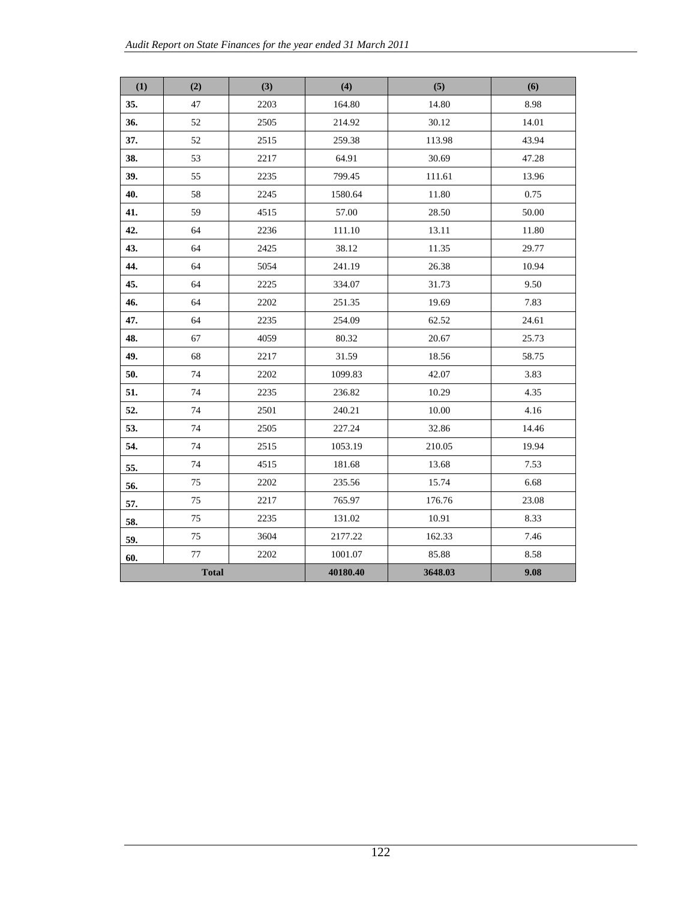| (1) | (2) | (3) | (4) | (5) | (6) |
|---|---|---|---|---|---|
| **35.** | 47 | 2203 | 164.80 | 14.80 | 8.98 |
| **36.** | 52 | 2505 | 214.92 | 30.12 | 14.01 |
| **37.** | 52 | 2515 | 259.38 | 113.98 | 43.94 |
| **38.** | 53 | 2217 | 64.91 | 30.69 | 47.28 |
| **39.** | 55 | 2235 | 799.45 | 111.61 | 13.96 |
| **40.** | 58 | 2245 | 1580.64 | 11.80 | 0.75 |
| **41.** | 59 | 4515 | 57.00 | 28.50 | 50.00 |
| **42.** | 64 | 2236 | 111.10 | 13.11 | 11.80 |
| **43.** | 64 | 2425 | 38.12 | 11.35 | 29.77 |
| **44.** | 64 | 5054 | 241.19 | 26.38 | 10.94 |
| **45.** | 64 | 2225 | 334.07 | 31.73 | 9.50 |
| **46.** | 64 | 2202 | 251.35 | 19.69 | 7.83 |
| **47.** | 64 | 2235 | 254.09 | 62.52 | 24.61 |
| **48.** | 67 | 4059 | 80.32 | 20.67 | 25.73 |
| **49.** | 68 | 2217 | 31.59 | 18.56 | 58.75 |
| **50.** | 74 | 2202 | 1099.83 | 42.07 | 3.83 |
| **51.** | 74 | 2235 | 236.82 | 10.29 | 4.35 |
| **52.** | 74 | 2501 | 240.21 | 10.00 | 4.16 |
| **53.** | 74 | 2505 | 227.24 | 32.86 | 14.46 |
| **54.** | 74 | 2515 | 1053.19 | 210.05 | 19.94 |
| **55.** | 74 | 4515 | 181.68 | 13.68 | 7.53 |
| **56.** | 75 | 2202 | 235.56 | 15.74 | 6.68 |
| **57.** | 75 | 2217 | 765.97 | 176.76 | 23.08 |
| **58.** | 75 | 2235 | 131.02 | 10.91 | 8.33 |
| **59.** | 75 | 3604 | 2177.22 | 162.33 | 7.46 |
| **60.** | 77 | 2202 | 1001.07 | 85.88 | 8.58 |
| **Total** | | | **40180.40** | **3648.03** | **9.08** |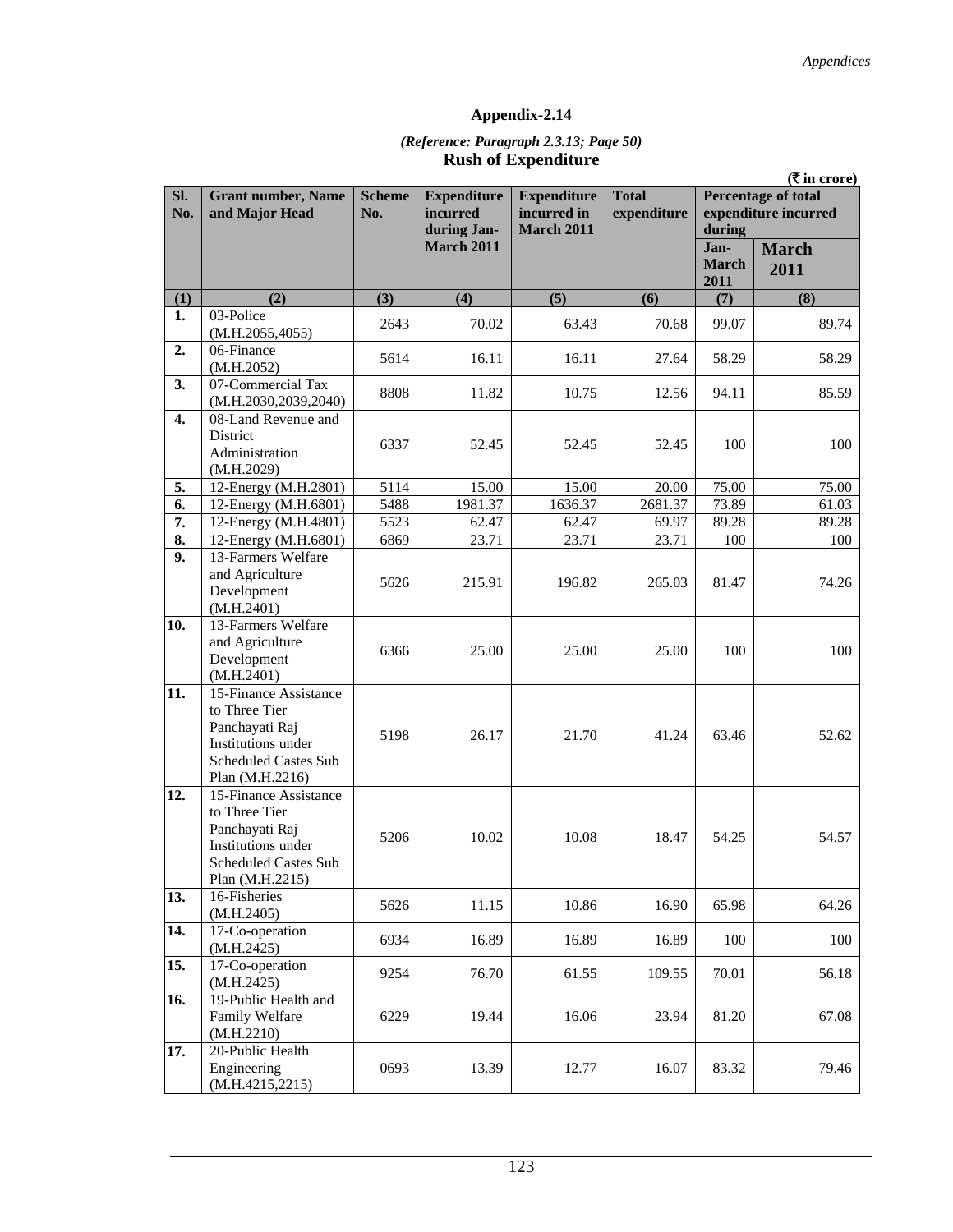## Appendix-2.14

*(Reference: Paragraph 2.3.13; Page 50)*

**Rush of Expenditure**

(₹ in crore)

| Sl. No. | Grant number, Name and Major Head | Scheme No. | Expenditure incurred during Jan-March 2011 | Expenditure incurred in March 2011 | Total expenditure | Percentage of total expenditure incurred during | |
|---|---|---|---|---|---|---|---|
| | | | | | | Jan-March 2011 | March 2011 |
| (1) | (2) | (3) | (4) | (5) | (6) | (7) | (8) |
| 1. | 03-Police (M.H.2055,4055) | 2643 | 70.02 | 63.43 | 70.68 | 99.07 | 89.74 |
| 2. | 06-Finance (M.H.2052) | 5614 | 16.11 | 16.11 | 27.64 | 58.29 | 58.29 |
| 3. | 07-Commercial Tax (M.H.2030,2039,2040) | 8808 | 11.82 | 10.75 | 12.56 | 94.11 | 85.59 |
| 4. | 08-Land Revenue and District Administration (M.H.2029) | 6337 | 52.45 | 52.45 | 52.45 | 100 | 100 |
| 5. | 12-Energy (M.H.2801) | 5114 | 15.00 | 15.00 | 20.00 | 75.00 | 75.00 |
| 6. | 12-Energy (M.H.6801) | 5488 | 1981.37 | 1636.37 | 2681.37 | 73.89 | 61.03 |
| 7. | 12-Energy (M.H.4801) | 5523 | 62.47 | 62.47 | 69.97 | 89.28 | 89.28 |
| 8. | 12-Energy (M.H.6801) | 6869 | 23.71 | 23.71 | 23.71 | 100 | 100 |
| 9. | 13-Farmers Welfare and Agriculture Development (M.H.2401) | 5626 | 215.91 | 196.82 | 265.03 | 81.47 | 74.26 |
| 10. | 13-Farmers Welfare and Agriculture Development (M.H.2401) | 6366 | 25.00 | 25.00 | 25.00 | 100 | 100 |
| 11. | 15-Finance Assistance to Three Tier Panchayati Raj Institutions under Scheduled Castes Sub Plan (M.H.2216) | 5198 | 26.17 | 21.70 | 41.24 | 63.46 | 52.62 |
| 12. | 15-Finance Assistance to Three Tier Panchayati Raj Institutions under Scheduled Castes Sub Plan (M.H.2215) | 5206 | 10.02 | 10.08 | 18.47 | 54.25 | 54.57 |
| 13. | 16-Fisheries (M.H.2405) | 5626 | 11.15 | 10.86 | 16.90 | 65.98 | 64.26 |
| 14. | 17-Co-operation (M.H.2425) | 6934 | 16.89 | 16.89 | 16.89 | 100 | 100 |
| 15. | 17-Co-operation (M.H.2425) | 9254 | 76.70 | 61.55 | 109.55 | 70.01 | 56.18 |
| 16. | 19-Public Health and Family Welfare (M.H.2210) | 6229 | 19.44 | 16.06 | 23.94 | 81.20 | 67.08 |
| 17. | 20-Public Health Engineering (M.H.4215,2215) | 0693 | 13.39 | 12.77 | 16.07 | 83.32 | 79.46 |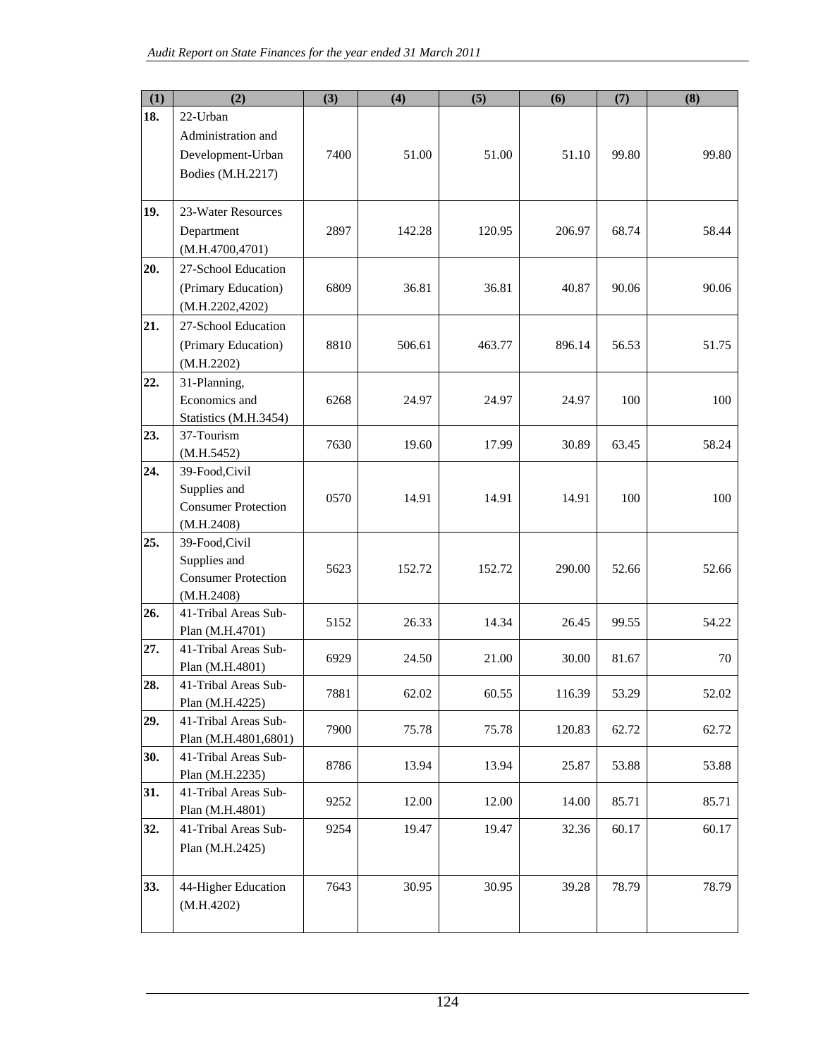| (1) | (2) | (3) | (4) | (5) | (6) | (7) | (8) |
|---|---|---|---|---|---|---|---|
| **18.** | 22-Urban Administration and Development-Urban Bodies (M.H.2217) | 7400 | 51.00 | 51.00 | 51.10 | 99.80 | 99.80 |
| **19.** | 23-Water Resources Department (M.H.4700,4701) | 2897 | 142.28 | 120.95 | 206.97 | 68.74 | 58.44 |
| **20.** | 27-School Education (Primary Education) (M.H.2202,4202) | 6809 | 36.81 | 36.81 | 40.87 | 90.06 | 90.06 |
| **21.** | 27-School Education (Primary Education) (M.H.2202) | 8810 | 506.61 | 463.77 | 896.14 | 56.53 | 51.75 |
| **22.** | 31-Planning, Economics and Statistics (M.H.3454) | 6268 | 24.97 | 24.97 | 24.97 | 100 | 100 |
| **23.** | 37-Tourism (M.H.5452) | 7630 | 19.60 | 17.99 | 30.89 | 63.45 | 58.24 |
| **24.** | 39-Food,Civil Supplies and Consumer Protection (M.H.2408) | 0570 | 14.91 | 14.91 | 14.91 | 100 | 100 |
| **25.** | 39-Food,Civil Supplies and Consumer Protection (M.H.2408) | 5623 | 152.72 | 152.72 | 290.00 | 52.66 | 52.66 |
| **26.** | 41-Tribal Areas Sub-Plan (M.H.4701) | 5152 | 26.33 | 14.34 | 26.45 | 99.55 | 54.22 |
| **27.** | 41-Tribal Areas Sub-Plan (M.H.4801) | 6929 | 24.50 | 21.00 | 30.00 | 81.67 | 70 |
| **28.** | 41-Tribal Areas Sub-Plan (M.H.4225) | 7881 | 62.02 | 60.55 | 116.39 | 53.29 | 52.02 |
| **29.** | 41-Tribal Areas Sub-Plan (M.H.4801,6801) | 7900 | 75.78 | 75.78 | 120.83 | 62.72 | 62.72 |
| **30.** | 41-Tribal Areas Sub-Plan (M.H.2235) | 8786 | 13.94 | 13.94 | 25.87 | 53.88 | 53.88 |
| **31.** | 41-Tribal Areas Sub-Plan (M.H.4801) | 9252 | 12.00 | 12.00 | 14.00 | 85.71 | 85.71 |
| **32.** | 41-Tribal Areas Sub-Plan (M.H.2425) | 9254 | 19.47 | 19.47 | 32.36 | 60.17 | 60.17 |
| **33.** | 44-Higher Education (M.H.4202) | 7643 | 30.95 | 30.95 | 39.28 | 78.79 | 78.79 |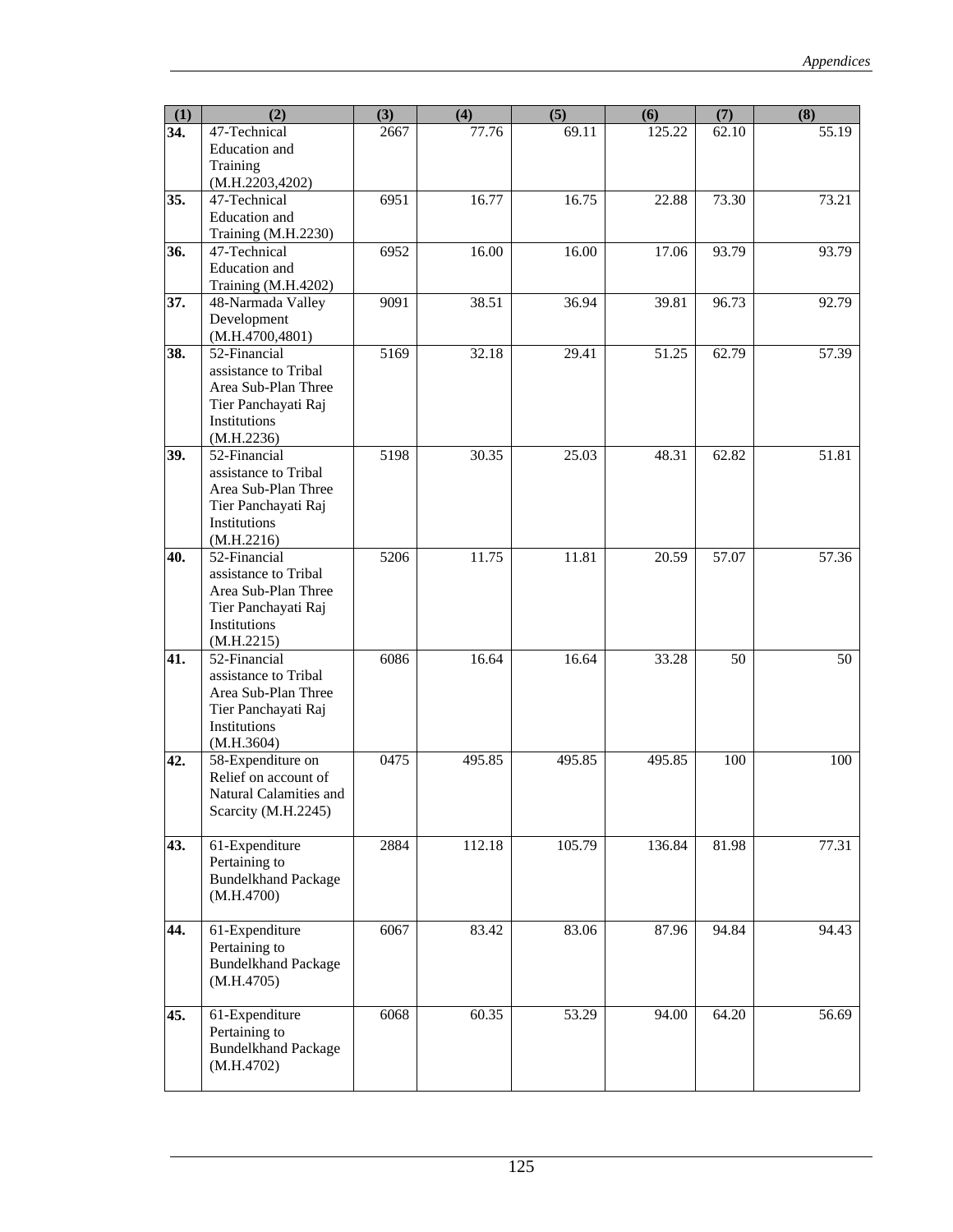| (1) | (2) | (3) | (4) | (5) | (6) | (7) | (8) |
|---|---|---|---|---|---|---|---|
| **34.** | 47-Technical Education and Training (M.H.2203,4202) | 2667 | 77.76 | 69.11 | 125.22 | 62.10 | 55.19 |
| **35.** | 47-Technical Education and Training (M.H.2230) | 6951 | 16.77 | 16.75 | 22.88 | 73.30 | 73.21 |
| **36.** | 47-Technical Education and Training (M.H.4202) | 6952 | 16.00 | 16.00 | 17.06 | 93.79 | 93.79 |
| **37.** | 48-Narmada Valley Development (M.H.4700,4801) | 9091 | 38.51 | 36.94 | 39.81 | 96.73 | 92.79 |
| **38.** | 52-Financial assistance to Tribal Area Sub-Plan Three Tier Panchayati Raj Institutions (M.H.2236) | 5169 | 32.18 | 29.41 | 51.25 | 62.79 | 57.39 |
| **39.** | 52-Financial assistance to Tribal Area Sub-Plan Three Tier Panchayati Raj Institutions (M.H.2216) | 5198 | 30.35 | 25.03 | 48.31 | 62.82 | 51.81 |
| **40.** | 52-Financial assistance to Tribal Area Sub-Plan Three Tier Panchayati Raj Institutions (M.H.2215) | 5206 | 11.75 | 11.81 | 20.59 | 57.07 | 57.36 |
| **41.** | 52-Financial assistance to Tribal Area Sub-Plan Three Tier Panchayati Raj Institutions (M.H.3604) | 6086 | 16.64 | 16.64 | 33.28 | 50 | 50 |
| **42.** | 58-Expenditure on Relief on account of Natural Calamities and Scarcity (M.H.2245) | 0475 | 495.85 | 495.85 | 495.85 | 100 | 100 |
| **43.** | 61-Expenditure Pertaining to Bundelkhand Package (M.H.4700) | 2884 | 112.18 | 105.79 | 136.84 | 81.98 | 77.31 |
| **44.** | 61-Expenditure Pertaining to Bundelkhand Package (M.H.4705) | 6067 | 83.42 | 83.06 | 87.96 | 94.84 | 94.43 |
| **45.** | 61-Expenditure Pertaining to Bundelkhand Package (M.H.4702) | 6068 | 60.35 | 53.29 | 94.00 | 64.20 | 56.69 |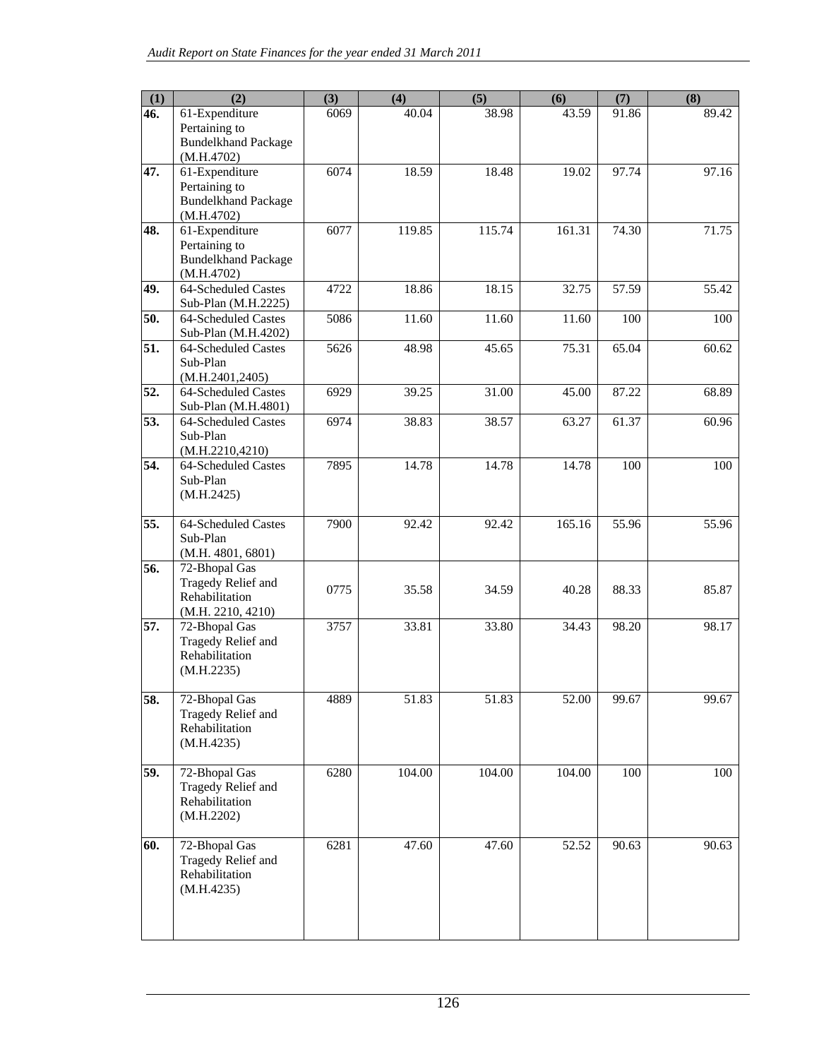| (1) | (2) | (3) | (4) | (5) | (6) | (7) | (8) |
|---|---|---|---|---|---|---|---|
| **46.** | 61-Expenditure Pertaining to Bundelkhand Package (M.H.4702) | 6069 | 40.04 | 38.98 | 43.59 | 91.86 | 89.42 |
| **47.** | 61-Expenditure Pertaining to Bundelkhand Package (M.H.4702) | 6074 | 18.59 | 18.48 | 19.02 | 97.74 | 97.16 |
| **48.** | 61-Expenditure Pertaining to Bundelkhand Package (M.H.4702) | 6077 | 119.85 | 115.74 | 161.31 | 74.30 | 71.75 |
| **49.** | 64-Scheduled Castes Sub-Plan (M.H.2225) | 4722 | 18.86 | 18.15 | 32.75 | 57.59 | 55.42 |
| **50.** | 64-Scheduled Castes Sub-Plan (M.H.4202) | 5086 | 11.60 | 11.60 | 11.60 | 100 | 100 |
| **51.** | 64-Scheduled Castes Sub-Plan (M.H.2401,2405) | 5626 | 48.98 | 45.65 | 75.31 | 65.04 | 60.62 |
| **52.** | 64-Scheduled Castes Sub-Plan (M.H.4801) | 6929 | 39.25 | 31.00 | 45.00 | 87.22 | 68.89 |
| **53.** | 64-Scheduled Castes Sub-Plan (M.H.2210,4210) | 6974 | 38.83 | 38.57 | 63.27 | 61.37 | 60.96 |
| **54.** | 64-Scheduled Castes Sub-Plan (M.H.2425) | 7895 | 14.78 | 14.78 | 14.78 | 100 | 100 |
| **55.** | 64-Scheduled Castes Sub-Plan (M.H. 4801, 6801) | 7900 | 92.42 | 92.42 | 165.16 | 55.96 | 55.96 |
| **56.** | 72-Bhopal Gas Tragedy Relief and Rehabilitation (M.H. 2210, 4210) | 0775 | 35.58 | 34.59 | 40.28 | 88.33 | 85.87 |
| **57.** | 72-Bhopal Gas Tragedy Relief and Rehabilitation (M.H.2235) | 3757 | 33.81 | 33.80 | 34.43 | 98.20 | 98.17 |
| **58.** | 72-Bhopal Gas Tragedy Relief and Rehabilitation (M.H.4235) | 4889 | 51.83 | 51.83 | 52.00 | 99.67 | 99.67 |
| **59.** | 72-Bhopal Gas Tragedy Relief and Rehabilitation (M.H.2202) | 6280 | 104.00 | 104.00 | 104.00 | 100 | 100 |
| **60.** | 72-Bhopal Gas Tragedy Relief and Rehabilitation (M.H.4235) | 6281 | 47.60 | 47.60 | 52.52 | 90.63 | 90.63 |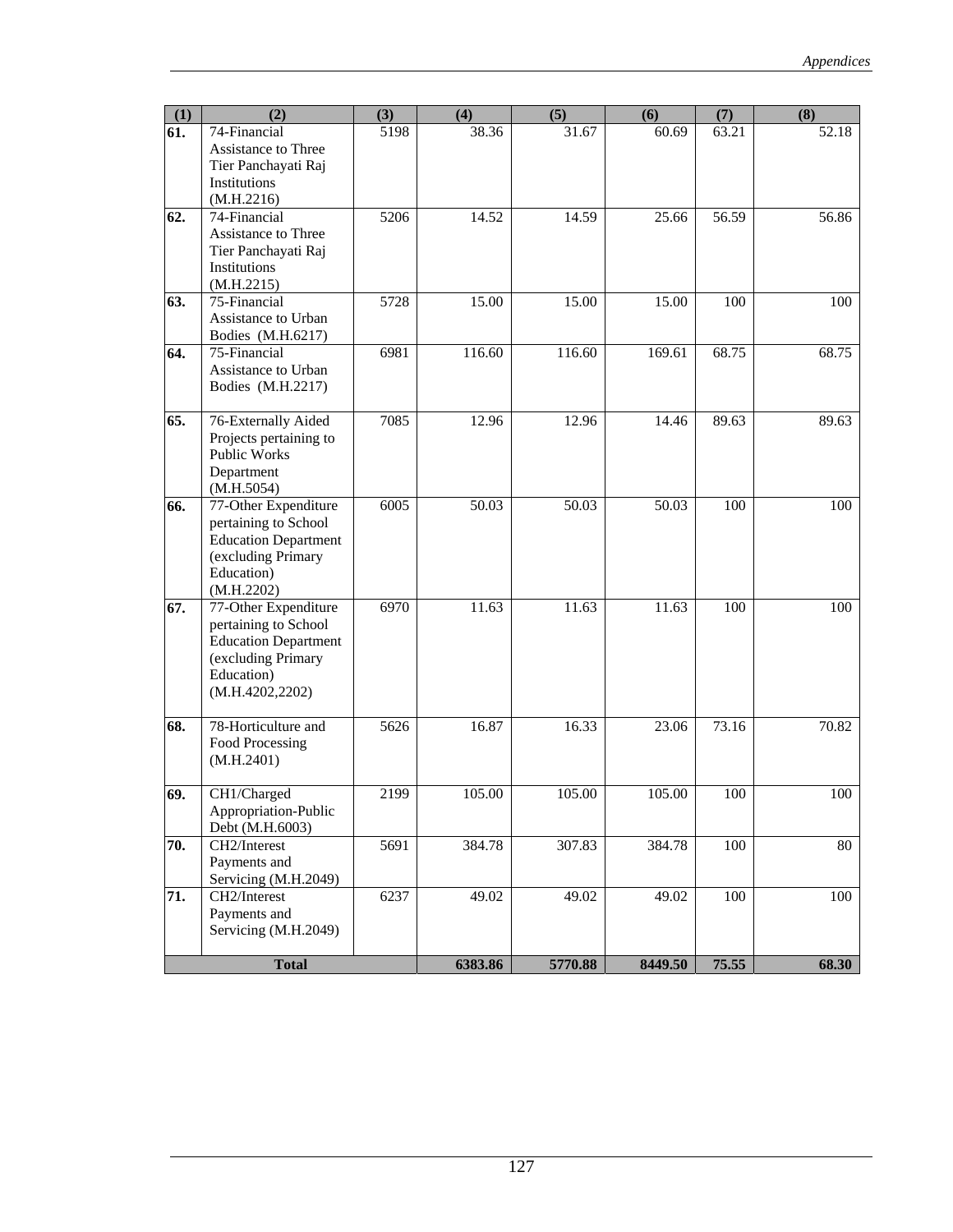| (1) | (2) | (3) | (4) | (5) | (6) | (7) | (8) |
|---|---|---|---|---|---|---|---|
| **61.** | 74-Financial Assistance to Three Tier Panchayati Raj Institutions (M.H.2216) | 5198 | 38.36 | 31.67 | 60.69 | 63.21 | 52.18 |
| **62.** | 74-Financial Assistance to Three Tier Panchayati Raj Institutions (M.H.2215) | 5206 | 14.52 | 14.59 | 25.66 | 56.59 | 56.86 |
| **63.** | 75-Financial Assistance to Urban Bodies (M.H.6217) | 5728 | 15.00 | 15.00 | 15.00 | 100 | 100 |
| **64.** | 75-Financial Assistance to Urban Bodies (M.H.2217) | 6981 | 116.60 | 116.60 | 169.61 | 68.75 | 68.75 |
| **65.** | 76-Externally Aided Projects pertaining to Public Works Department (M.H.5054) | 7085 | 12.96 | 12.96 | 14.46 | 89.63 | 89.63 |
| **66.** | 77-Other Expenditure pertaining to School Education Department (excluding Primary Education) (M.H.2202) | 6005 | 50.03 | 50.03 | 50.03 | 100 | 100 |
| **67.** | 77-Other Expenditure pertaining to School Education Department (excluding Primary Education) (M.H.4202,2202) | 6970 | 11.63 | 11.63 | 11.63 | 100 | 100 |
| **68.** | 78-Horticulture and Food Processing (M.H.2401) | 5626 | 16.87 | 16.33 | 23.06 | 73.16 | 70.82 |
| **69.** | CH1/Charged Appropriation-Public Debt (M.H.6003) | 2199 | 105.00 | 105.00 | 105.00 | 100 | 100 |
| **70.** | CH2/Interest Payments and Servicing (M.H.2049) | 5691 | 384.78 | 307.83 | 384.78 | 100 | 80 |
| **71.** | CH2/Interest Payments and Servicing (M.H.2049) | 6237 | 49.02 | 49.02 | 49.02 | 100 | 100 |
| | **Total** | | **6383.86** | **5770.88** | **8449.50** | **75.55** | **68.30** |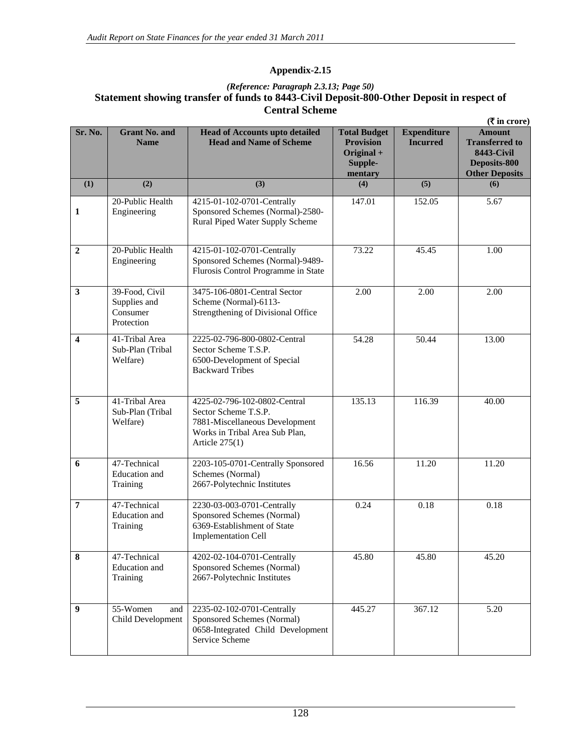## Appendix-2.15

*(Reference: Paragraph 2.3.13; Page 50)*

### Statement showing transfer of funds to 8443-Civil Deposit-800-Other Deposit in respect of Central Scheme

**(₹ in crore)**

| Sr. No. | Grant No. and Name | Head of Accounts upto detailed Head and Name of Scheme | Total Budget Provision Original + Supple-mentary | Expenditure Incurred | Amount Transferred to 8443-Civil Deposits-800 Other Deposits |
|---|---|---|---|---|---|
| (1) | (2) | (3) | (4) | (5) | (6) |
| 1 | 20-Public Health Engineering | 4215-01-102-0701-Centrally Sponsored Schemes (Normal)-2580-Rural Piped Water Supply Scheme | 147.01 | 152.05 | 5.67 |
| 2 | 20-Public Health Engineering | 4215-01-102-0701-Centrally Sponsored Schemes (Normal)-9489-Flurosis Control Programme in State | 73.22 | 45.45 | 1.00 |
| 3 | 39-Food, Civil Supplies and Consumer Protection | 3475-106-0801-Central Sector Scheme (Normal)-6113-Strengthening of Divisional Office | 2.00 | 2.00 | 2.00 |
| 4 | 41-Tribal Area Sub-Plan (Tribal Welfare) | 2225-02-796-800-0802-Central Sector Scheme T.S.P. 6500-Development of Special Backward Tribes | 54.28 | 50.44 | 13.00 |
| 5 | 41-Tribal Area Sub-Plan (Tribal Welfare) | 4225-02-796-102-0802-Central Sector Scheme T.S.P. 7881-Miscellaneous Development Works in Tribal Area Sub Plan, Article 275(1) | 135.13 | 116.39 | 40.00 |
| 6 | 47-Technical Education and Training | 2203-105-0701-Centrally Sponsored Schemes (Normal) 2667-Polytechnic Institutes | 16.56 | 11.20 | 11.20 |
| 7 | 47-Technical Education and Training | 2230-03-003-0701-Centrally Sponsored Schemes (Normal) 6369-Establishment of State Implementation Cell | 0.24 | 0.18 | 0.18 |
| 8 | 47-Technical Education and Training | 4202-02-104-0701-Centrally Sponsored Schemes (Normal) 2667-Polytechnic Institutes | 45.80 | 45.80 | 45.20 |
| 9 | 55-Women and Child Development | 2235-02-102-0701-Centrally Sponsored Schemes (Normal) 0658-Integrated Child Development Service Scheme | 445.27 | 367.12 | 5.20 |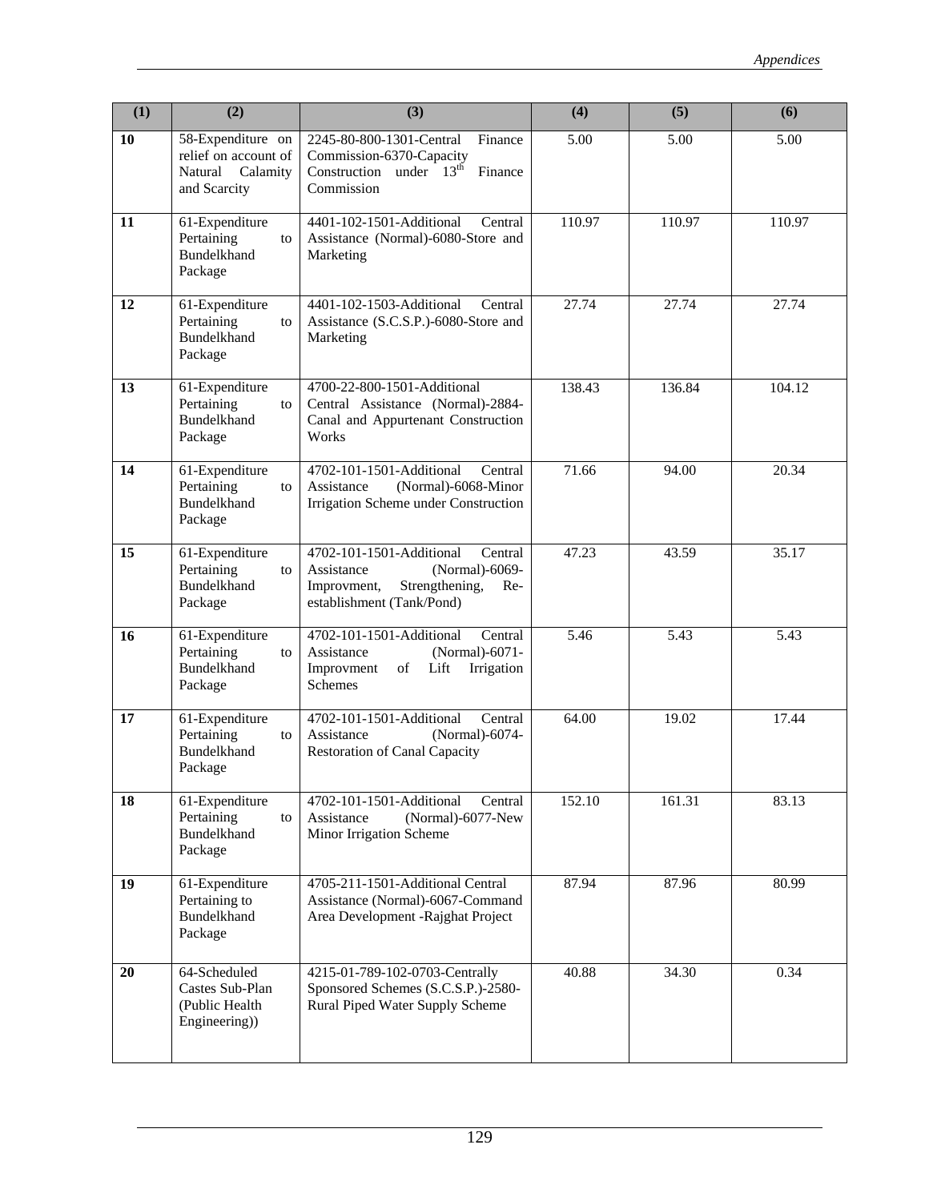| (1) | (2) | (3) | (4) | (5) | (6) |
|---|---|---|---|---|---|
| 10 | 58-Expenditure on relief on account of Natural Calamity and Scarcity | 2245-80-800-1301-Central Finance Commission-6370-Capacity Construction under 13th Finance Commission | 5.00 | 5.00 | 5.00 |
| 11 | 61-Expenditure Pertaining to Bundelkhand Package | 4401-102-1501-Additional Central Assistance (Normal)-6080-Store and Marketing | 110.97 | 110.97 | 110.97 |
| 12 | 61-Expenditure Pertaining to Bundelkhand Package | 4401-102-1503-Additional Central Assistance (S.C.S.P.)-6080-Store and Marketing | 27.74 | 27.74 | 27.74 |
| 13 | 61-Expenditure Pertaining to Bundelkhand Package | 4700-22-800-1501-Additional Central Assistance (Normal)-2884-Canal and Appurtenant Construction Works | 138.43 | 136.84 | 104.12 |
| 14 | 61-Expenditure Pertaining to Bundelkhand Package | 4702-101-1501-Additional Central Assistance (Normal)-6068-Minor Irrigation Scheme under Construction | 71.66 | 94.00 | 20.34 |
| 15 | 61-Expenditure Pertaining to Bundelkhand Package | 4702-101-1501-Additional Central Assistance (Normal)-6069-Improvment, Strengthening, Re-establishment (Tank/Pond) | 47.23 | 43.59 | 35.17 |
| 16 | 61-Expenditure Pertaining to Bundelkhand Package | 4702-101-1501-Additional Central Assistance (Normal)-6071-Improvment of Lift Irrigation Schemes | 5.46 | 5.43 | 5.43 |
| 17 | 61-Expenditure Pertaining to Bundelkhand Package | 4702-101-1501-Additional Central Assistance (Normal)-6074-Restoration of Canal Capacity | 64.00 | 19.02 | 17.44 |
| 18 | 61-Expenditure Pertaining to Bundelkhand Package | 4702-101-1501-Additional Central Assistance (Normal)-6077-New Minor Irrigation Scheme | 152.10 | 161.31 | 83.13 |
| 19 | 61-Expenditure Pertaining to Bundelkhand Package | 4705-211-1501-Additional Central Assistance (Normal)-6067-Command Area Development -Rajghat Project | 87.94 | 87.96 | 80.99 |
| 20 | 64-Scheduled Castes Sub-Plan (Public Health Engineering)) | 4215-01-789-102-0703-Centrally Sponsored Schemes (S.C.S.P.)-2580-Rural Piped Water Supply Scheme | 40.88 | 34.30 | 0.34 |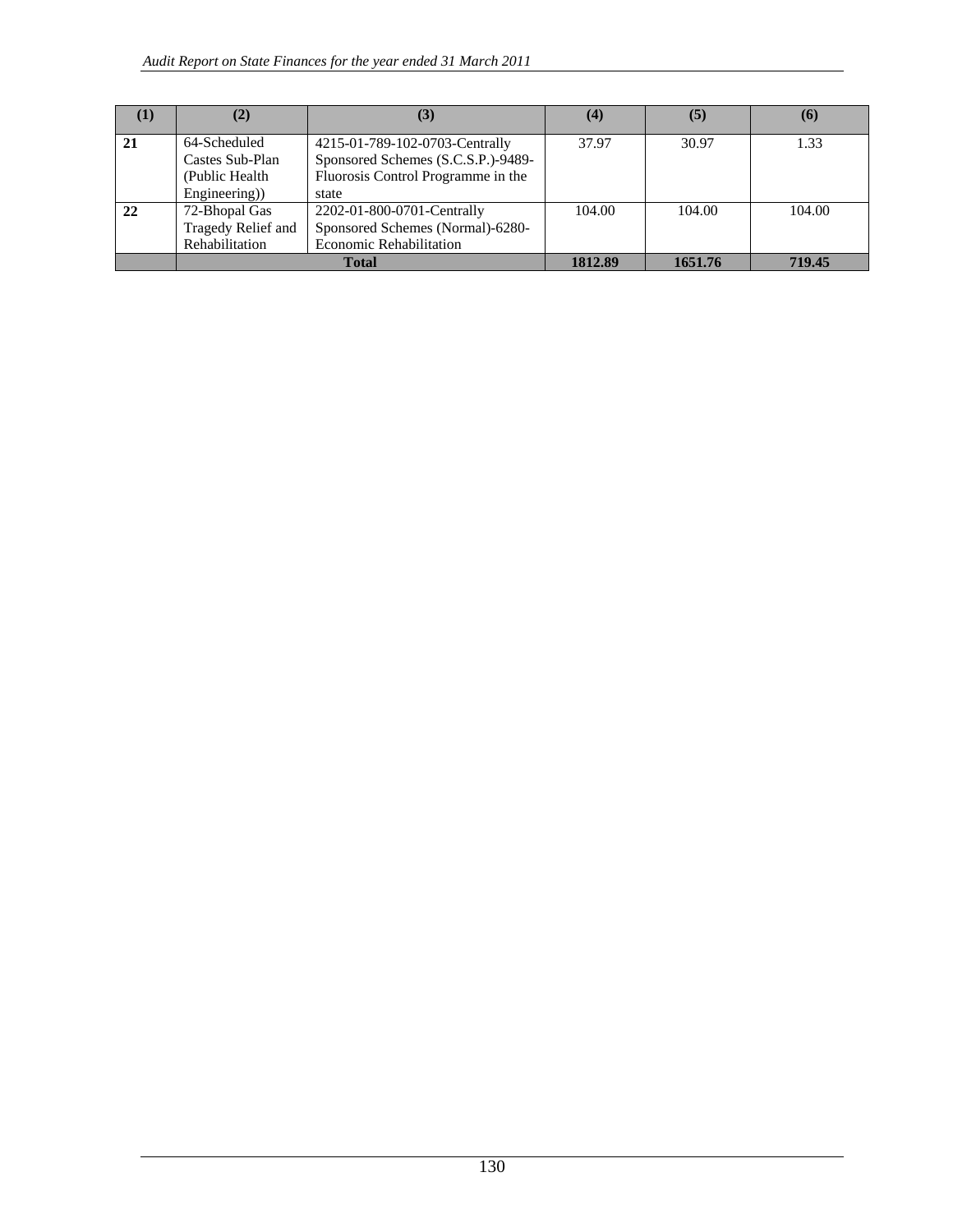| (1) | (2) | (3) | (4) | (5) | (6) |
|---|---|---|---|---|---|
| **21** | 64-Scheduled Castes Sub-Plan (Public Health Engineering)) | 4215-01-789-102-0703-Centrally Sponsored Schemes (S.C.S.P.)-9489-Fluorosis Control Programme in the state | 37.97 | 30.97 | 1.33 |
| **22** | 72-Bhopal Gas Tragedy Relief and Rehabilitation | 2202-01-800-0701-Centrally Sponsored Schemes (Normal)-6280-Economic Rehabilitation | 104.00 | 104.00 | 104.00 |
| | **Total** | | **1812.89** | **1651.76** | **719.45** |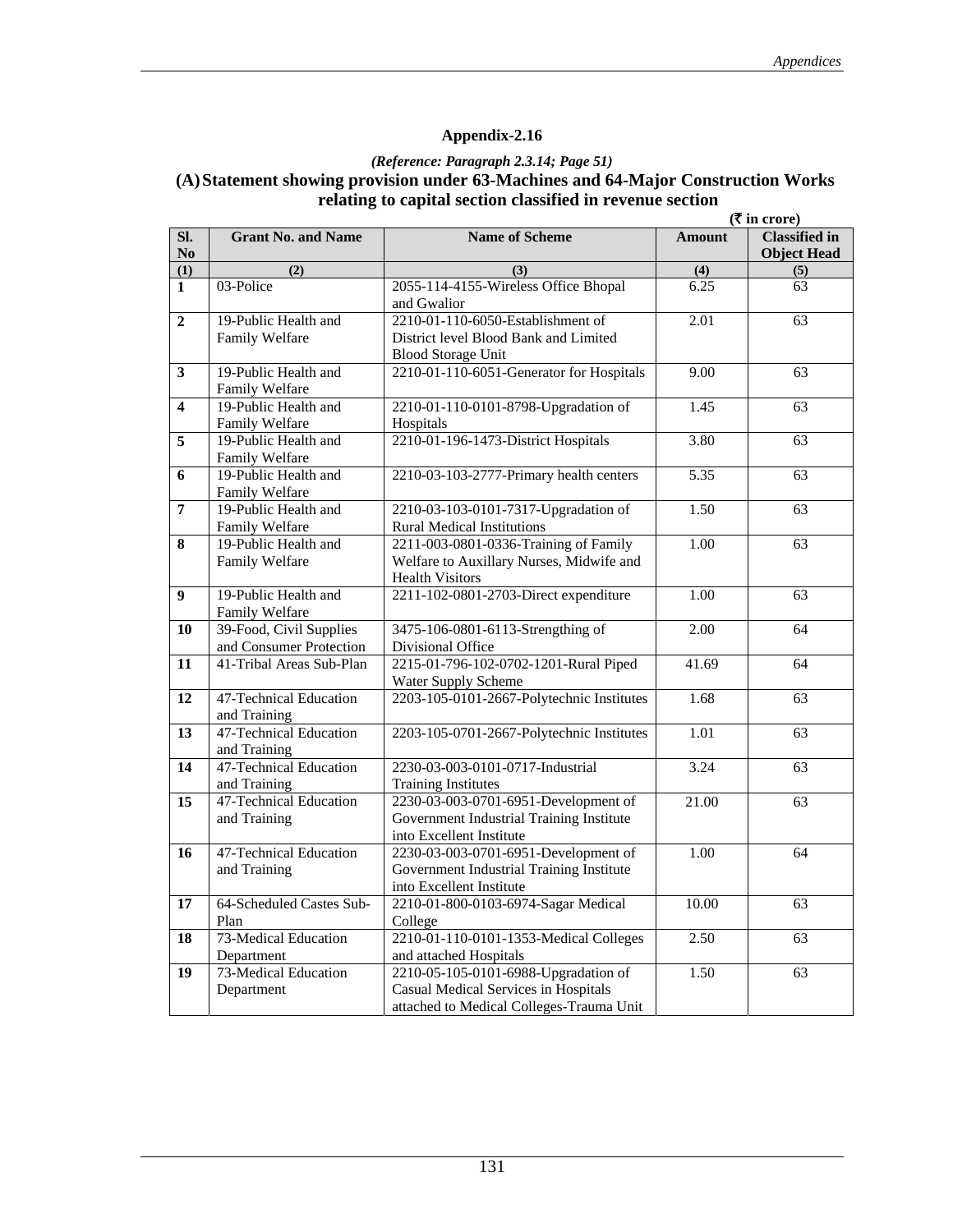# Appendix-2.16

*(Reference: Paragraph 2.3.14; Page 51)*

## (A) Statement showing provision under 63-Machines and 64-Major Construction Works relating to capital section classified in revenue section

(₹ in crore)

| Sl. No | Grant No. and Name | Name of Scheme | Amount | Classified in Object Head |
|---|---|---|---|---|
| (1) | (2) | (3) | (4) | (5) |
| 1 | 03-Police | 2055-114-4155-Wireless Office Bhopal and Gwalior | 6.25 | 63 |
| 2 | 19-Public Health and Family Welfare | 2210-01-110-6050-Establishment of District level Blood Bank and Limited Blood Storage Unit | 2.01 | 63 |
| 3 | 19-Public Health and Family Welfare | 2210-01-110-6051-Generator for Hospitals | 9.00 | 63 |
| 4 | 19-Public Health and Family Welfare | 2210-01-110-0101-8798-Upgradation of Hospitals | 1.45 | 63 |
| 5 | 19-Public Health and Family Welfare | 2210-01-196-1473-District Hospitals | 3.80 | 63 |
| 6 | 19-Public Health and Family Welfare | 2210-03-103-2777-Primary health centers | 5.35 | 63 |
| 7 | 19-Public Health and Family Welfare | 2210-03-103-0101-7317-Upgradation of Rural Medical Institutions | 1.50 | 63 |
| 8 | 19-Public Health and Family Welfare | 2211-003-0801-0336-Training of Family Welfare to Auxillary Nurses, Midwife and Health Visitors | 1.00 | 63 |
| 9 | 19-Public Health and Family Welfare | 2211-102-0801-2703-Direct expenditure | 1.00 | 63 |
| 10 | 39-Food, Civil Supplies and Consumer Protection | 3475-106-0801-6113-Strengthing of Divisional Office | 2.00 | 64 |
| 11 | 41-Tribal Areas Sub-Plan | 2215-01-796-102-0702-1201-Rural Piped Water Supply Scheme | 41.69 | 64 |
| 12 | 47-Technical Education and Training | 2203-105-0101-2667-Polytechnic Institutes | 1.68 | 63 |
| 13 | 47-Technical Education and Training | 2203-105-0701-2667-Polytechnic Institutes | 1.01 | 63 |
| 14 | 47-Technical Education and Training | 2230-03-003-0101-0717-Industrial Training Institutes | 3.24 | 63 |
| 15 | 47-Technical Education and Training | 2230-03-003-0701-6951-Development of Government Industrial Training Institute into Excellent Institute | 21.00 | 63 |
| 16 | 47-Technical Education and Training | 2230-03-003-0701-6951-Development of Government Industrial Training Institute into Excellent Institute | 1.00 | 64 |
| 17 | 64-Scheduled Castes Sub-Plan | 2210-01-800-0103-6974-Sagar Medical College | 10.00 | 63 |
| 18 | 73-Medical Education Department | 2210-01-110-0101-1353-Medical Colleges and attached Hospitals | 2.50 | 63 |
| 19 | 73-Medical Education Department | 2210-05-105-0101-6988-Upgradation of Casual Medical Services in Hospitals attached to Medical Colleges-Trauma Unit | 1.50 | 63 |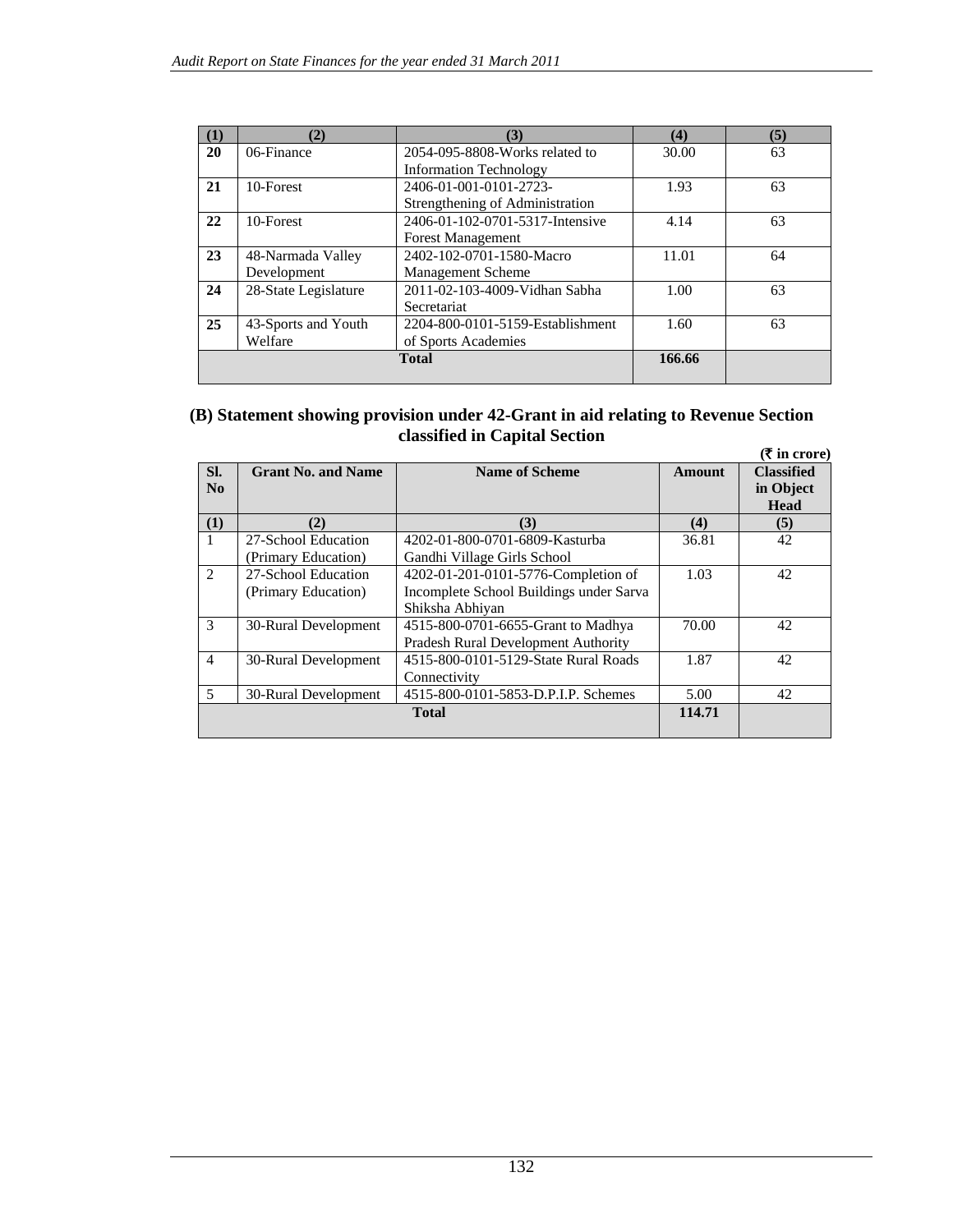| (1) | (2) | (3) | (4) | (5) |
|---|---|---|---|---|
| **20** | 06-Finance | 2054-095-8808-Works related to Information Technology | 30.00 | 63 |
| **21** | 10-Forest | 2406-01-001-0101-2723-Strengthening of Administration | 1.93 | 63 |
| **22** | 10-Forest | 2406-01-102-0701-5317-Intensive Forest Management | 4.14 | 63 |
| **23** | 48-Narmada Valley Development | 2402-102-0701-1580-Macro Management Scheme | 11.01 | 64 |
| **24** | 28-State Legislature | 2011-02-103-4009-Vidhan Sabha Secretariat | 1.00 | 63 |
| **25** | 43-Sports and Youth Welfare | 2204-800-0101-5159-Establishment of Sports Academies | 1.60 | 63 |
| | | **Total** | **166.66** | |

## (B) Statement showing provision under 42-Grant in aid relating to Revenue Section classified in Capital Section

**(₹ in crore)**

| Sl. No | Grant No. and Name | Name of Scheme | Amount | Classified in Object Head |
|---|---|---|---|---|
| **(1)** | **(2)** | **(3)** | **(4)** | **(5)** |
| 1 | 27-School Education (Primary Education) | 4202-01-800-0701-6809-Kasturba Gandhi Village Girls School | 36.81 | 42 |
| 2 | 27-School Education (Primary Education) | 4202-01-201-0101-5776-Completion of Incomplete School Buildings under Sarva Shiksha Abhiyan | 1.03 | 42 |
| 3 | 30-Rural Development | 4515-800-0701-6655-Grant to Madhya Pradesh Rural Development Authority | 70.00 | 42 |
| 4 | 30-Rural Development | 4515-800-0101-5129-State Rural Roads Connectivity | 1.87 | 42 |
| 5 | 30-Rural Development | 4515-800-0101-5853-D.P.I.P. Schemes | 5.00 | 42 |
| | | **Total** | **114.71** | |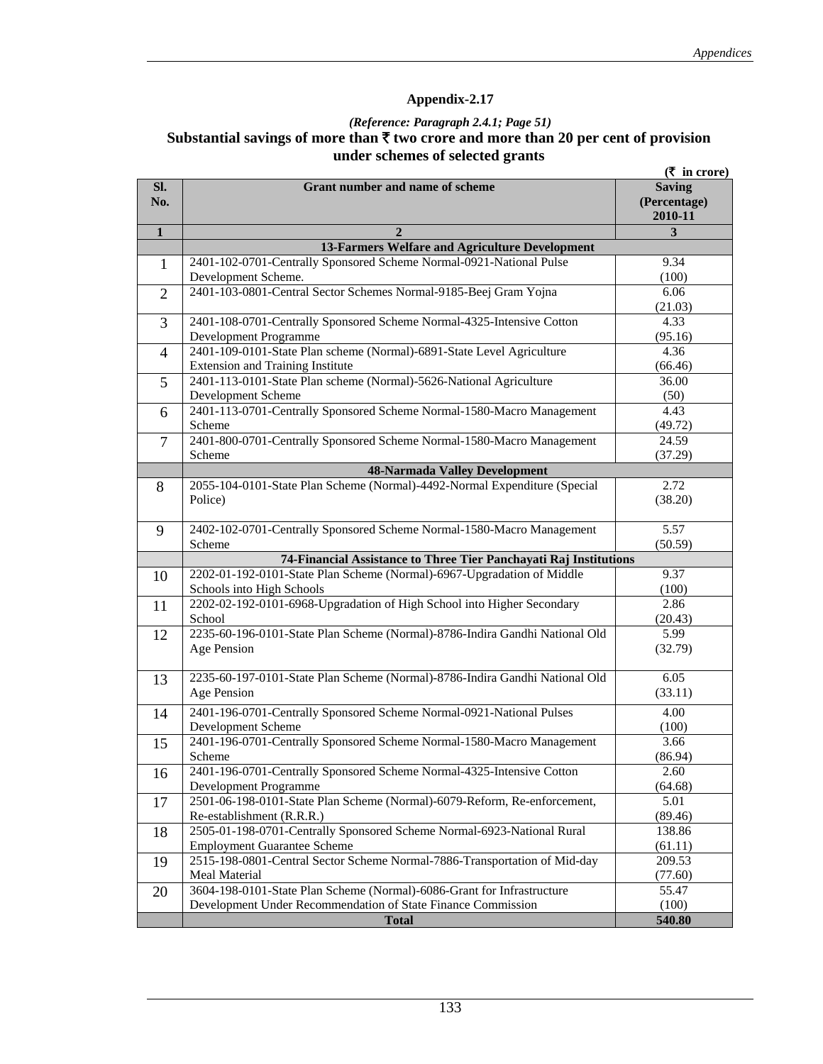## Appendix-2.17

*(Reference: Paragraph 2.4.1; Page 51)*

### Substantial savings of more than ₹ two crore and more than 20 per cent of provision under schemes of selected grants

(₹ in crore)

| Sl. No. | Grant number and name of scheme | Saving (Percentage) 2010-11 |
|---|---|---|
| 1 | 2 | 3 |
| | **13-Farmers Welfare and Agriculture Development** | |
| 1 | 2401-102-0701-Centrally Sponsored Scheme Normal-0921-National Pulse Development Scheme. | 9.34 (100) |
| 2 | 2401-103-0801-Central Sector Schemes Normal-9185-Beej Gram Yojna | 6.06 (21.03) |
| 3 | 2401-108-0701-Centrally Sponsored Scheme Normal-4325-Intensive Cotton Development Programme | 4.33 (95.16) |
| 4 | 2401-109-0101-State Plan scheme (Normal)-6891-State Level Agriculture Extension and Training Institute | 4.36 (66.46) |
| 5 | 2401-113-0101-State Plan scheme (Normal)-5626-National Agriculture Development Scheme | 36.00 (50) |
| 6 | 2401-113-0701-Centrally Sponsored Scheme Normal-1580-Macro Management Scheme | 4.43 (49.72) |
| 7 | 2401-800-0701-Centrally Sponsored Scheme Normal-1580-Macro Management Scheme | 24.59 (37.29) |
| | **48-Narmada Valley Development** | |
| 8 | 2055-104-0101-State Plan Scheme (Normal)-4492-Normal Expenditure (Special Police) | 2.72 (38.20) |
| 9 | 2402-102-0701-Centrally Sponsored Scheme Normal-1580-Macro Management Scheme | 5.57 (50.59) |
| | **74-Financial Assistance to Three Tier Panchayati Raj Institutions** | |
| 10 | 2202-01-192-0101-State Plan Scheme (Normal)-6967-Upgradation of Middle Schools into High Schools | 9.37 (100) |
| 11 | 2202-02-192-0101-6968-Upgradation of High School into Higher Secondary School | 2.86 (20.43) |
| 12 | 2235-60-196-0101-State Plan Scheme (Normal)-8786-Indira Gandhi National Old Age Pension | 5.99 (32.79) |
| 13 | 2235-60-197-0101-State Plan Scheme (Normal)-8786-Indira Gandhi National Old Age Pension | 6.05 (33.11) |
| 14 | 2401-196-0701-Centrally Sponsored Scheme Normal-0921-National Pulses Development Scheme | 4.00 (100) |
| 15 | 2401-196-0701-Centrally Sponsored Scheme Normal-1580-Macro Management Scheme | 3.66 (86.94) |
| 16 | 2401-196-0701-Centrally Sponsored Scheme Normal-4325-Intensive Cotton Development Programme | 2.60 (64.68) |
| 17 | 2501-06-198-0101-State Plan Scheme (Normal)-6079-Reform, Re-enforcement, Re-establishment (R.R.R.) | 5.01 (89.46) |
| 18 | 2505-01-198-0701-Centrally Sponsored Scheme Normal-6923-National Rural Employment Guarantee Scheme | 138.86 (61.11) |
| 19 | 2515-198-0801-Central Sector Scheme Normal-7886-Transportation of Mid-day Meal Material | 209.53 (77.60) |
| 20 | 3604-198-0101-State Plan Scheme (Normal)-6086-Grant for Infrastructure Development Under Recommendation of State Finance Commission | 55.47 (100) |
| | **Total** | **540.80** |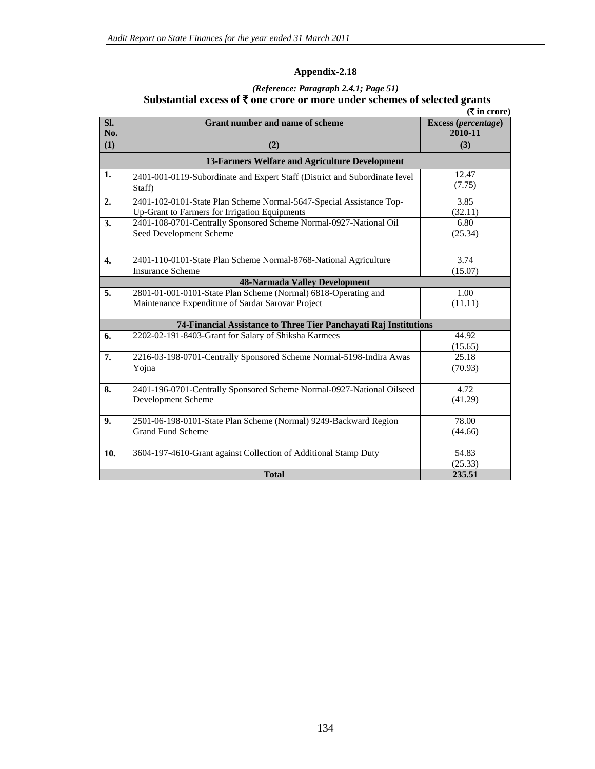# Appendix-2.18

*(Reference: Paragraph 2.4.1; Page 51)*

## Substantial excess of ₹ one crore or more under schemes of selected grants

(₹ in crore)

| Sl. No. | Grant number and name of scheme | Excess (*percentage*) 2010-11 |
|---|---|---|
| (1) | (2) | (3) |
| | **13-Farmers Welfare and Agriculture Development** | |
| 1. | 2401-001-0119-Subordinate and Expert Staff (District and Subordinate level Staff) | 12.47 (7.75) |
| 2. | 2401-102-0101-State Plan Scheme Normal-5647-Special Assistance Top-Up-Grant to Farmers for Irrigation Equipments | 3.85 (32.11) |
| 3. | 2401-108-0701-Centrally Sponsored Scheme Normal-0927-National Oil Seed Development Scheme | 6.80 (25.34) |
| 4. | 2401-110-0101-State Plan Scheme Normal-8768-National Agriculture Insurance Scheme | 3.74 (15.07) |
| | **48-Narmada Valley Development** | |
| 5. | 2801-01-001-0101-State Plan Scheme (Normal) 6818-Operating and Maintenance Expenditure of Sardar Sarovar Project | 1.00 (11.11) |
| | **74-Financial Assistance to Three Tier Panchayati Raj Institutions** | |
| 6. | 2202-02-191-8403-Grant for Salary of Shiksha Karmees | 44.92 (15.65) |
| 7. | 2216-03-198-0701-Centrally Sponsored Scheme Normal-5198-Indira Awas Yojna | 25.18 (70.93) |
| 8. | 2401-196-0701-Centrally Sponsored Scheme Normal-0927-National Oilseed Development Scheme | 4.72 (41.29) |
| 9. | 2501-06-198-0101-State Plan Scheme (Normal) 9249-Backward Region Grand Fund Scheme | 78.00 (44.66) |
| 10. | 3604-197-4610-Grant against Collection of Additional Stamp Duty | 54.83 (25.33) |
| | **Total** | **235.51** |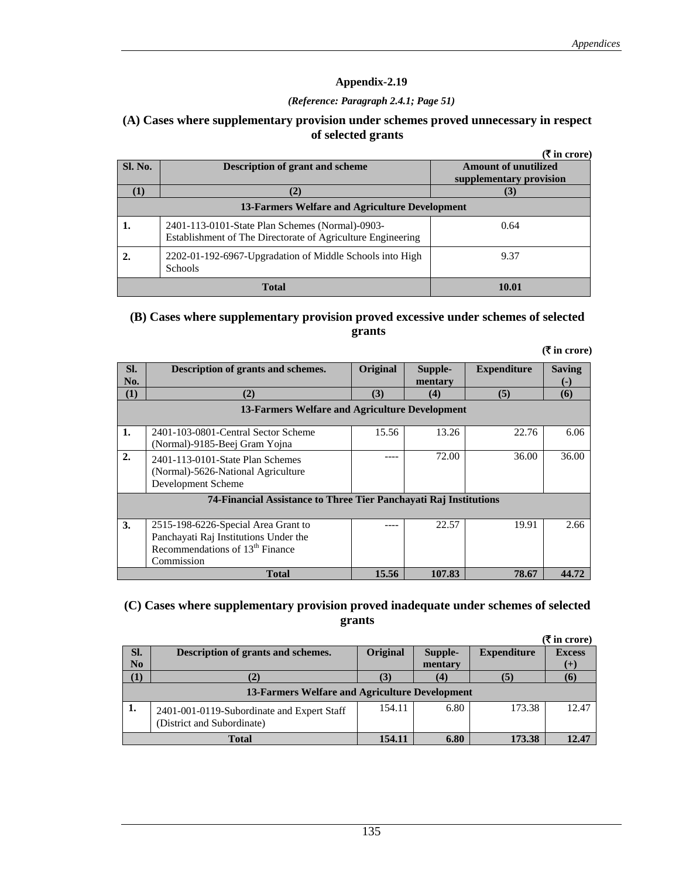## Appendix-2.19

*(Reference: Paragraph 2.4.1; Page 51)*

### (A) Cases where supplementary provision under schemes proved unnecessary in respect of selected grants

(₹ in crore)

| Sl. No. | Description of grant and scheme | Amount of unutilized supplementary provision |
|---|---|---|
| (1) | (2) | (3) |
| | **13-Farmers Welfare and Agriculture Development** | |
| 1. | 2401-113-0101-State Plan Schemes (Normal)-0903-Establishment of The Directorate of Agriculture Engineering | 0.64 |
| 2. | 2202-01-192-6967-Upgradation of Middle Schools into High Schools | 9.37 |
| | **Total** | **10.01** |

### (B) Cases where supplementary provision proved excessive under schemes of selected grants

(₹ in crore)

| Sl. No. | Description of grants and schemes. | Original | Supple-mentary | Expenditure | Saving (-) |
|---|---|---|---|---|---|
| (1) | (2) | (3) | (4) | (5) | (6) |
| | **13-Farmers Welfare and Agriculture Development** | | | | |
| 1. | 2401-103-0801-Central Sector Scheme (Normal)-9185-Beej Gram Yojna | 15.56 | 13.26 | 22.76 | 6.06 |
| 2. | 2401-113-0101-State Plan Schemes (Normal)-5626-National Agriculture Development Scheme | ---- | 72.00 | 36.00 | 36.00 |
| | **74-Financial Assistance to Three Tier Panchayati Raj Institutions** | | | | |
| 3. | 2515-198-6226-Special Area Grant to Panchayati Raj Institutions Under the Recommendations of 13th Finance Commission | ---- | 22.57 | 19.91 | 2.66 |
| | **Total** | **15.56** | **107.83** | **78.67** | **44.72** |

### (C) Cases where supplementary provision proved inadequate under schemes of selected grants

(₹ in crore)

| Sl. No | Description of grants and schemes. | Original | Supple-mentary | Expenditure | Excess (+) |
|---|---|---|---|---|---|
| (1) | (2) | (3) | (4) | (5) | (6) |
| | **13-Farmers Welfare and Agriculture Development** | | | | |
| 1. | 2401-001-0119-Subordinate and Expert Staff (District and Subordinate) | 154.11 | 6.80 | 173.38 | 12.47 |
| | **Total** | **154.11** | **6.80** | **173.38** | **12.47** |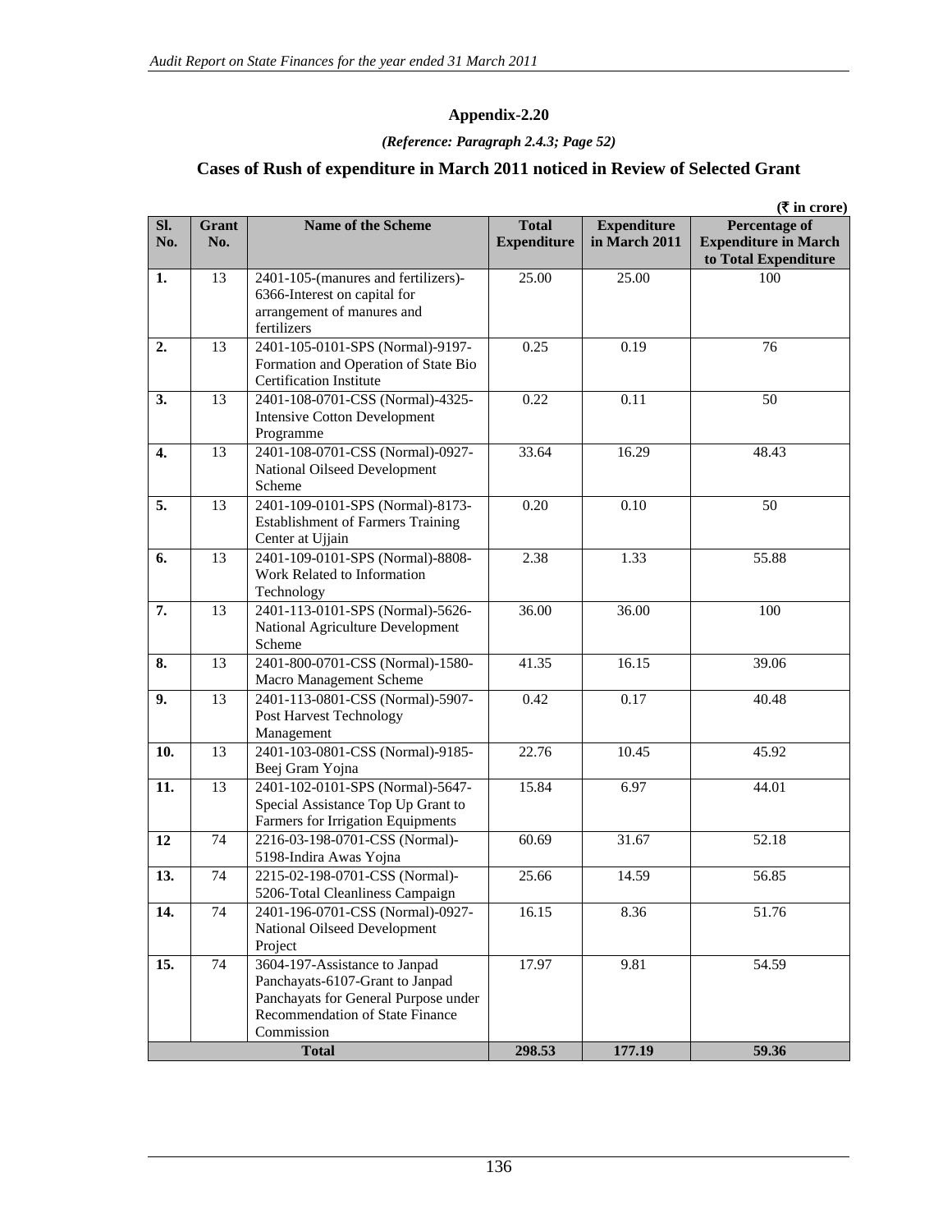# Appendix-2.20

*(Reference: Paragraph 2.4.3; Page 52)*

## Cases of Rush of expenditure in March 2011 noticed in Review of Selected Grant

**(₹ in crore)**

| Sl. No. | Grant No. | Name of the Scheme | Total Expenditure | Expenditure in March 2011 | Percentage of Expenditure in March to Total Expenditure |
|---|---|---|---|---|---|
| 1. | 13 | 2401-105-(manures and fertilizers)-6366-Interest on capital for arrangement of manures and fertilizers | 25.00 | 25.00 | 100 |
| 2. | 13 | 2401-105-0101-SPS (Normal)-9197-Formation and Operation of State Bio Certification Institute | 0.25 | 0.19 | 76 |
| 3. | 13 | 2401-108-0701-CSS (Normal)-4325-Intensive Cotton Development Programme | 0.22 | 0.11 | 50 |
| 4. | 13 | 2401-108-0701-CSS (Normal)-0927-National Oilseed Development Scheme | 33.64 | 16.29 | 48.43 |
| 5. | 13 | 2401-109-0101-SPS (Normal)-8173-Establishment of Farmers Training Center at Ujjain | 0.20 | 0.10 | 50 |
| 6. | 13 | 2401-109-0101-SPS (Normal)-8808-Work Related to Information Technology | 2.38 | 1.33 | 55.88 |
| 7. | 13 | 2401-113-0101-SPS (Normal)-5626-National Agriculture Development Scheme | 36.00 | 36.00 | 100 |
| 8. | 13 | 2401-800-0701-CSS (Normal)-1580-Macro Management Scheme | 41.35 | 16.15 | 39.06 |
| 9. | 13 | 2401-113-0801-CSS (Normal)-5907-Post Harvest Technology Management | 0.42 | 0.17 | 40.48 |
| 10. | 13 | 2401-103-0801-CSS (Normal)-9185-Beej Gram Yojna | 22.76 | 10.45 | 45.92 |
| 11. | 13 | 2401-102-0101-SPS (Normal)-5647-Special Assistance Top Up Grant to Farmers for Irrigation Equipments | 15.84 | 6.97 | 44.01 |
| 12 | 74 | 2216-03-198-0701-CSS (Normal)-5198-Indira Awas Yojna | 60.69 | 31.67 | 52.18 |
| 13. | 74 | 2215-02-198-0701-CSS (Normal)-5206-Total Cleanliness Campaign | 25.66 | 14.59 | 56.85 |
| 14. | 74 | 2401-196-0701-CSS (Normal)-0927-National Oilseed Development Project | 16.15 | 8.36 | 51.76 |
| 15. | 74 | 3604-197-Assistance to Janpad Panchayats-6107-Grant to Janpad Panchayats for General Purpose under Recommendation of State Finance Commission | 17.97 | 9.81 | 54.59 |
| **Total** | | | **298.53** | **177.19** | **59.36** |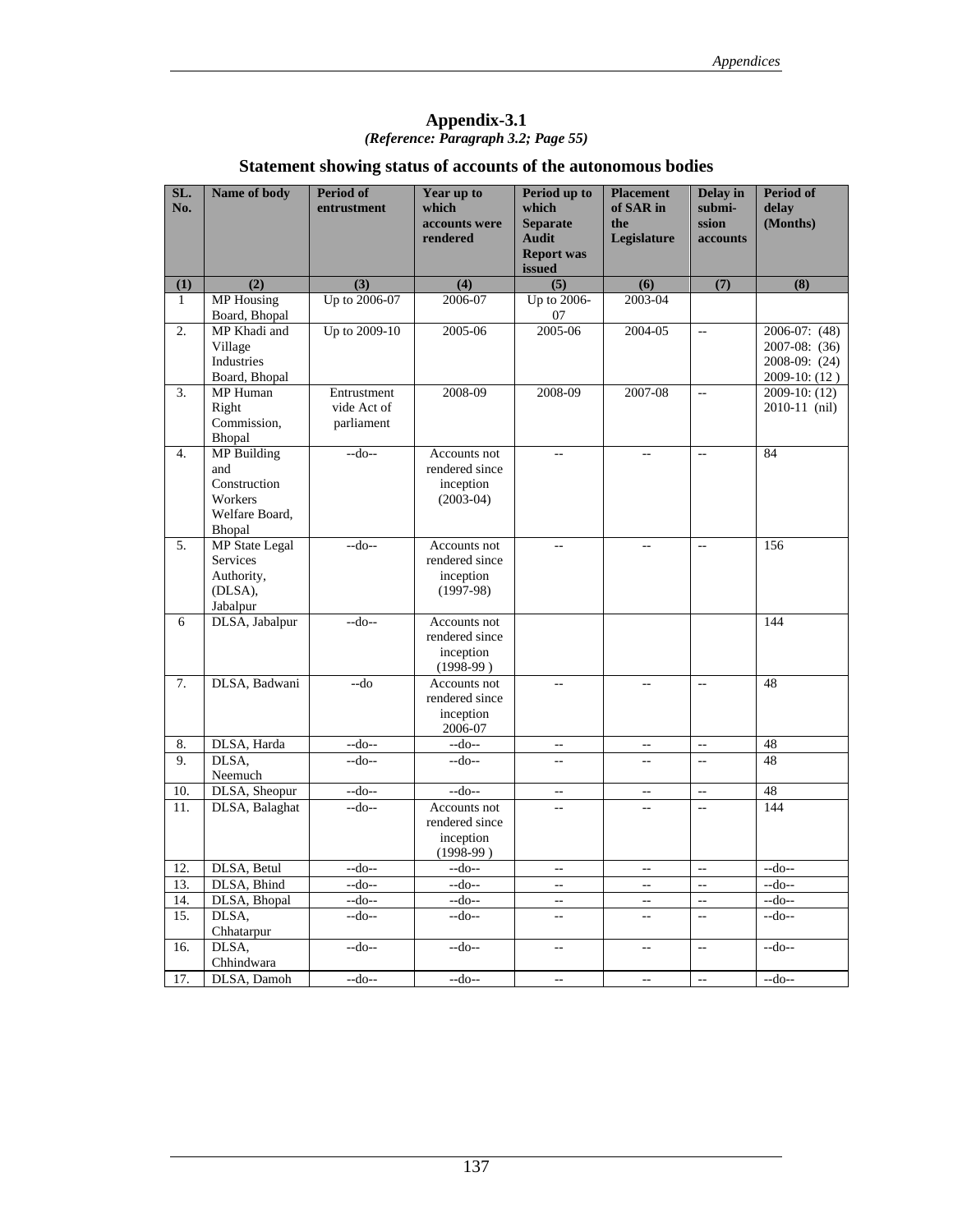# Appendix-3.1

*(Reference: Paragraph 3.2; Page 55)*

## Statement showing status of accounts of the autonomous bodies

| SL. No. | Name of body | Period of entrustment | Year up to which accounts were rendered | Period up to which Separate Audit Report was issued | Placement of SAR in the Legislature | Delay in submi-ssion accounts | Period of delay (Months) |
|---|---|---|---|---|---|---|---|
| (1) | (2) | (3) | (4) | (5) | (6) | (7) | (8) |
| 1 | MP Housing Board, Bhopal | Up to 2006-07 | 2006-07 | Up to 2006-07 | 2003-04 | | |
| 2. | MP Khadi and Village Industries Board, Bhopal | Up to 2009-10 | 2005-06 | 2005-06 | 2004-05 | -- | 2006-07: (48) 2007-08: (36) 2008-09: (24) 2009-10: (12 ) |
| 3. | MP Human Right Commission, Bhopal | Entrustment vide Act of parliament | 2008-09 | 2008-09 | 2007-08 | -- | 2009-10: (12) 2010-11 (nil) |
| 4. | MP Building and Construction Workers Welfare Board, Bhopal | --do-- | Accounts not rendered since inception (2003-04) | -- | -- | -- | 84 |
| 5. | MP State Legal Services Authority, (DLSA), Jabalpur | --do-- | Accounts not rendered since inception (1997-98) | -- | -- | -- | 156 |
| 6 | DLSA, Jabalpur | --do-- | Accounts not rendered since inception (1998-99 ) | | | | 144 |
| 7. | DLSA, Badwani | --do | Accounts not rendered since inception 2006-07 | -- | -- | -- | 48 |
| 8. | DLSA, Harda | --do-- | --do-- | -- | -- | -- | 48 |
| 9. | DLSA, Neemuch | --do-- | --do-- | -- | -- | -- | 48 |
| 10. | DLSA, Sheopur | --do-- | --do-- | -- | -- | -- | 48 |
| 11. | DLSA, Balaghat | --do-- | Accounts not rendered since inception (1998-99 ) | -- | -- | -- | 144 |
| 12. | DLSA, Betul | --do-- | --do-- | -- | -- | -- | --do-- |
| 13. | DLSA, Bhind | --do-- | --do-- | -- | -- | -- | --do-- |
| 14. | DLSA, Bhopal | --do-- | --do-- | -- | -- | -- | --do-- |
| 15. | DLSA, Chhatarpur | --do-- | --do-- | -- | -- | -- | --do-- |
| 16. | DLSA, Chhindwara | --do-- | --do-- | -- | -- | -- | --do-- |
| 17. | DLSA, Damoh | --do-- | --do-- | -- | -- | -- | --do-- |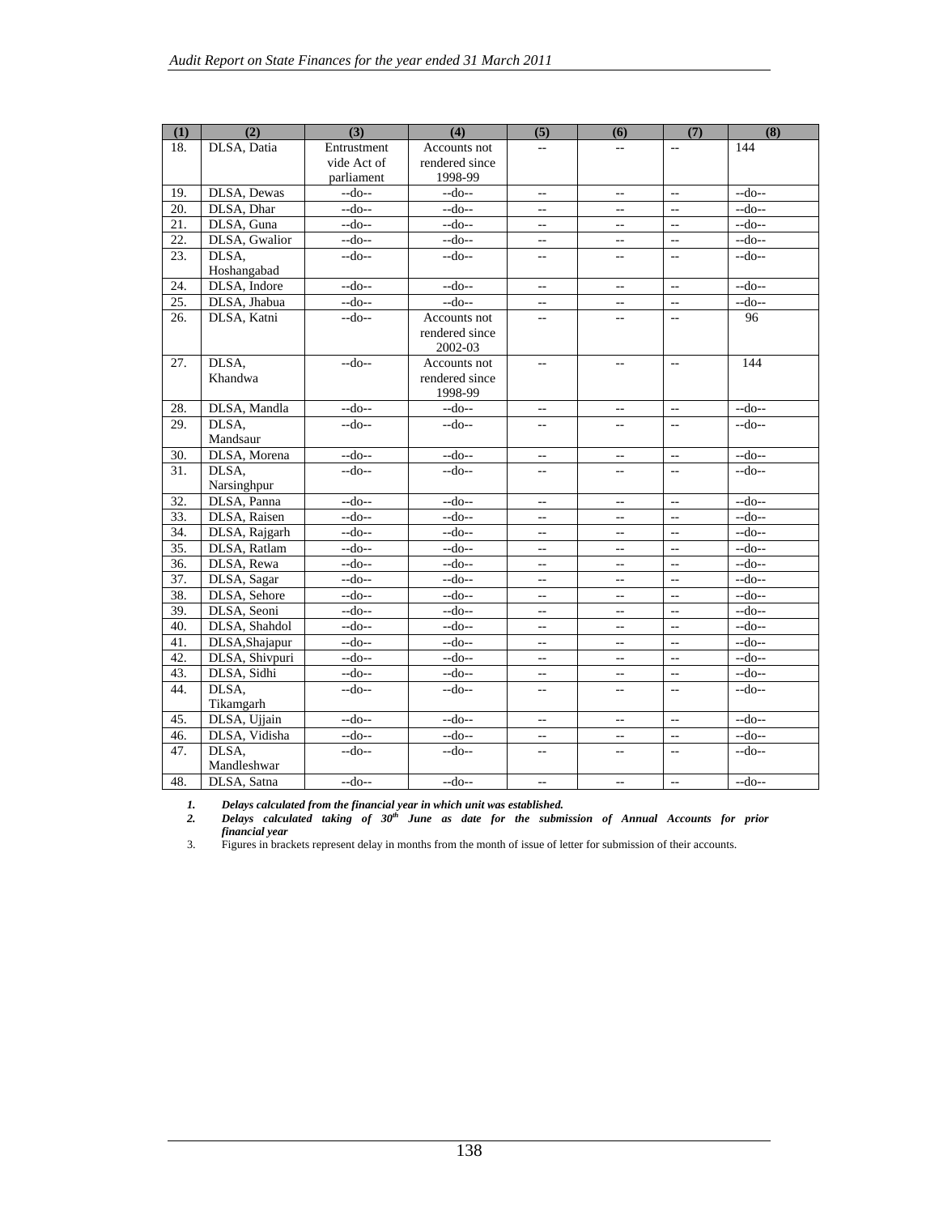| (1) | (2) | (3) | (4) | (5) | (6) | (7) | (8) |
|---|---|---|---|---|---|---|---|
| 18. | DLSA, Datia | Entrustment vide Act of parliament | Accounts not rendered since 1998-99 | -- | -- | -- | 144 |
| 19. | DLSA, Dewas | --do-- | --do-- | -- | -- | -- | --do-- |
| 20. | DLSA, Dhar | --do-- | --do-- | -- | -- | -- | --do-- |
| 21. | DLSA, Guna | --do-- | --do-- | -- | -- | -- | --do-- |
| 22. | DLSA, Gwalior | --do-- | --do-- | -- | -- | -- | --do-- |
| 23. | DLSA, Hoshangabad | --do-- | --do-- | -- | -- | -- | --do-- |
| 24. | DLSA, Indore | --do-- | --do-- | -- | -- | -- | --do-- |
| 25. | DLSA, Jhabua | --do-- | --do-- | -- | -- | -- | --do-- |
| 26. | DLSA, Katni | --do-- | Accounts not rendered since 2002-03 | -- | -- | -- | 96 |
| 27. | DLSA, Khandwa | --do-- | Accounts not rendered since 1998-99 | -- | -- | -- | 144 |
| 28. | DLSA, Mandla | --do-- | --do-- | -- | -- | -- | --do-- |
| 29. | DLSA, Mandsaur | --do-- | --do-- | -- | -- | -- | --do-- |
| 30. | DLSA, Morena | --do-- | --do-- | -- | -- | -- | --do-- |
| 31. | DLSA, Narsinghpur | --do-- | --do-- | -- | -- | -- | --do-- |
| 32. | DLSA, Panna | --do-- | --do-- | -- | -- | -- | --do-- |
| 33. | DLSA, Raisen | --do-- | --do-- | -- | -- | -- | --do-- |
| 34. | DLSA, Rajgarh | --do-- | --do-- | -- | -- | -- | --do-- |
| 35. | DLSA, Ratlam | --do-- | --do-- | -- | -- | -- | --do-- |
| 36. | DLSA, Rewa | --do-- | --do-- | -- | -- | -- | --do-- |
| 37. | DLSA, Sagar | --do-- | --do-- | -- | -- | -- | --do-- |
| 38. | DLSA, Sehore | --do-- | --do-- | -- | -- | -- | --do-- |
| 39. | DLSA, Seoni | --do-- | --do-- | -- | -- | -- | --do-- |
| 40. | DLSA, Shahdol | --do-- | --do-- | -- | -- | -- | --do-- |
| 41. | DLSA,Shajapur | --do-- | --do-- | -- | -- | -- | --do-- |
| 42. | DLSA, Shivpuri | --do-- | --do-- | -- | -- | -- | --do-- |
| 43. | DLSA, Sidhi | --do-- | --do-- | -- | -- | -- | --do-- |
| 44. | DLSA, Tikamgarh | --do-- | --do-- | -- | -- | -- | --do-- |
| 45. | DLSA, Ujjain | --do-- | --do-- | -- | -- | -- | --do-- |
| 46. | DLSA, Vidisha | --do-- | --do-- | -- | -- | -- | --do-- |
| 47. | DLSA, Mandleshwar | --do-- | --do-- | -- | -- | -- | --do-- |
| 48. | DLSA, Satna | --do-- | --do-- | -- | -- | -- | --do-- |

1. ***Delays calculated from the financial year in which unit was established.***
2. ***Delays calculated taking of 30th June as date for the submission of Annual Accounts for prior financial year***
3. Figures in brackets represent delay in months from the month of issue of letter for submission of their accounts.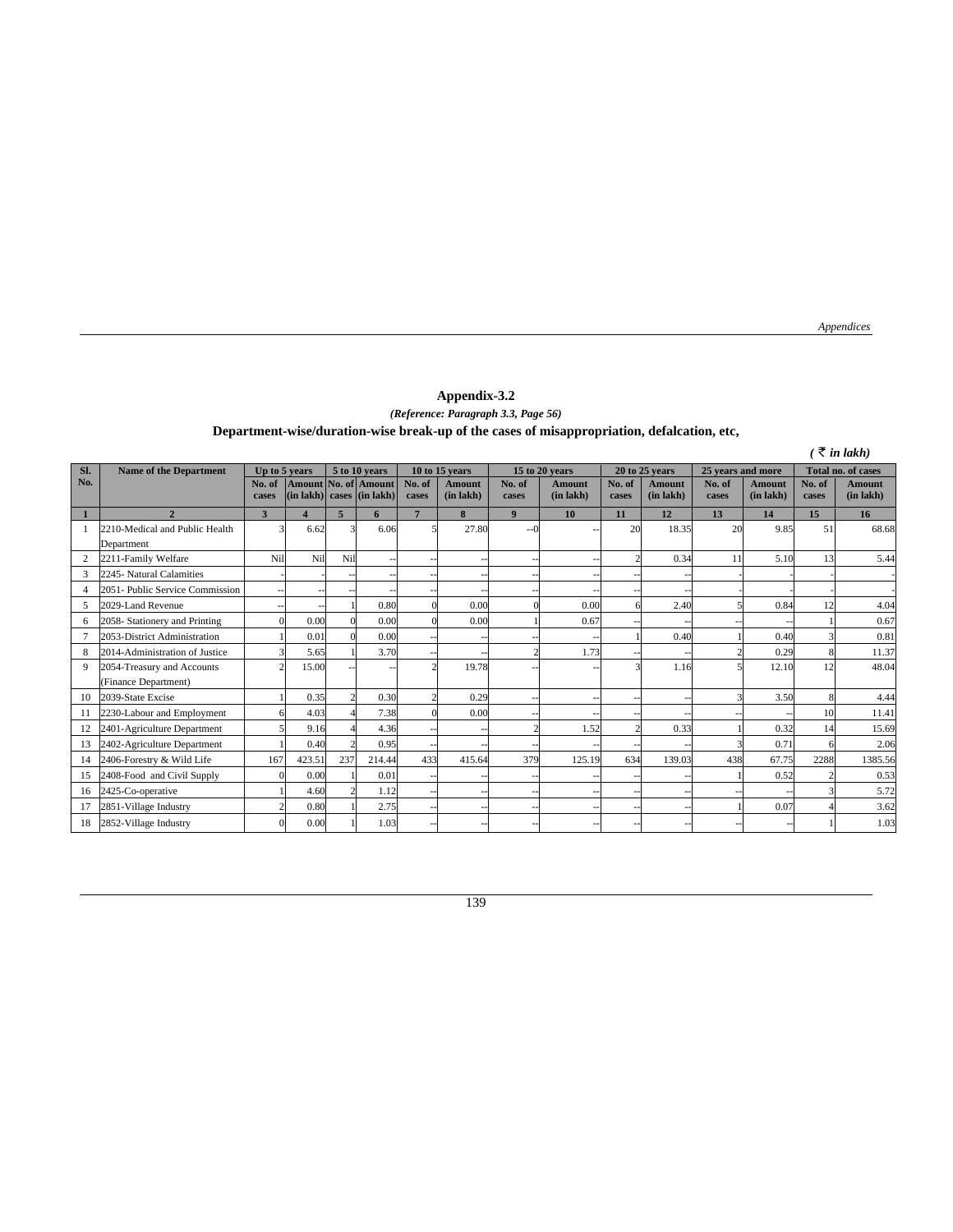# Appendix-3.2

*(Reference: Paragraph 3.3, Page 56)*

**Department-wise/duration-wise break-up of the cases of misappropriation, defalcation, etc,**

*(₹ in lakh)*

| Sl. No. | Name of the Department | Up to 5 years | | 5 to 10 years | | 10 to 15 years | | 15 to 20 years | | 20 to 25 years | | 25 years and more | | Total no. of cases | |
|---|---|---|---|---|---|---|---|---|---|---|---|---|---|---|---|
| | | No. of cases | Amount (in lakh) | No. of cases | Amount (in lakh) | No. of cases | Amount (in lakh) | No. of cases | Amount (in lakh) | No. of cases | Amount (in lakh) | No. of cases | Amount (in lakh) | No. of cases | Amount (in lakh) |
| 1 | 2 | 3 | 4 | 5 | 6 | 7 | 8 | 9 | 10 | 11 | 12 | 13 | 14 | 15 | 16 |
| 1 | 2210-Medical and Public Health Department | 3 | 6.62 | 3 | 6.06 | 5 | 27.80 | --0 | -- | 20 | 18.35 | 20 | 9.85 | 51 | 68.68 |
| 2 | 2211-Family Welfare | Nil | Nil | Nil | -- | -- | -- | -- | -- | 2 | 0.34 | 11 | 5.10 | 13 | 5.44 |
| 3 | 2245- Natural Calamities | - | - | -- | -- | -- | -- | -- | -- | -- | -- | - | - | - | - |
| 4 | 2051- Public Service Commission | -- | -- | -- | -- | -- | -- | -- | -- | -- | -- | - | - | - | - |
| 5 | 2029-Land Revenue | -- | -- | 1 | 0.80 | 0 | 0.00 | 0 | 0.00 | 6 | 2.40 | 5 | 0.84 | 12 | 4.04 |
| 6 | 2058- Stationery and Printing | 0 | 0.00 | 0 | 0.00 | 0 | 0.00 | 1 | 0.67 | -- | -- | -- | -- | 1 | 0.67 |
| 7 | 2053-District Administration | 1 | 0.01 | 0 | 0.00 | -- | -- | -- | -- | 1 | 0.40 | 1 | 0.40 | 3 | 0.81 |
| 8 | 2014-Administration of Justice | 3 | 5.65 | 1 | 3.70 | -- | -- | 2 | 1.73 | -- | -- | 2 | 0.29 | 8 | 11.37 |
| 9 | 2054-Treasury and Accounts (Finance Department) | 2 | 15.00 | -- | -- | 2 | 19.78 | -- | -- | 3 | 1.16 | 5 | 12.10 | 12 | 48.04 |
| 10 | 2039-State Excise | 1 | 0.35 | 2 | 0.30 | 2 | 0.29 | -- | -- | -- | -- | 3 | 3.50 | 8 | 4.44 |
| 11 | 2230-Labour and Employment | 6 | 4.03 | 4 | 7.38 | 0 | 0.00 | -- | -- | -- | -- | -- | -- | 10 | 11.41 |
| 12 | 2401-Agriculture Department | 5 | 9.16 | 4 | 4.36 | -- | -- | 2 | 1.52 | 2 | 0.33 | 1 | 0.32 | 14 | 15.69 |
| 13 | 2402-Agriculture Department | 1 | 0.40 | 2 | 0.95 | -- | -- | -- | -- | -- | -- | 3 | 0.71 | 6 | 2.06 |
| 14 | 2406-Forestry & Wild Life | 167 | 423.51 | 237 | 214.44 | 433 | 415.64 | 379 | 125.19 | 634 | 139.03 | 438 | 67.75 | 2288 | 1385.56 |
| 15 | 2408-Food and Civil Supply | 0 | 0.00 | 1 | 0.01 | -- | -- | -- | -- | -- | -- | 1 | 0.52 | 2 | 0.53 |
| 16 | 2425-Co-operative | 1 | 4.60 | 2 | 1.12 | -- | -- | -- | -- | -- | -- | -- | -- | 3 | 5.72 |
| 17 | 2851-Village Industry | 2 | 0.80 | 1 | 2.75 | -- | -- | -- | -- | -- | -- | 1 | 0.07 | 4 | 3.62 |
| 18 | 2852-Village Industry | 0 | 0.00 | 1 | 1.03 | -- | -- | -- | -- | -- | -- | -- | -- | 1 | 1.03 |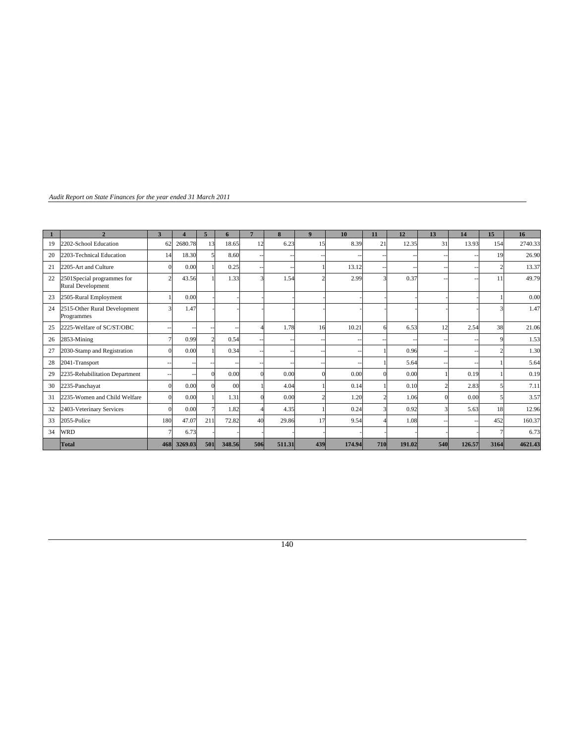| 1 | 2 | 3 | 4 | 5 | 6 | 7 | 8 | 9 | 10 | 11 | 12 | 13 | 14 | 15 | 16 |
|---|---|---|---|---|---|---|---|---|---|---|---|---|---|---|---|
| 19 | 2202-School Education | 62 | 2680.78 | 13 | 18.65 | 12 | 6.23 | 15 | 8.39 | 21 | 12.35 | 31 | 13.93 | 154 | 2740.33 |
| 20 | 2203-Technical Education | 14 | 18.30 | 5 | 8.60 | -- | -- | -- | -- | -- | -- | -- | -- | 19 | 26.90 |
| 21 | 2205-Art and Culture | 0 | 0.00 | 1 | 0.25 | -- | -- | 1 | 13.12 | -- | -- | -- | -- | 2 | 13.37 |
| 22 | 2501Special programmes for Rural Development | 2 | 43.56 | 1 | 1.33 | 3 | 1.54 | 2 | 2.99 | 3 | 0.37 | -- | -- | 11 | 49.79 |
| 23 | 2505-Rural Employment | 1 | 0.00 | - | - | - | - | - | - | - | - | - | - | 1 | 0.00 |
| 24 | 2515-Other Rural Development Programmes | 3 | 1.47 | - | - | - | - | - | - | - | - | - | - | 3 | 1.47 |
| 25 | 2225-Welfare of SC/ST/OBC | -- | -- | -- | -- | 4 | 1.78 | 16 | 10.21 | 6 | 6.53 | 12 | 2.54 | 38 | 21.06 |
| 26 | 2853-Mining | 7 | 0.99 | 2 | 0.54 | -- | -- | -- | -- | -- | -- | -- | -- | 9 | 1.53 |
| 27 | 2030-Stamp and Registration | 0 | 0.00 | 1 | 0.34 | -- | -- | -- | -- | 1 | 0.96 | -- | -- | 2 | 1.30 |
| 28 | 2041-Transport | -- | -- | -- | -- | -- | -- | -- | -- | 1 | 5.64 | -- | -- | 1 | 5.64 |
| 29 | 2235-Rehabilitation Department | -- | -- | 0 | 0.00 | 0 | 0.00 | 0 | 0.00 | 0 | 0.00 | 1 | 0.19 | 1 | 0.19 |
| 30 | 2235-Panchayat | 0 | 0.00 | 0 | 00 | 1 | 4.04 | 1 | 0.14 | 1 | 0.10 | 2 | 2.83 | 5 | 7.11 |
| 31 | 2235-Women and Child Welfare | 0 | 0.00 | 1 | 1.31 | 0 | 0.00 | 2 | 1.20 | 2 | 1.06 | 0 | 0.00 | 5 | 3.57 |
| 32 | 2403-Veterinary Services | 0 | 0.00 | 7 | 1.82 | 4 | 4.35 | 1 | 0.24 | 3 | 0.92 | 3 | 5.63 | 18 | 12.96 |
| 33 | 2055-Police | 180 | 47.07 | 211 | 72.82 | 40 | 29.86 | 17 | 9.54 | 4 | 1.08 | -- | -- | 452 | 160.37 |
| 34 | WRD | 7 | 6.73 | - | - | - | - | - | - | - | - | - | - | 7 | 6.73 |
| | **Total** | **468** | **3269.03** | **501** | **348.56** | **506** | **511.31** | **439** | **174.94** | **710** | **191.02** | **540** | **126.57** | **3164** | **4621.43** |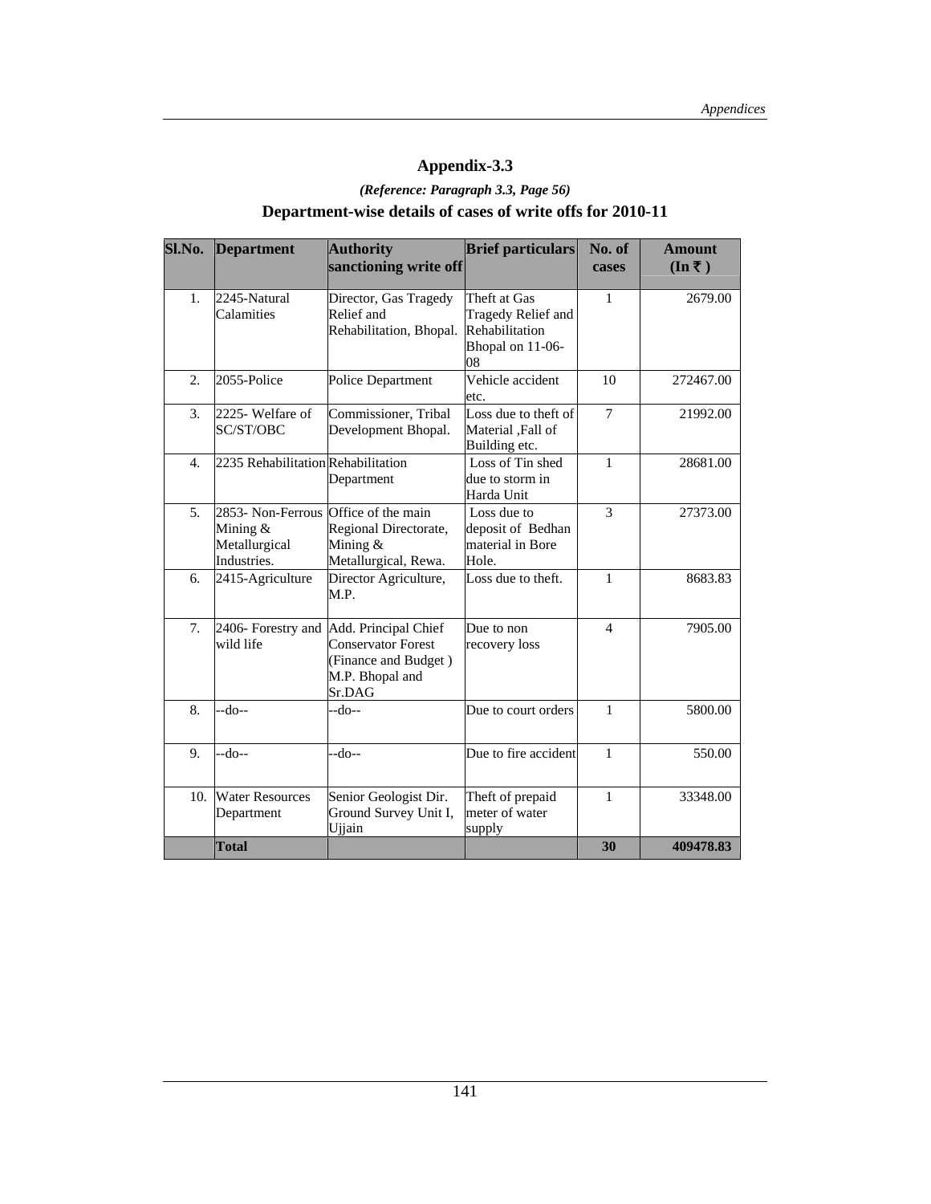# Appendix-3.3

***(Reference: Paragraph 3.3, Page 56)***

## Department-wise details of cases of write offs for 2010-11

| Sl.No. | Department | Authority sanctioning write off | Brief particulars | No. of cases | Amount (In ₹ ) |
|---|---|---|---|---|---|
| 1. | 2245-Natural Calamities | Director, Gas Tragedy Relief and Rehabilitation, Bhopal. | Theft at Gas Tragedy Relief and Rehabilitation Bhopal on 11-06-08 | 1 | 2679.00 |
| 2. | 2055-Police | Police Department | Vehicle accident etc. | 10 | 272467.00 |
| 3. | 2225- Welfare of SC/ST/OBC | Commissioner, Tribal Development Bhopal. | Loss due to theft of Material ,Fall of Building etc. | 7 | 21992.00 |
| 4. | 2235 Rehabilitation | Rehabilitation Department | Loss of Tin shed due to storm in Harda Unit | 1 | 28681.00 |
| 5. | 2853- Non-Ferrous Mining & Metallurgical Industries. | Office of the main Regional Directorate, Mining & Metallurgical, Rewa. | Loss due to deposit of Bedhan material in Bore Hole. | 3 | 27373.00 |
| 6. | 2415-Agriculture | Director Agriculture, M.P. | Loss due to theft. | 1 | 8683.83 |
| 7. | 2406- Forestry and wild life | Add. Principal Chief Conservator Forest (Finance and Budget ) M.P. Bhopal and Sr.DAG | Due to non recovery loss | 4 | 7905.00 |
| 8. | --do-- | --do-- | Due to court orders | 1 | 5800.00 |
| 9. | --do-- | --do-- | Due to fire accident | 1 | 550.00 |
| 10. | Water Resources Department | Senior Geologist Dir. Ground Survey Unit I, Ujjain | Theft of prepaid meter of water supply | 1 | 33348.00 |
| | **Total** | | | **30** | **409478.83** |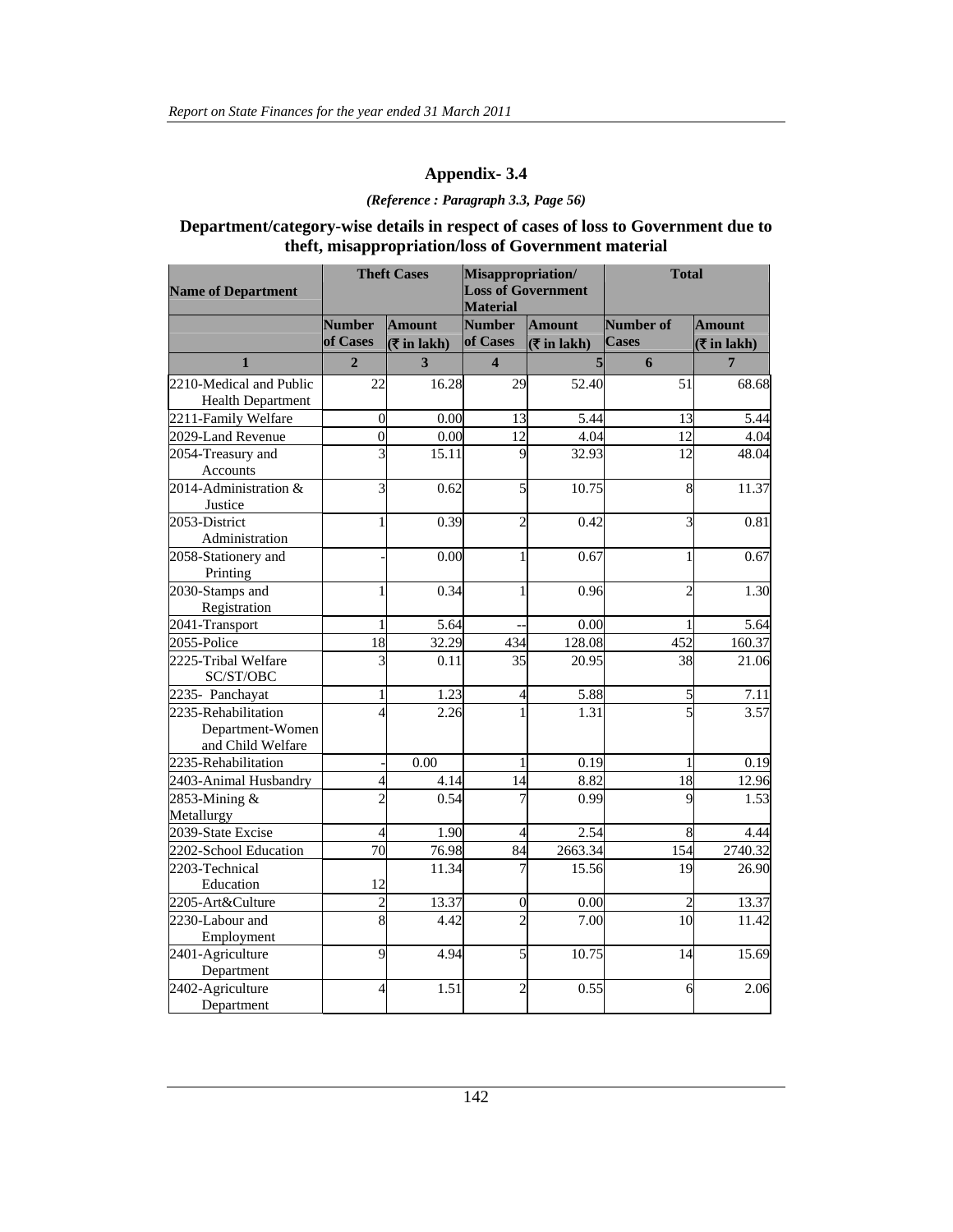## Appendix- 3.4

*(Reference : Paragraph 3.3, Page 56)*

### Department/category-wise details in respect of cases of loss to Government due to theft, misappropriation/loss of Government material

| Name of Department | Theft Cases | | Misappropriation/ Loss of Government Material | | Total | |
|---|---|---|---|---|---|---|
| | Number of Cases | Amount (₹ in lakh) | Number of Cases | Amount (₹ in lakh) | Number of Cases | Amount (₹ in lakh) |
| 1 | 2 | 3 | 4 | 5 | 6 | 7 |
| 2210-Medical and Public Health Department | 22 | 16.28 | 29 | 52.40 | 51 | 68.68 |
| 2211-Family Welfare | 0 | 0.00 | 13 | 5.44 | 13 | 5.44 |
| 2029-Land Revenue | 0 | 0.00 | 12 | 4.04 | 12 | 4.04 |
| 2054-Treasury and Accounts | 3 | 15.11 | 9 | 32.93 | 12 | 48.04 |
| 2014-Administration & Justice | 3 | 0.62 | 5 | 10.75 | 8 | 11.37 |
| 2053-District Administration | 1 | 0.39 | 2 | 0.42 | 3 | 0.81 |
| 2058-Stationery and Printing | - | 0.00 | 1 | 0.67 | 1 | 0.67 |
| 2030-Stamps and Registration | 1 | 0.34 | 1 | 0.96 | 2 | 1.30 |
| 2041-Transport | 1 | 5.64 | -- | 0.00 | 1 | 5.64 |
| 2055-Police | 18 | 32.29 | 434 | 128.08 | 452 | 160.37 |
| 2225-Tribal Welfare SC/ST/OBC | 3 | 0.11 | 35 | 20.95 | 38 | 21.06 |
| 2235- Panchayat | 1 | 1.23 | 4 | 5.88 | 5 | 7.11 |
| 2235-Rehabilitation Department-Women and Child Welfare | 4 | 2.26 | 1 | 1.31 | 5 | 3.57 |
| 2235-Rehabilitation | - | 0.00 | 1 | 0.19 | 1 | 0.19 |
| 2403-Animal Husbandry | 4 | 4.14 | 14 | 8.82 | 18 | 12.96 |
| 2853-Mining & Metallurgy | 2 | 0.54 | 7 | 0.99 | 9 | 1.53 |
| 2039-State Excise | 4 | 1.90 | 4 | 2.54 | 8 | 4.44 |
| 2202-School Education | 70 | 76.98 | 84 | 2663.34 | 154 | 2740.32 |
| 2203-Technical Education | 12 | 11.34 | 7 | 15.56 | 19 | 26.90 |
| 2205-Art&Culture | 2 | 13.37 | 0 | 0.00 | 2 | 13.37 |
| 2230-Labour and Employment | 8 | 4.42 | 2 | 7.00 | 10 | 11.42 |
| 2401-Agriculture Department | 9 | 4.94 | 5 | 10.75 | 14 | 15.69 |
| 2402-Agriculture Department | 4 | 1.51 | 2 | 0.55 | 6 | 2.06 |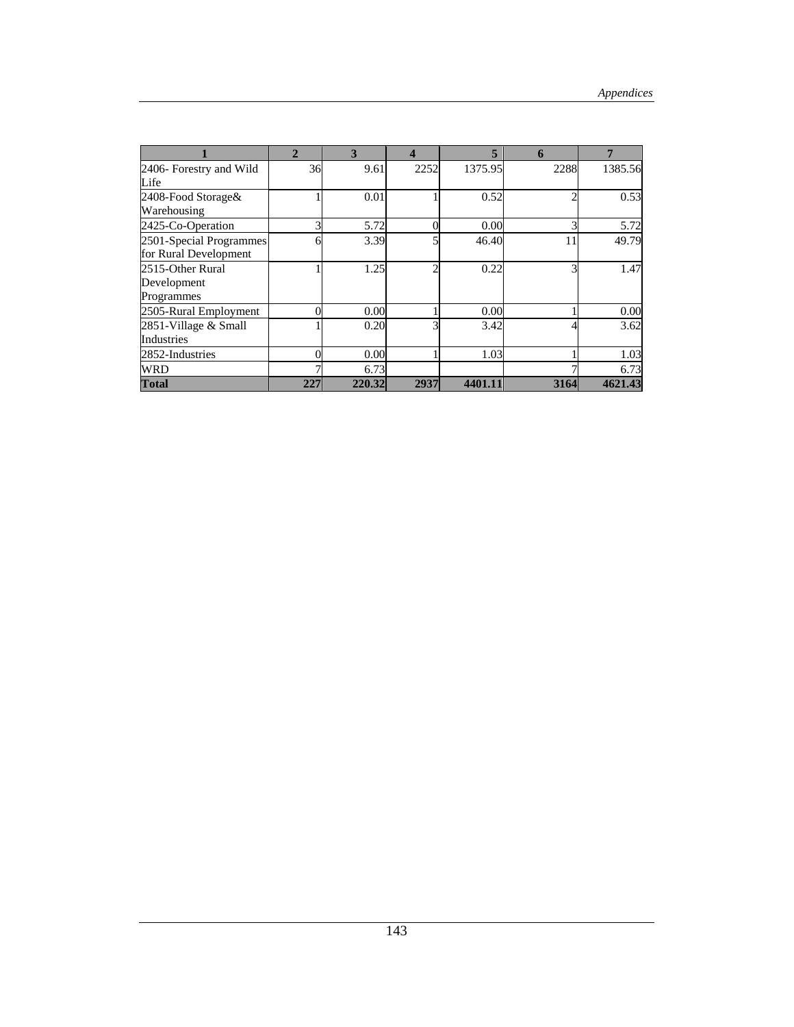| 1 | 2 | 3 | 4 | 5 | 6 | 7 |
|---|---|---|---|---|---|---|
| 2406- Forestry and Wild Life | 36 | 9.61 | 2252 | 1375.95 | 2288 | 1385.56 |
| 2408-Food Storage& Warehousing | 1 | 0.01 | 1 | 0.52 | 2 | 0.53 |
| 2425-Co-Operation | 3 | 5.72 | 0 | 0.00 | 3 | 5.72 |
| 2501-Special Programmes for Rural Development | 6 | 3.39 | 5 | 46.40 | 11 | 49.79 |
| 2515-Other Rural Development Programmes | 1 | 1.25 | 2 | 0.22 | 3 | 1.47 |
| 2505-Rural Employment | 0 | 0.00 | 1 | 0.00 | 1 | 0.00 |
| 2851-Village & Small Industries | 1 | 0.20 | 3 | 3.42 | 4 | 3.62 |
| 2852-Industries | 0 | 0.00 | 1 | 1.03 | 1 | 1.03 |
| WRD | 7 | 6.73 | | | 7 | 6.73 |
| **Total** | **227** | **220.32** | **2937** | **4401.11** | **3164** | **4621.43** |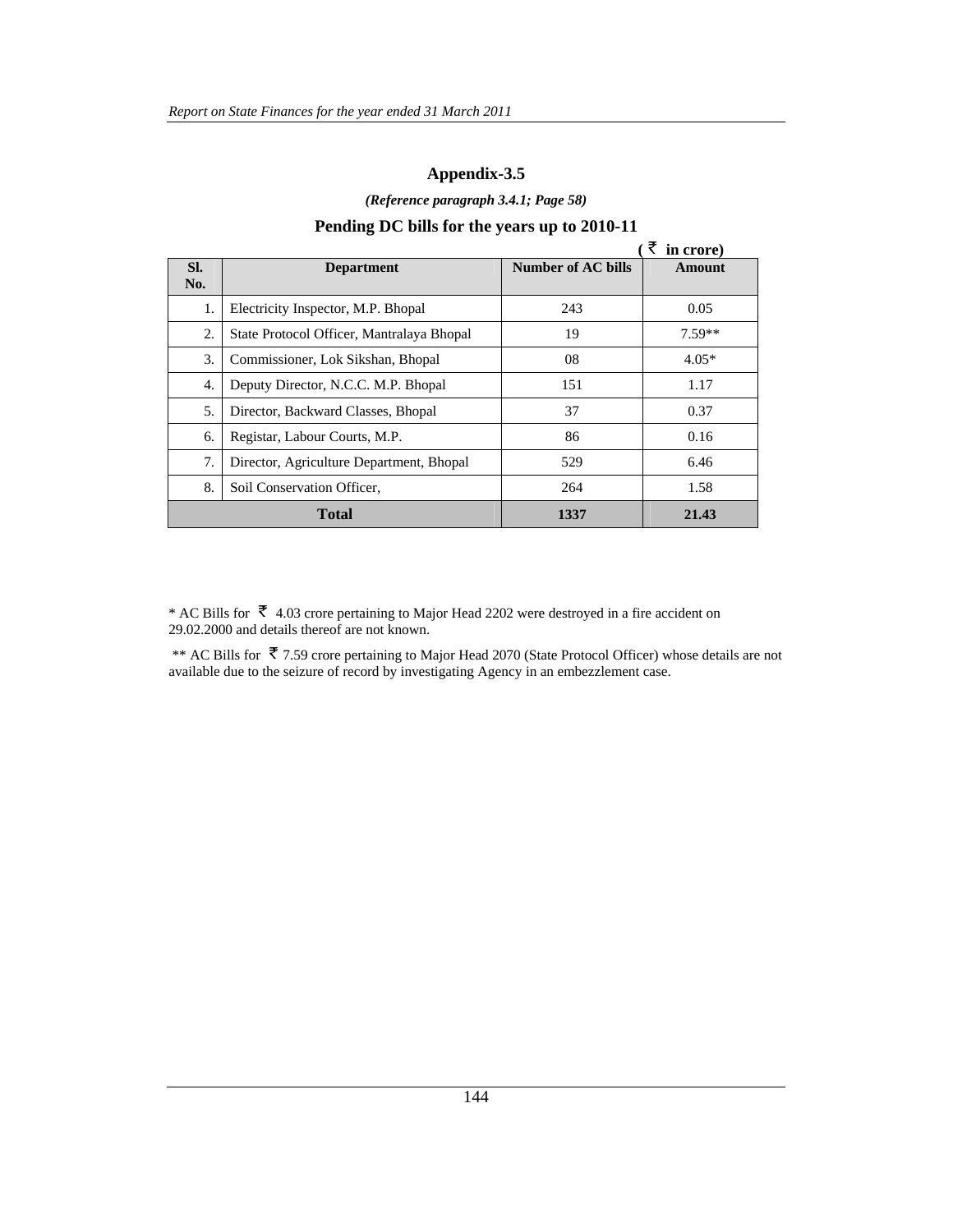## Appendix-3.5

*(Reference paragraph 3.4.1; Page 58)*

### Pending DC bills for the years up to 2010-11

(₹ in crore)

| Sl. No. | Department | Number of AC bills | Amount |
|---|---|---|---|
| 1. | Electricity Inspector, M.P. Bhopal | 243 | 0.05 |
| 2. | State Protocol Officer, Mantralaya Bhopal | 19 | 7.59** |
| 3. | Commissioner, Lok Sikshan, Bhopal | 08 | 4.05* |
| 4. | Deputy Director, N.C.C. M.P. Bhopal | 151 | 1.17 |
| 5. | Director, Backward Classes, Bhopal | 37 | 0.37 |
| 6. | Registar, Labour Courts, M.P. | 86 | 0.16 |
| 7. | Director, Agriculture Department, Bhopal | 529 | 6.46 |
| 8. | Soil Conservation Officer, | 264 | 1.58 |
| **Total** | | **1337** | **21.43** |

* AC Bills for ₹ 4.03 crore pertaining to Major Head 2202 were destroyed in a fire accident on 29.02.2000 and details thereof are not known.

** AC Bills for ₹ 7.59 crore pertaining to Major Head 2070 (State Protocol Officer) whose details are not available due to the seizure of record by investigating Agency in an embezzlement case.